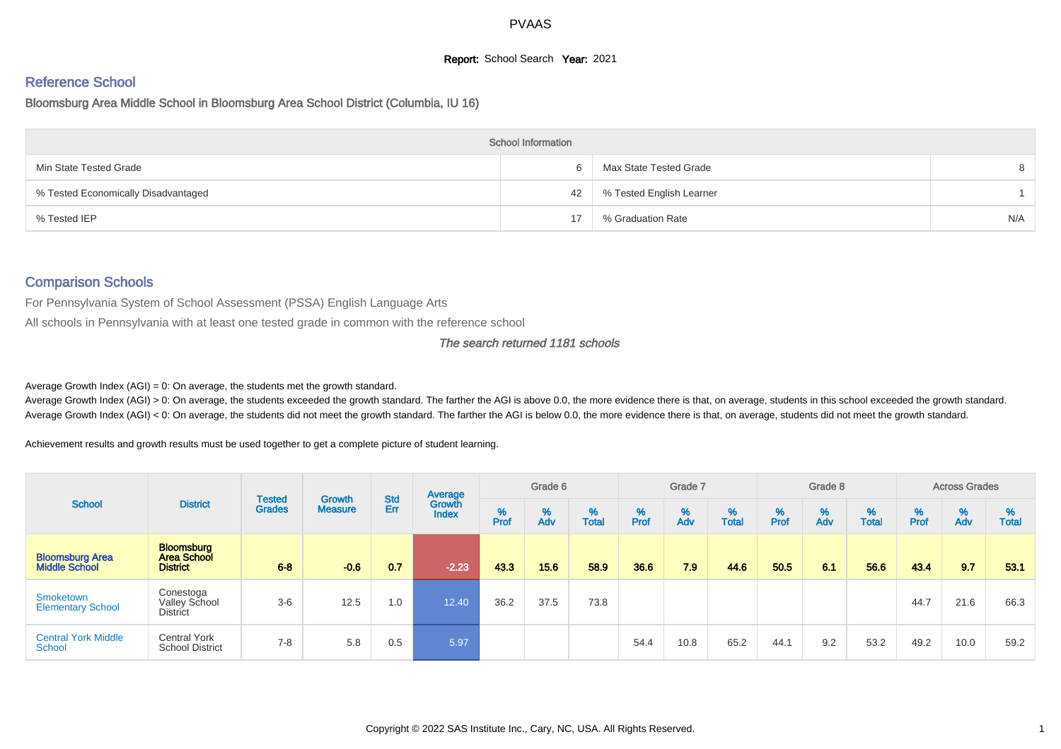# PVAAS

**Report:** School Search **Year:** 2021

## Reference School

Bloomsburg Area Middle School in Bloomsburg Area School District (Columbia, IU 16)

| School Information | | | |
|---|---|---|---|
| Min State Tested Grade | 6 | Max State Tested Grade | 8 |
| % Tested Economically Disadvantaged | 42 | % Tested English Learner | 1 |
| % Tested IEP | 17 | % Graduation Rate | N/A |

## Comparison Schools

For Pennsylvania System of School Assessment (PSSA) English Language Arts

All schools in Pennsylvania with at least one tested grade in common with the reference school

*The search returned 1181 schools*

Average Growth Index (AGI) = 0: On average, the students met the growth standard.

Average Growth Index (AGI) > 0: On average, the students exceeded the growth standard. The farther the AGI is above 0.0, the more evidence there is that, on average, students in this school exceeded the growth standard.

Average Growth Index (AGI) < 0: On average, the students did not meet the growth standard. The farther the AGI is below 0.0, the more evidence there is that, on average, students did not meet the growth standard.

Achievement results and growth results must be used together to get a complete picture of student learning.

| School | District | Tested Grades | Growth Measure | Std Err | Average Growth Index | Grade 6 | | | Grade 7 | | | Grade 8 | | | Across Grades | | |
|---|---|---|---|---|---|---|---|---|---|---|---|---|---|---|---|---|---|
| | | | | | | % Prof | % Adv | % Total | % Prof | % Adv | % Total | % Prof | % Adv | % Total | % Prof | % Adv | % Total |
| **Bloomsburg Area Middle School** | **Bloomsburg Area School District** | **6-8** | **-0.6** | **0.7** | **-2.23** | **43.3** | **15.6** | **58.9** | **36.6** | **7.9** | **44.6** | **50.5** | **6.1** | **56.6** | **43.4** | **9.7** | **53.1** |
| Smoketown Elementary School | Conestoga Valley School District | 3-6 | 12.5 | 1.0 | 12.40 | 36.2 | 37.5 | 73.8 | | | | | | | 44.7 | 21.6 | 66.3 |
| Central York Middle School | Central York School District | 7-8 | 5.8 | 0.5 | 5.97 | | | | 54.4 | 10.8 | 65.2 | 44.1 | 9.2 | 53.2 | 49.2 | 10.0 | 59.2 |

Copyright © 2022 SAS Institute Inc., Cary, NC, USA. All Rights Reserved.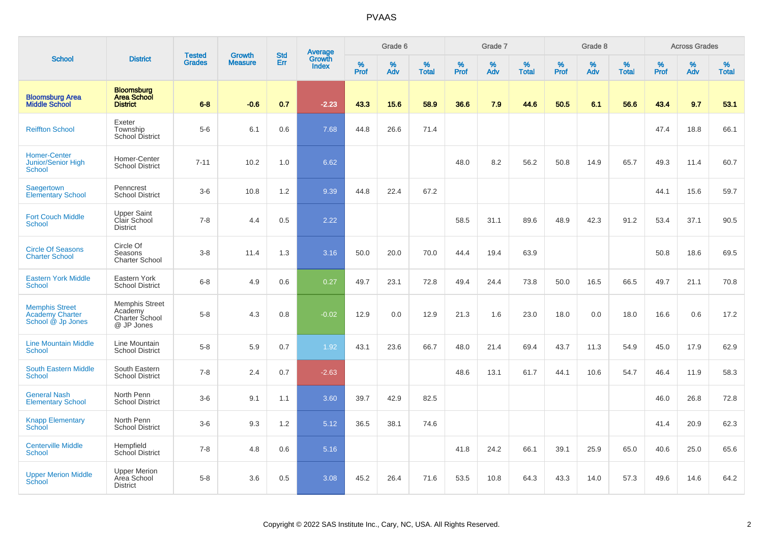# PVAAS

| School | District | Tested Grades | Growth Measure | Std Err | Average Growth Index | Grade 6 | | | Grade 7 | | | Grade 8 | | | Across Grades | | |
|---|---|---|---|---|---|---|---|---|---|---|---|---|---|---|---|---|---|
| | | | | | | % Prof | % Adv | % Total | % Prof | % Adv | % Total | % Prof | % Adv | % Total | % Prof | % Adv | % Total |
| **Bloomsburg Area Middle School** | **Bloomsburg Area School District** | **6-8** | **-0.6** | **0.7** | **-2.23** | **43.3** | **15.6** | **58.9** | **36.6** | **7.9** | **44.6** | **50.5** | **6.1** | **56.6** | **43.4** | **9.7** | **53.1** |
| Reiffton School | Exeter Township School District | 5-6 | 6.1 | 0.6 | 7.68 | 44.8 | 26.6 | 71.4 | | | | | | | 47.4 | 18.8 | 66.1 |
| Homer-Center Junior/Senior High School | Homer-Center School District | 7-11 | 10.2 | 1.0 | 6.62 | | | | 48.0 | 8.2 | 56.2 | 50.8 | 14.9 | 65.7 | 49.3 | 11.4 | 60.7 |
| Saegertown Elementary School | Penncrest School District | 3-6 | 10.8 | 1.2 | 9.39 | 44.8 | 22.4 | 67.2 | | | | | | | 44.1 | 15.6 | 59.7 |
| Fort Couch Middle School | Upper Saint Clair School District | 7-8 | 4.4 | 0.5 | 2.22 | | | | 58.5 | 31.1 | 89.6 | 48.9 | 42.3 | 91.2 | 53.4 | 37.1 | 90.5 |
| Circle Of Seasons Charter School | Circle Of Seasons Charter School | 3-8 | 11.4 | 1.3 | 3.16 | 50.0 | 20.0 | 70.0 | 44.4 | 19.4 | 63.9 | | | | 50.8 | 18.6 | 69.5 |
| Eastern York Middle School | Eastern York School District | 6-8 | 4.9 | 0.6 | 0.27 | 49.7 | 23.1 | 72.8 | 49.4 | 24.4 | 73.8 | 50.0 | 16.5 | 66.5 | 49.7 | 21.1 | 70.8 |
| Memphis Street Academy Charter School @ Jp Jones | Memphis Street Academy Charter School @ JP Jones | 5-8 | 4.3 | 0.8 | -0.02 | 12.9 | 0.0 | 12.9 | 21.3 | 1.6 | 23.0 | 18.0 | 0.0 | 18.0 | 16.6 | 0.6 | 17.2 |
| Line Mountain Middle School | Line Mountain School District | 5-8 | 5.9 | 0.7 | 1.92 | 43.1 | 23.6 | 66.7 | 48.0 | 21.4 | 69.4 | 43.7 | 11.3 | 54.9 | 45.0 | 17.9 | 62.9 |
| South Eastern Middle School | South Eastern School District | 7-8 | 2.4 | 0.7 | -2.63 | | | | 48.6 | 13.1 | 61.7 | 44.1 | 10.6 | 54.7 | 46.4 | 11.9 | 58.3 |
| General Nash Elementary School | North Penn School District | 3-6 | 9.1 | 1.1 | 3.60 | 39.7 | 42.9 | 82.5 | | | | | | | 46.0 | 26.8 | 72.8 |
| Knapp Elementary School | North Penn School District | 3-6 | 9.3 | 1.2 | 5.12 | 36.5 | 38.1 | 74.6 | | | | | | | 41.4 | 20.9 | 62.3 |
| Centerville Middle School | Hempfield School District | 7-8 | 4.8 | 0.6 | 5.16 | | | | 41.8 | 24.2 | 66.1 | 39.1 | 25.9 | 65.0 | 40.6 | 25.0 | 65.6 |
| Upper Merion Middle School | Upper Merion Area School District | 5-8 | 3.6 | 0.5 | 3.08 | 45.2 | 26.4 | 71.6 | 53.5 | 10.8 | 64.3 | 43.3 | 14.0 | 57.3 | 49.6 | 14.6 | 64.2 |

Copyright © 2022 SAS Institute Inc., Cary, NC, USA. All Rights Reserved.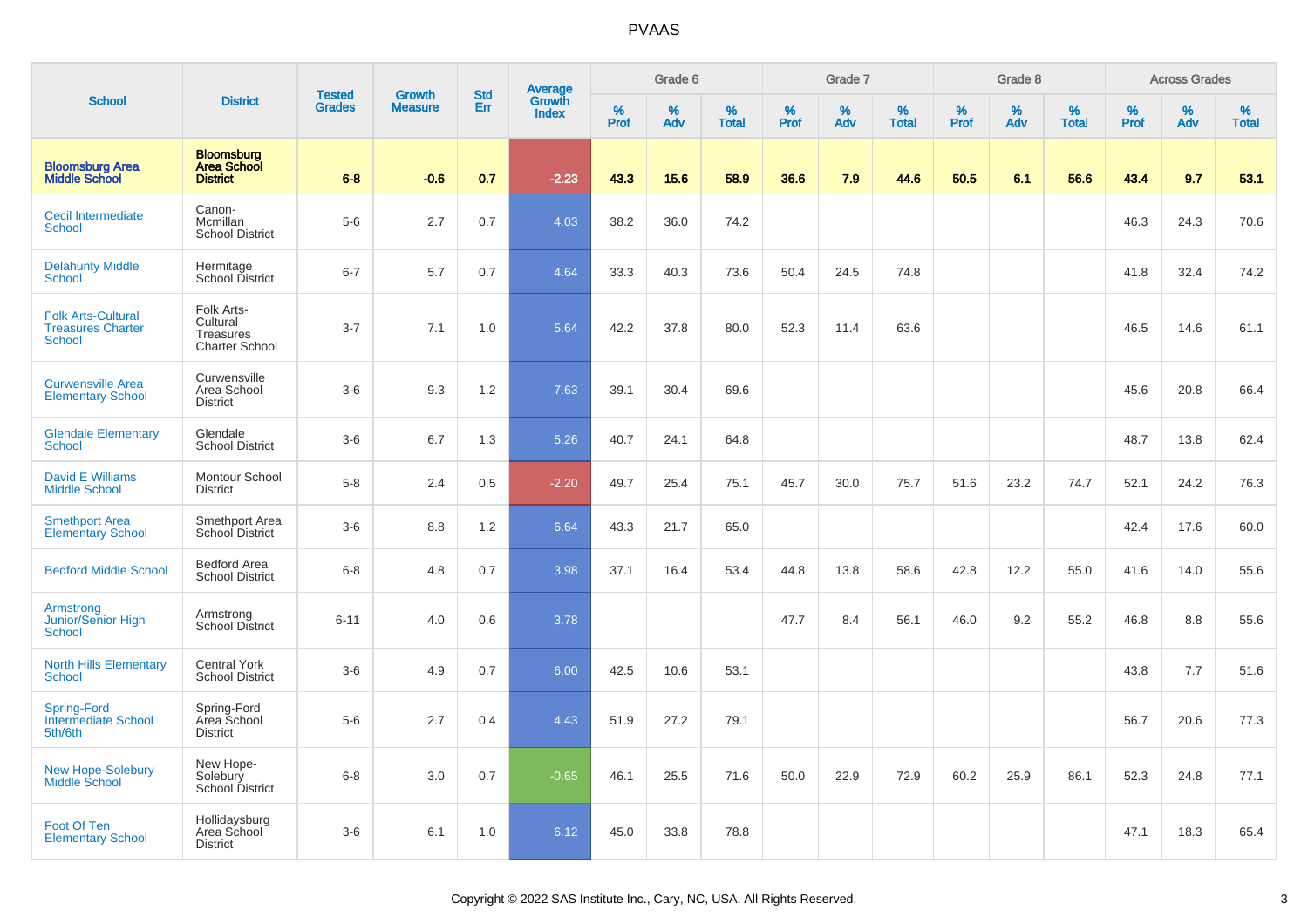# PVAAS

| School | District | Tested Grades | Growth Measure | Std Err | Average Growth Index | Grade 6 | | | Grade 7 | | | Grade 8 | | | Across Grades | | |
|---|---|---|---|---|---|---|---|---|---|---|---|---|---|---|---|---|---|
| | | | | | | % Prof | % Adv | % Total | % Prof | % Adv | % Total | % Prof | % Adv | % Total | % Prof | % Adv | % Total |
| **Bloomsburg Area Middle School** | **Bloomsburg Area School District** | **6-8** | **-0.6** | **0.7** | **-2.23** | **43.3** | **15.6** | **58.9** | **36.6** | **7.9** | **44.6** | **50.5** | **6.1** | **56.6** | **43.4** | **9.7** | **53.1** |
| Cecil Intermediate School | Canon-Mcmillan School District | 5-6 | 2.7 | 0.7 | 4.03 | 38.2 | 36.0 | 74.2 | | | | | | | 46.3 | 24.3 | 70.6 |
| Delahunty Middle School | Hermitage School District | 6-7 | 5.7 | 0.7 | 4.64 | 33.3 | 40.3 | 73.6 | 50.4 | 24.5 | 74.8 | | | | 41.8 | 32.4 | 74.2 |
| Folk Arts-Cultural Treasures Charter School | Folk Arts-Cultural Treasures Charter School | 3-7 | 7.1 | 1.0 | 5.64 | 42.2 | 37.8 | 80.0 | 52.3 | 11.4 | 63.6 | | | | 46.5 | 14.6 | 61.1 |
| Curwensville Area Elementary School | Curwensville Area School District | 3-6 | 9.3 | 1.2 | 7.63 | 39.1 | 30.4 | 69.6 | | | | | | | 45.6 | 20.8 | 66.4 |
| Glendale Elementary School | Glendale School District | 3-6 | 6.7 | 1.3 | 5.26 | 40.7 | 24.1 | 64.8 | | | | | | | 48.7 | 13.8 | 62.4 |
| David E Williams Middle School | Montour School District | 5-8 | 2.4 | 0.5 | -2.20 | 49.7 | 25.4 | 75.1 | 45.7 | 30.0 | 75.7 | 51.6 | 23.2 | 74.7 | 52.1 | 24.2 | 76.3 |
| Smethport Area Elementary School | Smethport Area School District | 3-6 | 8.8 | 1.2 | 6.64 | 43.3 | 21.7 | 65.0 | | | | | | | 42.4 | 17.6 | 60.0 |
| Bedford Middle School | Bedford Area School District | 6-8 | 4.8 | 0.7 | 3.98 | 37.1 | 16.4 | 53.4 | 44.8 | 13.8 | 58.6 | 42.8 | 12.2 | 55.0 | 41.6 | 14.0 | 55.6 |
| Armstrong Junior/Senior High School | Armstrong School District | 6-11 | 4.0 | 0.6 | 3.78 | | | | 47.7 | 8.4 | 56.1 | 46.0 | 9.2 | 55.2 | 46.8 | 8.8 | 55.6 |
| North Hills Elementary School | Central York School District | 3-6 | 4.9 | 0.7 | 6.00 | 42.5 | 10.6 | 53.1 | | | | | | | 43.8 | 7.7 | 51.6 |
| Spring-Ford Intermediate School 5th/6th | Spring-Ford Area School District | 5-6 | 2.7 | 0.4 | 4.43 | 51.9 | 27.2 | 79.1 | | | | | | | 56.7 | 20.6 | 77.3 |
| New Hope-Solebury Middle School | New Hope-Solebury School District | 6-8 | 3.0 | 0.7 | -0.65 | 46.1 | 25.5 | 71.6 | 50.0 | 22.9 | 72.9 | 60.2 | 25.9 | 86.1 | 52.3 | 24.8 | 77.1 |
| Foot Of Ten Elementary School | Hollidaysburg Area School District | 3-6 | 6.1 | 1.0 | 6.12 | 45.0 | 33.8 | 78.8 | | | | | | | 47.1 | 18.3 | 65.4 |

Copyright © 2022 SAS Institute Inc., Cary, NC, USA. All Rights Reserved.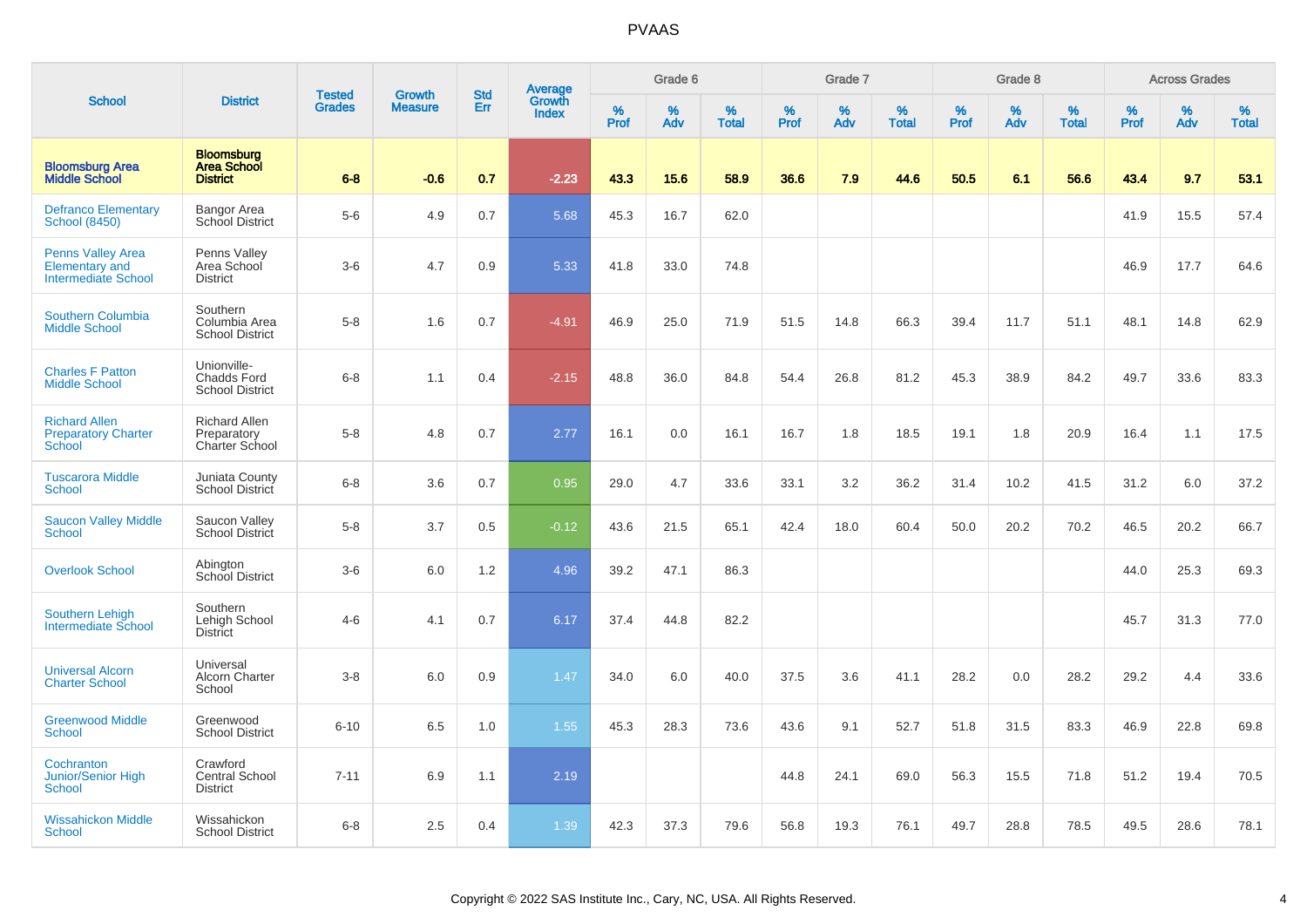# PVAAS

| School | District | Tested Grades | Growth Measure | Std Err | Average Growth Index | Grade 6 | | | Grade 7 | | | Grade 8 | | | Across Grades | | |
|---|---|---|---|---|---|---|---|---|---|---|---|---|---|---|---|---|---|
| | | | | | | % Prof | % Adv | % Total | % Prof | % Adv | % Total | % Prof | % Adv | % Total | % Prof | % Adv | % Total |
| **Bloomsburg Area Middle School** | **Bloomsburg Area School District** | **6-8** | **-0.6** | **0.7** | **-2.23** | **43.3** | **15.6** | **58.9** | **36.6** | **7.9** | **44.6** | **50.5** | **6.1** | **56.6** | **43.4** | **9.7** | **53.1** |
| Defranco Elementary School (8450) | Bangor Area School District | 5-6 | 4.9 | 0.7 | 5.68 | 45.3 | 16.7 | 62.0 | | | | | | | 41.9 | 15.5 | 57.4 |
| Penns Valley Area Elementary and Intermediate School | Penns Valley Area School District | 3-6 | 4.7 | 0.9 | 5.33 | 41.8 | 33.0 | 74.8 | | | | | | | 46.9 | 17.7 | 64.6 |
| Southern Columbia Middle School | Southern Columbia Area School District | 5-8 | 1.6 | 0.7 | -4.91 | 46.9 | 25.0 | 71.9 | 51.5 | 14.8 | 66.3 | 39.4 | 11.7 | 51.1 | 48.1 | 14.8 | 62.9 |
| Charles F Patton Middle School | Unionville-Chadds Ford School District | 6-8 | 1.1 | 0.4 | -2.15 | 48.8 | 36.0 | 84.8 | 54.4 | 26.8 | 81.2 | 45.3 | 38.9 | 84.2 | 49.7 | 33.6 | 83.3 |
| Richard Allen Preparatory Charter School | Richard Allen Preparatory Charter School | 5-8 | 4.8 | 0.7 | 2.77 | 16.1 | 0.0 | 16.1 | 16.7 | 1.8 | 18.5 | 19.1 | 1.8 | 20.9 | 16.4 | 1.1 | 17.5 |
| Tuscarora Middle School | Juniata County School District | 6-8 | 3.6 | 0.7 | 0.95 | 29.0 | 4.7 | 33.6 | 33.1 | 3.2 | 36.2 | 31.4 | 10.2 | 41.5 | 31.2 | 6.0 | 37.2 |
| Saucon Valley Middle School | Saucon Valley School District | 5-8 | 3.7 | 0.5 | -0.12 | 43.6 | 21.5 | 65.1 | 42.4 | 18.0 | 60.4 | 50.0 | 20.2 | 70.2 | 46.5 | 20.2 | 66.7 |
| Overlook School | Abington School District | 3-6 | 6.0 | 1.2 | 4.96 | 39.2 | 47.1 | 86.3 | | | | | | | 44.0 | 25.3 | 69.3 |
| Southern Lehigh Intermediate School | Southern Lehigh School District | 4-6 | 4.1 | 0.7 | 6.17 | 37.4 | 44.8 | 82.2 | | | | | | | 45.7 | 31.3 | 77.0 |
| Universal Alcorn Charter School | Universal Alcorn Charter School | 3-8 | 6.0 | 0.9 | 1.47 | 34.0 | 6.0 | 40.0 | 37.5 | 3.6 | 41.1 | 28.2 | 0.0 | 28.2 | 29.2 | 4.4 | 33.6 |
| Greenwood Middle School | Greenwood School District | 6-10 | 6.5 | 1.0 | 1.55 | 45.3 | 28.3 | 73.6 | 43.6 | 9.1 | 52.7 | 51.8 | 31.5 | 83.3 | 46.9 | 22.8 | 69.8 |
| Cochranton Junior/Senior High School | Crawford Central School District | 7-11 | 6.9 | 1.1 | 2.19 | | | | 44.8 | 24.1 | 69.0 | 56.3 | 15.5 | 71.8 | 51.2 | 19.4 | 70.5 |
| Wissahickon Middle School | Wissahickon School District | 6-8 | 2.5 | 0.4 | 1.39 | 42.3 | 37.3 | 79.6 | 56.8 | 19.3 | 76.1 | 49.7 | 28.8 | 78.5 | 49.5 | 28.6 | 78.1 |

Copyright © 2022 SAS Institute Inc., Cary, NC, USA. All Rights Reserved.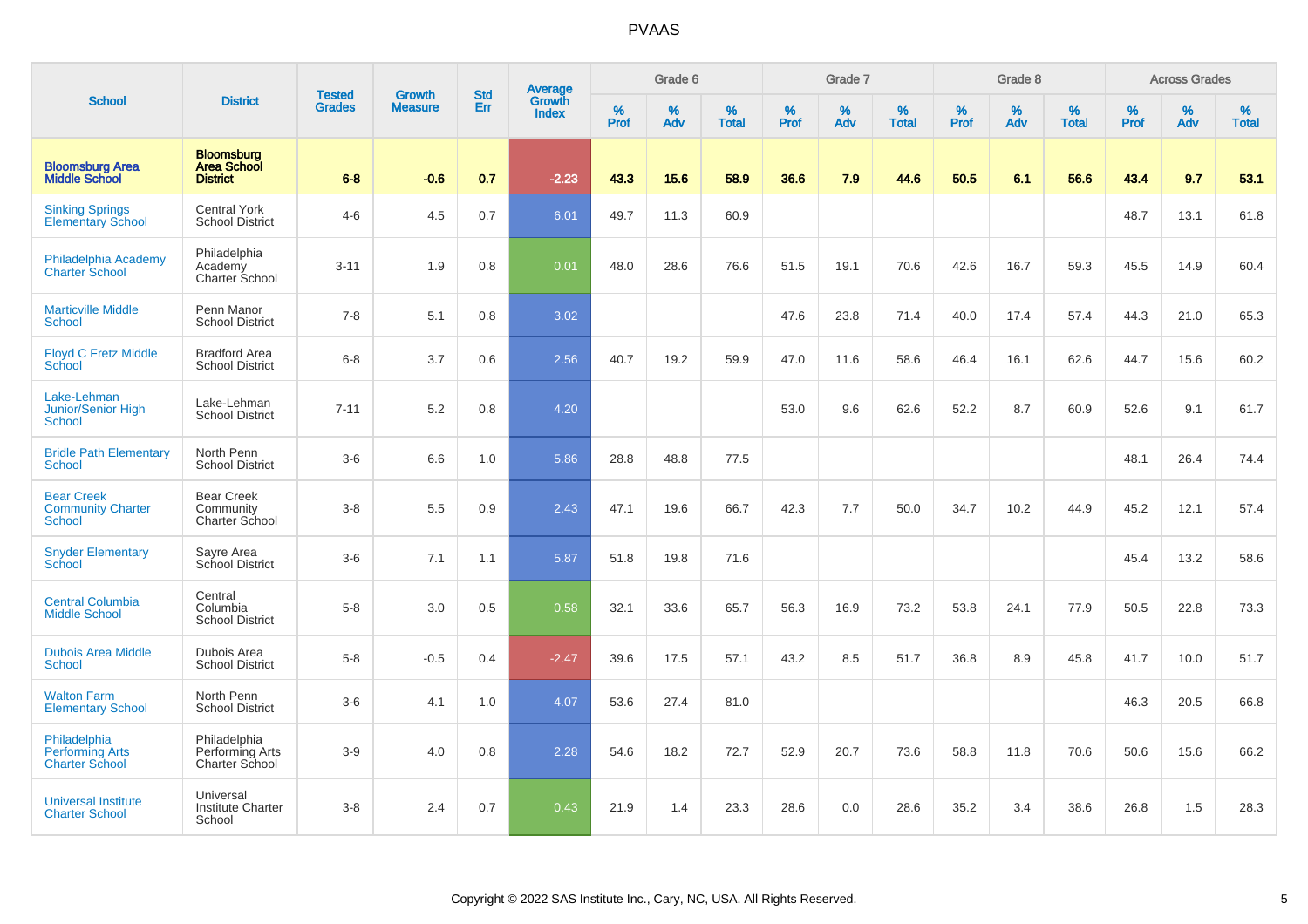# PVAAS

| School | District | Tested Grades | Growth Measure | Std Err | Average Growth Index | Grade 6 | | | Grade 7 | | | Grade 8 | | | Across Grades | | |
|---|---|---|---|---|---|---|---|---|---|---|---|---|---|---|---|---|---|
| | | | | | | % Prof | % Adv | % Total | % Prof | % Adv | % Total | % Prof | % Adv | % Total | % Prof | % Adv | % Total |
| **Bloomsburg Area Middle School** | **Bloomsburg Area School District** | **6-8** | **-0.6** | **0.7** | **-2.23** | **43.3** | **15.6** | **58.9** | **36.6** | **7.9** | **44.6** | **50.5** | **6.1** | **56.6** | **43.4** | **9.7** | **53.1** |
| Sinking Springs Elementary School | Central York School District | 4-6 | 4.5 | 0.7 | 6.01 | 49.7 | 11.3 | 60.9 | | | | | | | 48.7 | 13.1 | 61.8 |
| Philadelphia Academy Charter School | Philadelphia Academy Charter School | 3-11 | 1.9 | 0.8 | 0.01 | 48.0 | 28.6 | 76.6 | 51.5 | 19.1 | 70.6 | 42.6 | 16.7 | 59.3 | 45.5 | 14.9 | 60.4 |
| Marticville Middle School | Penn Manor School District | 7-8 | 5.1 | 0.8 | 3.02 | | | | 47.6 | 23.8 | 71.4 | 40.0 | 17.4 | 57.4 | 44.3 | 21.0 | 65.3 |
| Floyd C Fretz Middle School | Bradford Area School District | 6-8 | 3.7 | 0.6 | 2.56 | 40.7 | 19.2 | 59.9 | 47.0 | 11.6 | 58.6 | 46.4 | 16.1 | 62.6 | 44.7 | 15.6 | 60.2 |
| Lake-Lehman Junior/Senior High School | Lake-Lehman School District | 7-11 | 5.2 | 0.8 | 4.20 | | | | 53.0 | 9.6 | 62.6 | 52.2 | 8.7 | 60.9 | 52.6 | 9.1 | 61.7 |
| Bridle Path Elementary School | North Penn School District | 3-6 | 6.6 | 1.0 | 5.86 | 28.8 | 48.8 | 77.5 | | | | | | | 48.1 | 26.4 | 74.4 |
| Bear Creek Community Charter School | Bear Creek Community Charter School | 3-8 | 5.5 | 0.9 | 2.43 | 47.1 | 19.6 | 66.7 | 42.3 | 7.7 | 50.0 | 34.7 | 10.2 | 44.9 | 45.2 | 12.1 | 57.4 |
| Snyder Elementary School | Sayre Area School District | 3-6 | 7.1 | 1.1 | 5.87 | 51.8 | 19.8 | 71.6 | | | | | | | 45.4 | 13.2 | 58.6 |
| Central Columbia Middle School | Central Columbia School District | 5-8 | 3.0 | 0.5 | 0.58 | 32.1 | 33.6 | 65.7 | 56.3 | 16.9 | 73.2 | 53.8 | 24.1 | 77.9 | 50.5 | 22.8 | 73.3 |
| Dubois Area Middle School | Dubois Area School District | 5-8 | -0.5 | 0.4 | -2.47 | 39.6 | 17.5 | 57.1 | 43.2 | 8.5 | 51.7 | 36.8 | 8.9 | 45.8 | 41.7 | 10.0 | 51.7 |
| Walton Farm Elementary School | North Penn School District | 3-6 | 4.1 | 1.0 | 4.07 | 53.6 | 27.4 | 81.0 | | | | | | | 46.3 | 20.5 | 66.8 |
| Philadelphia Performing Arts Charter School | Philadelphia Performing Arts Charter School | 3-9 | 4.0 | 0.8 | 2.28 | 54.6 | 18.2 | 72.7 | 52.9 | 20.7 | 73.6 | 58.8 | 11.8 | 70.6 | 50.6 | 15.6 | 66.2 |
| Universal Institute Charter School | Universal Institute Charter School | 3-8 | 2.4 | 0.7 | 0.43 | 21.9 | 1.4 | 23.3 | 28.6 | 0.0 | 28.6 | 35.2 | 3.4 | 38.6 | 26.8 | 1.5 | 28.3 |

Copyright © 2022 SAS Institute Inc., Cary, NC, USA. All Rights Reserved.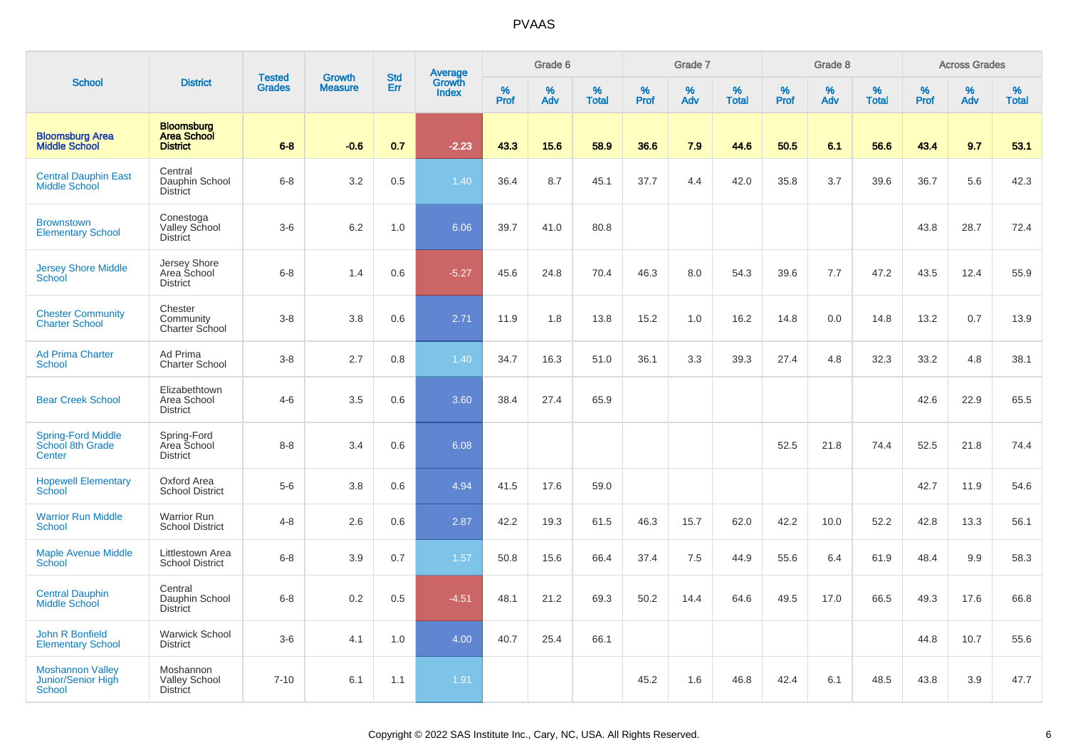PVAAS

| School | District | Tested Grades | Growth Measure | Std Err | Average Growth Index | Grade 6 | | | Grade 7 | | | Grade 8 | | | Across Grades | | |
|---|---|---|---|---|---|---|---|---|---|---|---|---|---|---|---|---|---|
| | | | | | | % Prof | % Adv | % Total | % Prof | % Adv | % Total | % Prof | % Adv | % Total | % Prof | % Adv | % Total |
| **Bloomsburg Area Middle School** | **Bloomsburg Area School District** | **6-8** | **-0.6** | **0.7** | **-2.23** | **43.3** | **15.6** | **58.9** | **36.6** | **7.9** | **44.6** | **50.5** | **6.1** | **56.6** | **43.4** | **9.7** | **53.1** |
| Central Dauphin East Middle School | Central Dauphin School District | 6-8 | 3.2 | 0.5 | 1.40 | 36.4 | 8.7 | 45.1 | 37.7 | 4.4 | 42.0 | 35.8 | 3.7 | 39.6 | 36.7 | 5.6 | 42.3 |
| Brownstown Elementary School | Conestoga Valley School District | 3-6 | 6.2 | 1.0 | 6.06 | 39.7 | 41.0 | 80.8 | | | | | | | 43.8 | 28.7 | 72.4 |
| Jersey Shore Middle School | Jersey Shore Area School District | 6-8 | 1.4 | 0.6 | -5.27 | 45.6 | 24.8 | 70.4 | 46.3 | 8.0 | 54.3 | 39.6 | 7.7 | 47.2 | 43.5 | 12.4 | 55.9 |
| Chester Community Charter School | Chester Community Charter School | 3-8 | 3.8 | 0.6 | 2.71 | 11.9 | 1.8 | 13.8 | 15.2 | 1.0 | 16.2 | 14.8 | 0.0 | 14.8 | 13.2 | 0.7 | 13.9 |
| Ad Prima Charter School | Ad Prima Charter School | 3-8 | 2.7 | 0.8 | 1.40 | 34.7 | 16.3 | 51.0 | 36.1 | 3.3 | 39.3 | 27.4 | 4.8 | 32.3 | 33.2 | 4.8 | 38.1 |
| Bear Creek School | Elizabethtown Area School District | 4-6 | 3.5 | 0.6 | 3.60 | 38.4 | 27.4 | 65.9 | | | | | | | 42.6 | 22.9 | 65.5 |
| Spring-Ford Middle School 8th Grade Center | Spring-Ford Area School District | 8-8 | 3.4 | 0.6 | 6.08 | | | | | | | 52.5 | 21.8 | 74.4 | 52.5 | 21.8 | 74.4 |
| Hopewell Elementary School | Oxford Area School District | 5-6 | 3.8 | 0.6 | 4.94 | 41.5 | 17.6 | 59.0 | | | | | | | 42.7 | 11.9 | 54.6 |
| Warrior Run Middle School | Warrior Run School District | 4-8 | 2.6 | 0.6 | 2.87 | 42.2 | 19.3 | 61.5 | 46.3 | 15.7 | 62.0 | 42.2 | 10.0 | 52.2 | 42.8 | 13.3 | 56.1 |
| Maple Avenue Middle School | Littlestown Area School District | 6-8 | 3.9 | 0.7 | 1.57 | 50.8 | 15.6 | 66.4 | 37.4 | 7.5 | 44.9 | 55.6 | 6.4 | 61.9 | 48.4 | 9.9 | 58.3 |
| Central Dauphin Middle School | Central Dauphin School District | 6-8 | 0.2 | 0.5 | -4.51 | 48.1 | 21.2 | 69.3 | 50.2 | 14.4 | 64.6 | 49.5 | 17.0 | 66.5 | 49.3 | 17.6 | 66.8 |
| John R Bonfield Elementary School | Warwick School District | 3-6 | 4.1 | 1.0 | 4.00 | 40.7 | 25.4 | 66.1 | | | | | | | 44.8 | 10.7 | 55.6 |
| Moshannon Valley Junior/Senior High School | Moshannon Valley School District | 7-10 | 6.1 | 1.1 | 1.91 | | | | 45.2 | 1.6 | 46.8 | 42.4 | 6.1 | 48.5 | 43.8 | 3.9 | 47.7 |

Copyright © 2022 SAS Institute Inc., Cary, NC, USA. All Rights Reserved.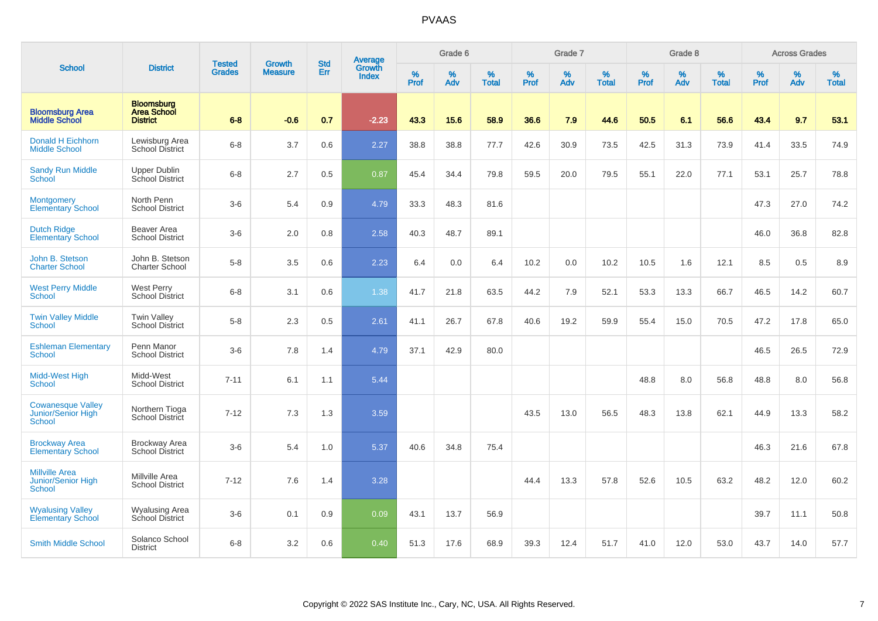# PVAAS

| School | District | Tested Grades | Growth Measure | Std Err | Average Growth Index | Grade 6 | | | Grade 7 | | | Grade 8 | | | Across Grades | | |
|---|---|---|---|---|---|---|---|---|---|---|---|---|---|---|---|---|---|
| | | | | | | % Prof | % Adv | % Total | % Prof | % Adv | % Total | % Prof | % Adv | % Total | % Prof | % Adv | % Total |
| **Bloomsburg Area Middle School** | **Bloomsburg Area School District** | **6-8** | **-0.6** | **0.7** | **-2.23** | **43.3** | **15.6** | **58.9** | **36.6** | **7.9** | **44.6** | **50.5** | **6.1** | **56.6** | **43.4** | **9.7** | **53.1** |
| Donald H Eichhorn Middle School | Lewisburg Area School District | 6-8 | 3.7 | 0.6 | 2.27 | 38.8 | 38.8 | 77.7 | 42.6 | 30.9 | 73.5 | 42.5 | 31.3 | 73.9 | 41.4 | 33.5 | 74.9 |
| Sandy Run Middle School | Upper Dublin School District | 6-8 | 2.7 | 0.5 | 0.87 | 45.4 | 34.4 | 79.8 | 59.5 | 20.0 | 79.5 | 55.1 | 22.0 | 77.1 | 53.1 | 25.7 | 78.8 |
| Montgomery Elementary School | North Penn School District | 3-6 | 5.4 | 0.9 | 4.79 | 33.3 | 48.3 | 81.6 | | | | | | | 47.3 | 27.0 | 74.2 |
| Dutch Ridge Elementary School | Beaver Area School District | 3-6 | 2.0 | 0.8 | 2.58 | 40.3 | 48.7 | 89.1 | | | | | | | 46.0 | 36.8 | 82.8 |
| John B. Stetson Charter School | John B. Stetson Charter School | 5-8 | 3.5 | 0.6 | 2.23 | 6.4 | 0.0 | 6.4 | 10.2 | 0.0 | 10.2 | 10.5 | 1.6 | 12.1 | 8.5 | 0.5 | 8.9 |
| West Perry Middle School | West Perry School District | 6-8 | 3.1 | 0.6 | 1.38 | 41.7 | 21.8 | 63.5 | 44.2 | 7.9 | 52.1 | 53.3 | 13.3 | 66.7 | 46.5 | 14.2 | 60.7 |
| Twin Valley Middle School | Twin Valley School District | 5-8 | 2.3 | 0.5 | 2.61 | 41.1 | 26.7 | 67.8 | 40.6 | 19.2 | 59.9 | 55.4 | 15.0 | 70.5 | 47.2 | 17.8 | 65.0 |
| Eshleman Elementary School | Penn Manor School District | 3-6 | 7.8 | 1.4 | 4.79 | 37.1 | 42.9 | 80.0 | | | | | | | 46.5 | 26.5 | 72.9 |
| Midd-West High School | Midd-West School District | 7-11 | 6.1 | 1.1 | 5.44 | | | | | | | 48.8 | 8.0 | 56.8 | 48.8 | 8.0 | 56.8 |
| Cowanesque Valley Junior/Senior High School | Northern Tioga School District | 7-12 | 7.3 | 1.3 | 3.59 | | | | 43.5 | 13.0 | 56.5 | 48.3 | 13.8 | 62.1 | 44.9 | 13.3 | 58.2 |
| Brockway Area Elementary School | Brockway Area School District | 3-6 | 5.4 | 1.0 | 5.37 | 40.6 | 34.8 | 75.4 | | | | | | | 46.3 | 21.6 | 67.8 |
| Millville Area Junior/Senior High School | Millville Area School District | 7-12 | 7.6 | 1.4 | 3.28 | | | | 44.4 | 13.3 | 57.8 | 52.6 | 10.5 | 63.2 | 48.2 | 12.0 | 60.2 |
| Wyalusing Valley Elementary School | Wyalusing Area School District | 3-6 | 0.1 | 0.9 | 0.09 | 43.1 | 13.7 | 56.9 | | | | | | | 39.7 | 11.1 | 50.8 |
| Smith Middle School | Solanco School District | 6-8 | 3.2 | 0.6 | 0.40 | 51.3 | 17.6 | 68.9 | 39.3 | 12.4 | 51.7 | 41.0 | 12.0 | 53.0 | 43.7 | 14.0 | 57.7 |

Copyright © 2022 SAS Institute Inc., Cary, NC, USA. All Rights Reserved.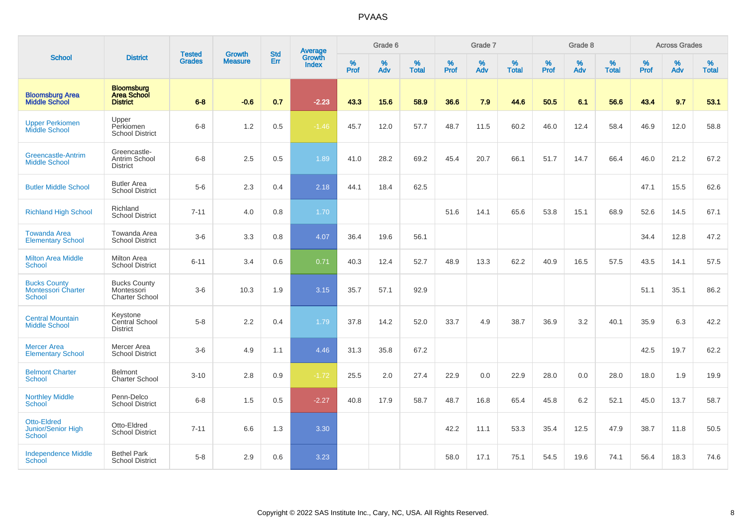# PVAAS

| School | District | Tested Grades | Growth Measure | Std Err | Average Growth Index | Grade 6 | | | Grade 7 | | | Grade 8 | | | Across Grades | | |
|---|---|---|---|---|---|---|---|---|---|---|---|---|---|---|---|---|---|
| | | | | | | % Prof | % Adv | % Total | % Prof | % Adv | % Total | % Prof | % Adv | % Total | % Prof | % Adv | % Total |
| **Bloomsburg Area Middle School** | **Bloomsburg Area School District** | **6-8** | **-0.6** | **0.7** | **-2.23** | **43.3** | **15.6** | **58.9** | **36.6** | **7.9** | **44.6** | **50.5** | **6.1** | **56.6** | **43.4** | **9.7** | **53.1** |
| Upper Perkiomen Middle School | Upper Perkiomen School District | 6-8 | 1.2 | 0.5 | -1.46 | 45.7 | 12.0 | 57.7 | 48.7 | 11.5 | 60.2 | 46.0 | 12.4 | 58.4 | 46.9 | 12.0 | 58.8 |
| Greencastle-Antrim Middle School | Greencastle-Antrim School District | 6-8 | 2.5 | 0.5 | 1.89 | 41.0 | 28.2 | 69.2 | 45.4 | 20.7 | 66.1 | 51.7 | 14.7 | 66.4 | 46.0 | 21.2 | 67.2 |
| Butler Middle School | Butler Area School District | 5-6 | 2.3 | 0.4 | 2.18 | 44.1 | 18.4 | 62.5 | | | | | | | 47.1 | 15.5 | 62.6 |
| Richland High School | Richland School District | 7-11 | 4.0 | 0.8 | 1.70 | | | | 51.6 | 14.1 | 65.6 | 53.8 | 15.1 | 68.9 | 52.6 | 14.5 | 67.1 |
| Towanda Area Elementary School | Towanda Area School District | 3-6 | 3.3 | 0.8 | 4.07 | 36.4 | 19.6 | 56.1 | | | | | | | 34.4 | 12.8 | 47.2 |
| Milton Area Middle School | Milton Area School District | 6-11 | 3.4 | 0.6 | 0.71 | 40.3 | 12.4 | 52.7 | 48.9 | 13.3 | 62.2 | 40.9 | 16.5 | 57.5 | 43.5 | 14.1 | 57.5 |
| Bucks County Montessori Charter School | Bucks County Montessori Charter School | 3-6 | 10.3 | 1.9 | 3.15 | 35.7 | 57.1 | 92.9 | | | | | | | 51.1 | 35.1 | 86.2 |
| Central Mountain Middle School | Keystone Central School District | 5-8 | 2.2 | 0.4 | 1.79 | 37.8 | 14.2 | 52.0 | 33.7 | 4.9 | 38.7 | 36.9 | 3.2 | 40.1 | 35.9 | 6.3 | 42.2 |
| Mercer Area Elementary School | Mercer Area School District | 3-6 | 4.9 | 1.1 | 4.46 | 31.3 | 35.8 | 67.2 | | | | | | | 42.5 | 19.7 | 62.2 |
| Belmont Charter School | Belmont Charter School | 3-10 | 2.8 | 0.9 | -1.72 | 25.5 | 2.0 | 27.4 | 22.9 | 0.0 | 22.9 | 28.0 | 0.0 | 28.0 | 18.0 | 1.9 | 19.9 |
| Northley Middle School | Penn-Delco School District | 6-8 | 1.5 | 0.5 | -2.27 | 40.8 | 17.9 | 58.7 | 48.7 | 16.8 | 65.4 | 45.8 | 6.2 | 52.1 | 45.0 | 13.7 | 58.7 |
| Otto-Eldred Junior/Senior High School | Otto-Eldred School District | 7-11 | 6.6 | 1.3 | 3.30 | | | | 42.2 | 11.1 | 53.3 | 35.4 | 12.5 | 47.9 | 38.7 | 11.8 | 50.5 |
| Independence Middle School | Bethel Park School District | 5-8 | 2.9 | 0.6 | 3.23 | | | | 58.0 | 17.1 | 75.1 | 54.5 | 19.6 | 74.1 | 56.4 | 18.3 | 74.6 |

Copyright © 2022 SAS Institute Inc., Cary, NC, USA. All Rights Reserved.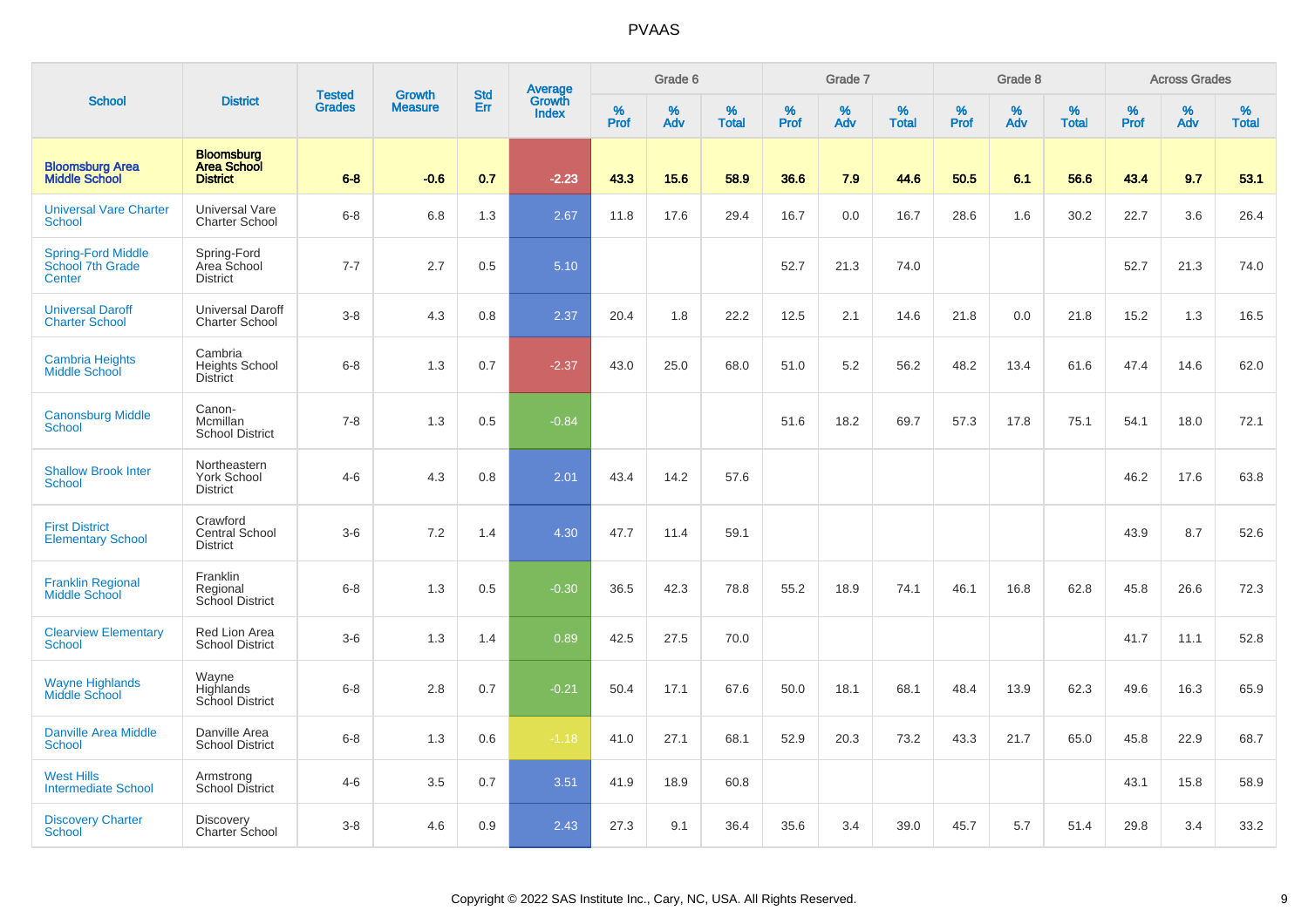# PVAAS

| School | District | Tested Grades | Growth Measure | Std Err | Average Growth Index | Grade 6 | | | Grade 7 | | | Grade 8 | | | Across Grades | | |
|---|---|---|---|---|---|---|---|---|---|---|---|---|---|---|---|---|---|
| | | | | | | % Prof | % Adv | % Total | % Prof | % Adv | % Total | % Prof | % Adv | % Total | % Prof | % Adv | % Total |
| **Bloomsburg Area Middle School** | **Bloomsburg Area School District** | **6-8** | **-0.6** | **0.7** | **-2.23** | **43.3** | **15.6** | **58.9** | **36.6** | **7.9** | **44.6** | **50.5** | **6.1** | **56.6** | **43.4** | **9.7** | **53.1** |
| Universal Vare Charter School | Universal Vare Charter School | 6-8 | 6.8 | 1.3 | 2.67 | 11.8 | 17.6 | 29.4 | 16.7 | 0.0 | 16.7 | 28.6 | 1.6 | 30.2 | 22.7 | 3.6 | 26.4 |
| Spring-Ford Middle School 7th Grade Center | Spring-Ford Area School District | 7-7 | 2.7 | 0.5 | 5.10 | | | | 52.7 | 21.3 | 74.0 | | | | 52.7 | 21.3 | 74.0 |
| Universal Daroff Charter School | Universal Daroff Charter School | 3-8 | 4.3 | 0.8 | 2.37 | 20.4 | 1.8 | 22.2 | 12.5 | 2.1 | 14.6 | 21.8 | 0.0 | 21.8 | 15.2 | 1.3 | 16.5 |
| Cambria Heights Middle School | Cambria Heights School District | 6-8 | 1.3 | 0.7 | -2.37 | 43.0 | 25.0 | 68.0 | 51.0 | 5.2 | 56.2 | 48.2 | 13.4 | 61.6 | 47.4 | 14.6 | 62.0 |
| Canonsburg Middle School | Canon-Mcmillan School District | 7-8 | 1.3 | 0.5 | -0.84 | | | | 51.6 | 18.2 | 69.7 | 57.3 | 17.8 | 75.1 | 54.1 | 18.0 | 72.1 |
| Shallow Brook Inter School | Northeastern York School District | 4-6 | 4.3 | 0.8 | 2.01 | 43.4 | 14.2 | 57.6 | | | | | | | 46.2 | 17.6 | 63.8 |
| First District Elementary School | Crawford Central School District | 3-6 | 7.2 | 1.4 | 4.30 | 47.7 | 11.4 | 59.1 | | | | | | | 43.9 | 8.7 | 52.6 |
| Franklin Regional Middle School | Franklin Regional School District | 6-8 | 1.3 | 0.5 | -0.30 | 36.5 | 42.3 | 78.8 | 55.2 | 18.9 | 74.1 | 46.1 | 16.8 | 62.8 | 45.8 | 26.6 | 72.3 |
| Clearview Elementary School | Red Lion Area School District | 3-6 | 1.3 | 1.4 | 0.89 | 42.5 | 27.5 | 70.0 | | | | | | | 41.7 | 11.1 | 52.8 |
| Wayne Highlands Middle School | Wayne Highlands School District | 6-8 | 2.8 | 0.7 | -0.21 | 50.4 | 17.1 | 67.6 | 50.0 | 18.1 | 68.1 | 48.4 | 13.9 | 62.3 | 49.6 | 16.3 | 65.9 |
| Danville Area Middle School | Danville Area School District | 6-8 | 1.3 | 0.6 | -1.18 | 41.0 | 27.1 | 68.1 | 52.9 | 20.3 | 73.2 | 43.3 | 21.7 | 65.0 | 45.8 | 22.9 | 68.7 |
| West Hills Intermediate School | Armstrong School District | 4-6 | 3.5 | 0.7 | 3.51 | 41.9 | 18.9 | 60.8 | | | | | | | 43.1 | 15.8 | 58.9 |
| Discovery Charter School | Discovery Charter School | 3-8 | 4.6 | 0.9 | 2.43 | 27.3 | 9.1 | 36.4 | 35.6 | 3.4 | 39.0 | 45.7 | 5.7 | 51.4 | 29.8 | 3.4 | 33.2 |

Copyright © 2022 SAS Institute Inc., Cary, NC, USA. All Rights Reserved.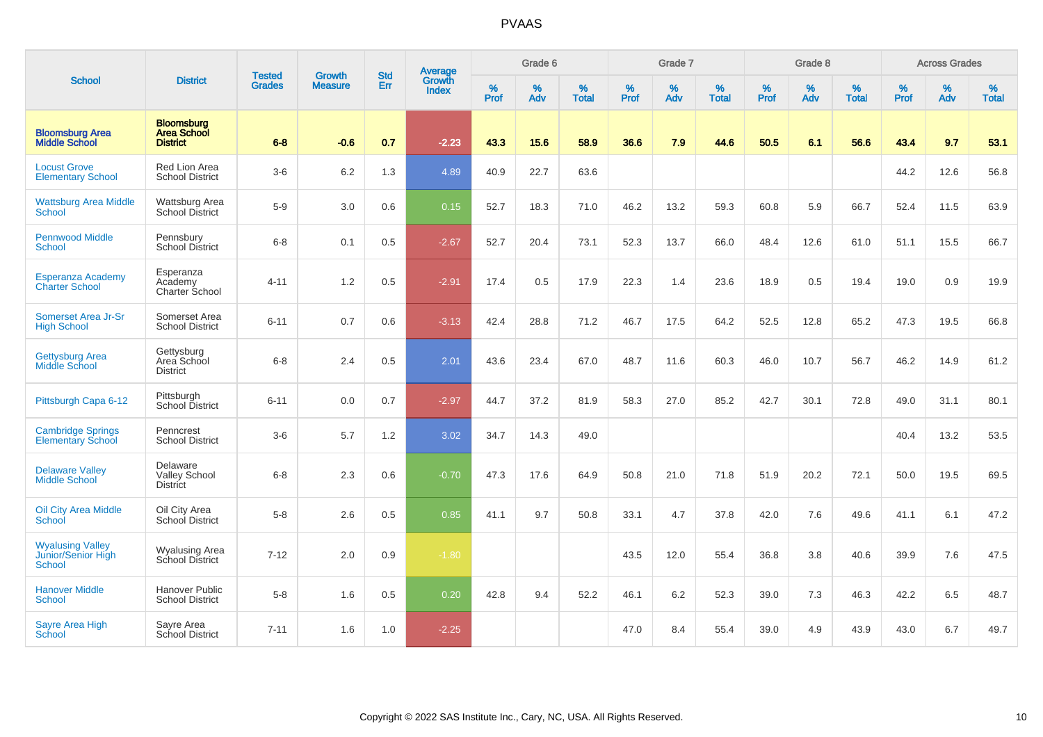# PVAAS

| School | District | Tested Grades | Growth Measure | Std Err | Average Growth Index | Grade 6 | | | Grade 7 | | | Grade 8 | | | Across Grades | | |
|---|---|---|---|---|---|---|---|---|---|---|---|---|---|---|---|---|---|
| | | | | | | % Prof | % Adv | % Total | % Prof | % Adv | % Total | % Prof | % Adv | % Total | % Prof | % Adv | % Total |
| **Bloomsburg Area Middle School** | **Bloomsburg Area School District** | **6-8** | **-0.6** | **0.7** | **-2.23** | **43.3** | **15.6** | **58.9** | **36.6** | **7.9** | **44.6** | **50.5** | **6.1** | **56.6** | **43.4** | **9.7** | **53.1** |
| Locust Grove Elementary School | Red Lion Area School District | 3-6 | 6.2 | 1.3 | 4.89 | 40.9 | 22.7 | 63.6 | | | | | | | 44.2 | 12.6 | 56.8 |
| Wattsburg Area Middle School | Wattsburg Area School District | 5-9 | 3.0 | 0.6 | 0.15 | 52.7 | 18.3 | 71.0 | 46.2 | 13.2 | 59.3 | 60.8 | 5.9 | 66.7 | 52.4 | 11.5 | 63.9 |
| Pennwood Middle School | Pennsbury School District | 6-8 | 0.1 | 0.5 | -2.67 | 52.7 | 20.4 | 73.1 | 52.3 | 13.7 | 66.0 | 48.4 | 12.6 | 61.0 | 51.1 | 15.5 | 66.7 |
| Esperanza Academy Charter School | Esperanza Academy Charter School | 4-11 | 1.2 | 0.5 | -2.91 | 17.4 | 0.5 | 17.9 | 22.3 | 1.4 | 23.6 | 18.9 | 0.5 | 19.4 | 19.0 | 0.9 | 19.9 |
| Somerset Area Jr-Sr High School | Somerset Area School District | 6-11 | 0.7 | 0.6 | -3.13 | 42.4 | 28.8 | 71.2 | 46.7 | 17.5 | 64.2 | 52.5 | 12.8 | 65.2 | 47.3 | 19.5 | 66.8 |
| Gettysburg Area Middle School | Gettysburg Area School District | 6-8 | 2.4 | 0.5 | 2.01 | 43.6 | 23.4 | 67.0 | 48.7 | 11.6 | 60.3 | 46.0 | 10.7 | 56.7 | 46.2 | 14.9 | 61.2 |
| Pittsburgh Capa 6-12 | Pittsburgh School District | 6-11 | 0.0 | 0.7 | -2.97 | 44.7 | 37.2 | 81.9 | 58.3 | 27.0 | 85.2 | 42.7 | 30.1 | 72.8 | 49.0 | 31.1 | 80.1 |
| Cambridge Springs Elementary School | Penncrest School District | 3-6 | 5.7 | 1.2 | 3.02 | 34.7 | 14.3 | 49.0 | | | | | | | 40.4 | 13.2 | 53.5 |
| Delaware Valley Middle School | Delaware Valley School District | 6-8 | 2.3 | 0.6 | -0.70 | 47.3 | 17.6 | 64.9 | 50.8 | 21.0 | 71.8 | 51.9 | 20.2 | 72.1 | 50.0 | 19.5 | 69.5 |
| Oil City Area Middle School | Oil City Area School District | 5-8 | 2.6 | 0.5 | 0.85 | 41.1 | 9.7 | 50.8 | 33.1 | 4.7 | 37.8 | 42.0 | 7.6 | 49.6 | 41.1 | 6.1 | 47.2 |
| Wyalusing Valley Junior/Senior High School | Wyalusing Area School District | 7-12 | 2.0 | 0.9 | -1.80 | | | | 43.5 | 12.0 | 55.4 | 36.8 | 3.8 | 40.6 | 39.9 | 7.6 | 47.5 |
| Hanover Middle School | Hanover Public School District | 5-8 | 1.6 | 0.5 | 0.20 | 42.8 | 9.4 | 52.2 | 46.1 | 6.2 | 52.3 | 39.0 | 7.3 | 46.3 | 42.2 | 6.5 | 48.7 |
| Sayre Area High School | Sayre Area School District | 7-11 | 1.6 | 1.0 | -2.25 | | | | 47.0 | 8.4 | 55.4 | 39.0 | 4.9 | 43.9 | 43.0 | 6.7 | 49.7 |

Copyright © 2022 SAS Institute Inc., Cary, NC, USA. All Rights Reserved.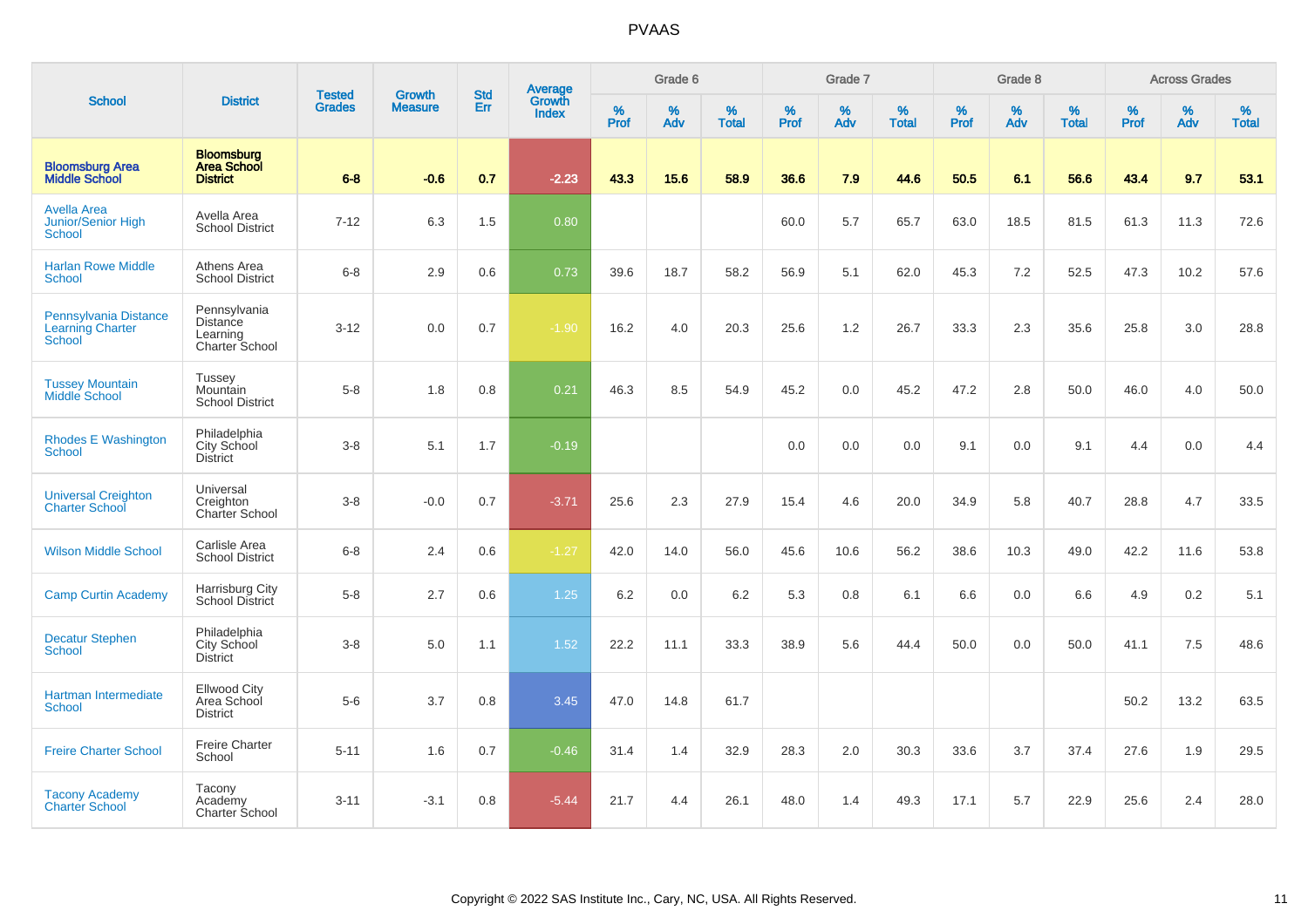# PVAAS

| School | District | Tested Grades | Growth Measure | Std Err | Average Growth Index | Grade 6 | | | Grade 7 | | | Grade 8 | | | Across Grades | | |
|---|---|---|---|---|---|---|---|---|---|---|---|---|---|---|---|---|---|
| | | | | | | % Prof | % Adv | % Total | % Prof | % Adv | % Total | % Prof | % Adv | % Total | % Prof | % Adv | % Total |
| **Bloomsburg Area Middle School** | **Bloomsburg Area School District** | **6-8** | **-0.6** | **0.7** | **-2.23** | **43.3** | **15.6** | **58.9** | **36.6** | **7.9** | **44.6** | **50.5** | **6.1** | **56.6** | **43.4** | **9.7** | **53.1** |
| Avella Area Junior/Senior High School | Avella Area School District | 7-12 | 6.3 | 1.5 | 0.80 | | | | 60.0 | 5.7 | 65.7 | 63.0 | 18.5 | 81.5 | 61.3 | 11.3 | 72.6 |
| Harlan Rowe Middle School | Athens Area School District | 6-8 | 2.9 | 0.6 | 0.73 | 39.6 | 18.7 | 58.2 | 56.9 | 5.1 | 62.0 | 45.3 | 7.2 | 52.5 | 47.3 | 10.2 | 57.6 |
| Pennsylvania Distance Learning Charter School | Pennsylvania Distance Learning Charter School | 3-12 | 0.0 | 0.7 | -1.90 | 16.2 | 4.0 | 20.3 | 25.6 | 1.2 | 26.7 | 33.3 | 2.3 | 35.6 | 25.8 | 3.0 | 28.8 |
| Tussey Mountain Middle School | Tussey Mountain School District | 5-8 | 1.8 | 0.8 | 0.21 | 46.3 | 8.5 | 54.9 | 45.2 | 0.0 | 45.2 | 47.2 | 2.8 | 50.0 | 46.0 | 4.0 | 50.0 |
| Rhodes E Washington School | Philadelphia City School District | 3-8 | 5.1 | 1.7 | -0.19 | | | | 0.0 | 0.0 | 0.0 | 9.1 | 0.0 | 9.1 | 4.4 | 0.0 | 4.4 |
| Universal Creighton Charter School | Universal Creighton Charter School | 3-8 | -0.0 | 0.7 | -3.71 | 25.6 | 2.3 | 27.9 | 15.4 | 4.6 | 20.0 | 34.9 | 5.8 | 40.7 | 28.8 | 4.7 | 33.5 |
| Wilson Middle School | Carlisle Area School District | 6-8 | 2.4 | 0.6 | -1.27 | 42.0 | 14.0 | 56.0 | 45.6 | 10.6 | 56.2 | 38.6 | 10.3 | 49.0 | 42.2 | 11.6 | 53.8 |
| Camp Curtin Academy | Harrisburg City School District | 5-8 | 2.7 | 0.6 | 1.25 | 6.2 | 0.0 | 6.2 | 5.3 | 0.8 | 6.1 | 6.6 | 0.0 | 6.6 | 4.9 | 0.2 | 5.1 |
| Decatur Stephen School | Philadelphia City School District | 3-8 | 5.0 | 1.1 | 1.52 | 22.2 | 11.1 | 33.3 | 38.9 | 5.6 | 44.4 | 50.0 | 0.0 | 50.0 | 41.1 | 7.5 | 48.6 |
| Hartman Intermediate School | Ellwood City Area School District | 5-6 | 3.7 | 0.8 | 3.45 | 47.0 | 14.8 | 61.7 | | | | | | | 50.2 | 13.2 | 63.5 |
| Freire Charter School | Freire Charter School | 5-11 | 1.6 | 0.7 | -0.46 | 31.4 | 1.4 | 32.9 | 28.3 | 2.0 | 30.3 | 33.6 | 3.7 | 37.4 | 27.6 | 1.9 | 29.5 |
| Tacony Academy Charter School | Tacony Academy Charter School | 3-11 | -3.1 | 0.8 | -5.44 | 21.7 | 4.4 | 26.1 | 48.0 | 1.4 | 49.3 | 17.1 | 5.7 | 22.9 | 25.6 | 2.4 | 28.0 |

Copyright © 2022 SAS Institute Inc., Cary, NC, USA. All Rights Reserved.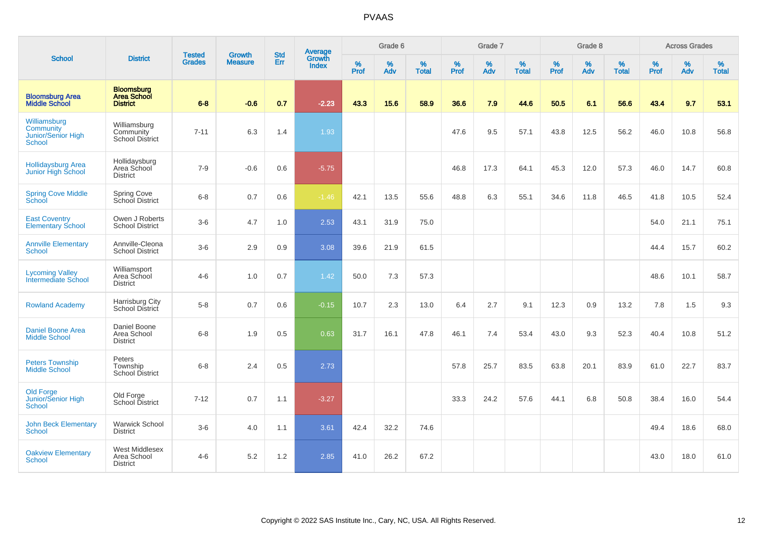# PVAAS

| School | District | Tested Grades | Growth Measure | Std Err | Average Growth Index | Grade 6 | | | Grade 7 | | | Grade 8 | | | Across Grades | | |
|---|---|---|---|---|---|---|---|---|---|---|---|---|---|---|---|---|---|
| | | | | | | % Prof | % Adv | % Total | % Prof | % Adv | % Total | % Prof | % Adv | % Total | % Prof | % Adv | % Total |
| **Bloomsburg Area Middle School** | **Bloomsburg Area School District** | **6-8** | **-0.6** | **0.7** | **-2.23** | **43.3** | **15.6** | **58.9** | **36.6** | **7.9** | **44.6** | **50.5** | **6.1** | **56.6** | **43.4** | **9.7** | **53.1** |
| Williamsburg Community Junior/Senior High School | Williamsburg Community School District | 7-11 | 6.3 | 1.4 | 1.93 | | | | 47.6 | 9.5 | 57.1 | 43.8 | 12.5 | 56.2 | 46.0 | 10.8 | 56.8 |
| Hollidaysburg Area Junior High School | Hollidaysburg Area School District | 7-9 | -0.6 | 0.6 | -5.75 | | | | 46.8 | 17.3 | 64.1 | 45.3 | 12.0 | 57.3 | 46.0 | 14.7 | 60.8 |
| Spring Cove Middle School | Spring Cove School District | 6-8 | 0.7 | 0.6 | -1.46 | 42.1 | 13.5 | 55.6 | 48.8 | 6.3 | 55.1 | 34.6 | 11.8 | 46.5 | 41.8 | 10.5 | 52.4 |
| East Coventry Elementary School | Owen J Roberts School District | 3-6 | 4.7 | 1.0 | 2.53 | 43.1 | 31.9 | 75.0 | | | | | | | 54.0 | 21.1 | 75.1 |
| Annville Elementary School | Annville-Cleona School District | 3-6 | 2.9 | 0.9 | 3.08 | 39.6 | 21.9 | 61.5 | | | | | | | 44.4 | 15.7 | 60.2 |
| Lycoming Valley Intermediate School | Williamsport Area School District | 4-6 | 1.0 | 0.7 | 1.42 | 50.0 | 7.3 | 57.3 | | | | | | | 48.6 | 10.1 | 58.7 |
| Rowland Academy | Harrisburg City School District | 5-8 | 0.7 | 0.6 | -0.15 | 10.7 | 2.3 | 13.0 | 6.4 | 2.7 | 9.1 | 12.3 | 0.9 | 13.2 | 7.8 | 1.5 | 9.3 |
| Daniel Boone Area Middle School | Daniel Boone Area School District | 6-8 | 1.9 | 0.5 | 0.63 | 31.7 | 16.1 | 47.8 | 46.1 | 7.4 | 53.4 | 43.0 | 9.3 | 52.3 | 40.4 | 10.8 | 51.2 |
| Peters Township Middle School | Peters Township School District | 6-8 | 2.4 | 0.5 | 2.73 | | | | 57.8 | 25.7 | 83.5 | 63.8 | 20.1 | 83.9 | 61.0 | 22.7 | 83.7 |
| Old Forge Junior/Senior High School | Old Forge School District | 7-12 | 0.7 | 1.1 | -3.27 | | | | 33.3 | 24.2 | 57.6 | 44.1 | 6.8 | 50.8 | 38.4 | 16.0 | 54.4 |
| John Beck Elementary School | Warwick School District | 3-6 | 4.0 | 1.1 | 3.61 | 42.4 | 32.2 | 74.6 | | | | | | | 49.4 | 18.6 | 68.0 |
| Oakview Elementary School | West Middlesex Area School District | 4-6 | 5.2 | 1.2 | 2.85 | 41.0 | 26.2 | 67.2 | | | | | | | 43.0 | 18.0 | 61.0 |

Copyright © 2022 SAS Institute Inc., Cary, NC, USA. All Rights Reserved.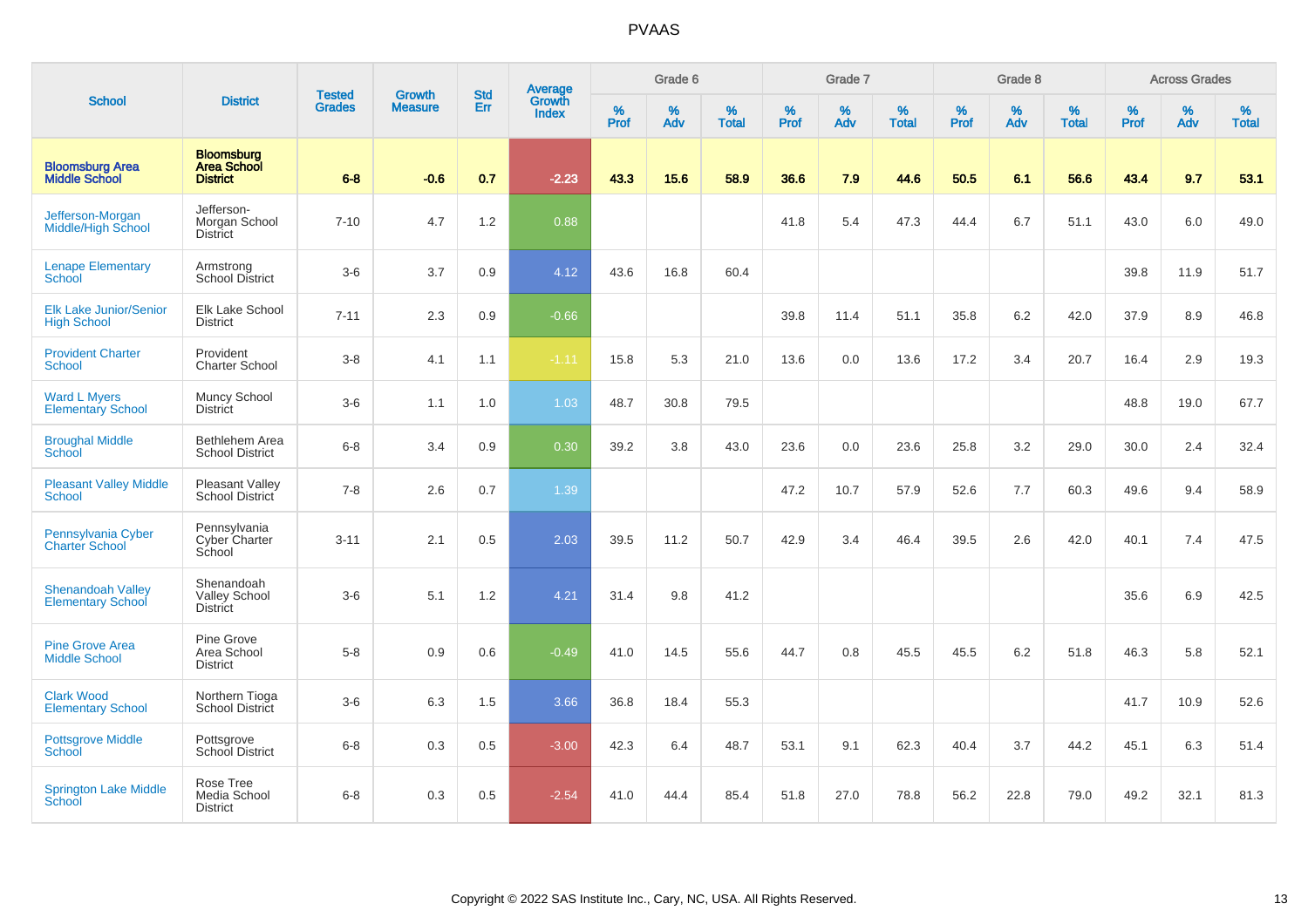# PVAAS

| School | District | Tested Grades | Growth Measure | Std Err | Average Growth Index | Grade 6 | | | Grade 7 | | | Grade 8 | | | Across Grades | | |
|---|---|---|---|---|---|---|---|---|---|---|---|---|---|---|---|---|---|
| | | | | | | % Prof | % Adv | % Total | % Prof | % Adv | % Total | % Prof | % Adv | % Total | % Prof | % Adv | % Total |
| **Bloomsburg Area Middle School** | **Bloomsburg Area School District** | **6-8** | **-0.6** | **0.7** | **-2.23** | **43.3** | **15.6** | **58.9** | **36.6** | **7.9** | **44.6** | **50.5** | **6.1** | **56.6** | **43.4** | **9.7** | **53.1** |
| Jefferson-Morgan Middle/High School | Jefferson-Morgan School District | 7-10 | 4.7 | 1.2 | 0.88 | | | | 41.8 | 5.4 | 47.3 | 44.4 | 6.7 | 51.1 | 43.0 | 6.0 | 49.0 |
| Lenape Elementary School | Armstrong School District | 3-6 | 3.7 | 0.9 | 4.12 | 43.6 | 16.8 | 60.4 | | | | | | | 39.8 | 11.9 | 51.7 |
| Elk Lake Junior/Senior High School | Elk Lake School District | 7-11 | 2.3 | 0.9 | -0.66 | | | | 39.8 | 11.4 | 51.1 | 35.8 | 6.2 | 42.0 | 37.9 | 8.9 | 46.8 |
| Provident Charter School | Provident Charter School | 3-8 | 4.1 | 1.1 | -1.11 | 15.8 | 5.3 | 21.0 | 13.6 | 0.0 | 13.6 | 17.2 | 3.4 | 20.7 | 16.4 | 2.9 | 19.3 |
| Ward L Myers Elementary School | Muncy School District | 3-6 | 1.1 | 1.0 | 1.03 | 48.7 | 30.8 | 79.5 | | | | | | | 48.8 | 19.0 | 67.7 |
| Broughal Middle School | Bethlehem Area School District | 6-8 | 3.4 | 0.9 | 0.30 | 39.2 | 3.8 | 43.0 | 23.6 | 0.0 | 23.6 | 25.8 | 3.2 | 29.0 | 30.0 | 2.4 | 32.4 |
| Pleasant Valley Middle School | Pleasant Valley School District | 7-8 | 2.6 | 0.7 | 1.39 | | | | 47.2 | 10.7 | 57.9 | 52.6 | 7.7 | 60.3 | 49.6 | 9.4 | 58.9 |
| Pennsylvania Cyber Charter School | Pennsylvania Cyber Charter School | 3-11 | 2.1 | 0.5 | 2.03 | 39.5 | 11.2 | 50.7 | 42.9 | 3.4 | 46.4 | 39.5 | 2.6 | 42.0 | 40.1 | 7.4 | 47.5 |
| Shenandoah Valley Elementary School | Shenandoah Valley School District | 3-6 | 5.1 | 1.2 | 4.21 | 31.4 | 9.8 | 41.2 | | | | | | | 35.6 | 6.9 | 42.5 |
| Pine Grove Area Middle School | Pine Grove Area School District | 5-8 | 0.9 | 0.6 | -0.49 | 41.0 | 14.5 | 55.6 | 44.7 | 0.8 | 45.5 | 45.5 | 6.2 | 51.8 | 46.3 | 5.8 | 52.1 |
| Clark Wood Elementary School | Northern Tioga School District | 3-6 | 6.3 | 1.5 | 3.66 | 36.8 | 18.4 | 55.3 | | | | | | | 41.7 | 10.9 | 52.6 |
| Pottsgrove Middle School | Pottsgrove School District | 6-8 | 0.3 | 0.5 | -3.00 | 42.3 | 6.4 | 48.7 | 53.1 | 9.1 | 62.3 | 40.4 | 3.7 | 44.2 | 45.1 | 6.3 | 51.4 |
| Springton Lake Middle School | Rose Tree Media School District | 6-8 | 0.3 | 0.5 | -2.54 | 41.0 | 44.4 | 85.4 | 51.8 | 27.0 | 78.8 | 56.2 | 22.8 | 79.0 | 49.2 | 32.1 | 81.3 |

Copyright © 2022 SAS Institute Inc., Cary, NC, USA. All Rights Reserved.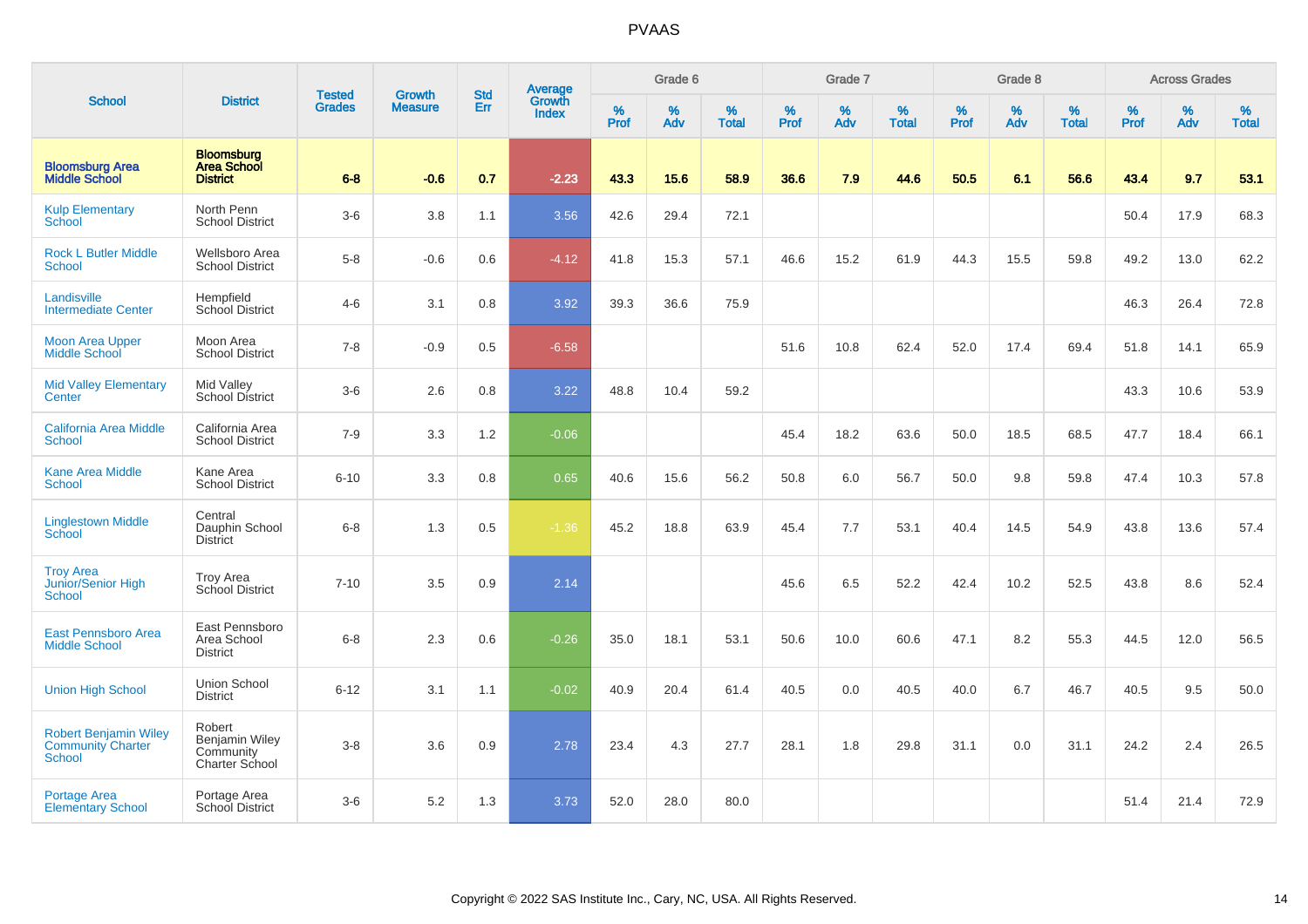# PVAAS

| School | District | Tested Grades | Growth Measure | Std Err | Average Growth Index | Grade 6 | | | Grade 7 | | | Grade 8 | | | Across Grades | | |
|---|---|---|---|---|---|---|---|---|---|---|---|---|---|---|---|---|---|
| | | | | | | % Prof | % Adv | % Total | % Prof | % Adv | % Total | % Prof | % Adv | % Total | % Prof | % Adv | % Total |
| **Bloomsburg Area Middle School** | **Bloomsburg Area School District** | **6-8** | **-0.6** | **0.7** | **-2.23** | **43.3** | **15.6** | **58.9** | **36.6** | **7.9** | **44.6** | **50.5** | **6.1** | **56.6** | **43.4** | **9.7** | **53.1** |
| Kulp Elementary School | North Penn School District | 3-6 | 3.8 | 1.1 | 3.56 | 42.6 | 29.4 | 72.1 | | | | | | | 50.4 | 17.9 | 68.3 |
| Rock L Butler Middle School | Wellsboro Area School District | 5-8 | -0.6 | 0.6 | -4.12 | 41.8 | 15.3 | 57.1 | 46.6 | 15.2 | 61.9 | 44.3 | 15.5 | 59.8 | 49.2 | 13.0 | 62.2 |
| Landisville Intermediate Center | Hempfield School District | 4-6 | 3.1 | 0.8 | 3.92 | 39.3 | 36.6 | 75.9 | | | | | | | 46.3 | 26.4 | 72.8 |
| Moon Area Upper Middle School | Moon Area School District | 7-8 | -0.9 | 0.5 | -6.58 | | | | 51.6 | 10.8 | 62.4 | 52.0 | 17.4 | 69.4 | 51.8 | 14.1 | 65.9 |
| Mid Valley Elementary Center | Mid Valley School District | 3-6 | 2.6 | 0.8 | 3.22 | 48.8 | 10.4 | 59.2 | | | | | | | 43.3 | 10.6 | 53.9 |
| California Area Middle School | California Area School District | 7-9 | 3.3 | 1.2 | -0.06 | | | | 45.4 | 18.2 | 63.6 | 50.0 | 18.5 | 68.5 | 47.7 | 18.4 | 66.1 |
| Kane Area Middle School | Kane Area School District | 6-10 | 3.3 | 0.8 | 0.65 | 40.6 | 15.6 | 56.2 | 50.8 | 6.0 | 56.7 | 50.0 | 9.8 | 59.8 | 47.4 | 10.3 | 57.8 |
| Linglestown Middle School | Central Dauphin School District | 6-8 | 1.3 | 0.5 | -1.36 | 45.2 | 18.8 | 63.9 | 45.4 | 7.7 | 53.1 | 40.4 | 14.5 | 54.9 | 43.8 | 13.6 | 57.4 |
| Troy Area Junior/Senior High School | Troy Area School District | 7-10 | 3.5 | 0.9 | 2.14 | | | | 45.6 | 6.5 | 52.2 | 42.4 | 10.2 | 52.5 | 43.8 | 8.6 | 52.4 |
| East Pennsboro Area Middle School | East Pennsboro Area School District | 6-8 | 2.3 | 0.6 | -0.26 | 35.0 | 18.1 | 53.1 | 50.6 | 10.0 | 60.6 | 47.1 | 8.2 | 55.3 | 44.5 | 12.0 | 56.5 |
| Union High School | Union School District | 6-12 | 3.1 | 1.1 | -0.02 | 40.9 | 20.4 | 61.4 | 40.5 | 0.0 | 40.5 | 40.0 | 6.7 | 46.7 | 40.5 | 9.5 | 50.0 |
| Robert Benjamin Wiley Community Charter School | Robert Benjamin Wiley Community Charter School | 3-8 | 3.6 | 0.9 | 2.78 | 23.4 | 4.3 | 27.7 | 28.1 | 1.8 | 29.8 | 31.1 | 0.0 | 31.1 | 24.2 | 2.4 | 26.5 |
| Portage Area Elementary School | Portage Area School District | 3-6 | 5.2 | 1.3 | 3.73 | 52.0 | 28.0 | 80.0 | | | | | | | 51.4 | 21.4 | 72.9 |

Copyright © 2022 SAS Institute Inc., Cary, NC, USA. All Rights Reserved.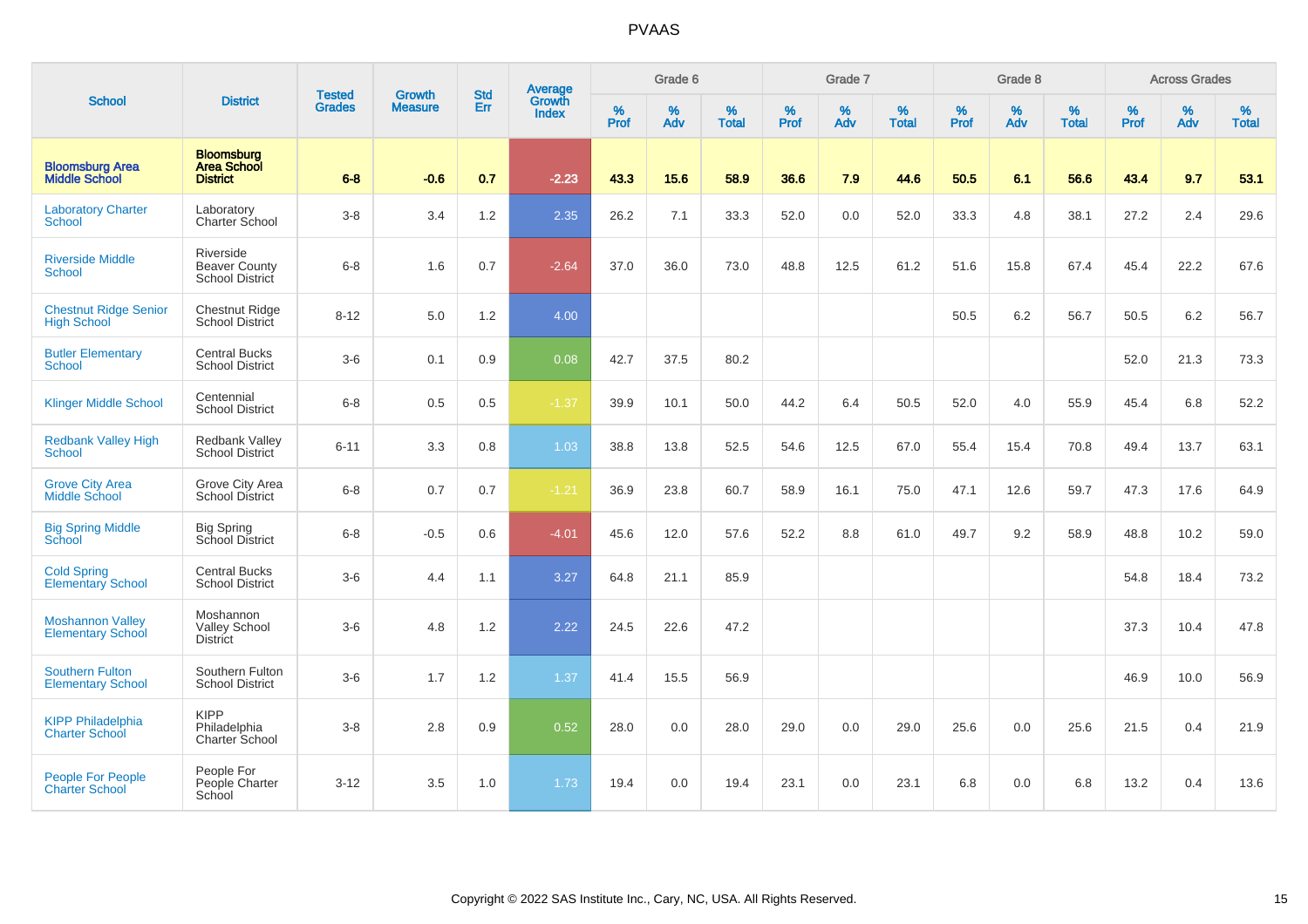# PVAAS

| School | District | Tested Grades | Growth Measure | Std Err | Average Growth Index | Grade 6 | | | Grade 7 | | | Grade 8 | | | Across Grades | | |
|---|---|---|---|---|---|---|---|---|---|---|---|---|---|---|---|---|---|
| | | | | | | % Prof | % Adv | % Total | % Prof | % Adv | % Total | % Prof | % Adv | % Total | % Prof | % Adv | % Total |
| **Bloomsburg Area Middle School** | **Bloomsburg Area School District** | **6-8** | **-0.6** | **0.7** | **-2.23** | **43.3** | **15.6** | **58.9** | **36.6** | **7.9** | **44.6** | **50.5** | **6.1** | **56.6** | **43.4** | **9.7** | **53.1** |
| Laboratory Charter School | Laboratory Charter School | 3-8 | 3.4 | 1.2 | 2.35 | 26.2 | 7.1 | 33.3 | 52.0 | 0.0 | 52.0 | 33.3 | 4.8 | 38.1 | 27.2 | 2.4 | 29.6 |
| Riverside Middle School | Riverside Beaver County School District | 6-8 | 1.6 | 0.7 | -2.64 | 37.0 | 36.0 | 73.0 | 48.8 | 12.5 | 61.2 | 51.6 | 15.8 | 67.4 | 45.4 | 22.2 | 67.6 |
| Chestnut Ridge Senior High School | Chestnut Ridge School District | 8-12 | 5.0 | 1.2 | 4.00 | | | | | | | 50.5 | 6.2 | 56.7 | 50.5 | 6.2 | 56.7 |
| Butler Elementary School | Central Bucks School District | 3-6 | 0.1 | 0.9 | 0.08 | 42.7 | 37.5 | 80.2 | | | | | | | 52.0 | 21.3 | 73.3 |
| Klinger Middle School | Centennial School District | 6-8 | 0.5 | 0.5 | -1.37 | 39.9 | 10.1 | 50.0 | 44.2 | 6.4 | 50.5 | 52.0 | 4.0 | 55.9 | 45.4 | 6.8 | 52.2 |
| Redbank Valley High School | Redbank Valley School District | 6-11 | 3.3 | 0.8 | 1.03 | 38.8 | 13.8 | 52.5 | 54.6 | 12.5 | 67.0 | 55.4 | 15.4 | 70.8 | 49.4 | 13.7 | 63.1 |
| Grove City Area Middle School | Grove City Area School District | 6-8 | 0.7 | 0.7 | -1.21 | 36.9 | 23.8 | 60.7 | 58.9 | 16.1 | 75.0 | 47.1 | 12.6 | 59.7 | 47.3 | 17.6 | 64.9 |
| Big Spring Middle School | Big Spring School District | 6-8 | -0.5 | 0.6 | -4.01 | 45.6 | 12.0 | 57.6 | 52.2 | 8.8 | 61.0 | 49.7 | 9.2 | 58.9 | 48.8 | 10.2 | 59.0 |
| Cold Spring Elementary School | Central Bucks School District | 3-6 | 4.4 | 1.1 | 3.27 | 64.8 | 21.1 | 85.9 | | | | | | | 54.8 | 18.4 | 73.2 |
| Moshannon Valley Elementary School | Moshannon Valley School District | 3-6 | 4.8 | 1.2 | 2.22 | 24.5 | 22.6 | 47.2 | | | | | | | 37.3 | 10.4 | 47.8 |
| Southern Fulton Elementary School | Southern Fulton School District | 3-6 | 1.7 | 1.2 | 1.37 | 41.4 | 15.5 | 56.9 | | | | | | | 46.9 | 10.0 | 56.9 |
| KIPP Philadelphia Charter School | KIPP Philadelphia Charter School | 3-8 | 2.8 | 0.9 | 0.52 | 28.0 | 0.0 | 28.0 | 29.0 | 0.0 | 29.0 | 25.6 | 0.0 | 25.6 | 21.5 | 0.4 | 21.9 |
| People For People Charter School | People For People Charter School | 3-12 | 3.5 | 1.0 | 1.73 | 19.4 | 0.0 | 19.4 | 23.1 | 0.0 | 23.1 | 6.8 | 0.0 | 6.8 | 13.2 | 0.4 | 13.6 |

Copyright © 2022 SAS Institute Inc., Cary, NC, USA. All Rights Reserved.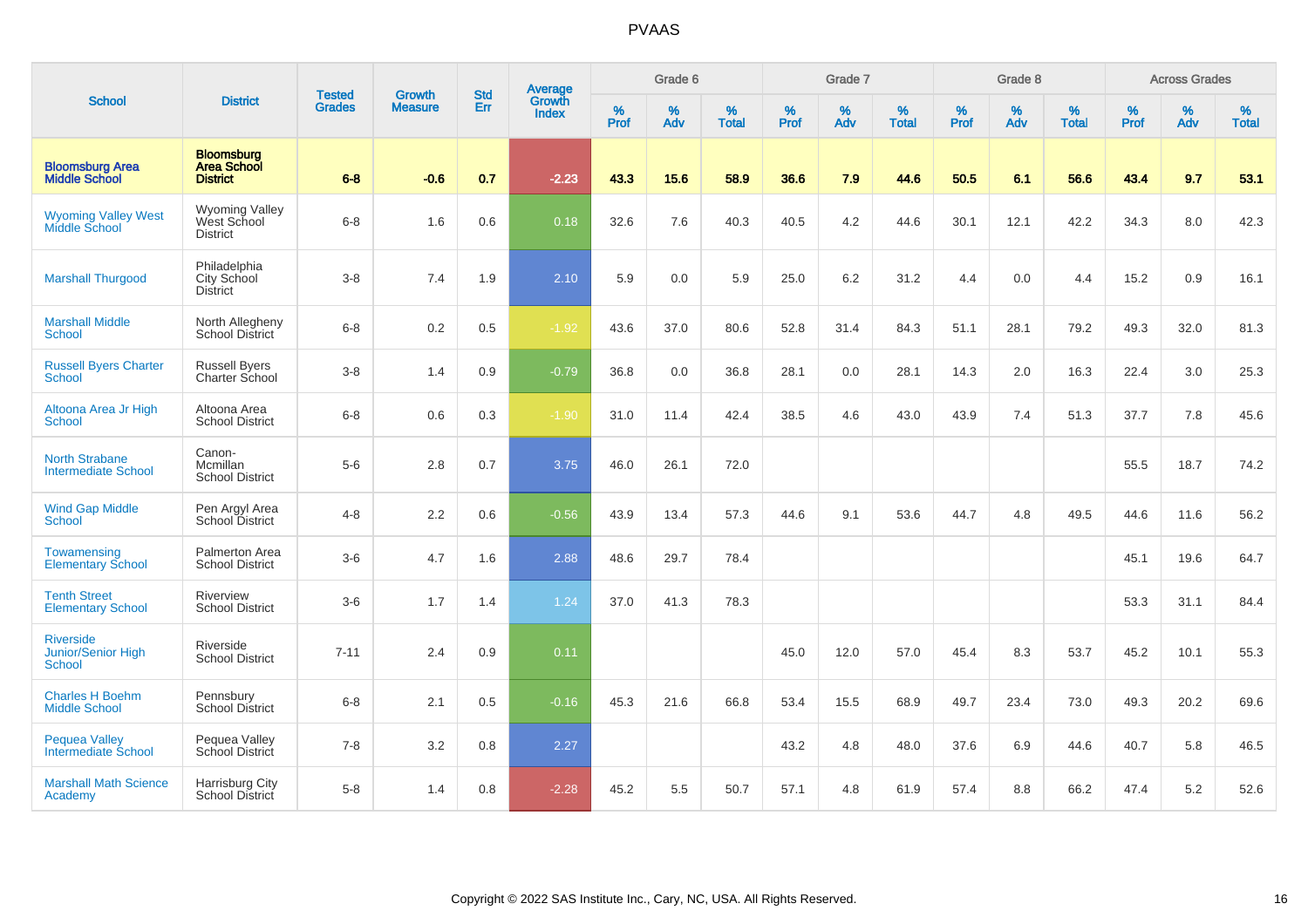# PVAAS

| School | District | Tested Grades | Growth Measure | Std Err | Average Growth Index | Grade 6 | | | Grade 7 | | | Grade 8 | | | Across Grades | | |
|---|---|---|---|---|---|---|---|---|---|---|---|---|---|---|---|---|---|
| | | | | | | % Prof | % Adv | % Total | % Prof | % Adv | % Total | % Prof | % Adv | % Total | % Prof | % Adv | % Total |
| **Bloomsburg Area Middle School** | **Bloomsburg Area School District** | **6-8** | **-0.6** | **0.7** | **-2.23** | **43.3** | **15.6** | **58.9** | **36.6** | **7.9** | **44.6** | **50.5** | **6.1** | **56.6** | **43.4** | **9.7** | **53.1** |
| Wyoming Valley West Middle School | Wyoming Valley West School District | 6-8 | 1.6 | 0.6 | 0.18 | 32.6 | 7.6 | 40.3 | 40.5 | 4.2 | 44.6 | 30.1 | 12.1 | 42.2 | 34.3 | 8.0 | 42.3 |
| Marshall Thurgood | Philadelphia City School District | 3-8 | 7.4 | 1.9 | 2.10 | 5.9 | 0.0 | 5.9 | 25.0 | 6.2 | 31.2 | 4.4 | 0.0 | 4.4 | 15.2 | 0.9 | 16.1 |
| Marshall Middle School | North Allegheny School District | 6-8 | 0.2 | 0.5 | -1.92 | 43.6 | 37.0 | 80.6 | 52.8 | 31.4 | 84.3 | 51.1 | 28.1 | 79.2 | 49.3 | 32.0 | 81.3 |
| Russell Byers Charter School | Russell Byers Charter School | 3-8 | 1.4 | 0.9 | -0.79 | 36.8 | 0.0 | 36.8 | 28.1 | 0.0 | 28.1 | 14.3 | 2.0 | 16.3 | 22.4 | 3.0 | 25.3 |
| Altoona Area Jr High School | Altoona Area School District | 6-8 | 0.6 | 0.3 | -1.90 | 31.0 | 11.4 | 42.4 | 38.5 | 4.6 | 43.0 | 43.9 | 7.4 | 51.3 | 37.7 | 7.8 | 45.6 |
| North Strabane Intermediate School | Canon-Mcmillan School District | 5-6 | 2.8 | 0.7 | 3.75 | 46.0 | 26.1 | 72.0 | | | | | | | 55.5 | 18.7 | 74.2 |
| Wind Gap Middle School | Pen Argyl Area School District | 4-8 | 2.2 | 0.6 | -0.56 | 43.9 | 13.4 | 57.3 | 44.6 | 9.1 | 53.6 | 44.7 | 4.8 | 49.5 | 44.6 | 11.6 | 56.2 |
| Towamensing Elementary School | Palmerton Area School District | 3-6 | 4.7 | 1.6 | 2.88 | 48.6 | 29.7 | 78.4 | | | | | | | 45.1 | 19.6 | 64.7 |
| Tenth Street Elementary School | Riverview School District | 3-6 | 1.7 | 1.4 | 1.24 | 37.0 | 41.3 | 78.3 | | | | | | | 53.3 | 31.1 | 84.4 |
| Riverside Junior/Senior High School | Riverside School District | 7-11 | 2.4 | 0.9 | 0.11 | | | | 45.0 | 12.0 | 57.0 | 45.4 | 8.3 | 53.7 | 45.2 | 10.1 | 55.3 |
| Charles H Boehm Middle School | Pennsbury School District | 6-8 | 2.1 | 0.5 | -0.16 | 45.3 | 21.6 | 66.8 | 53.4 | 15.5 | 68.9 | 49.7 | 23.4 | 73.0 | 49.3 | 20.2 | 69.6 |
| Pequea Valley Intermediate School | Pequea Valley School District | 7-8 | 3.2 | 0.8 | 2.27 | | | | 43.2 | 4.8 | 48.0 | 37.6 | 6.9 | 44.6 | 40.7 | 5.8 | 46.5 |
| Marshall Math Science Academy | Harrisburg City School District | 5-8 | 1.4 | 0.8 | -2.28 | 45.2 | 5.5 | 50.7 | 57.1 | 4.8 | 61.9 | 57.4 | 8.8 | 66.2 | 47.4 | 5.2 | 52.6 |

Copyright © 2022 SAS Institute Inc., Cary, NC, USA. All Rights Reserved.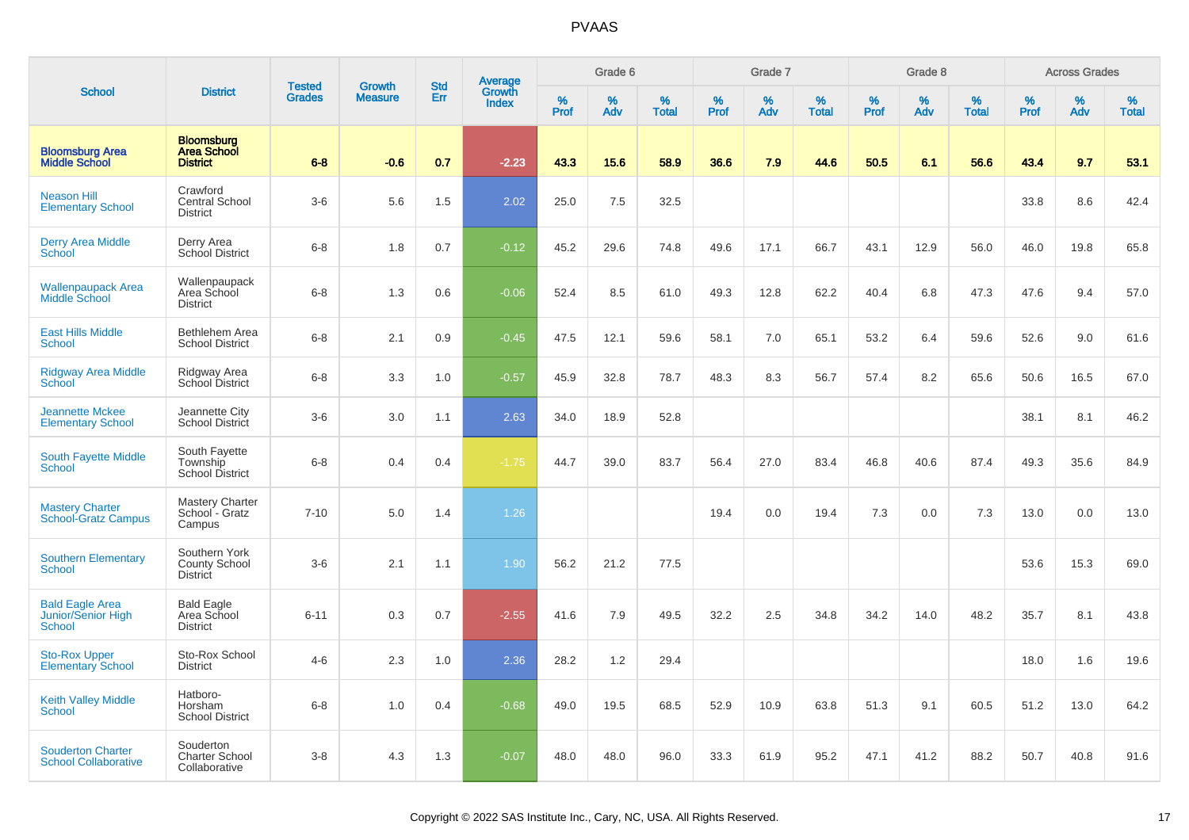# PVAAS

| School | District | Tested Grades | Growth Measure | Std Err | Average Growth Index | Grade 6 | | | Grade 7 | | | Grade 8 | | | Across Grades | | |
|---|---|---|---|---|---|---|---|---|---|---|---|---|---|---|---|---|---|
| | | | | | | % Prof | % Adv | % Total | % Prof | % Adv | % Total | % Prof | % Adv | % Total | % Prof | % Adv | % Total |
| **Bloomsburg Area Middle School** | **Bloomsburg Area School District** | **6-8** | **-0.6** | **0.7** | **-2.23** | **43.3** | **15.6** | **58.9** | **36.6** | **7.9** | **44.6** | **50.5** | **6.1** | **56.6** | **43.4** | **9.7** | **53.1** |
| Neason Hill Elementary School | Crawford Central School District | 3-6 | 5.6 | 1.5 | 2.02 | 25.0 | 7.5 | 32.5 | | | | | | | 33.8 | 8.6 | 42.4 |
| Derry Area Middle School | Derry Area School District | 6-8 | 1.8 | 0.7 | -0.12 | 45.2 | 29.6 | 74.8 | 49.6 | 17.1 | 66.7 | 43.1 | 12.9 | 56.0 | 46.0 | 19.8 | 65.8 |
| Wallenpaupack Area Middle School | Wallenpaupack Area School District | 6-8 | 1.3 | 0.6 | -0.06 | 52.4 | 8.5 | 61.0 | 49.3 | 12.8 | 62.2 | 40.4 | 6.8 | 47.3 | 47.6 | 9.4 | 57.0 |
| East Hills Middle School | Bethlehem Area School District | 6-8 | 2.1 | 0.9 | -0.45 | 47.5 | 12.1 | 59.6 | 58.1 | 7.0 | 65.1 | 53.2 | 6.4 | 59.6 | 52.6 | 9.0 | 61.6 |
| Ridgway Area Middle School | Ridgway Area School District | 6-8 | 3.3 | 1.0 | -0.57 | 45.9 | 32.8 | 78.7 | 48.3 | 8.3 | 56.7 | 57.4 | 8.2 | 65.6 | 50.6 | 16.5 | 67.0 |
| Jeannette Mckee Elementary School | Jeannette City School District | 3-6 | 3.0 | 1.1 | 2.63 | 34.0 | 18.9 | 52.8 | | | | | | | 38.1 | 8.1 | 46.2 |
| South Fayette Middle School | South Fayette Township School District | 6-8 | 0.4 | 0.4 | -1.75 | 44.7 | 39.0 | 83.7 | 56.4 | 27.0 | 83.4 | 46.8 | 40.6 | 87.4 | 49.3 | 35.6 | 84.9 |
| Mastery Charter School-Gratz Campus | Mastery Charter School - Gratz Campus | 7-10 | 5.0 | 1.4 | 1.26 | | | | 19.4 | 0.0 | 19.4 | 7.3 | 0.0 | 7.3 | 13.0 | 0.0 | 13.0 |
| Southern Elementary School | Southern York County School District | 3-6 | 2.1 | 1.1 | 1.90 | 56.2 | 21.2 | 77.5 | | | | | | | 53.6 | 15.3 | 69.0 |
| Bald Eagle Area Junior/Senior High School | Bald Eagle Area School District | 6-11 | 0.3 | 0.7 | -2.55 | 41.6 | 7.9 | 49.5 | 32.2 | 2.5 | 34.8 | 34.2 | 14.0 | 48.2 | 35.7 | 8.1 | 43.8 |
| Sto-Rox Upper Elementary School | Sto-Rox School District | 4-6 | 2.3 | 1.0 | 2.36 | 28.2 | 1.2 | 29.4 | | | | | | | 18.0 | 1.6 | 19.6 |
| Keith Valley Middle School | Hatboro-Horsham School District | 6-8 | 1.0 | 0.4 | -0.68 | 49.0 | 19.5 | 68.5 | 52.9 | 10.9 | 63.8 | 51.3 | 9.1 | 60.5 | 51.2 | 13.0 | 64.2 |
| Souderton Charter School Collaborative | Souderton Charter School Collaborative | 3-8 | 4.3 | 1.3 | -0.07 | 48.0 | 48.0 | 96.0 | 33.3 | 61.9 | 95.2 | 47.1 | 41.2 | 88.2 | 50.7 | 40.8 | 91.6 |

Copyright © 2022 SAS Institute Inc., Cary, NC, USA. All Rights Reserved.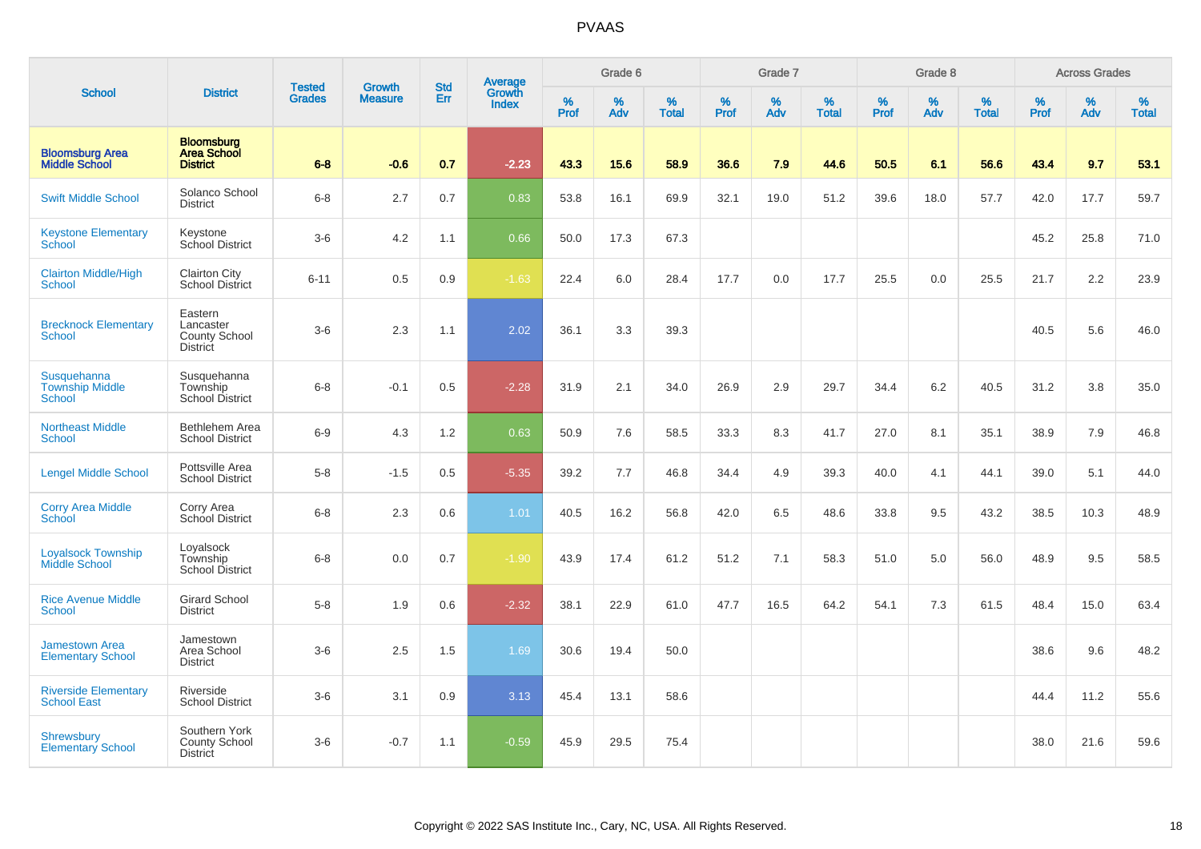# PVAAS

| School | District | Tested Grades | Growth Measure | Std Err | Average Growth Index | Grade 6 | | | Grade 7 | | | Grade 8 | | | Across Grades | | |
|---|---|---|---|---|---|---|---|---|---|---|---|---|---|---|---|---|---|
| | | | | | | % Prof | % Adv | % Total | % Prof | % Adv | % Total | % Prof | % Adv | % Total | % Prof | % Adv | % Total |
| **Bloomsburg Area Middle School** | **Bloomsburg Area School District** | **6-8** | **-0.6** | **0.7** | **-2.23** | **43.3** | **15.6** | **58.9** | **36.6** | **7.9** | **44.6** | **50.5** | **6.1** | **56.6** | **43.4** | **9.7** | **53.1** |
| Swift Middle School | Solanco School District | 6-8 | 2.7 | 0.7 | 0.83 | 53.8 | 16.1 | 69.9 | 32.1 | 19.0 | 51.2 | 39.6 | 18.0 | 57.7 | 42.0 | 17.7 | 59.7 |
| Keystone Elementary School | Keystone School District | 3-6 | 4.2 | 1.1 | 0.66 | 50.0 | 17.3 | 67.3 | | | | | | | 45.2 | 25.8 | 71.0 |
| Clairton Middle/High School | Clairton City School District | 6-11 | 0.5 | 0.9 | -1.63 | 22.4 | 6.0 | 28.4 | 17.7 | 0.0 | 17.7 | 25.5 | 0.0 | 25.5 | 21.7 | 2.2 | 23.9 |
| Brecknock Elementary School | Eastern Lancaster County School District | 3-6 | 2.3 | 1.1 | 2.02 | 36.1 | 3.3 | 39.3 | | | | | | | 40.5 | 5.6 | 46.0 |
| Susquehanna Township Middle School | Susquehanna Township School District | 6-8 | -0.1 | 0.5 | -2.28 | 31.9 | 2.1 | 34.0 | 26.9 | 2.9 | 29.7 | 34.4 | 6.2 | 40.5 | 31.2 | 3.8 | 35.0 |
| Northeast Middle School | Bethlehem Area School District | 6-9 | 4.3 | 1.2 | 0.63 | 50.9 | 7.6 | 58.5 | 33.3 | 8.3 | 41.7 | 27.0 | 8.1 | 35.1 | 38.9 | 7.9 | 46.8 |
| Lengel Middle School | Pottsville Area School District | 5-8 | -1.5 | 0.5 | -5.35 | 39.2 | 7.7 | 46.8 | 34.4 | 4.9 | 39.3 | 40.0 | 4.1 | 44.1 | 39.0 | 5.1 | 44.0 |
| Corry Area Middle School | Corry Area School District | 6-8 | 2.3 | 0.6 | 1.01 | 40.5 | 16.2 | 56.8 | 42.0 | 6.5 | 48.6 | 33.8 | 9.5 | 43.2 | 38.5 | 10.3 | 48.9 |
| Loyalsock Township Middle School | Loyalsock Township School District | 6-8 | 0.0 | 0.7 | -1.90 | 43.9 | 17.4 | 61.2 | 51.2 | 7.1 | 58.3 | 51.0 | 5.0 | 56.0 | 48.9 | 9.5 | 58.5 |
| Rice Avenue Middle School | Girard School District | 5-8 | 1.9 | 0.6 | -2.32 | 38.1 | 22.9 | 61.0 | 47.7 | 16.5 | 64.2 | 54.1 | 7.3 | 61.5 | 48.4 | 15.0 | 63.4 |
| Jamestown Area Elementary School | Jamestown Area School District | 3-6 | 2.5 | 1.5 | 1.69 | 30.6 | 19.4 | 50.0 | | | | | | | 38.6 | 9.6 | 48.2 |
| Riverside Elementary School East | Riverside School District | 3-6 | 3.1 | 0.9 | 3.13 | 45.4 | 13.1 | 58.6 | | | | | | | 44.4 | 11.2 | 55.6 |
| Shrewsbury Elementary School | Southern York County School District | 3-6 | -0.7 | 1.1 | -0.59 | 45.9 | 29.5 | 75.4 | | | | | | | 38.0 | 21.6 | 59.6 |

Copyright © 2022 SAS Institute Inc., Cary, NC, USA. All Rights Reserved.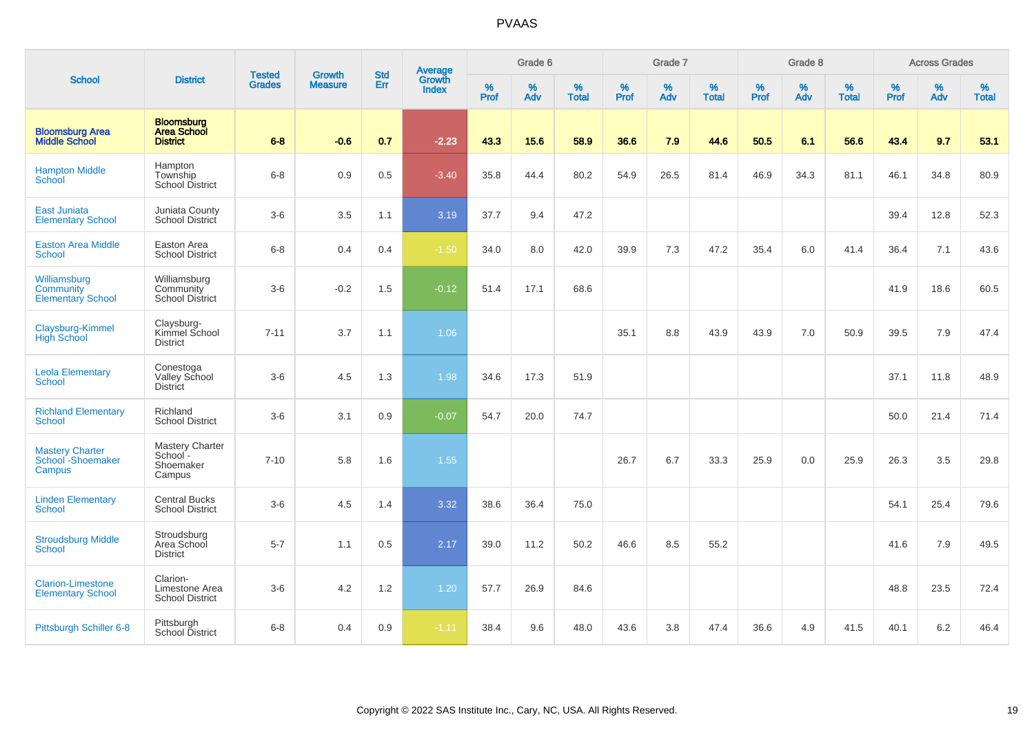# PVAAS

| School | District | Tested Grades | Growth Measure | Std Err | Average Growth Index | Grade 6 | | | Grade 7 | | | Grade 8 | | | Across Grades | | |
|---|---|---|---|---|---|---|---|---|---|---|---|---|---|---|---|---|---|
| | | | | | | % Prof | % Adv | % Total | % Prof | % Adv | % Total | % Prof | % Adv | % Total | % Prof | % Adv | % Total |
| **Bloomsburg Area Middle School** | **Bloomsburg Area School District** | **6-8** | **-0.6** | **0.7** | **-2.23** | **43.3** | **15.6** | **58.9** | **36.6** | **7.9** | **44.6** | **50.5** | **6.1** | **56.6** | **43.4** | **9.7** | **53.1** |
| Hampton Middle School | Hampton Township School District | 6-8 | 0.9 | 0.5 | -3.40 | 35.8 | 44.4 | 80.2 | 54.9 | 26.5 | 81.4 | 46.9 | 34.3 | 81.1 | 46.1 | 34.8 | 80.9 |
| East Juniata Elementary School | Juniata County School District | 3-6 | 3.5 | 1.1 | 3.19 | 37.7 | 9.4 | 47.2 | | | | | | | 39.4 | 12.8 | 52.3 |
| Easton Area Middle School | Easton Area School District | 6-8 | 0.4 | 0.4 | -1.50 | 34.0 | 8.0 | 42.0 | 39.9 | 7.3 | 47.2 | 35.4 | 6.0 | 41.4 | 36.4 | 7.1 | 43.6 |
| Williamsburg Community Elementary School | Williamsburg Community School District | 3-6 | -0.2 | 1.5 | -0.12 | 51.4 | 17.1 | 68.6 | | | | | | | 41.9 | 18.6 | 60.5 |
| Claysburg-Kimmel High School | Claysburg-Kimmel School District | 7-11 | 3.7 | 1.1 | 1.06 | | | | 35.1 | 8.8 | 43.9 | 43.9 | 7.0 | 50.9 | 39.5 | 7.9 | 47.4 |
| Leola Elementary School | Conestoga Valley School District | 3-6 | 4.5 | 1.3 | 1.98 | 34.6 | 17.3 | 51.9 | | | | | | | 37.1 | 11.8 | 48.9 |
| Richland Elementary School | Richland School District | 3-6 | 3.1 | 0.9 | -0.07 | 54.7 | 20.0 | 74.7 | | | | | | | 50.0 | 21.4 | 71.4 |
| Mastery Charter School -Shoemaker Campus | Mastery Charter School - Shoemaker Campus | 7-10 | 5.8 | 1.6 | 1.55 | | | | 26.7 | 6.7 | 33.3 | 25.9 | 0.0 | 25.9 | 26.3 | 3.5 | 29.8 |
| Linden Elementary School | Central Bucks School District | 3-6 | 4.5 | 1.4 | 3.32 | 38.6 | 36.4 | 75.0 | | | | | | | 54.1 | 25.4 | 79.6 |
| Stroudsburg Middle School | Stroudsburg Area School District | 5-7 | 1.1 | 0.5 | 2.17 | 39.0 | 11.2 | 50.2 | 46.6 | 8.5 | 55.2 | | | | 41.6 | 7.9 | 49.5 |
| Clarion-Limestone Elementary School | Clarion-Limestone Area School District | 3-6 | 4.2 | 1.2 | 1.20 | 57.7 | 26.9 | 84.6 | | | | | | | 48.8 | 23.5 | 72.4 |
| Pittsburgh Schiller 6-8 | Pittsburgh School District | 6-8 | 0.4 | 0.9 | -1.11 | 38.4 | 9.6 | 48.0 | 43.6 | 3.8 | 47.4 | 36.6 | 4.9 | 41.5 | 40.1 | 6.2 | 46.4 |

Copyright © 2022 SAS Institute Inc., Cary, NC, USA. All Rights Reserved.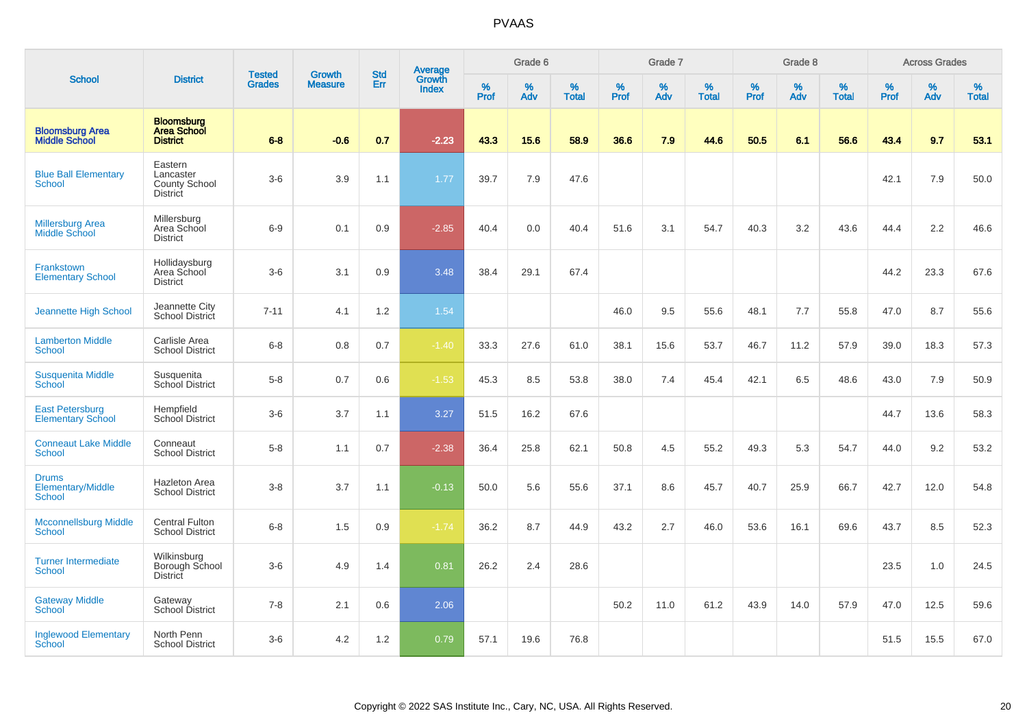# PVAAS

| School | District | Tested Grades | Growth Measure | Std Err | Average Growth Index | Grade 6 | | | Grade 7 | | | Grade 8 | | | Across Grades | | |
|---|---|---|---|---|---|---|---|---|---|---|---|---|---|---|---|---|---|
| | | | | | | % Prof | % Adv | % Total | % Prof | % Adv | % Total | % Prof | % Adv | % Total | % Prof | % Adv | % Total |
| **Bloomsburg Area Middle School** | **Bloomsburg Area School District** | **6-8** | **-0.6** | **0.7** | **-2.23** | **43.3** | **15.6** | **58.9** | **36.6** | **7.9** | **44.6** | **50.5** | **6.1** | **56.6** | **43.4** | **9.7** | **53.1** |
| Blue Ball Elementary School | Eastern Lancaster County School District | 3-6 | 3.9 | 1.1 | 1.77 | 39.7 | 7.9 | 47.6 | | | | | | | 42.1 | 7.9 | 50.0 |
| Millersburg Area Middle School | Millersburg Area School District | 6-9 | 0.1 | 0.9 | -2.85 | 40.4 | 0.0 | 40.4 | 51.6 | 3.1 | 54.7 | 40.3 | 3.2 | 43.6 | 44.4 | 2.2 | 46.6 |
| Frankstown Elementary School | Hollidaysburg Area School District | 3-6 | 3.1 | 0.9 | 3.48 | 38.4 | 29.1 | 67.4 | | | | | | | 44.2 | 23.3 | 67.6 |
| Jeannette High School | Jeannette City School District | 7-11 | 4.1 | 1.2 | 1.54 | | | | 46.0 | 9.5 | 55.6 | 48.1 | 7.7 | 55.8 | 47.0 | 8.7 | 55.6 |
| Lamberton Middle School | Carlisle Area School District | 6-8 | 0.8 | 0.7 | -1.40 | 33.3 | 27.6 | 61.0 | 38.1 | 15.6 | 53.7 | 46.7 | 11.2 | 57.9 | 39.0 | 18.3 | 57.3 |
| Susquenita Middle School | Susquenita School District | 5-8 | 0.7 | 0.6 | -1.53 | 45.3 | 8.5 | 53.8 | 38.0 | 7.4 | 45.4 | 42.1 | 6.5 | 48.6 | 43.0 | 7.9 | 50.9 |
| East Petersburg Elementary School | Hempfield School District | 3-6 | 3.7 | 1.1 | 3.27 | 51.5 | 16.2 | 67.6 | | | | | | | 44.7 | 13.6 | 58.3 |
| Conneaut Lake Middle School | Conneaut School District | 5-8 | 1.1 | 0.7 | -2.38 | 36.4 | 25.8 | 62.1 | 50.8 | 4.5 | 55.2 | 49.3 | 5.3 | 54.7 | 44.0 | 9.2 | 53.2 |
| Drums Elementary/Middle School | Hazleton Area School District | 3-8 | 3.7 | 1.1 | -0.13 | 50.0 | 5.6 | 55.6 | 37.1 | 8.6 | 45.7 | 40.7 | 25.9 | 66.7 | 42.7 | 12.0 | 54.8 |
| Mcconnellsburg Middle School | Central Fulton School District | 6-8 | 1.5 | 0.9 | -1.74 | 36.2 | 8.7 | 44.9 | 43.2 | 2.7 | 46.0 | 53.6 | 16.1 | 69.6 | 43.7 | 8.5 | 52.3 |
| Turner Intermediate School | Wilkinsburg Borough School District | 3-6 | 4.9 | 1.4 | 0.81 | 26.2 | 2.4 | 28.6 | | | | | | | 23.5 | 1.0 | 24.5 |
| Gateway Middle School | Gateway School District | 7-8 | 2.1 | 0.6 | 2.06 | | | | 50.2 | 11.0 | 61.2 | 43.9 | 14.0 | 57.9 | 47.0 | 12.5 | 59.6 |
| Inglewood Elementary School | North Penn School District | 3-6 | 4.2 | 1.2 | 0.79 | 57.1 | 19.6 | 76.8 | | | | | | | 51.5 | 15.5 | 67.0 |

Copyright © 2022 SAS Institute Inc., Cary, NC, USA. All Rights Reserved.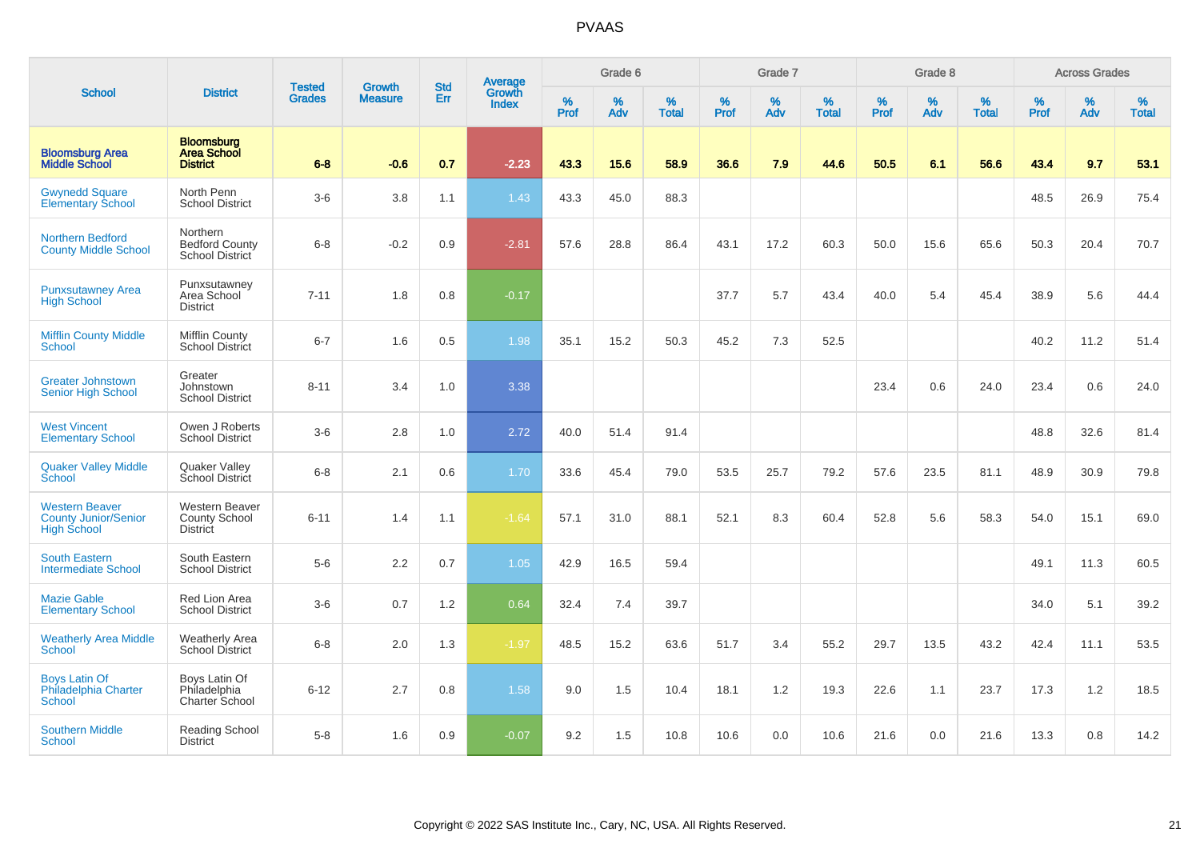# PVAAS

| School | District | Tested Grades | Growth Measure | Std Err | Average Growth Index | Grade 6 | | | Grade 7 | | | Grade 8 | | | Across Grades | | |
|---|---|---|---|---|---|---|---|---|---|---|---|---|---|---|---|---|---|
| | | | | | | % Prof | % Adv | % Total | % Prof | % Adv | % Total | % Prof | % Adv | % Total | % Prof | % Adv | % Total |
| **Bloomsburg Area Middle School** | **Bloomsburg Area School District** | **6-8** | **-0.6** | **0.7** | **-2.23** | **43.3** | **15.6** | **58.9** | **36.6** | **7.9** | **44.6** | **50.5** | **6.1** | **56.6** | **43.4** | **9.7** | **53.1** |
| Gwynedd Square Elementary School | North Penn School District | 3-6 | 3.8 | 1.1 | 1.43 | 43.3 | 45.0 | 88.3 | | | | | | | 48.5 | 26.9 | 75.4 |
| Northern Bedford County Middle School | Northern Bedford County School District | 6-8 | -0.2 | 0.9 | -2.81 | 57.6 | 28.8 | 86.4 | 43.1 | 17.2 | 60.3 | 50.0 | 15.6 | 65.6 | 50.3 | 20.4 | 70.7 |
| Punxsutawney Area High School | Punxsutawney Area School District | 7-11 | 1.8 | 0.8 | -0.17 | | | | 37.7 | 5.7 | 43.4 | 40.0 | 5.4 | 45.4 | 38.9 | 5.6 | 44.4 |
| Mifflin County Middle School | Mifflin County School District | 6-7 | 1.6 | 0.5 | 1.98 | 35.1 | 15.2 | 50.3 | 45.2 | 7.3 | 52.5 | | | | 40.2 | 11.2 | 51.4 |
| Greater Johnstown Senior High School | Greater Johnstown School District | 8-11 | 3.4 | 1.0 | 3.38 | | | | | | | 23.4 | 0.6 | 24.0 | 23.4 | 0.6 | 24.0 |
| West Vincent Elementary School | Owen J Roberts School District | 3-6 | 2.8 | 1.0 | 2.72 | 40.0 | 51.4 | 91.4 | | | | | | | 48.8 | 32.6 | 81.4 |
| Quaker Valley Middle School | Quaker Valley School District | 6-8 | 2.1 | 0.6 | 1.70 | 33.6 | 45.4 | 79.0 | 53.5 | 25.7 | 79.2 | 57.6 | 23.5 | 81.1 | 48.9 | 30.9 | 79.8 |
| Western Beaver County Junior/Senior High School | Western Beaver County School District | 6-11 | 1.4 | 1.1 | -1.64 | 57.1 | 31.0 | 88.1 | 52.1 | 8.3 | 60.4 | 52.8 | 5.6 | 58.3 | 54.0 | 15.1 | 69.0 |
| South Eastern Intermediate School | South Eastern School District | 5-6 | 2.2 | 0.7 | 1.05 | 42.9 | 16.5 | 59.4 | | | | | | | 49.1 | 11.3 | 60.5 |
| Mazie Gable Elementary School | Red Lion Area School District | 3-6 | 0.7 | 1.2 | 0.64 | 32.4 | 7.4 | 39.7 | | | | | | | 34.0 | 5.1 | 39.2 |
| Weatherly Area Middle School | Weatherly Area School District | 6-8 | 2.0 | 1.3 | -1.97 | 48.5 | 15.2 | 63.6 | 51.7 | 3.4 | 55.2 | 29.7 | 13.5 | 43.2 | 42.4 | 11.1 | 53.5 |
| Boys Latin Of Philadelphia Charter School | Boys Latin Of Philadelphia Charter School | 6-12 | 2.7 | 0.8 | 1.58 | 9.0 | 1.5 | 10.4 | 18.1 | 1.2 | 19.3 | 22.6 | 1.1 | 23.7 | 17.3 | 1.2 | 18.5 |
| Southern Middle School | Reading School District | 5-8 | 1.6 | 0.9 | -0.07 | 9.2 | 1.5 | 10.8 | 10.6 | 0.0 | 10.6 | 21.6 | 0.0 | 21.6 | 13.3 | 0.8 | 14.2 |

Copyright © 2022 SAS Institute Inc., Cary, NC, USA. All Rights Reserved.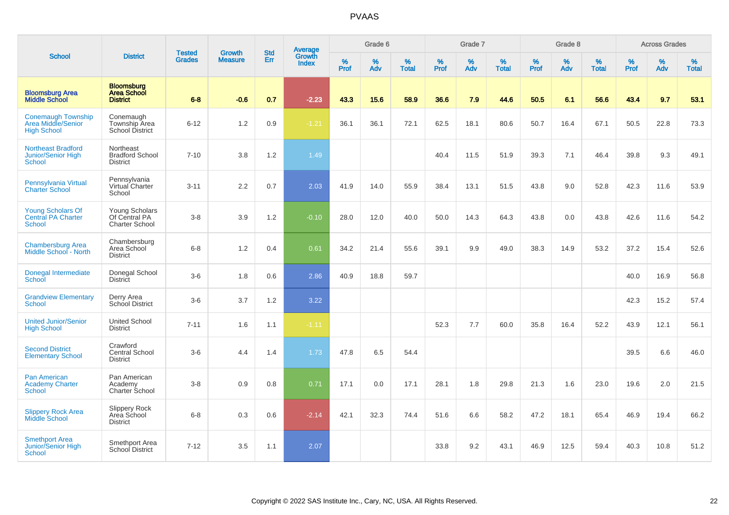# PVAAS

| School | District | Tested Grades | Growth Measure | Std Err | Average Growth Index | Grade 6 | | | Grade 7 | | | Grade 8 | | | Across Grades | | |
|---|---|---|---|---|---|---|---|---|---|---|---|---|---|---|---|---|---|
| | | | | | | % Prof | % Adv | % Total | % Prof | % Adv | % Total | % Prof | % Adv | % Total | % Prof | % Adv | % Total |
| **Bloomsburg Area Middle School** | **Bloomsburg Area School District** | **6-8** | **-0.6** | **0.7** | **-2.23** | **43.3** | **15.6** | **58.9** | **36.6** | **7.9** | **44.6** | **50.5** | **6.1** | **56.6** | **43.4** | **9.7** | **53.1** |
| Conemaugh Township Area Middle/Senior High School | Conemaugh Township Area School District | 6-12 | 1.2 | 0.9 | -1.21 | 36.1 | 36.1 | 72.1 | 62.5 | 18.1 | 80.6 | 50.7 | 16.4 | 67.1 | 50.5 | 22.8 | 73.3 |
| Northeast Bradford Junior/Senior High School | Northeast Bradford School District | 7-10 | 3.8 | 1.2 | 1.49 | | | | 40.4 | 11.5 | 51.9 | 39.3 | 7.1 | 46.4 | 39.8 | 9.3 | 49.1 |
| Pennsylvania Virtual Charter School | Pennsylvania Virtual Charter School | 3-11 | 2.2 | 0.7 | 2.03 | 41.9 | 14.0 | 55.9 | 38.4 | 13.1 | 51.5 | 43.8 | 9.0 | 52.8 | 42.3 | 11.6 | 53.9 |
| Young Scholars Of Central PA Charter School | Young Scholars Of Central PA Charter School | 3-8 | 3.9 | 1.2 | -0.10 | 28.0 | 12.0 | 40.0 | 50.0 | 14.3 | 64.3 | 43.8 | 0.0 | 43.8 | 42.6 | 11.6 | 54.2 |
| Chambersburg Area Middle School - North | Chambersburg Area School District | 6-8 | 1.2 | 0.4 | 0.61 | 34.2 | 21.4 | 55.6 | 39.1 | 9.9 | 49.0 | 38.3 | 14.9 | 53.2 | 37.2 | 15.4 | 52.6 |
| Donegal Intermediate School | Donegal School District | 3-6 | 1.8 | 0.6 | 2.86 | 40.9 | 18.8 | 59.7 | | | | | | | 40.0 | 16.9 | 56.8 |
| Grandview Elementary School | Derry Area School District | 3-6 | 3.7 | 1.2 | 3.22 | | | | | | | | | | 42.3 | 15.2 | 57.4 |
| United Junior/Senior High School | United School District | 7-11 | 1.6 | 1.1 | -1.11 | | | | 52.3 | 7.7 | 60.0 | 35.8 | 16.4 | 52.2 | 43.9 | 12.1 | 56.1 |
| Second District Elementary School | Crawford Central School District | 3-6 | 4.4 | 1.4 | 1.73 | 47.8 | 6.5 | 54.4 | | | | | | | 39.5 | 6.6 | 46.0 |
| Pan American Academy Charter School | Pan American Academy Charter School | 3-8 | 0.9 | 0.8 | 0.71 | 17.1 | 0.0 | 17.1 | 28.1 | 1.8 | 29.8 | 21.3 | 1.6 | 23.0 | 19.6 | 2.0 | 21.5 |
| Slippery Rock Area Middle School | Slippery Rock Area School District | 6-8 | 0.3 | 0.6 | -2.14 | 42.1 | 32.3 | 74.4 | 51.6 | 6.6 | 58.2 | 47.2 | 18.1 | 65.4 | 46.9 | 19.4 | 66.2 |
| Smethport Area Junior/Senior High School | Smethport Area School District | 7-12 | 3.5 | 1.1 | 2.07 | | | | 33.8 | 9.2 | 43.1 | 46.9 | 12.5 | 59.4 | 40.3 | 10.8 | 51.2 |

Copyright © 2022 SAS Institute Inc., Cary, NC, USA. All Rights Reserved.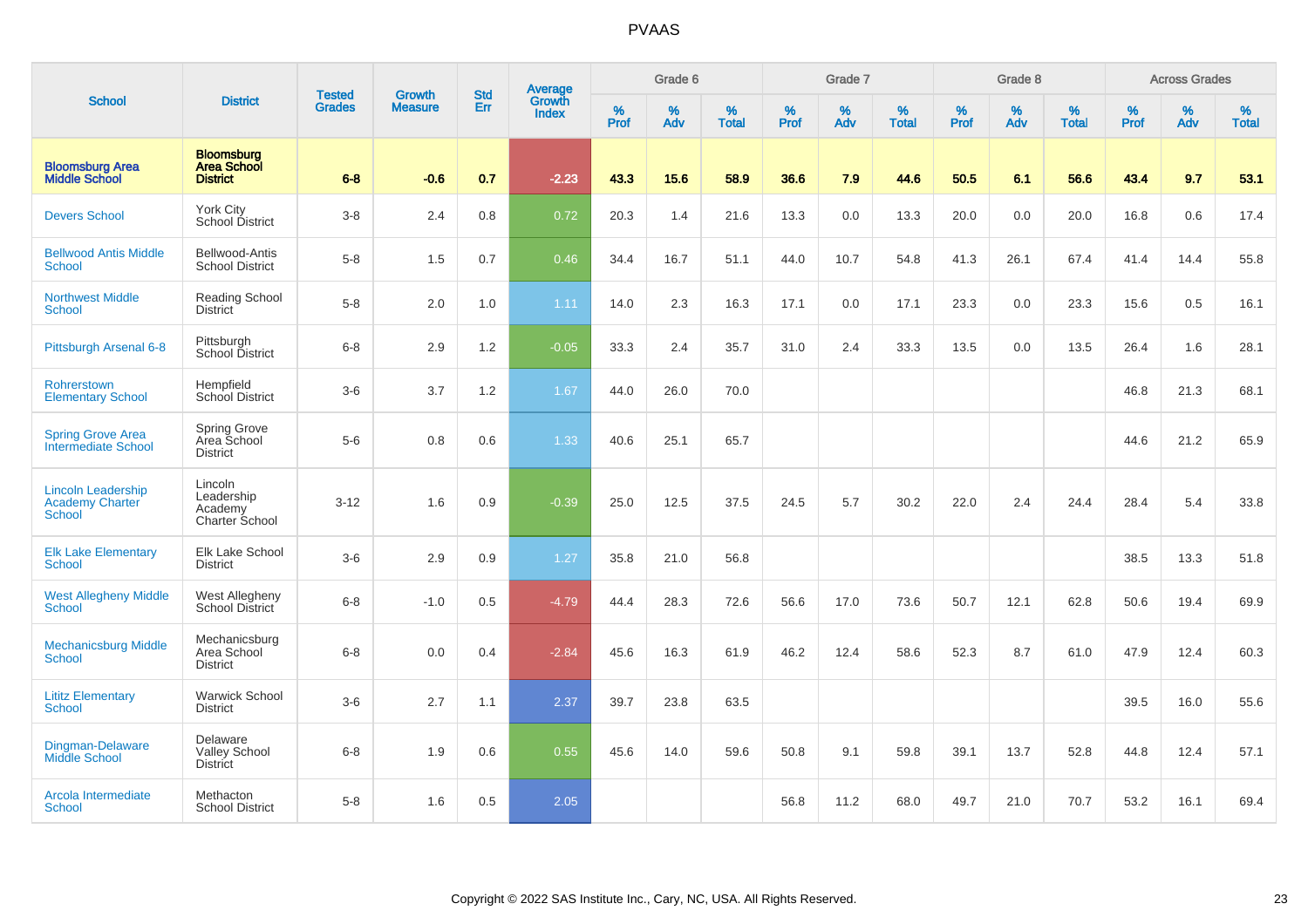# PVAAS

| School | District | Tested Grades | Growth Measure | Std Err | Average Growth Index | Grade 6 | | | Grade 7 | | | Grade 8 | | | Across Grades | | |
|---|---|---|---|---|---|---|---|---|---|---|---|---|---|---|---|---|---|
| | | | | | | % Prof | % Adv | % Total | % Prof | % Adv | % Total | % Prof | % Adv | % Total | % Prof | % Adv | % Total |
| **Bloomsburg Area Middle School** | **Bloomsburg Area School District** | **6-8** | **-0.6** | **0.7** | **-2.23** | **43.3** | **15.6** | **58.9** | **36.6** | **7.9** | **44.6** | **50.5** | **6.1** | **56.6** | **43.4** | **9.7** | **53.1** |
| Devers School | York City School District | 3-8 | 2.4 | 0.8 | 0.72 | 20.3 | 1.4 | 21.6 | 13.3 | 0.0 | 13.3 | 20.0 | 0.0 | 20.0 | 16.8 | 0.6 | 17.4 |
| Bellwood Antis Middle School | Bellwood-Antis School District | 5-8 | 1.5 | 0.7 | 0.46 | 34.4 | 16.7 | 51.1 | 44.0 | 10.7 | 54.8 | 41.3 | 26.1 | 67.4 | 41.4 | 14.4 | 55.8 |
| Northwest Middle School | Reading School District | 5-8 | 2.0 | 1.0 | 1.11 | 14.0 | 2.3 | 16.3 | 17.1 | 0.0 | 17.1 | 23.3 | 0.0 | 23.3 | 15.6 | 0.5 | 16.1 |
| Pittsburgh Arsenal 6-8 | Pittsburgh School District | 6-8 | 2.9 | 1.2 | -0.05 | 33.3 | 2.4 | 35.7 | 31.0 | 2.4 | 33.3 | 13.5 | 0.0 | 13.5 | 26.4 | 1.6 | 28.1 |
| Rohrerstown Elementary School | Hempfield School District | 3-6 | 3.7 | 1.2 | 1.67 | 44.0 | 26.0 | 70.0 | | | | | | | 46.8 | 21.3 | 68.1 |
| Spring Grove Area Intermediate School | Spring Grove Area School District | 5-6 | 0.8 | 0.6 | 1.33 | 40.6 | 25.1 | 65.7 | | | | | | | 44.6 | 21.2 | 65.9 |
| Lincoln Leadership Academy Charter School | Lincoln Leadership Academy Charter School | 3-12 | 1.6 | 0.9 | -0.39 | 25.0 | 12.5 | 37.5 | 24.5 | 5.7 | 30.2 | 22.0 | 2.4 | 24.4 | 28.4 | 5.4 | 33.8 |
| Elk Lake Elementary School | Elk Lake School District | 3-6 | 2.9 | 0.9 | 1.27 | 35.8 | 21.0 | 56.8 | | | | | | | 38.5 | 13.3 | 51.8 |
| West Allegheny Middle School | West Allegheny School District | 6-8 | -1.0 | 0.5 | -4.79 | 44.4 | 28.3 | 72.6 | 56.6 | 17.0 | 73.6 | 50.7 | 12.1 | 62.8 | 50.6 | 19.4 | 69.9 |
| Mechanicsburg Middle School | Mechanicsburg Area School District | 6-8 | 0.0 | 0.4 | -2.84 | 45.6 | 16.3 | 61.9 | 46.2 | 12.4 | 58.6 | 52.3 | 8.7 | 61.0 | 47.9 | 12.4 | 60.3 |
| Lititz Elementary School | Warwick School District | 3-6 | 2.7 | 1.1 | 2.37 | 39.7 | 23.8 | 63.5 | | | | | | | 39.5 | 16.0 | 55.6 |
| Dingman-Delaware Middle School | Delaware Valley School District | 6-8 | 1.9 | 0.6 | 0.55 | 45.6 | 14.0 | 59.6 | 50.8 | 9.1 | 59.8 | 39.1 | 13.7 | 52.8 | 44.8 | 12.4 | 57.1 |
| Arcola Intermediate School | Methacton School District | 5-8 | 1.6 | 0.5 | 2.05 | | | | 56.8 | 11.2 | 68.0 | 49.7 | 21.0 | 70.7 | 53.2 | 16.1 | 69.4 |

Copyright © 2022 SAS Institute Inc., Cary, NC, USA. All Rights Reserved.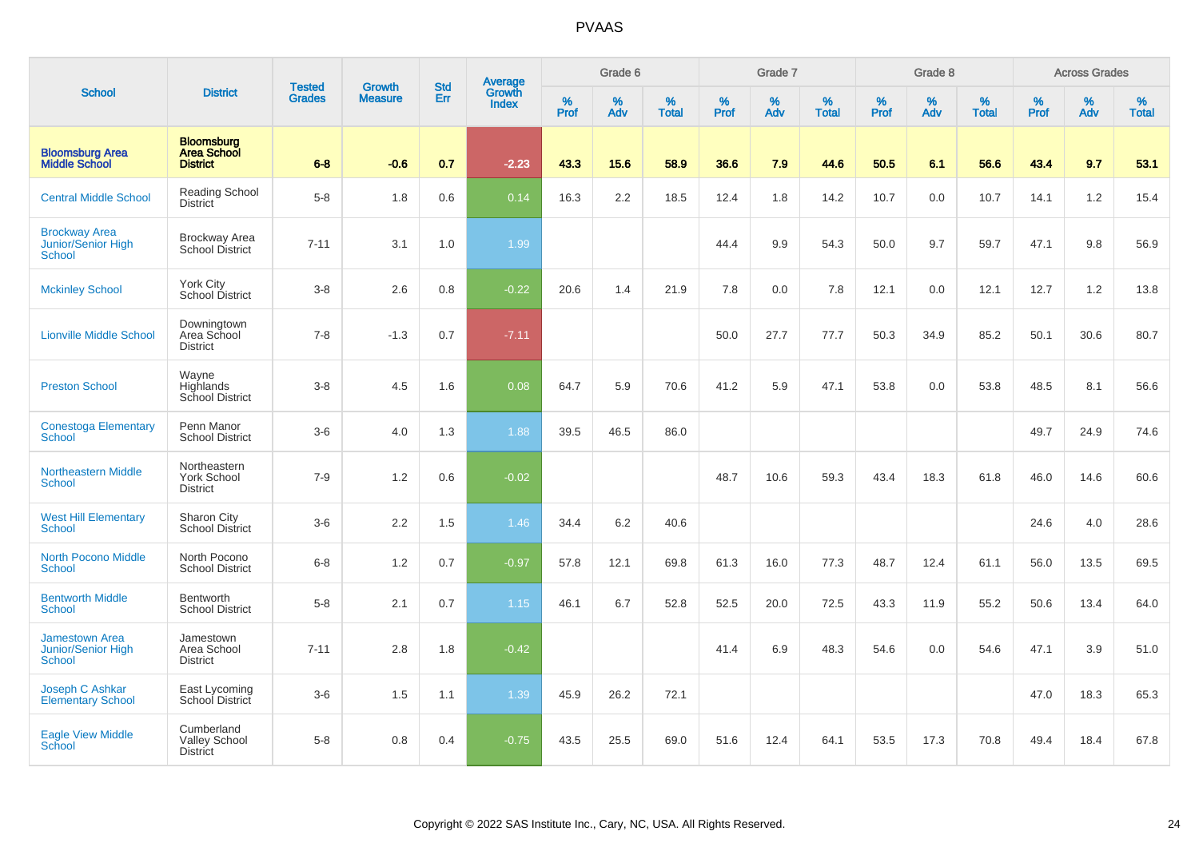# PVAAS

| School | District | Tested Grades | Growth Measure | Std Err | Average Growth Index | Grade 6 | | | Grade 7 | | | Grade 8 | | | Across Grades | | |
|---|---|---|---|---|---|---|---|---|---|---|---|---|---|---|---|---|---|
| | | | | | | % Prof | % Adv | % Total | % Prof | % Adv | % Total | % Prof | % Adv | % Total | % Prof | % Adv | % Total |
| **Bloomsburg Area Middle School** | **Bloomsburg Area School District** | **6-8** | **-0.6** | **0.7** | **-2.23** | **43.3** | **15.6** | **58.9** | **36.6** | **7.9** | **44.6** | **50.5** | **6.1** | **56.6** | **43.4** | **9.7** | **53.1** |
| Central Middle School | Reading School District | 5-8 | 1.8 | 0.6 | 0.14 | 16.3 | 2.2 | 18.5 | 12.4 | 1.8 | 14.2 | 10.7 | 0.0 | 10.7 | 14.1 | 1.2 | 15.4 |
| Brockway Area Junior/Senior High School | Brockway Area School District | 7-11 | 3.1 | 1.0 | 1.99 | | | | 44.4 | 9.9 | 54.3 | 50.0 | 9.7 | 59.7 | 47.1 | 9.8 | 56.9 |
| Mckinley School | York City School District | 3-8 | 2.6 | 0.8 | -0.22 | 20.6 | 1.4 | 21.9 | 7.8 | 0.0 | 7.8 | 12.1 | 0.0 | 12.1 | 12.7 | 1.2 | 13.8 |
| Lionville Middle School | Downingtown Area School District | 7-8 | -1.3 | 0.7 | -7.11 | | | | 50.0 | 27.7 | 77.7 | 50.3 | 34.9 | 85.2 | 50.1 | 30.6 | 80.7 |
| Preston School | Wayne Highlands School District | 3-8 | 4.5 | 1.6 | 0.08 | 64.7 | 5.9 | 70.6 | 41.2 | 5.9 | 47.1 | 53.8 | 0.0 | 53.8 | 48.5 | 8.1 | 56.6 |
| Conestoga Elementary School | Penn Manor School District | 3-6 | 4.0 | 1.3 | 1.88 | 39.5 | 46.5 | 86.0 | | | | | | | 49.7 | 24.9 | 74.6 |
| Northeastern Middle School | Northeastern York School District | 7-9 | 1.2 | 0.6 | -0.02 | | | | 48.7 | 10.6 | 59.3 | 43.4 | 18.3 | 61.8 | 46.0 | 14.6 | 60.6 |
| West Hill Elementary School | Sharon City School District | 3-6 | 2.2 | 1.5 | 1.46 | 34.4 | 6.2 | 40.6 | | | | | | | 24.6 | 4.0 | 28.6 |
| North Pocono Middle School | North Pocono School District | 6-8 | 1.2 | 0.7 | -0.97 | 57.8 | 12.1 | 69.8 | 61.3 | 16.0 | 77.3 | 48.7 | 12.4 | 61.1 | 56.0 | 13.5 | 69.5 |
| Bentworth Middle School | Bentworth School District | 5-8 | 2.1 | 0.7 | 1.15 | 46.1 | 6.7 | 52.8 | 52.5 | 20.0 | 72.5 | 43.3 | 11.9 | 55.2 | 50.6 | 13.4 | 64.0 |
| Jamestown Area Junior/Senior High School | Jamestown Area School District | 7-11 | 2.8 | 1.8 | -0.42 | | | | 41.4 | 6.9 | 48.3 | 54.6 | 0.0 | 54.6 | 47.1 | 3.9 | 51.0 |
| Joseph C Ashkar Elementary School | East Lycoming School District | 3-6 | 1.5 | 1.1 | 1.39 | 45.9 | 26.2 | 72.1 | | | | | | | 47.0 | 18.3 | 65.3 |
| Eagle View Middle School | Cumberland Valley School District | 5-8 | 0.8 | 0.4 | -0.75 | 43.5 | 25.5 | 69.0 | 51.6 | 12.4 | 64.1 | 53.5 | 17.3 | 70.8 | 49.4 | 18.4 | 67.8 |

Copyright © 2022 SAS Institute Inc., Cary, NC, USA. All Rights Reserved.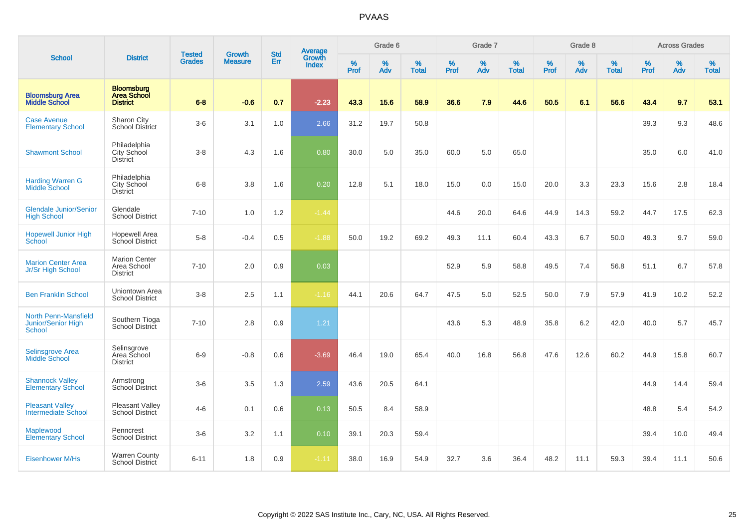# PVAAS

| School | District | Tested Grades | Growth Measure | Std Err | Average Growth Index | Grade 6 | | | Grade 7 | | | Grade 8 | | | Across Grades | | |
|---|---|---|---|---|---|---|---|---|---|---|---|---|---|---|---|---|---|
| | | | | | | % Prof | % Adv | % Total | % Prof | % Adv | % Total | % Prof | % Adv | % Total | % Prof | % Adv | % Total |
| **Bloomsburg Area Middle School** | **Bloomsburg Area School District** | **6-8** | **-0.6** | **0.7** | **-2.23** | **43.3** | **15.6** | **58.9** | **36.6** | **7.9** | **44.6** | **50.5** | **6.1** | **56.6** | **43.4** | **9.7** | **53.1** |
| Case Avenue Elementary School | Sharon City School District | 3-6 | 3.1 | 1.0 | 2.66 | 31.2 | 19.7 | 50.8 | | | | | | | 39.3 | 9.3 | 48.6 |
| Shawmont School | Philadelphia City School District | 3-8 | 4.3 | 1.6 | 0.80 | 30.0 | 5.0 | 35.0 | 60.0 | 5.0 | 65.0 | | | | 35.0 | 6.0 | 41.0 |
| Harding Warren G Middle School | Philadelphia City School District | 6-8 | 3.8 | 1.6 | 0.20 | 12.8 | 5.1 | 18.0 | 15.0 | 0.0 | 15.0 | 20.0 | 3.3 | 23.3 | 15.6 | 2.8 | 18.4 |
| Glendale Junior/Senior High School | Glendale School District | 7-10 | 1.0 | 1.2 | -1.44 | | | | 44.6 | 20.0 | 64.6 | 44.9 | 14.3 | 59.2 | 44.7 | 17.5 | 62.3 |
| Hopewell Junior High School | Hopewell Area School District | 5-8 | -0.4 | 0.5 | -1.88 | 50.0 | 19.2 | 69.2 | 49.3 | 11.1 | 60.4 | 43.3 | 6.7 | 50.0 | 49.3 | 9.7 | 59.0 |
| Marion Center Area Jr/Sr High School | Marion Center Area School District | 7-10 | 2.0 | 0.9 | 0.03 | | | | 52.9 | 5.9 | 58.8 | 49.5 | 7.4 | 56.8 | 51.1 | 6.7 | 57.8 |
| Ben Franklin School | Uniontown Area School District | 3-8 | 2.5 | 1.1 | -1.16 | 44.1 | 20.6 | 64.7 | 47.5 | 5.0 | 52.5 | 50.0 | 7.9 | 57.9 | 41.9 | 10.2 | 52.2 |
| North Penn-Mansfield Junior/Senior High School | Southern Tioga School District | 7-10 | 2.8 | 0.9 | 1.21 | | | | 43.6 | 5.3 | 48.9 | 35.8 | 6.2 | 42.0 | 40.0 | 5.7 | 45.7 |
| Selinsgrove Area Middle School | Selinsgrove Area School District | 6-9 | -0.8 | 0.6 | -3.69 | 46.4 | 19.0 | 65.4 | 40.0 | 16.8 | 56.8 | 47.6 | 12.6 | 60.2 | 44.9 | 15.8 | 60.7 |
| Shannock Valley Elementary School | Armstrong School District | 3-6 | 3.5 | 1.3 | 2.59 | 43.6 | 20.5 | 64.1 | | | | | | | 44.9 | 14.4 | 59.4 |
| Pleasant Valley Intermediate School | Pleasant Valley School District | 4-6 | 0.1 | 0.6 | 0.13 | 50.5 | 8.4 | 58.9 | | | | | | | 48.8 | 5.4 | 54.2 |
| Maplewood Elementary School | Penncrest School District | 3-6 | 3.2 | 1.1 | 0.10 | 39.1 | 20.3 | 59.4 | | | | | | | 39.4 | 10.0 | 49.4 |
| Eisenhower M/Hs | Warren County School District | 6-11 | 1.8 | 0.9 | -1.11 | 38.0 | 16.9 | 54.9 | 32.7 | 3.6 | 36.4 | 48.2 | 11.1 | 59.3 | 39.4 | 11.1 | 50.6 |

Copyright © 2022 SAS Institute Inc., Cary, NC, USA. All Rights Reserved.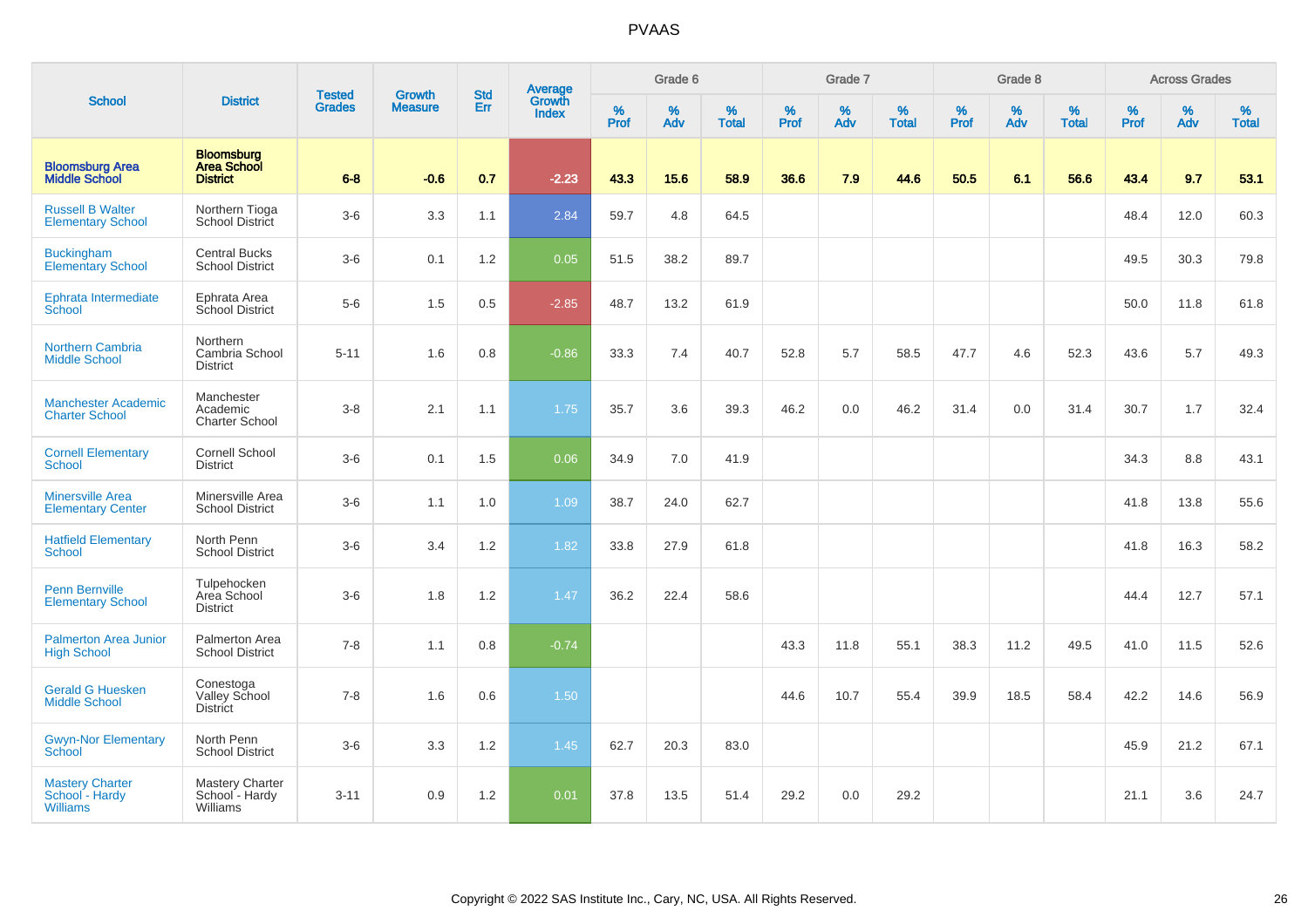# PVAAS

| School | District | Tested Grades | Growth Measure | Std Err | Average Growth Index | Grade 6 | | | Grade 7 | | | Grade 8 | | | Across Grades | | |
|---|---|---|---|---|---|---|---|---|---|---|---|---|---|---|---|---|---|
| | | | | | | % Prof | % Adv | % Total | % Prof | % Adv | % Total | % Prof | % Adv | % Total | % Prof | % Adv | % Total |
| **Bloomsburg Area Middle School** | **Bloomsburg Area School District** | **6-8** | **-0.6** | **0.7** | **-2.23** | **43.3** | **15.6** | **58.9** | **36.6** | **7.9** | **44.6** | **50.5** | **6.1** | **56.6** | **43.4** | **9.7** | **53.1** |
| Russell B Walter Elementary School | Northern Tioga School District | 3-6 | 3.3 | 1.1 | 2.84 | 59.7 | 4.8 | 64.5 | | | | | | | 48.4 | 12.0 | 60.3 |
| Buckingham Elementary School | Central Bucks School District | 3-6 | 0.1 | 1.2 | 0.05 | 51.5 | 38.2 | 89.7 | | | | | | | 49.5 | 30.3 | 79.8 |
| Ephrata Intermediate School | Ephrata Area School District | 5-6 | 1.5 | 0.5 | -2.85 | 48.7 | 13.2 | 61.9 | | | | | | | 50.0 | 11.8 | 61.8 |
| Northern Cambria Middle School | Northern Cambria School District | 5-11 | 1.6 | 0.8 | -0.86 | 33.3 | 7.4 | 40.7 | 52.8 | 5.7 | 58.5 | 47.7 | 4.6 | 52.3 | 43.6 | 5.7 | 49.3 |
| Manchester Academic Charter School | Manchester Academic Charter School | 3-8 | 2.1 | 1.1 | 1.75 | 35.7 | 3.6 | 39.3 | 46.2 | 0.0 | 46.2 | 31.4 | 0.0 | 31.4 | 30.7 | 1.7 | 32.4 |
| Cornell Elementary School | Cornell School District | 3-6 | 0.1 | 1.5 | 0.06 | 34.9 | 7.0 | 41.9 | | | | | | | 34.3 | 8.8 | 43.1 |
| Minersville Area Elementary Center | Minersville Area School District | 3-6 | 1.1 | 1.0 | 1.09 | 38.7 | 24.0 | 62.7 | | | | | | | 41.8 | 13.8 | 55.6 |
| Hatfield Elementary School | North Penn School District | 3-6 | 3.4 | 1.2 | 1.82 | 33.8 | 27.9 | 61.8 | | | | | | | 41.8 | 16.3 | 58.2 |
| Penn Bernville Elementary School | Tulpehocken Area School District | 3-6 | 1.8 | 1.2 | 1.47 | 36.2 | 22.4 | 58.6 | | | | | | | 44.4 | 12.7 | 57.1 |
| Palmerton Area Junior High School | Palmerton Area School District | 7-8 | 1.1 | 0.8 | -0.74 | | | | 43.3 | 11.8 | 55.1 | 38.3 | 11.2 | 49.5 | 41.0 | 11.5 | 52.6 |
| Gerald G Huesken Middle School | Conestoga Valley School District | 7-8 | 1.6 | 0.6 | 1.50 | | | | 44.6 | 10.7 | 55.4 | 39.9 | 18.5 | 58.4 | 42.2 | 14.6 | 56.9 |
| Gwyn-Nor Elementary School | North Penn School District | 3-6 | 3.3 | 1.2 | 1.45 | 62.7 | 20.3 | 83.0 | | | | | | | 45.9 | 21.2 | 67.1 |
| Mastery Charter School - Hardy Williams | Mastery Charter School - Hardy Williams | 3-11 | 0.9 | 1.2 | 0.01 | 37.8 | 13.5 | 51.4 | 29.2 | 0.0 | 29.2 | | | | 21.1 | 3.6 | 24.7 |

Copyright © 2022 SAS Institute Inc., Cary, NC, USA. All Rights Reserved.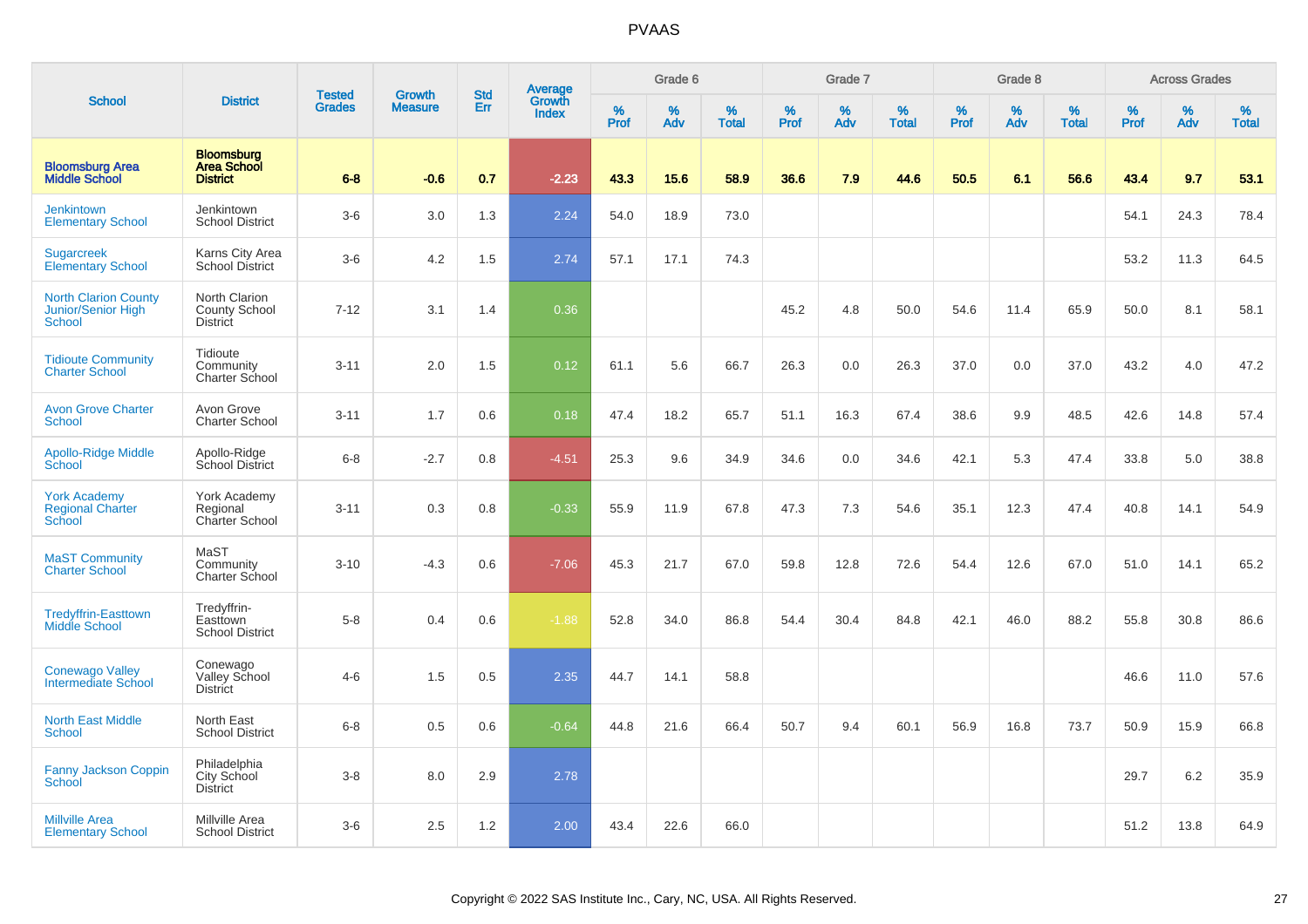# PVAAS

| School | District | Tested Grades | Growth Measure | Std Err | Average Growth Index | Grade 6 | | | Grade 7 | | | Grade 8 | | | Across Grades | | |
|---|---|---|---|---|---|---|---|---|---|---|---|---|---|---|---|---|---|
| | | | | | | % Prof | % Adv | % Total | % Prof | % Adv | % Total | % Prof | % Adv | % Total | % Prof | % Adv | % Total |
| **Bloomsburg Area Middle School** | **Bloomsburg Area School District** | **6-8** | **-0.6** | **0.7** | **-2.23** | **43.3** | **15.6** | **58.9** | **36.6** | **7.9** | **44.6** | **50.5** | **6.1** | **56.6** | **43.4** | **9.7** | **53.1** |
| Jenkintown Elementary School | Jenkintown School District | 3-6 | 3.0 | 1.3 | 2.24 | 54.0 | 18.9 | 73.0 | | | | | | | 54.1 | 24.3 | 78.4 |
| Sugarcreek Elementary School | Karns City Area School District | 3-6 | 4.2 | 1.5 | 2.74 | 57.1 | 17.1 | 74.3 | | | | | | | 53.2 | 11.3 | 64.5 |
| North Clarion County Junior/Senior High School | North Clarion County School District | 7-12 | 3.1 | 1.4 | 0.36 | | | | 45.2 | 4.8 | 50.0 | 54.6 | 11.4 | 65.9 | 50.0 | 8.1 | 58.1 |
| Tidioute Community Charter School | Tidioute Community Charter School | 3-11 | 2.0 | 1.5 | 0.12 | 61.1 | 5.6 | 66.7 | 26.3 | 0.0 | 26.3 | 37.0 | 0.0 | 37.0 | 43.2 | 4.0 | 47.2 |
| Avon Grove Charter School | Avon Grove Charter School | 3-11 | 1.7 | 0.6 | 0.18 | 47.4 | 18.2 | 65.7 | 51.1 | 16.3 | 67.4 | 38.6 | 9.9 | 48.5 | 42.6 | 14.8 | 57.4 |
| Apollo-Ridge Middle School | Apollo-Ridge School District | 6-8 | -2.7 | 0.8 | -4.51 | 25.3 | 9.6 | 34.9 | 34.6 | 0.0 | 34.6 | 42.1 | 5.3 | 47.4 | 33.8 | 5.0 | 38.8 |
| York Academy Regional Charter School | York Academy Regional Charter School | 3-11 | 0.3 | 0.8 | -0.33 | 55.9 | 11.9 | 67.8 | 47.3 | 7.3 | 54.6 | 35.1 | 12.3 | 47.4 | 40.8 | 14.1 | 54.9 |
| MaST Community Charter School | MaST Community Charter School | 3-10 | -4.3 | 0.6 | -7.06 | 45.3 | 21.7 | 67.0 | 59.8 | 12.8 | 72.6 | 54.4 | 12.6 | 67.0 | 51.0 | 14.1 | 65.2 |
| Tredyffrin-Easttown Middle School | Tredyffrin-Easttown School District | 5-8 | 0.4 | 0.6 | -1.88 | 52.8 | 34.0 | 86.8 | 54.4 | 30.4 | 84.8 | 42.1 | 46.0 | 88.2 | 55.8 | 30.8 | 86.6 |
| Conewago Valley Intermediate School | Conewago Valley School District | 4-6 | 1.5 | 0.5 | 2.35 | 44.7 | 14.1 | 58.8 | | | | | | | 46.6 | 11.0 | 57.6 |
| North East Middle School | North East School District | 6-8 | 0.5 | 0.6 | -0.64 | 44.8 | 21.6 | 66.4 | 50.7 | 9.4 | 60.1 | 56.9 | 16.8 | 73.7 | 50.9 | 15.9 | 66.8 |
| Fanny Jackson Coppin School | Philadelphia City School District | 3-8 | 8.0 | 2.9 | 2.78 | | | | | | | | | | 29.7 | 6.2 | 35.9 |
| Millville Area Elementary School | Millville Area School District | 3-6 | 2.5 | 1.2 | 2.00 | 43.4 | 22.6 | 66.0 | | | | | | | 51.2 | 13.8 | 64.9 |

Copyright © 2022 SAS Institute Inc., Cary, NC, USA. All Rights Reserved.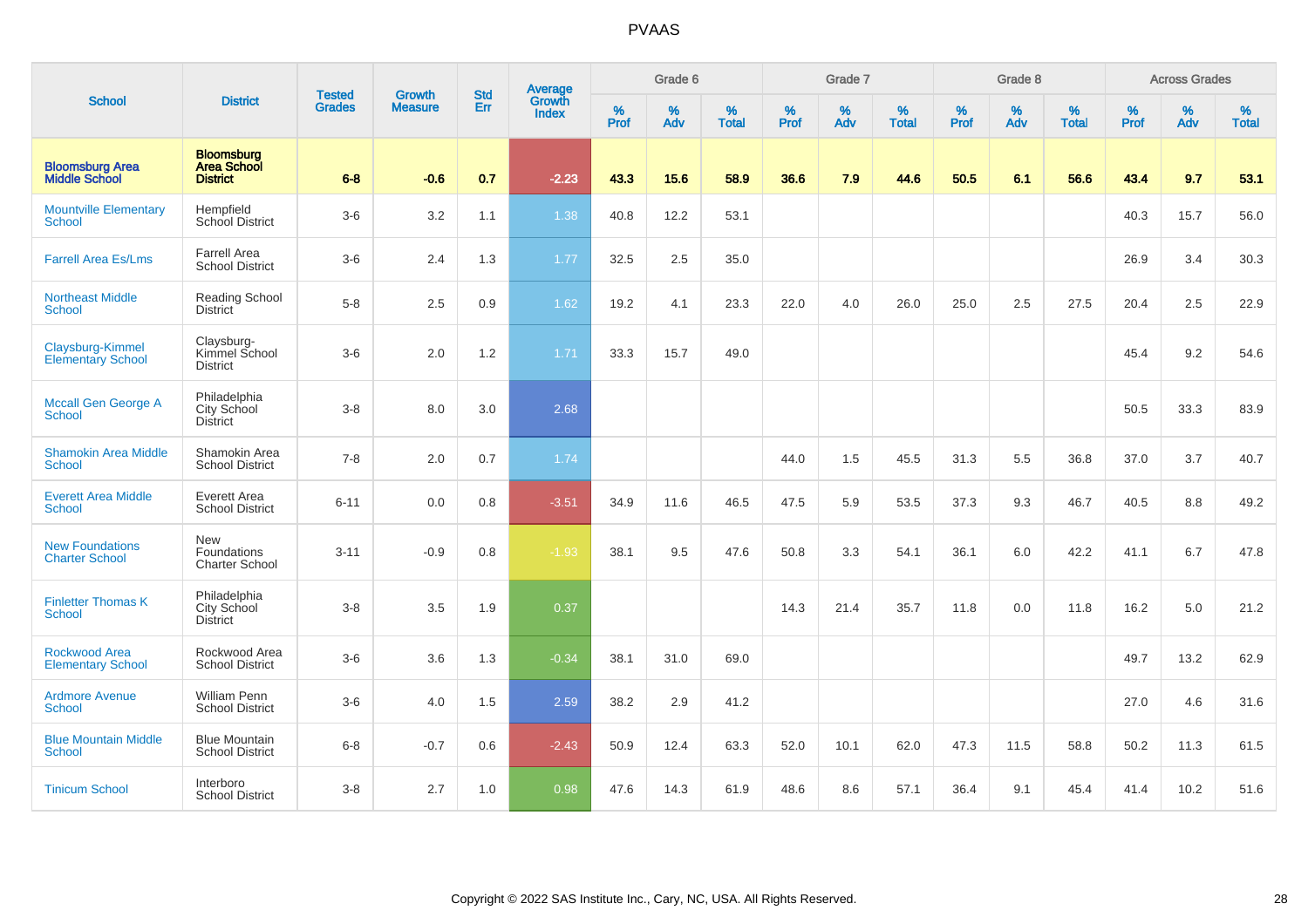# PVAAS

| School | District | Tested Grades | Growth Measure | Std Err | Average Growth Index | Grade 6 | | | Grade 7 | | | Grade 8 | | | Across Grades | | |
|---|---|---|---|---|---|---|---|---|---|---|---|---|---|---|---|---|---|
| | | | | | | % Prof | % Adv | % Total | % Prof | % Adv | % Total | % Prof | % Adv | % Total | % Prof | % Adv | % Total |
| **Bloomsburg Area Middle School** | **Bloomsburg Area School District** | **6-8** | **-0.6** | **0.7** | **-2.23** | **43.3** | **15.6** | **58.9** | **36.6** | **7.9** | **44.6** | **50.5** | **6.1** | **56.6** | **43.4** | **9.7** | **53.1** |
| Mountville Elementary School | Hempfield School District | 3-6 | 3.2 | 1.1 | 1.38 | 40.8 | 12.2 | 53.1 | | | | | | | 40.3 | 15.7 | 56.0 |
| Farrell Area Es/Lms | Farrell Area School District | 3-6 | 2.4 | 1.3 | 1.77 | 32.5 | 2.5 | 35.0 | | | | | | | 26.9 | 3.4 | 30.3 |
| Northeast Middle School | Reading School District | 5-8 | 2.5 | 0.9 | 1.62 | 19.2 | 4.1 | 23.3 | 22.0 | 4.0 | 26.0 | 25.0 | 2.5 | 27.5 | 20.4 | 2.5 | 22.9 |
| Claysburg-Kimmel Elementary School | Claysburg-Kimmel School District | 3-6 | 2.0 | 1.2 | 1.71 | 33.3 | 15.7 | 49.0 | | | | | | | 45.4 | 9.2 | 54.6 |
| Mccall Gen George A School | Philadelphia City School District | 3-8 | 8.0 | 3.0 | 2.68 | | | | | | | | | | 50.5 | 33.3 | 83.9 |
| Shamokin Area Middle School | Shamokin Area School District | 7-8 | 2.0 | 0.7 | 1.74 | | | | 44.0 | 1.5 | 45.5 | 31.3 | 5.5 | 36.8 | 37.0 | 3.7 | 40.7 |
| Everett Area Middle School | Everett Area School District | 6-11 | 0.0 | 0.8 | -3.51 | 34.9 | 11.6 | 46.5 | 47.5 | 5.9 | 53.5 | 37.3 | 9.3 | 46.7 | 40.5 | 8.8 | 49.2 |
| New Foundations Charter School | New Foundations Charter School | 3-11 | -0.9 | 0.8 | -1.93 | 38.1 | 9.5 | 47.6 | 50.8 | 3.3 | 54.1 | 36.1 | 6.0 | 42.2 | 41.1 | 6.7 | 47.8 |
| Finletter Thomas K School | Philadelphia City School District | 3-8 | 3.5 | 1.9 | 0.37 | | | | 14.3 | 21.4 | 35.7 | 11.8 | 0.0 | 11.8 | 16.2 | 5.0 | 21.2 |
| Rockwood Area Elementary School | Rockwood Area School District | 3-6 | 3.6 | 1.3 | -0.34 | 38.1 | 31.0 | 69.0 | | | | | | | 49.7 | 13.2 | 62.9 |
| Ardmore Avenue School | William Penn School District | 3-6 | 4.0 | 1.5 | 2.59 | 38.2 | 2.9 | 41.2 | | | | | | | 27.0 | 4.6 | 31.6 |
| Blue Mountain Middle School | Blue Mountain School District | 6-8 | -0.7 | 0.6 | -2.43 | 50.9 | 12.4 | 63.3 | 52.0 | 10.1 | 62.0 | 47.3 | 11.5 | 58.8 | 50.2 | 11.3 | 61.5 |
| Tinicum School | Interboro School District | 3-8 | 2.7 | 1.0 | 0.98 | 47.6 | 14.3 | 61.9 | 48.6 | 8.6 | 57.1 | 36.4 | 9.1 | 45.4 | 41.4 | 10.2 | 51.6 |

Copyright © 2022 SAS Institute Inc., Cary, NC, USA. All Rights Reserved.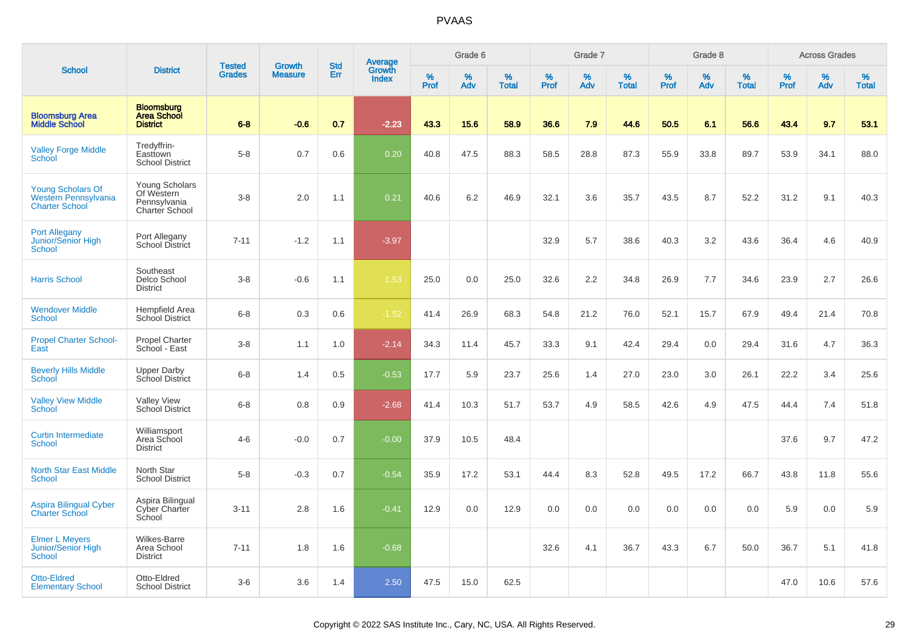# PVAAS

| School | District | Tested Grades | Growth Measure | Std Err | Average Growth Index | Grade 6 | | | Grade 7 | | | Grade 8 | | | Across Grades | | |
|---|---|---|---|---|---|---|---|---|---|---|---|---|---|---|---|---|---|
| | | | | | | % Prof | % Adv | % Total | % Prof | % Adv | % Total | % Prof | % Adv | % Total | % Prof | % Adv | % Total |
| **Bloomsburg Area Middle School** | **Bloomsburg Area School District** | **6-8** | **-0.6** | **0.7** | **-2.23** | **43.3** | **15.6** | **58.9** | **36.6** | **7.9** | **44.6** | **50.5** | **6.1** | **56.6** | **43.4** | **9.7** | **53.1** |
| Valley Forge Middle School | Tredyffrin-Easttown School District | 5-8 | 0.7 | 0.6 | 0.20 | 40.8 | 47.5 | 88.3 | 58.5 | 28.8 | 87.3 | 55.9 | 33.8 | 89.7 | 53.9 | 34.1 | 88.0 |
| Young Scholars Of Western Pennsylvania Charter School | Young Scholars Of Western Pennsylvania Charter School | 3-8 | 2.0 | 1.1 | 0.21 | 40.6 | 6.2 | 46.9 | 32.1 | 3.6 | 35.7 | 43.5 | 8.7 | 52.2 | 31.2 | 9.1 | 40.3 |
| Port Allegany Junior/Senior High School | Port Allegany School District | 7-11 | -1.2 | 1.1 | -3.97 | | | | 32.9 | 5.7 | 38.6 | 40.3 | 3.2 | 43.6 | 36.4 | 4.6 | 40.9 |
| Harris School | Southeast Delco School District | 3-8 | -0.6 | 1.1 | -1.53 | 25.0 | 0.0 | 25.0 | 32.6 | 2.2 | 34.8 | 26.9 | 7.7 | 34.6 | 23.9 | 2.7 | 26.6 |
| Wendover Middle School | Hempfield Area School District | 6-8 | 0.3 | 0.6 | -1.52 | 41.4 | 26.9 | 68.3 | 54.8 | 21.2 | 76.0 | 52.1 | 15.7 | 67.9 | 49.4 | 21.4 | 70.8 |
| Propel Charter School-East | Propel Charter School - East | 3-8 | 1.1 | 1.0 | -2.14 | 34.3 | 11.4 | 45.7 | 33.3 | 9.1 | 42.4 | 29.4 | 0.0 | 29.4 | 31.6 | 4.7 | 36.3 |
| Beverly Hills Middle School | Upper Darby School District | 6-8 | 1.4 | 0.5 | -0.53 | 17.7 | 5.9 | 23.7 | 25.6 | 1.4 | 27.0 | 23.0 | 3.0 | 26.1 | 22.2 | 3.4 | 25.6 |
| Valley View Middle School | Valley View School District | 6-8 | 0.8 | 0.9 | -2.68 | 41.4 | 10.3 | 51.7 | 53.7 | 4.9 | 58.5 | 42.6 | 4.9 | 47.5 | 44.4 | 7.4 | 51.8 |
| Curtin Intermediate School | Williamsport Area School District | 4-6 | -0.0 | 0.7 | -0.00 | 37.9 | 10.5 | 48.4 | | | | | | | 37.6 | 9.7 | 47.2 |
| North Star East Middle School | North Star School District | 5-8 | -0.3 | 0.7 | -0.54 | 35.9 | 17.2 | 53.1 | 44.4 | 8.3 | 52.8 | 49.5 | 17.2 | 66.7 | 43.8 | 11.8 | 55.6 |
| Aspira Bilingual Cyber Charter School | Aspira Bilingual Cyber Charter School | 3-11 | 2.8 | 1.6 | -0.41 | 12.9 | 0.0 | 12.9 | 0.0 | 0.0 | 0.0 | 0.0 | 0.0 | 0.0 | 5.9 | 0.0 | 5.9 |
| Elmer L Meyers Junior/Senior High School | Wilkes-Barre Area School District | 7-11 | 1.8 | 1.6 | -0.68 | | | | 32.6 | 4.1 | 36.7 | 43.3 | 6.7 | 50.0 | 36.7 | 5.1 | 41.8 |
| Otto-Eldred Elementary School | Otto-Eldred School District | 3-6 | 3.6 | 1.4 | 2.50 | 47.5 | 15.0 | 62.5 | | | | | | | 47.0 | 10.6 | 57.6 |

Copyright © 2022 SAS Institute Inc., Cary, NC, USA. All Rights Reserved.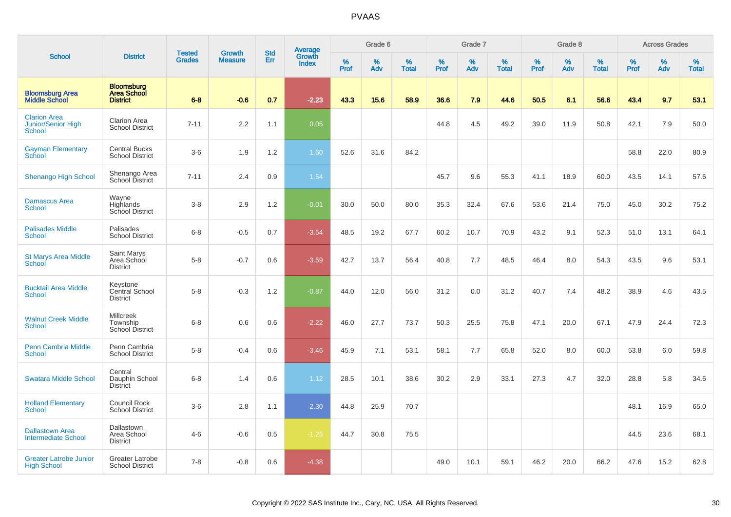PVAAS

| School | District | Tested Grades | Growth Measure | Std Err | Average Growth Index | Grade 6 | | | Grade 7 | | | Grade 8 | | | Across Grades | | |
|---|---|---|---|---|---|---|---|---|---|---|---|---|---|---|---|---|---|
| | | | | | | % Prof | % Adv | % Total | % Prof | % Adv | % Total | % Prof | % Adv | % Total | % Prof | % Adv | % Total |
| **Bloomsburg Area Middle School** | **Bloomsburg Area School District** | **6-8** | **-0.6** | **0.7** | **-2.23** | **43.3** | **15.6** | **58.9** | **36.6** | **7.9** | **44.6** | **50.5** | **6.1** | **56.6** | **43.4** | **9.7** | **53.1** |
| Clarion Area Junior/Senior High School | Clarion Area School District | 7-11 | 2.2 | 1.1 | 0.05 | | | | 44.8 | 4.5 | 49.2 | 39.0 | 11.9 | 50.8 | 42.1 | 7.9 | 50.0 |
| Gayman Elementary School | Central Bucks School District | 3-6 | 1.9 | 1.2 | 1.60 | 52.6 | 31.6 | 84.2 | | | | | | | 58.8 | 22.0 | 80.9 |
| Shenango High School | Shenango Area School District | 7-11 | 2.4 | 0.9 | 1.54 | | | | 45.7 | 9.6 | 55.3 | 41.1 | 18.9 | 60.0 | 43.5 | 14.1 | 57.6 |
| Damascus Area School | Wayne Highlands School District | 3-8 | 2.9 | 1.2 | -0.01 | 30.0 | 50.0 | 80.0 | 35.3 | 32.4 | 67.6 | 53.6 | 21.4 | 75.0 | 45.0 | 30.2 | 75.2 |
| Palisades Middle School | Palisades School District | 6-8 | -0.5 | 0.7 | -3.54 | 48.5 | 19.2 | 67.7 | 60.2 | 10.7 | 70.9 | 43.2 | 9.1 | 52.3 | 51.0 | 13.1 | 64.1 |
| St Marys Area Middle School | Saint Marys Area School District | 5-8 | -0.7 | 0.6 | -3.59 | 42.7 | 13.7 | 56.4 | 40.8 | 7.7 | 48.5 | 46.4 | 8.0 | 54.3 | 43.5 | 9.6 | 53.1 |
| Bucktail Area Middle School | Keystone Central School District | 5-8 | -0.3 | 1.2 | -0.87 | 44.0 | 12.0 | 56.0 | 31.2 | 0.0 | 31.2 | 40.7 | 7.4 | 48.2 | 38.9 | 4.6 | 43.5 |
| Walnut Creek Middle School | Millcreek Township School District | 6-8 | 0.6 | 0.6 | -2.22 | 46.0 | 27.7 | 73.7 | 50.3 | 25.5 | 75.8 | 47.1 | 20.0 | 67.1 | 47.9 | 24.4 | 72.3 |
| Penn Cambria Middle School | Penn Cambria School District | 5-8 | -0.4 | 0.6 | -3.46 | 45.9 | 7.1 | 53.1 | 58.1 | 7.7 | 65.8 | 52.0 | 8.0 | 60.0 | 53.8 | 6.0 | 59.8 |
| Swatara Middle School | Central Dauphin School District | 6-8 | 1.4 | 0.6 | 1.12 | 28.5 | 10.1 | 38.6 | 30.2 | 2.9 | 33.1 | 27.3 | 4.7 | 32.0 | 28.8 | 5.8 | 34.6 |
| Holland Elementary School | Council Rock School District | 3-6 | 2.8 | 1.1 | 2.30 | 44.8 | 25.9 | 70.7 | | | | | | | 48.1 | 16.9 | 65.0 |
| Dallastown Area Intermediate School | Dallastown Area School District | 4-6 | -0.6 | 0.5 | -1.25 | 44.7 | 30.8 | 75.5 | | | | | | | 44.5 | 23.6 | 68.1 |
| Greater Latrobe Junior High School | Greater Latrobe School District | 7-8 | -0.8 | 0.6 | -4.38 | | | | 49.0 | 10.1 | 59.1 | 46.2 | 20.0 | 66.2 | 47.6 | 15.2 | 62.8 |

Copyright © 2022 SAS Institute Inc., Cary, NC, USA. All Rights Reserved.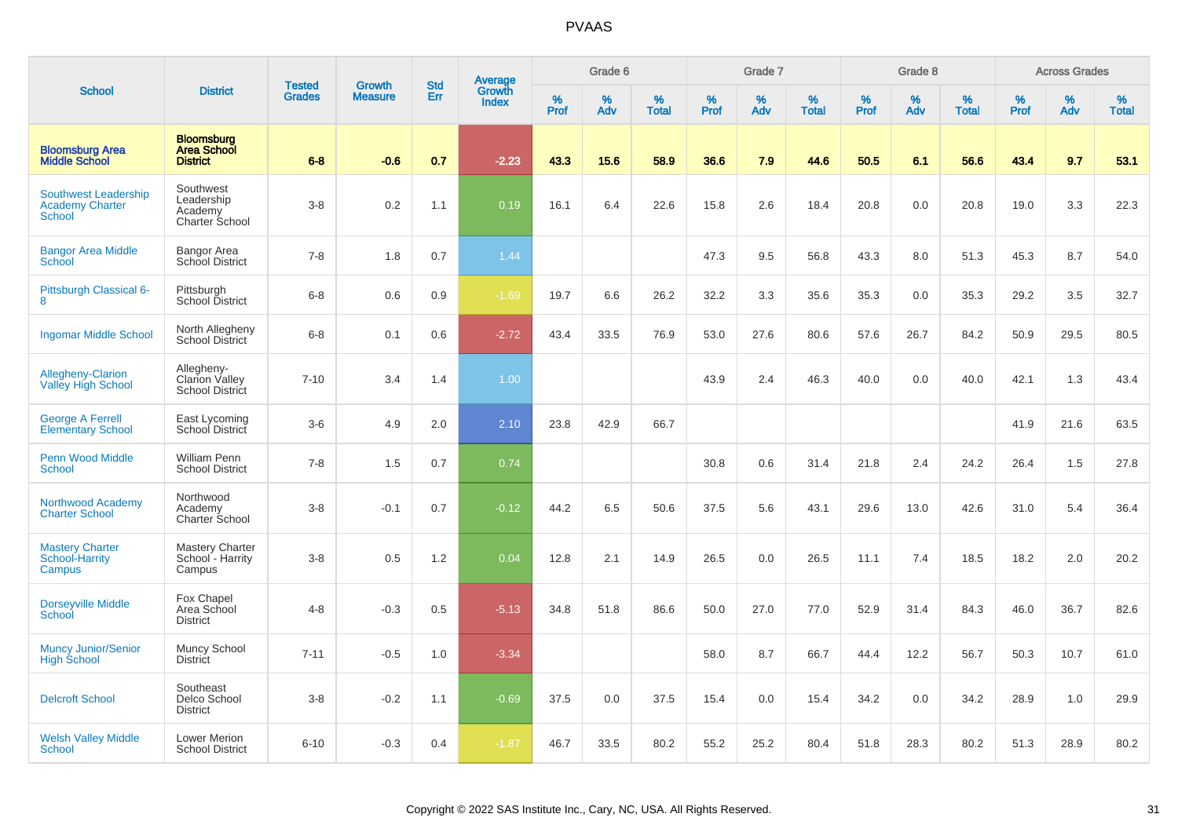# PVAAS

| School | District | Tested Grades | Growth Measure | Std Err | Average Growth Index | Grade 6 | | | Grade 7 | | | Grade 8 | | | Across Grades | | |
|---|---|---|---|---|---|---|---|---|---|---|---|---|---|---|---|---|---|
| | | | | | | % Prof | % Adv | % Total | % Prof | % Adv | % Total | % Prof | % Adv | % Total | % Prof | % Adv | % Total |
| **Bloomsburg Area Middle School** | **Bloomsburg Area School District** | **6-8** | **-0.6** | **0.7** | **-2.23** | **43.3** | **15.6** | **58.9** | **36.6** | **7.9** | **44.6** | **50.5** | **6.1** | **56.6** | **43.4** | **9.7** | **53.1** |
| Southwest Leadership Academy Charter School | Southwest Leadership Academy Charter School | 3-8 | 0.2 | 1.1 | 0.19 | 16.1 | 6.4 | 22.6 | 15.8 | 2.6 | 18.4 | 20.8 | 0.0 | 20.8 | 19.0 | 3.3 | 22.3 |
| Bangor Area Middle School | Bangor Area School District | 7-8 | 1.8 | 0.7 | 1.44 | | | | 47.3 | 9.5 | 56.8 | 43.3 | 8.0 | 51.3 | 45.3 | 8.7 | 54.0 |
| Pittsburgh Classical 6-8 | Pittsburgh School District | 6-8 | 0.6 | 0.9 | -1.69 | 19.7 | 6.6 | 26.2 | 32.2 | 3.3 | 35.6 | 35.3 | 0.0 | 35.3 | 29.2 | 3.5 | 32.7 |
| Ingomar Middle School | North Allegheny School District | 6-8 | 0.1 | 0.6 | -2.72 | 43.4 | 33.5 | 76.9 | 53.0 | 27.6 | 80.6 | 57.6 | 26.7 | 84.2 | 50.9 | 29.5 | 80.5 |
| Allegheny-Clarion Valley High School | Allegheny-Clarion Valley School District | 7-10 | 3.4 | 1.4 | 1.00 | | | | 43.9 | 2.4 | 46.3 | 40.0 | 0.0 | 40.0 | 42.1 | 1.3 | 43.4 |
| George A Ferrell Elementary School | East Lycoming School District | 3-6 | 4.9 | 2.0 | 2.10 | 23.8 | 42.9 | 66.7 | | | | | | | 41.9 | 21.6 | 63.5 |
| Penn Wood Middle School | William Penn School District | 7-8 | 1.5 | 0.7 | 0.74 | | | | 30.8 | 0.6 | 31.4 | 21.8 | 2.4 | 24.2 | 26.4 | 1.5 | 27.8 |
| Northwood Academy Charter School | Northwood Academy Charter School | 3-8 | -0.1 | 0.7 | -0.12 | 44.2 | 6.5 | 50.6 | 37.5 | 5.6 | 43.1 | 29.6 | 13.0 | 42.6 | 31.0 | 5.4 | 36.4 |
| Mastery Charter School-Harrity Campus | Mastery Charter School - Harrity Campus | 3-8 | 0.5 | 1.2 | 0.04 | 12.8 | 2.1 | 14.9 | 26.5 | 0.0 | 26.5 | 11.1 | 7.4 | 18.5 | 18.2 | 2.0 | 20.2 |
| Dorseyville Middle School | Fox Chapel Area School District | 4-8 | -0.3 | 0.5 | -5.13 | 34.8 | 51.8 | 86.6 | 50.0 | 27.0 | 77.0 | 52.9 | 31.4 | 84.3 | 46.0 | 36.7 | 82.6 |
| Muncy Junior/Senior High School | Muncy School District | 7-11 | -0.5 | 1.0 | -3.34 | | | | 58.0 | 8.7 | 66.7 | 44.4 | 12.2 | 56.7 | 50.3 | 10.7 | 61.0 |
| Delcroft School | Southeast Delco School District | 3-8 | -0.2 | 1.1 | -0.69 | 37.5 | 0.0 | 37.5 | 15.4 | 0.0 | 15.4 | 34.2 | 0.0 | 34.2 | 28.9 | 1.0 | 29.9 |
| Welsh Valley Middle School | Lower Merion School District | 6-10 | -0.3 | 0.4 | -1.87 | 46.7 | 33.5 | 80.2 | 55.2 | 25.2 | 80.4 | 51.8 | 28.3 | 80.2 | 51.3 | 28.9 | 80.2 |

Copyright © 2022 SAS Institute Inc., Cary, NC, USA. All Rights Reserved.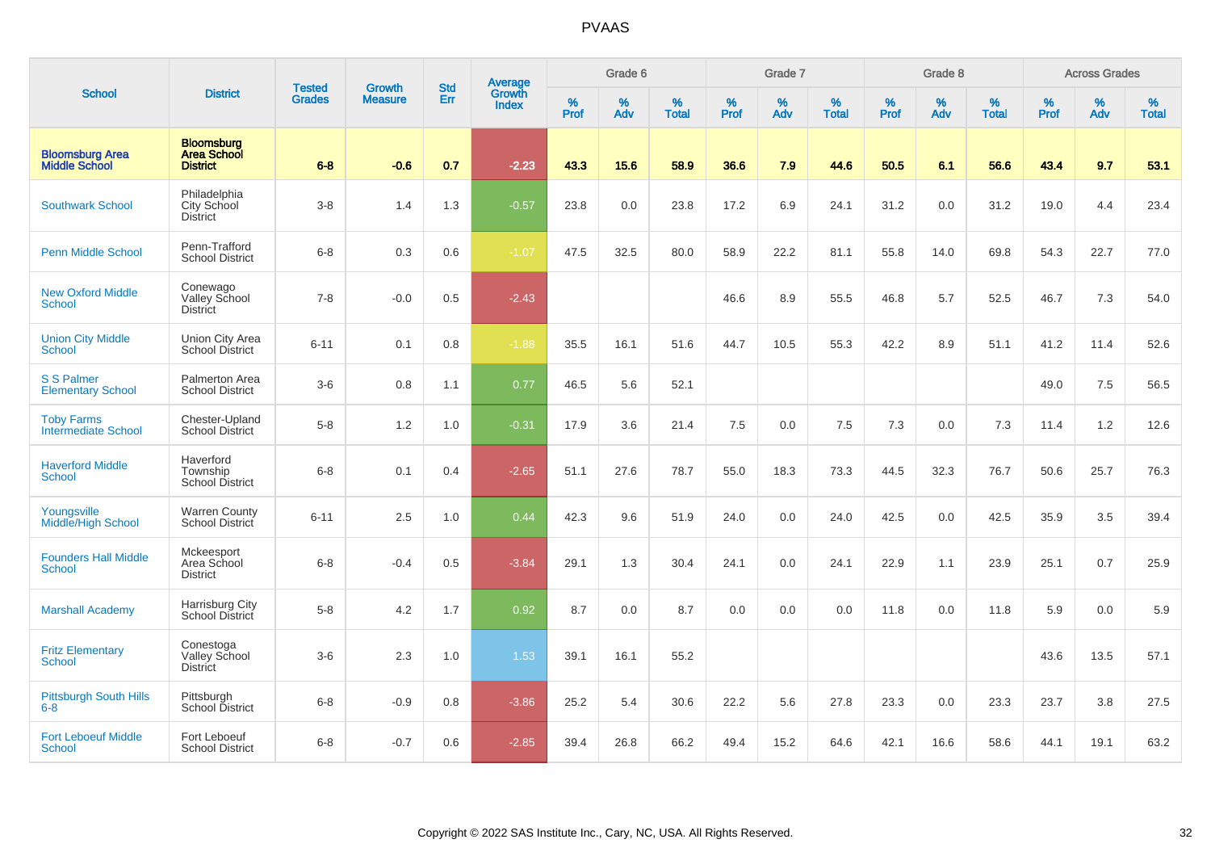# PVAAS

| School | District | Tested Grades | Growth Measure | Std Err | Average Growth Index | Grade 6 | | | Grade 7 | | | Grade 8 | | | Across Grades | | |
|---|---|---|---|---|---|---|---|---|---|---|---|---|---|---|---|---|---|
| | | | | | | % Prof | % Adv | % Total | % Prof | % Adv | % Total | % Prof | % Adv | % Total | % Prof | % Adv | % Total |
| **Bloomsburg Area Middle School** | **Bloomsburg Area School District** | **6-8** | **-0.6** | **0.7** | **-2.23** | **43.3** | **15.6** | **58.9** | **36.6** | **7.9** | **44.6** | **50.5** | **6.1** | **56.6** | **43.4** | **9.7** | **53.1** |
| Southwark School | Philadelphia City School District | 3-8 | 1.4 | 1.3 | -0.57 | 23.8 | 0.0 | 23.8 | 17.2 | 6.9 | 24.1 | 31.2 | 0.0 | 31.2 | 19.0 | 4.4 | 23.4 |
| Penn Middle School | Penn-Trafford School District | 6-8 | 0.3 | 0.6 | -1.07 | 47.5 | 32.5 | 80.0 | 58.9 | 22.2 | 81.1 | 55.8 | 14.0 | 69.8 | 54.3 | 22.7 | 77.0 |
| New Oxford Middle School | Conewago Valley School District | 7-8 | -0.0 | 0.5 | -2.43 | | | | 46.6 | 8.9 | 55.5 | 46.8 | 5.7 | 52.5 | 46.7 | 7.3 | 54.0 |
| Union City Middle School | Union City Area School District | 6-11 | 0.1 | 0.8 | -1.88 | 35.5 | 16.1 | 51.6 | 44.7 | 10.5 | 55.3 | 42.2 | 8.9 | 51.1 | 41.2 | 11.4 | 52.6 |
| S S Palmer Elementary School | Palmerton Area School District | 3-6 | 0.8 | 1.1 | 0.77 | 46.5 | 5.6 | 52.1 | | | | | | | 49.0 | 7.5 | 56.5 |
| Toby Farms Intermediate School | Chester-Upland School District | 5-8 | 1.2 | 1.0 | -0.31 | 17.9 | 3.6 | 21.4 | 7.5 | 0.0 | 7.5 | 7.3 | 0.0 | 7.3 | 11.4 | 1.2 | 12.6 |
| Haverford Middle School | Haverford Township School District | 6-8 | 0.1 | 0.4 | -2.65 | 51.1 | 27.6 | 78.7 | 55.0 | 18.3 | 73.3 | 44.5 | 32.3 | 76.7 | 50.6 | 25.7 | 76.3 |
| Youngsville Middle/High School | Warren County School District | 6-11 | 2.5 | 1.0 | 0.44 | 42.3 | 9.6 | 51.9 | 24.0 | 0.0 | 24.0 | 42.5 | 0.0 | 42.5 | 35.9 | 3.5 | 39.4 |
| Founders Hall Middle School | Mckeesport Area School District | 6-8 | -0.4 | 0.5 | -3.84 | 29.1 | 1.3 | 30.4 | 24.1 | 0.0 | 24.1 | 22.9 | 1.1 | 23.9 | 25.1 | 0.7 | 25.9 |
| Marshall Academy | Harrisburg City School District | 5-8 | 4.2 | 1.7 | 0.92 | 8.7 | 0.0 | 8.7 | 0.0 | 0.0 | 0.0 | 11.8 | 0.0 | 11.8 | 5.9 | 0.0 | 5.9 |
| Fritz Elementary School | Conestoga Valley School District | 3-6 | 2.3 | 1.0 | 1.53 | 39.1 | 16.1 | 55.2 | | | | | | | 43.6 | 13.5 | 57.1 |
| Pittsburgh South Hills 6-8 | Pittsburgh School District | 6-8 | -0.9 | 0.8 | -3.86 | 25.2 | 5.4 | 30.6 | 22.2 | 5.6 | 27.8 | 23.3 | 0.0 | 23.3 | 23.7 | 3.8 | 27.5 |
| Fort Leboeuf Middle School | Fort Leboeuf School District | 6-8 | -0.7 | 0.6 | -2.85 | 39.4 | 26.8 | 66.2 | 49.4 | 15.2 | 64.6 | 42.1 | 16.6 | 58.6 | 44.1 | 19.1 | 63.2 |

Copyright © 2022 SAS Institute Inc., Cary, NC, USA. All Rights Reserved.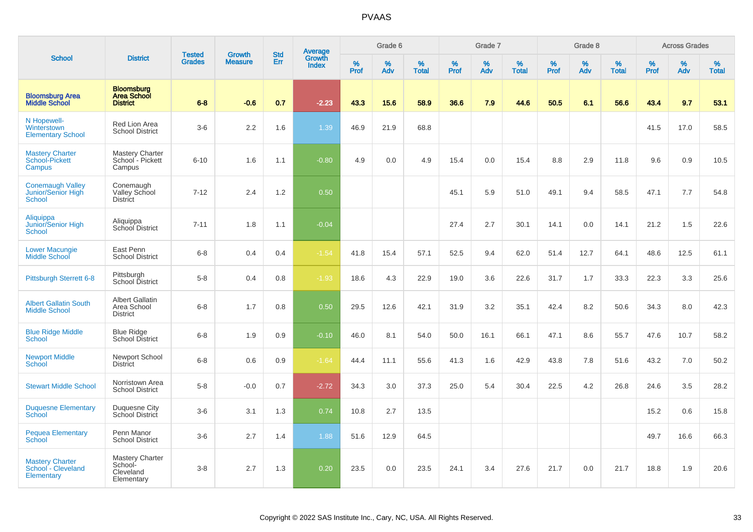# PVAAS

| School | District | Tested Grades | Growth Measure | Std Err | Average Growth Index | Grade 6 | | | Grade 7 | | | Grade 8 | | | Across Grades | | |
|---|---|---|---|---|---|---|---|---|---|---|---|---|---|---|---|---|---|
| | | | | | | % Prof | % Adv | % Total | % Prof | % Adv | % Total | % Prof | % Adv | % Total | % Prof | % Adv | % Total |
| **Bloomsburg Area Middle School** | **Bloomsburg Area School District** | **6-8** | **-0.6** | **0.7** | **-2.23** | **43.3** | **15.6** | **58.9** | **36.6** | **7.9** | **44.6** | **50.5** | **6.1** | **56.6** | **43.4** | **9.7** | **53.1** |
| N Hopewell-Winterstown Elementary School | Red Lion Area School District | 3-6 | 2.2 | 1.6 | 1.39 | 46.9 | 21.9 | 68.8 | | | | | | | 41.5 | 17.0 | 58.5 |
| Mastery Charter School-Pickett Campus | Mastery Charter School - Pickett Campus | 6-10 | 1.6 | 1.1 | -0.80 | 4.9 | 0.0 | 4.9 | 15.4 | 0.0 | 15.4 | 8.8 | 2.9 | 11.8 | 9.6 | 0.9 | 10.5 |
| Conemaugh Valley Junior/Senior High School | Conemaugh Valley School District | 7-12 | 2.4 | 1.2 | 0.50 | | | | 45.1 | 5.9 | 51.0 | 49.1 | 9.4 | 58.5 | 47.1 | 7.7 | 54.8 |
| Aliquippa Junior/Senior High School | Aliquippa School District | 7-11 | 1.8 | 1.1 | -0.04 | | | | 27.4 | 2.7 | 30.1 | 14.1 | 0.0 | 14.1 | 21.2 | 1.5 | 22.6 |
| Lower Macungie Middle School | East Penn School District | 6-8 | 0.4 | 0.4 | -1.54 | 41.8 | 15.4 | 57.1 | 52.5 | 9.4 | 62.0 | 51.4 | 12.7 | 64.1 | 48.6 | 12.5 | 61.1 |
| Pittsburgh Sterrett 6-8 | Pittsburgh School District | 5-8 | 0.4 | 0.8 | -1.93 | 18.6 | 4.3 | 22.9 | 19.0 | 3.6 | 22.6 | 31.7 | 1.7 | 33.3 | 22.3 | 3.3 | 25.6 |
| Albert Gallatin South Middle School | Albert Gallatin Area School District | 6-8 | 1.7 | 0.8 | 0.50 | 29.5 | 12.6 | 42.1 | 31.9 | 3.2 | 35.1 | 42.4 | 8.2 | 50.6 | 34.3 | 8.0 | 42.3 |
| Blue Ridge Middle School | Blue Ridge School District | 6-8 | 1.9 | 0.9 | -0.10 | 46.0 | 8.1 | 54.0 | 50.0 | 16.1 | 66.1 | 47.1 | 8.6 | 55.7 | 47.6 | 10.7 | 58.2 |
| Newport Middle School | Newport School District | 6-8 | 0.6 | 0.9 | -1.64 | 44.4 | 11.1 | 55.6 | 41.3 | 1.6 | 42.9 | 43.8 | 7.8 | 51.6 | 43.2 | 7.0 | 50.2 |
| Stewart Middle School | Norristown Area School District | 5-8 | -0.0 | 0.7 | -2.72 | 34.3 | 3.0 | 37.3 | 25.0 | 5.4 | 30.4 | 22.5 | 4.2 | 26.8 | 24.6 | 3.5 | 28.2 |
| Duquesne Elementary School | Duquesne City School District | 3-6 | 3.1 | 1.3 | 0.74 | 10.8 | 2.7 | 13.5 | | | | | | | 15.2 | 0.6 | 15.8 |
| Pequea Elementary School | Penn Manor School District | 3-6 | 2.7 | 1.4 | 1.88 | 51.6 | 12.9 | 64.5 | | | | | | | 49.7 | 16.6 | 66.3 |
| Mastery Charter School - Cleveland Elementary | Mastery Charter School-Cleveland Elementary | 3-8 | 2.7 | 1.3 | 0.20 | 23.5 | 0.0 | 23.5 | 24.1 | 3.4 | 27.6 | 21.7 | 0.0 | 21.7 | 18.8 | 1.9 | 20.6 |

Copyright © 2022 SAS Institute Inc., Cary, NC, USA. All Rights Reserved.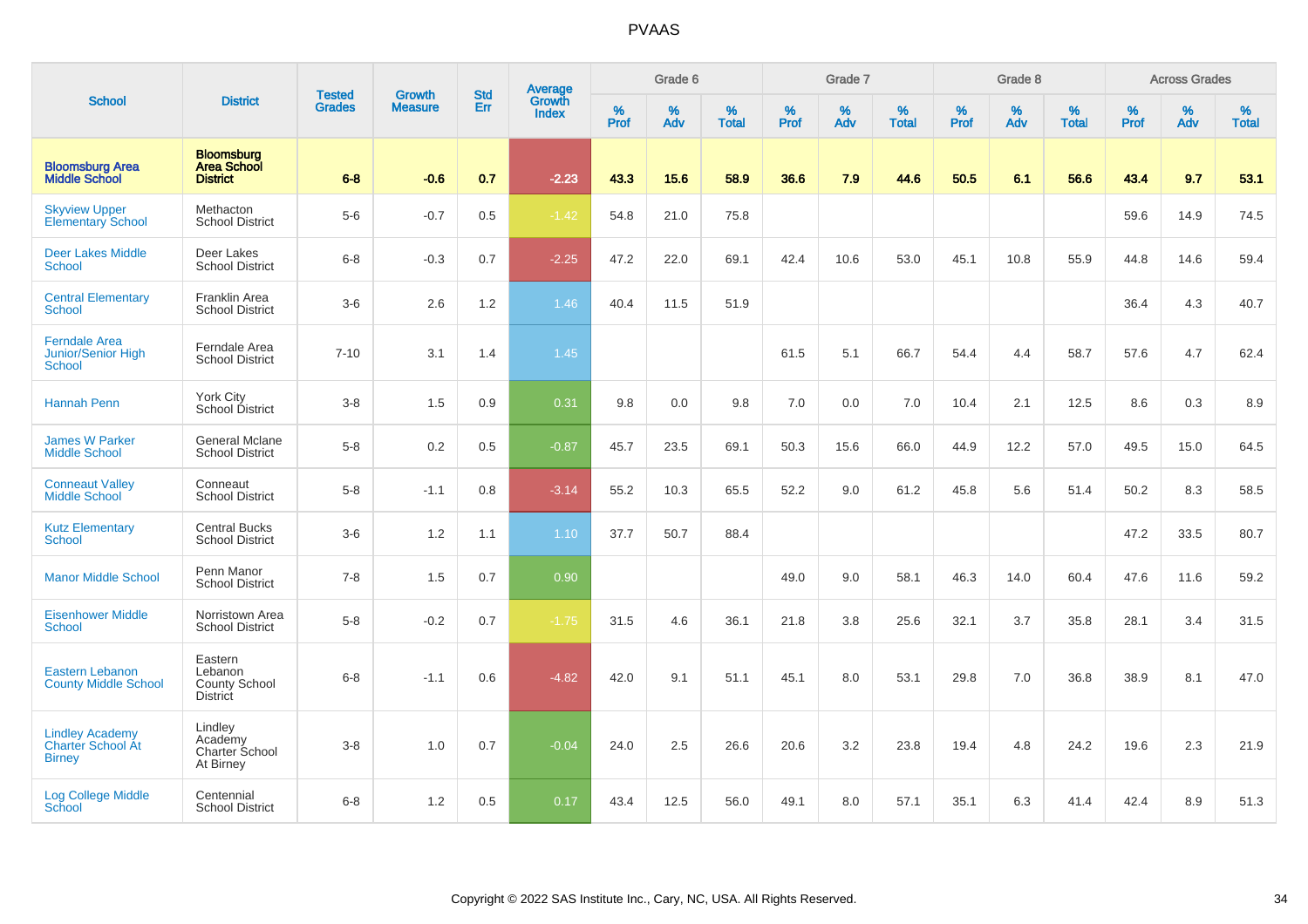# PVAAS

| School | District | Tested Grades | Growth Measure | Std Err | Average Growth Index | Grade 6 | | | Grade 7 | | | Grade 8 | | | Across Grades | | |
|---|---|---|---|---|---|---|---|---|---|---|---|---|---|---|---|---|---|
| | | | | | | % Prof | % Adv | % Total | % Prof | % Adv | % Total | % Prof | % Adv | % Total | % Prof | % Adv | % Total |
| **Bloomsburg Area Middle School** | **Bloomsburg Area School District** | **6-8** | **-0.6** | **0.7** | **-2.23** | **43.3** | **15.6** | **58.9** | **36.6** | **7.9** | **44.6** | **50.5** | **6.1** | **56.6** | **43.4** | **9.7** | **53.1** |
| Skyview Upper Elementary School | Methacton School District | 5-6 | -0.7 | 0.5 | -1.42 | 54.8 | 21.0 | 75.8 | | | | | | | 59.6 | 14.9 | 74.5 |
| Deer Lakes Middle School | Deer Lakes School District | 6-8 | -0.3 | 0.7 | -2.25 | 47.2 | 22.0 | 69.1 | 42.4 | 10.6 | 53.0 | 45.1 | 10.8 | 55.9 | 44.8 | 14.6 | 59.4 |
| Central Elementary School | Franklin Area School District | 3-6 | 2.6 | 1.2 | 1.46 | 40.4 | 11.5 | 51.9 | | | | | | | 36.4 | 4.3 | 40.7 |
| Ferndale Area Junior/Senior High School | Ferndale Area School District | 7-10 | 3.1 | 1.4 | 1.45 | | | | 61.5 | 5.1 | 66.7 | 54.4 | 4.4 | 58.7 | 57.6 | 4.7 | 62.4 |
| Hannah Penn | York City School District | 3-8 | 1.5 | 0.9 | 0.31 | 9.8 | 0.0 | 9.8 | 7.0 | 0.0 | 7.0 | 10.4 | 2.1 | 12.5 | 8.6 | 0.3 | 8.9 |
| James W Parker Middle School | General Mclane School District | 5-8 | 0.2 | 0.5 | -0.87 | 45.7 | 23.5 | 69.1 | 50.3 | 15.6 | 66.0 | 44.9 | 12.2 | 57.0 | 49.5 | 15.0 | 64.5 |
| Conneaut Valley Middle School | Conneaut School District | 5-8 | -1.1 | 0.8 | -3.14 | 55.2 | 10.3 | 65.5 | 52.2 | 9.0 | 61.2 | 45.8 | 5.6 | 51.4 | 50.2 | 8.3 | 58.5 |
| Kutz Elementary School | Central Bucks School District | 3-6 | 1.2 | 1.1 | 1.10 | 37.7 | 50.7 | 88.4 | | | | | | | 47.2 | 33.5 | 80.7 |
| Manor Middle School | Penn Manor School District | 7-8 | 1.5 | 0.7 | 0.90 | | | | 49.0 | 9.0 | 58.1 | 46.3 | 14.0 | 60.4 | 47.6 | 11.6 | 59.2 |
| Eisenhower Middle School | Norristown Area School District | 5-8 | -0.2 | 0.7 | -1.75 | 31.5 | 4.6 | 36.1 | 21.8 | 3.8 | 25.6 | 32.1 | 3.7 | 35.8 | 28.1 | 3.4 | 31.5 |
| Eastern Lebanon County Middle School | Eastern Lebanon County School District | 6-8 | -1.1 | 0.6 | -4.82 | 42.0 | 9.1 | 51.1 | 45.1 | 8.0 | 53.1 | 29.8 | 7.0 | 36.8 | 38.9 | 8.1 | 47.0 |
| Lindley Academy Charter School At Birney | Lindley Academy Charter School At Birney | 3-8 | 1.0 | 0.7 | -0.04 | 24.0 | 2.5 | 26.6 | 20.6 | 3.2 | 23.8 | 19.4 | 4.8 | 24.2 | 19.6 | 2.3 | 21.9 |
| Log College Middle School | Centennial School District | 6-8 | 1.2 | 0.5 | 0.17 | 43.4 | 12.5 | 56.0 | 49.1 | 8.0 | 57.1 | 35.1 | 6.3 | 41.4 | 42.4 | 8.9 | 51.3 |

Copyright © 2022 SAS Institute Inc., Cary, NC, USA. All Rights Reserved.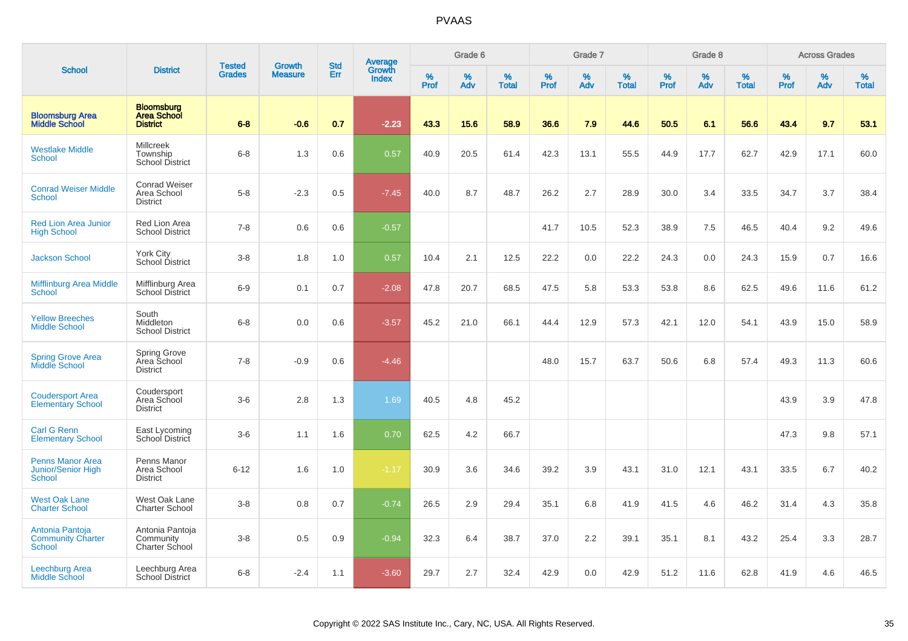# PVAAS

| School | District | Tested Grades | Growth Measure | Std Err | Average Growth Index | Grade 6 | | | Grade 7 | | | Grade 8 | | | Across Grades | | |
|---|---|---|---|---|---|---|---|---|---|---|---|---|---|---|---|---|---|
| | | | | | | % Prof | % Adv | % Total | % Prof | % Adv | % Total | % Prof | % Adv | % Total | % Prof | % Adv | % Total |
| **Bloomsburg Area Middle School** | **Bloomsburg Area School District** | **6-8** | **-0.6** | **0.7** | **-2.23** | **43.3** | **15.6** | **58.9** | **36.6** | **7.9** | **44.6** | **50.5** | **6.1** | **56.6** | **43.4** | **9.7** | **53.1** |
| Westlake Middle School | Millcreek Township School District | 6-8 | 1.3 | 0.6 | 0.57 | 40.9 | 20.5 | 61.4 | 42.3 | 13.1 | 55.5 | 44.9 | 17.7 | 62.7 | 42.9 | 17.1 | 60.0 |
| Conrad Weiser Middle School | Conrad Weiser Area School District | 5-8 | -2.3 | 0.5 | -7.45 | 40.0 | 8.7 | 48.7 | 26.2 | 2.7 | 28.9 | 30.0 | 3.4 | 33.5 | 34.7 | 3.7 | 38.4 |
| Red Lion Area Junior High School | Red Lion Area School District | 7-8 | 0.6 | 0.6 | -0.57 | | | | 41.7 | 10.5 | 52.3 | 38.9 | 7.5 | 46.5 | 40.4 | 9.2 | 49.6 |
| Jackson School | York City School District | 3-8 | 1.8 | 1.0 | 0.57 | 10.4 | 2.1 | 12.5 | 22.2 | 0.0 | 22.2 | 24.3 | 0.0 | 24.3 | 15.9 | 0.7 | 16.6 |
| Mifflinburg Area Middle School | Mifflinburg Area School District | 6-9 | 0.1 | 0.7 | -2.08 | 47.8 | 20.7 | 68.5 | 47.5 | 5.8 | 53.3 | 53.8 | 8.6 | 62.5 | 49.6 | 11.6 | 61.2 |
| Yellow Breeches Middle School | South Middleton School District | 6-8 | 0.0 | 0.6 | -3.57 | 45.2 | 21.0 | 66.1 | 44.4 | 12.9 | 57.3 | 42.1 | 12.0 | 54.1 | 43.9 | 15.0 | 58.9 |
| Spring Grove Area Middle School | Spring Grove Area School District | 7-8 | -0.9 | 0.6 | -4.46 | | | | 48.0 | 15.7 | 63.7 | 50.6 | 6.8 | 57.4 | 49.3 | 11.3 | 60.6 |
| Coudersport Area Elementary School | Coudersport Area School District | 3-6 | 2.8 | 1.3 | 1.69 | 40.5 | 4.8 | 45.2 | | | | | | | 43.9 | 3.9 | 47.8 |
| Carl G Renn Elementary School | East Lycoming School District | 3-6 | 1.1 | 1.6 | 0.70 | 62.5 | 4.2 | 66.7 | | | | | | | 47.3 | 9.8 | 57.1 |
| Penns Manor Area Junior/Senior High School | Penns Manor Area School District | 6-12 | 1.6 | 1.0 | -1.17 | 30.9 | 3.6 | 34.6 | 39.2 | 3.9 | 43.1 | 31.0 | 12.1 | 43.1 | 33.5 | 6.7 | 40.2 |
| West Oak Lane Charter School | West Oak Lane Charter School | 3-8 | 0.8 | 0.7 | -0.74 | 26.5 | 2.9 | 29.4 | 35.1 | 6.8 | 41.9 | 41.5 | 4.6 | 46.2 | 31.4 | 4.3 | 35.8 |
| Antonia Pantoja Community Charter School | Antonia Pantoja Community Charter School | 3-8 | 0.5 | 0.9 | -0.94 | 32.3 | 6.4 | 38.7 | 37.0 | 2.2 | 39.1 | 35.1 | 8.1 | 43.2 | 25.4 | 3.3 | 28.7 |
| Leechburg Area Middle School | Leechburg Area School District | 6-8 | -2.4 | 1.1 | -3.60 | 29.7 | 2.7 | 32.4 | 42.9 | 0.0 | 42.9 | 51.2 | 11.6 | 62.8 | 41.9 | 4.6 | 46.5 |

Copyright © 2022 SAS Institute Inc., Cary, NC, USA. All Rights Reserved.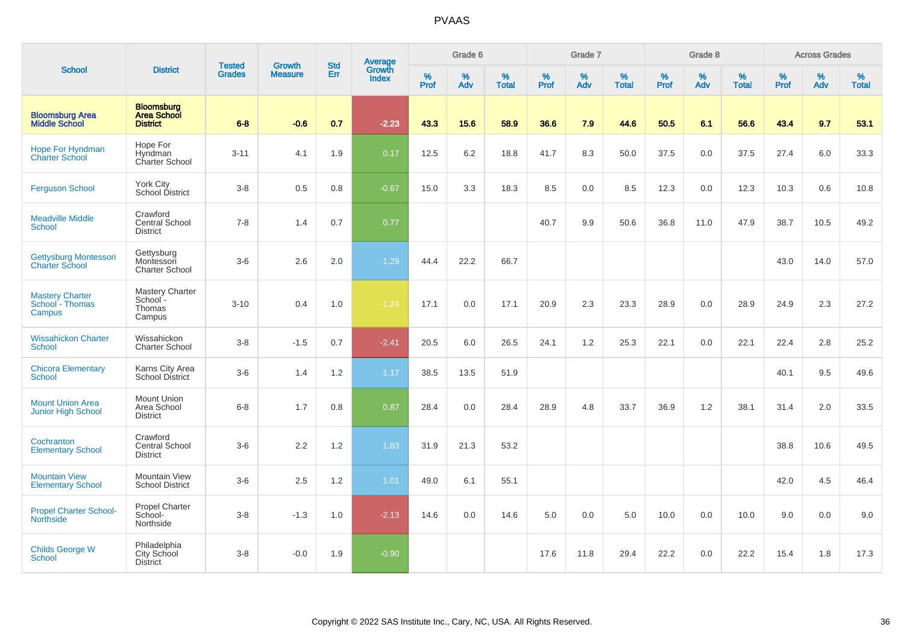# PVAAS

| School | District | Tested Grades | Growth Measure | Std Err | Average Growth Index | Grade 6 | | | Grade 7 | | | Grade 8 | | | Across Grades | | |
|---|---|---|---|---|---|---|---|---|---|---|---|---|---|---|---|---|---|
| | | | | | | % Prof | % Adv | % Total | % Prof | % Adv | % Total | % Prof | % Adv | % Total | % Prof | % Adv | % Total |
| **Bloomsburg Area Middle School** | **Bloomsburg Area School District** | **6-8** | **-0.6** | **0.7** | **-2.23** | **43.3** | **15.6** | **58.9** | **36.6** | **7.9** | **44.6** | **50.5** | **6.1** | **56.6** | **43.4** | **9.7** | **53.1** |
| Hope For Hyndman Charter School | Hope For Hyndman Charter School | 3-11 | 4.1 | 1.9 | 0.17 | 12.5 | 6.2 | 18.8 | 41.7 | 8.3 | 50.0 | 37.5 | 0.0 | 37.5 | 27.4 | 6.0 | 33.3 |
| Ferguson School | York City School District | 3-8 | 0.5 | 0.8 | -0.67 | 15.0 | 3.3 | 18.3 | 8.5 | 0.0 | 8.5 | 12.3 | 0.0 | 12.3 | 10.3 | 0.6 | 10.8 |
| Meadville Middle School | Crawford Central School District | 7-8 | 1.4 | 0.7 | 0.77 | | | | 40.7 | 9.9 | 50.6 | 36.8 | 11.0 | 47.9 | 38.7 | 10.5 | 49.2 |
| Gettysburg Montessori Charter School | Gettysburg Montessori Charter School | 3-6 | 2.6 | 2.0 | 1.29 | 44.4 | 22.2 | 66.7 | | | | | | | 43.0 | 14.0 | 57.0 |
| Mastery Charter School - Thomas Campus | Mastery Charter School - Thomas Campus | 3-10 | 0.4 | 1.0 | -1.24 | 17.1 | 0.0 | 17.1 | 20.9 | 2.3 | 23.3 | 28.9 | 0.0 | 28.9 | 24.9 | 2.3 | 27.2 |
| Wissahickon Charter School | Wissahickon Charter School | 3-8 | -1.5 | 0.7 | -2.41 | 20.5 | 6.0 | 26.5 | 24.1 | 1.2 | 25.3 | 22.1 | 0.0 | 22.1 | 22.4 | 2.8 | 25.2 |
| Chicora Elementary School | Karns City Area School District | 3-6 | 1.4 | 1.2 | 1.17 | 38.5 | 13.5 | 51.9 | | | | | | | 40.1 | 9.5 | 49.6 |
| Mount Union Area Junior High School | Mount Union Area School District | 6-8 | 1.7 | 0.8 | 0.87 | 28.4 | 0.0 | 28.4 | 28.9 | 4.8 | 33.7 | 36.9 | 1.2 | 38.1 | 31.4 | 2.0 | 33.5 |
| Cochranton Elementary School | Crawford Central School District | 3-6 | 2.2 | 1.2 | 1.83 | 31.9 | 21.3 | 53.2 | | | | | | | 38.8 | 10.6 | 49.5 |
| Mountain View Elementary School | Mountain View School District | 3-6 | 2.5 | 1.2 | 1.01 | 49.0 | 6.1 | 55.1 | | | | | | | 42.0 | 4.5 | 46.4 |
| Propel Charter School-Northside | Propel Charter School-Northside | 3-8 | -1.3 | 1.0 | -2.13 | 14.6 | 0.0 | 14.6 | 5.0 | 0.0 | 5.0 | 10.0 | 0.0 | 10.0 | 9.0 | 0.0 | 9.0 |
| Childs George W School | Philadelphia City School District | 3-8 | -0.0 | 1.9 | -0.90 | | | | 17.6 | 11.8 | 29.4 | 22.2 | 0.0 | 22.2 | 15.4 | 1.8 | 17.3 |

Copyright © 2022 SAS Institute Inc., Cary, NC, USA. All Rights Reserved.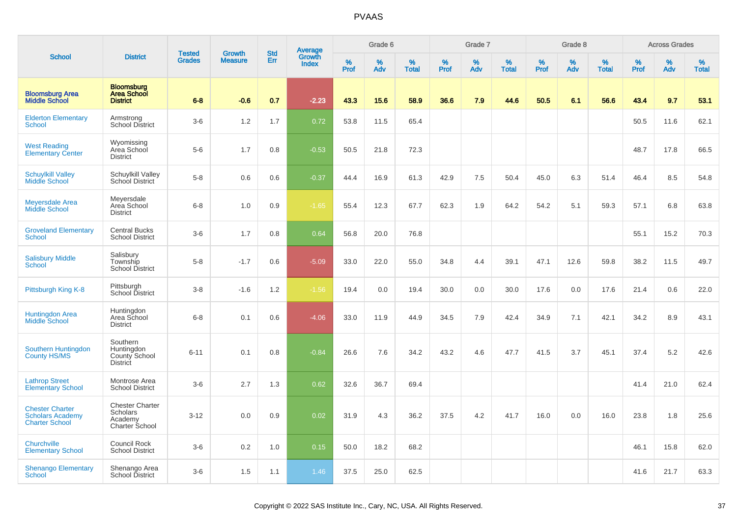# PVAAS

| School | District | Tested Grades | Growth Measure | Std Err | Average Growth Index | Grade 6 | | | Grade 7 | | | Grade 8 | | | Across Grades | | |
|---|---|---|---|---|---|---|---|---|---|---|---|---|---|---|---|---|---|
| | | | | | | % Prof | % Adv | % Total | % Prof | % Adv | % Total | % Prof | % Adv | % Total | % Prof | % Adv | % Total |
| **Bloomsburg Area Middle School** | **Bloomsburg Area School District** | **6-8** | **-0.6** | **0.7** | **-2.23** | **43.3** | **15.6** | **58.9** | **36.6** | **7.9** | **44.6** | **50.5** | **6.1** | **56.6** | **43.4** | **9.7** | **53.1** |
| Elderton Elementary School | Armstrong School District | 3-6 | 1.2 | 1.7 | 0.72 | 53.8 | 11.5 | 65.4 | | | | | | | 50.5 | 11.6 | 62.1 |
| West Reading Elementary Center | Wyomissing Area School District | 5-6 | 1.7 | 0.8 | -0.53 | 50.5 | 21.8 | 72.3 | | | | | | | 48.7 | 17.8 | 66.5 |
| Schuylkill Valley Middle School | Schuylkill Valley School District | 5-8 | 0.6 | 0.6 | -0.37 | 44.4 | 16.9 | 61.3 | 42.9 | 7.5 | 50.4 | 45.0 | 6.3 | 51.4 | 46.4 | 8.5 | 54.8 |
| Meyersdale Area Middle School | Meyersdale Area School District | 6-8 | 1.0 | 0.9 | -1.65 | 55.4 | 12.3 | 67.7 | 62.3 | 1.9 | 64.2 | 54.2 | 5.1 | 59.3 | 57.1 | 6.8 | 63.8 |
| Groveland Elementary School | Central Bucks School District | 3-6 | 1.7 | 0.8 | 0.64 | 56.8 | 20.0 | 76.8 | | | | | | | 55.1 | 15.2 | 70.3 |
| Salisbury Middle School | Salisbury Township School District | 5-8 | -1.7 | 0.6 | -5.09 | 33.0 | 22.0 | 55.0 | 34.8 | 4.4 | 39.1 | 47.1 | 12.6 | 59.8 | 38.2 | 11.5 | 49.7 |
| Pittsburgh King K-8 | Pittsburgh School District | 3-8 | -1.6 | 1.2 | -1.56 | 19.4 | 0.0 | 19.4 | 30.0 | 0.0 | 30.0 | 17.6 | 0.0 | 17.6 | 21.4 | 0.6 | 22.0 |
| Huntingdon Area Middle School | Huntingdon Area School District | 6-8 | 0.1 | 0.6 | -4.06 | 33.0 | 11.9 | 44.9 | 34.5 | 7.9 | 42.4 | 34.9 | 7.1 | 42.1 | 34.2 | 8.9 | 43.1 |
| Southern Huntingdon County HS/MS | Southern Huntingdon County School District | 6-11 | 0.1 | 0.8 | -0.84 | 26.6 | 7.6 | 34.2 | 43.2 | 4.6 | 47.7 | 41.5 | 3.7 | 45.1 | 37.4 | 5.2 | 42.6 |
| Lathrop Street Elementary School | Montrose Area School District | 3-6 | 2.7 | 1.3 | 0.62 | 32.6 | 36.7 | 69.4 | | | | | | | 41.4 | 21.0 | 62.4 |
| Chester Charter Scholars Academy Charter School | Chester Charter Scholars Academy Charter School | 3-12 | 0.0 | 0.9 | 0.02 | 31.9 | 4.3 | 36.2 | 37.5 | 4.2 | 41.7 | 16.0 | 0.0 | 16.0 | 23.8 | 1.8 | 25.6 |
| Churchville Elementary School | Council Rock School District | 3-6 | 0.2 | 1.0 | 0.15 | 50.0 | 18.2 | 68.2 | | | | | | | 46.1 | 15.8 | 62.0 |
| Shenango Elementary School | Shenango Area School District | 3-6 | 1.5 | 1.1 | 1.46 | 37.5 | 25.0 | 62.5 | | | | | | | 41.6 | 21.7 | 63.3 |

Copyright © 2022 SAS Institute Inc., Cary, NC, USA. All Rights Reserved.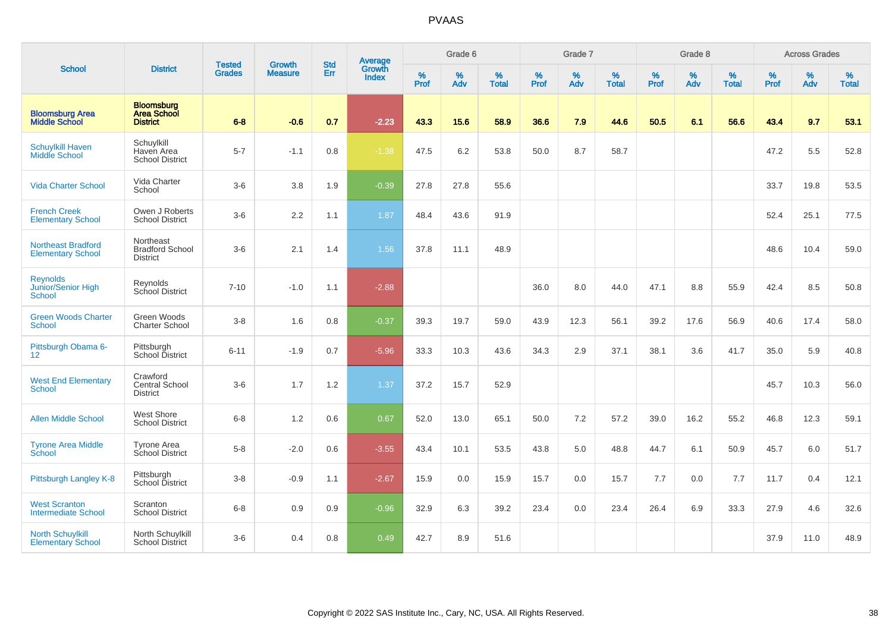# PVAAS

| School | District | Tested Grades | Growth Measure | Std Err | Average Growth Index | Grade 6 | | | Grade 7 | | | Grade 8 | | | Across Grades | | |
|---|---|---|---|---|---|---|---|---|---|---|---|---|---|---|---|---|---|
| | | | | | | % Prof | % Adv | % Total | % Prof | % Adv | % Total | % Prof | % Adv | % Total | % Prof | % Adv | % Total |
| **Bloomsburg Area Middle School** | **Bloomsburg Area School District** | **6-8** | **-0.6** | **0.7** | **-2.23** | **43.3** | **15.6** | **58.9** | **36.6** | **7.9** | **44.6** | **50.5** | **6.1** | **56.6** | **43.4** | **9.7** | **53.1** |
| Schuylkill Haven Middle School | Schuylkill Haven Area School District | 5-7 | -1.1 | 0.8 | -1.38 | 47.5 | 6.2 | 53.8 | 50.0 | 8.7 | 58.7 | | | | 47.2 | 5.5 | 52.8 |
| Vida Charter School | Vida Charter School | 3-6 | 3.8 | 1.9 | -0.39 | 27.8 | 27.8 | 55.6 | | | | | | | 33.7 | 19.8 | 53.5 |
| French Creek Elementary School | Owen J Roberts School District | 3-6 | 2.2 | 1.1 | 1.87 | 48.4 | 43.6 | 91.9 | | | | | | | 52.4 | 25.1 | 77.5 |
| Northeast Bradford Elementary School | Northeast Bradford School District | 3-6 | 2.1 | 1.4 | 1.56 | 37.8 | 11.1 | 48.9 | | | | | | | 48.6 | 10.4 | 59.0 |
| Reynolds Junior/Senior High School | Reynolds School District | 7-10 | -1.0 | 1.1 | -2.88 | | | | 36.0 | 8.0 | 44.0 | 47.1 | 8.8 | 55.9 | 42.4 | 8.5 | 50.8 |
| Green Woods Charter School | Green Woods Charter School | 3-8 | 1.6 | 0.8 | -0.37 | 39.3 | 19.7 | 59.0 | 43.9 | 12.3 | 56.1 | 39.2 | 17.6 | 56.9 | 40.6 | 17.4 | 58.0 |
| Pittsburgh Obama 6-12 | Pittsburgh School District | 6-11 | -1.9 | 0.7 | -5.96 | 33.3 | 10.3 | 43.6 | 34.3 | 2.9 | 37.1 | 38.1 | 3.6 | 41.7 | 35.0 | 5.9 | 40.8 |
| West End Elementary School | Crawford Central School District | 3-6 | 1.7 | 1.2 | 1.37 | 37.2 | 15.7 | 52.9 | | | | | | | 45.7 | 10.3 | 56.0 |
| Allen Middle School | West Shore School District | 6-8 | 1.2 | 0.6 | 0.67 | 52.0 | 13.0 | 65.1 | 50.0 | 7.2 | 57.2 | 39.0 | 16.2 | 55.2 | 46.8 | 12.3 | 59.1 |
| Tyrone Area Middle School | Tyrone Area School District | 5-8 | -2.0 | 0.6 | -3.55 | 43.4 | 10.1 | 53.5 | 43.8 | 5.0 | 48.8 | 44.7 | 6.1 | 50.9 | 45.7 | 6.0 | 51.7 |
| Pittsburgh Langley K-8 | Pittsburgh School District | 3-8 | -0.9 | 1.1 | -2.67 | 15.9 | 0.0 | 15.9 | 15.7 | 0.0 | 15.7 | 7.7 | 0.0 | 7.7 | 11.7 | 0.4 | 12.1 |
| West Scranton Intermediate School | Scranton School District | 6-8 | 0.9 | 0.9 | -0.96 | 32.9 | 6.3 | 39.2 | 23.4 | 0.0 | 23.4 | 26.4 | 6.9 | 33.3 | 27.9 | 4.6 | 32.6 |
| North Schuylkill Elementary School | North Schuylkill School District | 3-6 | 0.4 | 0.8 | 0.49 | 42.7 | 8.9 | 51.6 | | | | | | | 37.9 | 11.0 | 48.9 |

Copyright © 2022 SAS Institute Inc., Cary, NC, USA. All Rights Reserved.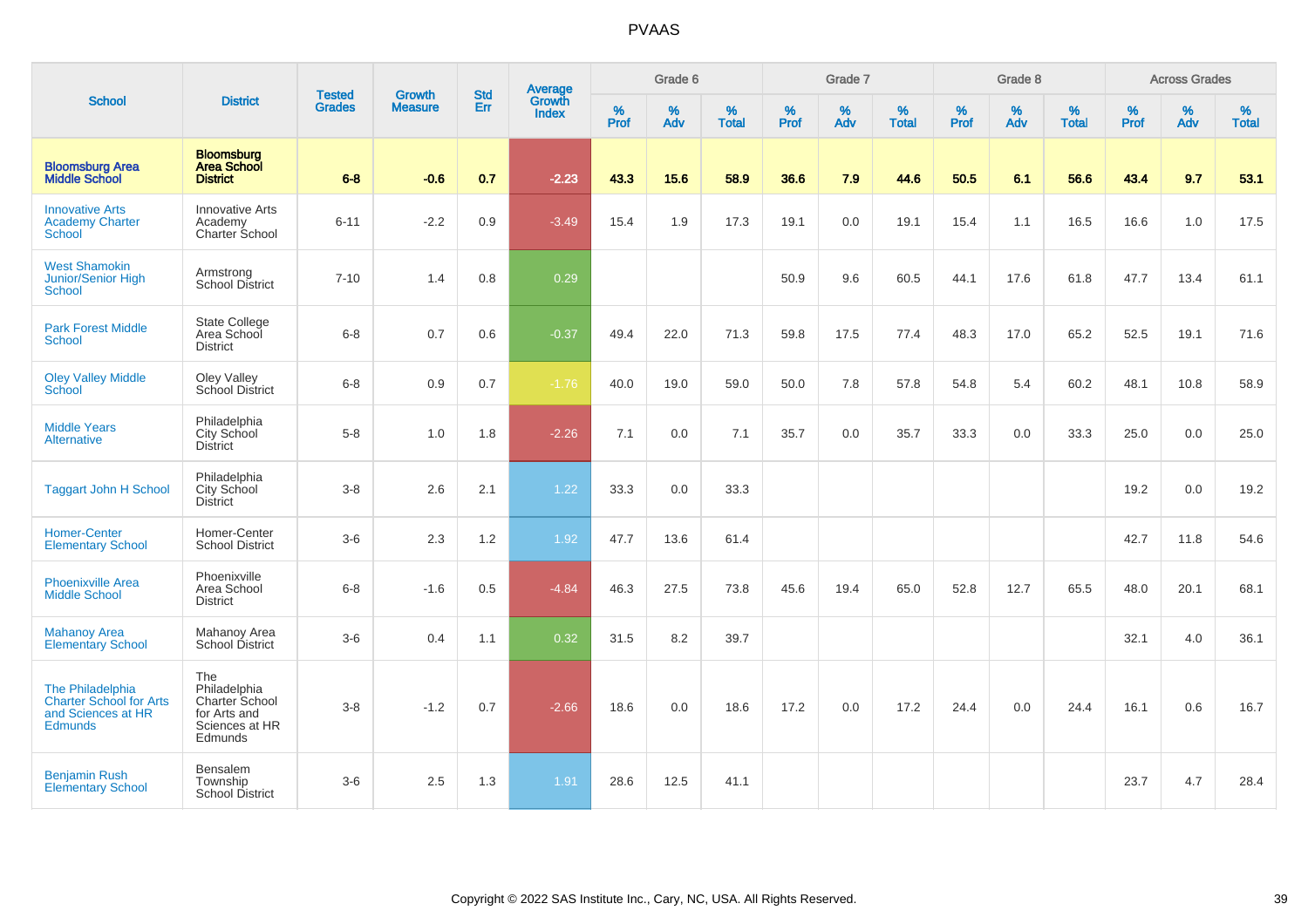# PVAAS

| School | District | Tested Grades | Growth Measure | Std Err | Average Growth Index | Grade 6 | | | Grade 7 | | | Grade 8 | | | Across Grades | | |
|---|---|---|---|---|---|---|---|---|---|---|---|---|---|---|---|---|---|
| | | | | | | % Prof | % Adv | % Total | % Prof | % Adv | % Total | % Prof | % Adv | % Total | % Prof | % Adv | % Total |
| **Bloomsburg Area Middle School** | **Bloomsburg Area School District** | **6-8** | **-0.6** | **0.7** | **-2.23** | **43.3** | **15.6** | **58.9** | **36.6** | **7.9** | **44.6** | **50.5** | **6.1** | **56.6** | **43.4** | **9.7** | **53.1** |
| Innovative Arts Academy Charter School | Innovative Arts Academy Charter School | 6-11 | -2.2 | 0.9 | -3.49 | 15.4 | 1.9 | 17.3 | 19.1 | 0.0 | 19.1 | 15.4 | 1.1 | 16.5 | 16.6 | 1.0 | 17.5 |
| West Shamokin Junior/Senior High School | Armstrong School District | 7-10 | 1.4 | 0.8 | 0.29 | | | | 50.9 | 9.6 | 60.5 | 44.1 | 17.6 | 61.8 | 47.7 | 13.4 | 61.1 |
| Park Forest Middle School | State College Area School District | 6-8 | 0.7 | 0.6 | -0.37 | 49.4 | 22.0 | 71.3 | 59.8 | 17.5 | 77.4 | 48.3 | 17.0 | 65.2 | 52.5 | 19.1 | 71.6 |
| Oley Valley Middle School | Oley Valley School District | 6-8 | 0.9 | 0.7 | -1.76 | 40.0 | 19.0 | 59.0 | 50.0 | 7.8 | 57.8 | 54.8 | 5.4 | 60.2 | 48.1 | 10.8 | 58.9 |
| Middle Years Alternative | Philadelphia City School District | 5-8 | 1.0 | 1.8 | -2.26 | 7.1 | 0.0 | 7.1 | 35.7 | 0.0 | 35.7 | 33.3 | 0.0 | 33.3 | 25.0 | 0.0 | 25.0 |
| Taggart John H School | Philadelphia City School District | 3-8 | 2.6 | 2.1 | 1.22 | 33.3 | 0.0 | 33.3 | | | | | | | 19.2 | 0.0 | 19.2 |
| Homer-Center Elementary School | Homer-Center School District | 3-6 | 2.3 | 1.2 | 1.92 | 47.7 | 13.6 | 61.4 | | | | | | | 42.7 | 11.8 | 54.6 |
| Phoenixville Area Middle School | Phoenixville Area School District | 6-8 | -1.6 | 0.5 | -4.84 | 46.3 | 27.5 | 73.8 | 45.6 | 19.4 | 65.0 | 52.8 | 12.7 | 65.5 | 48.0 | 20.1 | 68.1 |
| Mahanoy Area Elementary School | Mahanoy Area School District | 3-6 | 0.4 | 1.1 | 0.32 | 31.5 | 8.2 | 39.7 | | | | | | | 32.1 | 4.0 | 36.1 |
| The Philadelphia Charter School for Arts and Sciences at HR Edmunds | The Philadelphia Charter School for Arts and Sciences at HR Edmunds | 3-8 | -1.2 | 0.7 | -2.66 | 18.6 | 0.0 | 18.6 | 17.2 | 0.0 | 17.2 | 24.4 | 0.0 | 24.4 | 16.1 | 0.6 | 16.7 |
| Benjamin Rush Elementary School | Bensalem Township School District | 3-6 | 2.5 | 1.3 | 1.91 | 28.6 | 12.5 | 41.1 | | | | | | | 23.7 | 4.7 | 28.4 |

Copyright © 2022 SAS Institute Inc., Cary, NC, USA. All Rights Reserved.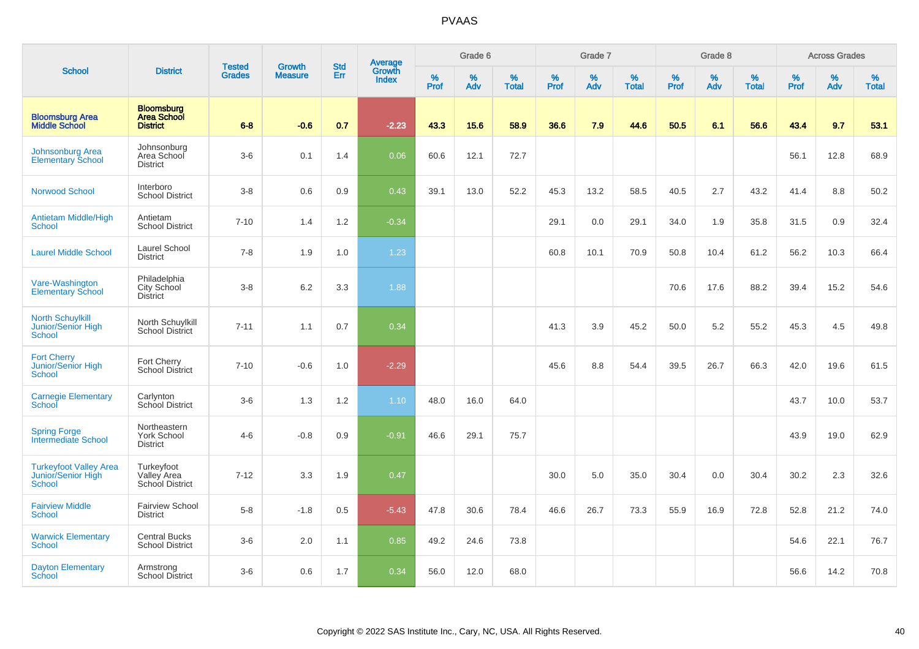# PVAAS

| School | District | Tested Grades | Growth Measure | Std Err | Average Growth Index | Grade 6 | | | Grade 7 | | | Grade 8 | | | Across Grades | | |
|---|---|---|---|---|---|---|---|---|---|---|---|---|---|---|---|---|---|
| | | | | | | % Prof | % Adv | % Total | % Prof | % Adv | % Total | % Prof | % Adv | % Total | % Prof | % Adv | % Total |
| **Bloomsburg Area Middle School** | **Bloomsburg Area School District** | **6-8** | **-0.6** | **0.7** | **-2.23** | **43.3** | **15.6** | **58.9** | **36.6** | **7.9** | **44.6** | **50.5** | **6.1** | **56.6** | **43.4** | **9.7** | **53.1** |
| Johnsonburg Area Elementary School | Johnsonburg Area School District | 3-6 | 0.1 | 1.4 | 0.06 | 60.6 | 12.1 | 72.7 | | | | | | | 56.1 | 12.8 | 68.9 |
| Norwood School | Interboro School District | 3-8 | 0.6 | 0.9 | 0.43 | 39.1 | 13.0 | 52.2 | 45.3 | 13.2 | 58.5 | 40.5 | 2.7 | 43.2 | 41.4 | 8.8 | 50.2 |
| Antietam Middle/High School | Antietam School District | 7-10 | 1.4 | 1.2 | -0.34 | | | | 29.1 | 0.0 | 29.1 | 34.0 | 1.9 | 35.8 | 31.5 | 0.9 | 32.4 |
| Laurel Middle School | Laurel School District | 7-8 | 1.9 | 1.0 | 1.23 | | | | 60.8 | 10.1 | 70.9 | 50.8 | 10.4 | 61.2 | 56.2 | 10.3 | 66.4 |
| Vare-Washington Elementary School | Philadelphia City School District | 3-8 | 6.2 | 3.3 | 1.88 | | | | | | | 70.6 | 17.6 | 88.2 | 39.4 | 15.2 | 54.6 |
| North Schuylkill Junior/Senior High School | North Schuylkill School District | 7-11 | 1.1 | 0.7 | 0.34 | | | | 41.3 | 3.9 | 45.2 | 50.0 | 5.2 | 55.2 | 45.3 | 4.5 | 49.8 |
| Fort Cherry Junior/Senior High School | Fort Cherry School District | 7-10 | -0.6 | 1.0 | -2.29 | | | | 45.6 | 8.8 | 54.4 | 39.5 | 26.7 | 66.3 | 42.0 | 19.6 | 61.5 |
| Carnegie Elementary School | Carlynton School District | 3-6 | 1.3 | 1.2 | 1.10 | 48.0 | 16.0 | 64.0 | | | | | | | 43.7 | 10.0 | 53.7 |
| Spring Forge Intermediate School | Northeastern York School District | 4-6 | -0.8 | 0.9 | -0.91 | 46.6 | 29.1 | 75.7 | | | | | | | 43.9 | 19.0 | 62.9 |
| Turkeyfoot Valley Area Junior/Senior High School | Turkeyfoot Valley Area School District | 7-12 | 3.3 | 1.9 | 0.47 | | | | 30.0 | 5.0 | 35.0 | 30.4 | 0.0 | 30.4 | 30.2 | 2.3 | 32.6 |
| Fairview Middle School | Fairview School District | 5-8 | -1.8 | 0.5 | -5.43 | 47.8 | 30.6 | 78.4 | 46.6 | 26.7 | 73.3 | 55.9 | 16.9 | 72.8 | 52.8 | 21.2 | 74.0 |
| Warwick Elementary School | Central Bucks School District | 3-6 | 2.0 | 1.1 | 0.85 | 49.2 | 24.6 | 73.8 | | | | | | | 54.6 | 22.1 | 76.7 |
| Dayton Elementary School | Armstrong School District | 3-6 | 0.6 | 1.7 | 0.34 | 56.0 | 12.0 | 68.0 | | | | | | | 56.6 | 14.2 | 70.8 |

Copyright © 2022 SAS Institute Inc., Cary, NC, USA. All Rights Reserved.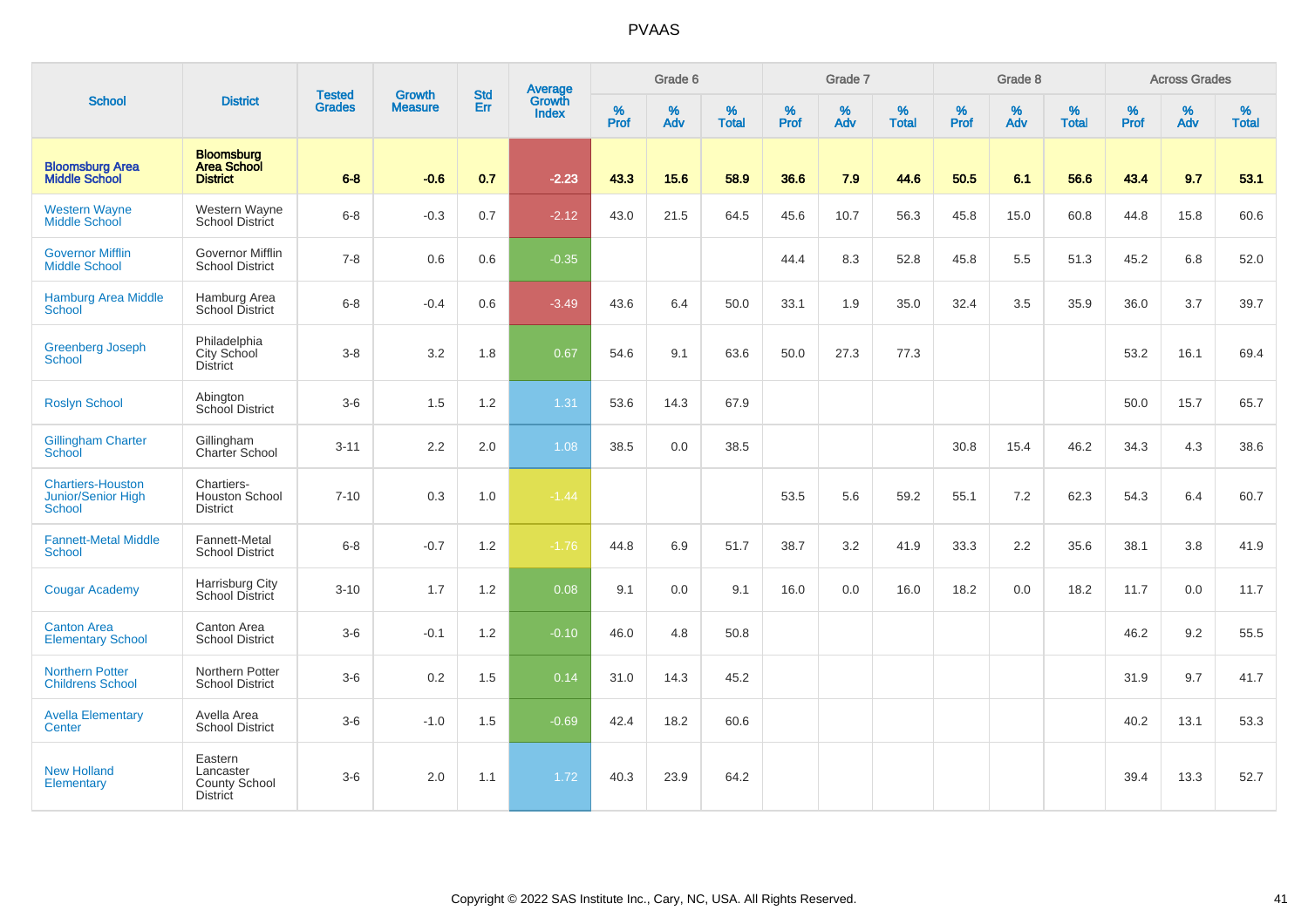# PVAAS

| School | District | Tested Grades | Growth Measure | Std Err | Average Growth Index | Grade 6 | | | Grade 7 | | | Grade 8 | | | Across Grades | | |
|---|---|---|---|---|---|---|---|---|---|---|---|---|---|---|---|---|---|
| | | | | | | % Prof | % Adv | % Total | % Prof | % Adv | % Total | % Prof | % Adv | % Total | % Prof | % Adv | % Total |
| **Bloomsburg Area Middle School** | **Bloomsburg Area School District** | **6-8** | **-0.6** | **0.7** | **-2.23** | **43.3** | **15.6** | **58.9** | **36.6** | **7.9** | **44.6** | **50.5** | **6.1** | **56.6** | **43.4** | **9.7** | **53.1** |
| Western Wayne Middle School | Western Wayne School District | 6-8 | -0.3 | 0.7 | -2.12 | 43.0 | 21.5 | 64.5 | 45.6 | 10.7 | 56.3 | 45.8 | 15.0 | 60.8 | 44.8 | 15.8 | 60.6 |
| Governor Mifflin Middle School | Governor Mifflin School District | 7-8 | 0.6 | 0.6 | -0.35 | | | | 44.4 | 8.3 | 52.8 | 45.8 | 5.5 | 51.3 | 45.2 | 6.8 | 52.0 |
| Hamburg Area Middle School | Hamburg Area School District | 6-8 | -0.4 | 0.6 | -3.49 | 43.6 | 6.4 | 50.0 | 33.1 | 1.9 | 35.0 | 32.4 | 3.5 | 35.9 | 36.0 | 3.7 | 39.7 |
| Greenberg Joseph School | Philadelphia City School District | 3-8 | 3.2 | 1.8 | 0.67 | 54.6 | 9.1 | 63.6 | 50.0 | 27.3 | 77.3 | | | | 53.2 | 16.1 | 69.4 |
| Roslyn School | Abington School District | 3-6 | 1.5 | 1.2 | 1.31 | 53.6 | 14.3 | 67.9 | | | | | | | 50.0 | 15.7 | 65.7 |
| Gillingham Charter School | Gillingham Charter School | 3-11 | 2.2 | 2.0 | 1.08 | 38.5 | 0.0 | 38.5 | | | | 30.8 | 15.4 | 46.2 | 34.3 | 4.3 | 38.6 |
| Chartiers-Houston Junior/Senior High School | Chartiers-Houston School District | 7-10 | 0.3 | 1.0 | -1.44 | | | | 53.5 | 5.6 | 59.2 | 55.1 | 7.2 | 62.3 | 54.3 | 6.4 | 60.7 |
| Fannett-Metal Middle School | Fannett-Metal School District | 6-8 | -0.7 | 1.2 | -1.76 | 44.8 | 6.9 | 51.7 | 38.7 | 3.2 | 41.9 | 33.3 | 2.2 | 35.6 | 38.1 | 3.8 | 41.9 |
| Cougar Academy | Harrisburg City School District | 3-10 | 1.7 | 1.2 | 0.08 | 9.1 | 0.0 | 9.1 | 16.0 | 0.0 | 16.0 | 18.2 | 0.0 | 18.2 | 11.7 | 0.0 | 11.7 |
| Canton Area Elementary School | Canton Area School District | 3-6 | -0.1 | 1.2 | -0.10 | 46.0 | 4.8 | 50.8 | | | | | | | 46.2 | 9.2 | 55.5 |
| Northern Potter Childrens School | Northern Potter School District | 3-6 | 0.2 | 1.5 | 0.14 | 31.0 | 14.3 | 45.2 | | | | | | | 31.9 | 9.7 | 41.7 |
| Avella Elementary Center | Avella Area School District | 3-6 | -1.0 | 1.5 | -0.69 | 42.4 | 18.2 | 60.6 | | | | | | | 40.2 | 13.1 | 53.3 |
| New Holland Elementary | Eastern Lancaster County School District | 3-6 | 2.0 | 1.1 | 1.72 | 40.3 | 23.9 | 64.2 | | | | | | | 39.4 | 13.3 | 52.7 |

Copyright © 2022 SAS Institute Inc., Cary, NC, USA. All Rights Reserved.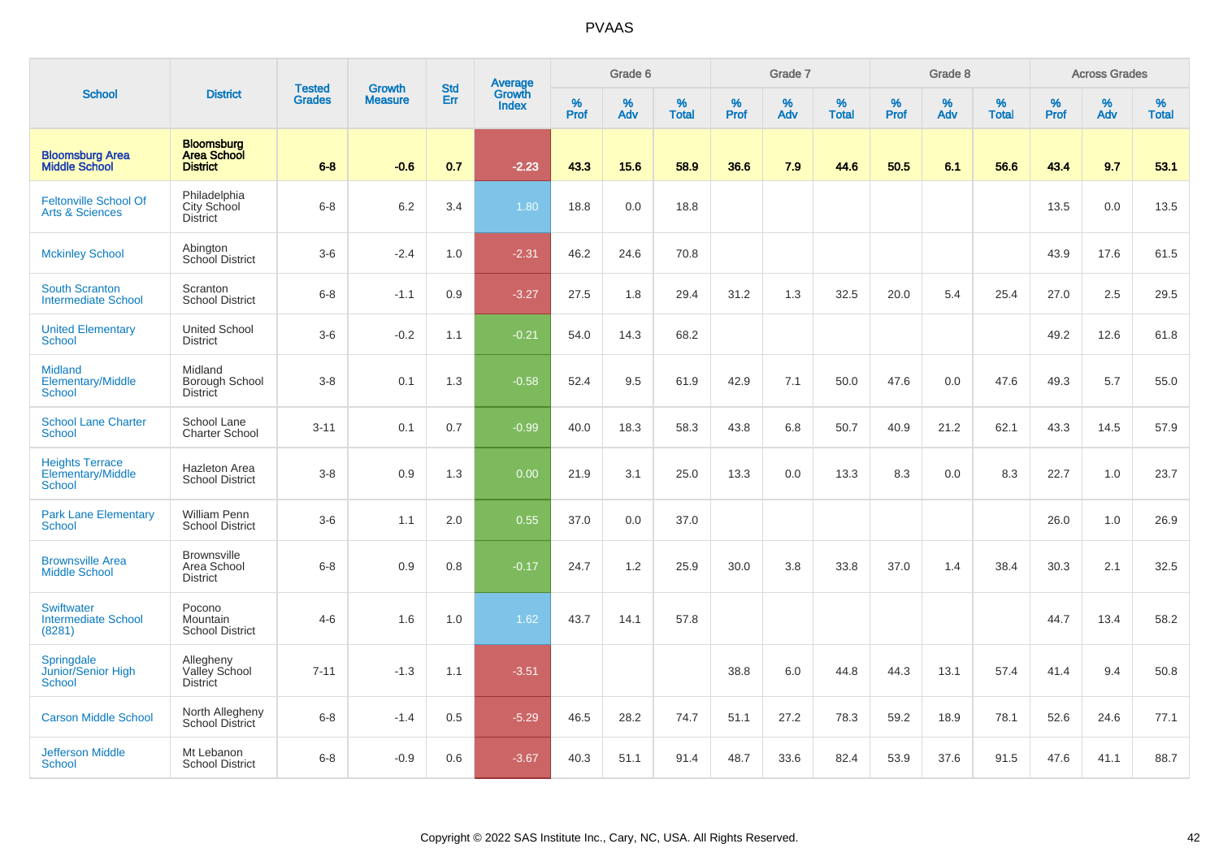# PVAAS

| School | District | Tested Grades | Growth Measure | Std Err | Average Growth Index | Grade 6 | | | Grade 7 | | | Grade 8 | | | Across Grades | | |
|---|---|---|---|---|---|---|---|---|---|---|---|---|---|---|---|---|---|
| | | | | | | % Prof | % Adv | % Total | % Prof | % Adv | % Total | % Prof | % Adv | % Total | % Prof | % Adv | % Total |
| **Bloomsburg Area Middle School** | **Bloomsburg Area School District** | **6-8** | **-0.6** | **0.7** | **-2.23** | **43.3** | **15.6** | **58.9** | **36.6** | **7.9** | **44.6** | **50.5** | **6.1** | **56.6** | **43.4** | **9.7** | **53.1** |
| Feltonville School Of Arts & Sciences | Philadelphia City School District | 6-8 | 6.2 | 3.4 | 1.80 | 18.8 | 0.0 | 18.8 | | | | | | | 13.5 | 0.0 | 13.5 |
| Mckinley School | Abington School District | 3-6 | -2.4 | 1.0 | -2.31 | 46.2 | 24.6 | 70.8 | | | | | | | 43.9 | 17.6 | 61.5 |
| South Scranton Intermediate School | Scranton School District | 6-8 | -1.1 | 0.9 | -3.27 | 27.5 | 1.8 | 29.4 | 31.2 | 1.3 | 32.5 | 20.0 | 5.4 | 25.4 | 27.0 | 2.5 | 29.5 |
| United Elementary School | United School District | 3-6 | -0.2 | 1.1 | -0.21 | 54.0 | 14.3 | 68.2 | | | | | | | 49.2 | 12.6 | 61.8 |
| Midland Elementary/Middle School | Midland Borough School District | 3-8 | 0.1 | 1.3 | -0.58 | 52.4 | 9.5 | 61.9 | 42.9 | 7.1 | 50.0 | 47.6 | 0.0 | 47.6 | 49.3 | 5.7 | 55.0 |
| School Lane Charter School | School Lane Charter School | 3-11 | 0.1 | 0.7 | -0.99 | 40.0 | 18.3 | 58.3 | 43.8 | 6.8 | 50.7 | 40.9 | 21.2 | 62.1 | 43.3 | 14.5 | 57.9 |
| Heights Terrace Elementary/Middle School | Hazleton Area School District | 3-8 | 0.9 | 1.3 | 0.00 | 21.9 | 3.1 | 25.0 | 13.3 | 0.0 | 13.3 | 8.3 | 0.0 | 8.3 | 22.7 | 1.0 | 23.7 |
| Park Lane Elementary School | William Penn School District | 3-6 | 1.1 | 2.0 | 0.55 | 37.0 | 0.0 | 37.0 | | | | | | | 26.0 | 1.0 | 26.9 |
| Brownsville Area Middle School | Brownsville Area School District | 6-8 | 0.9 | 0.8 | -0.17 | 24.7 | 1.2 | 25.9 | 30.0 | 3.8 | 33.8 | 37.0 | 1.4 | 38.4 | 30.3 | 2.1 | 32.5 |
| Swiftwater Intermediate School (8281) | Pocono Mountain School District | 4-6 | 1.6 | 1.0 | 1.62 | 43.7 | 14.1 | 57.8 | | | | | | | 44.7 | 13.4 | 58.2 |
| Springdale Junior/Senior High School | Allegheny Valley School District | 7-11 | -1.3 | 1.1 | -3.51 | | | | 38.8 | 6.0 | 44.8 | 44.3 | 13.1 | 57.4 | 41.4 | 9.4 | 50.8 |
| Carson Middle School | North Allegheny School District | 6-8 | -1.4 | 0.5 | -5.29 | 46.5 | 28.2 | 74.7 | 51.1 | 27.2 | 78.3 | 59.2 | 18.9 | 78.1 | 52.6 | 24.6 | 77.1 |
| Jefferson Middle School | Mt Lebanon School District | 6-8 | -0.9 | 0.6 | -3.67 | 40.3 | 51.1 | 91.4 | 48.7 | 33.6 | 82.4 | 53.9 | 37.6 | 91.5 | 47.6 | 41.1 | 88.7 |

Copyright © 2022 SAS Institute Inc., Cary, NC, USA. All Rights Reserved.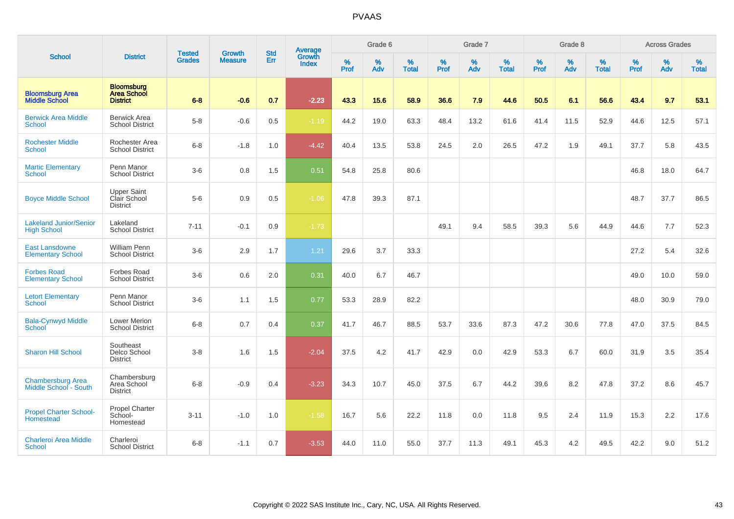# PVAAS

| School | District | Tested Grades | Growth Measure | Std Err | Average Growth Index | Grade 6 | | | Grade 7 | | | Grade 8 | | | Across Grades | | |
|---|---|---|---|---|---|---|---|---|---|---|---|---|---|---|---|---|---|
| | | | | | | % Prof | % Adv | % Total | % Prof | % Adv | % Total | % Prof | % Adv | % Total | % Prof | % Adv | % Total |
| **Bloomsburg Area Middle School** | **Bloomsburg Area School District** | **6-8** | **-0.6** | **0.7** | **-2.23** | **43.3** | **15.6** | **58.9** | **36.6** | **7.9** | **44.6** | **50.5** | **6.1** | **56.6** | **43.4** | **9.7** | **53.1** |
| Berwick Area Middle School | Berwick Area School District | 5-8 | -0.6 | 0.5 | -1.19 | 44.2 | 19.0 | 63.3 | 48.4 | 13.2 | 61.6 | 41.4 | 11.5 | 52.9 | 44.6 | 12.5 | 57.1 |
| Rochester Middle School | Rochester Area School District | 6-8 | -1.8 | 1.0 | -4.42 | 40.4 | 13.5 | 53.8 | 24.5 | 2.0 | 26.5 | 47.2 | 1.9 | 49.1 | 37.7 | 5.8 | 43.5 |
| Martic Elementary School | Penn Manor School District | 3-6 | 0.8 | 1.5 | 0.51 | 54.8 | 25.8 | 80.6 | | | | | | | 46.8 | 18.0 | 64.7 |
| Boyce Middle School | Upper Saint Clair School District | 5-6 | 0.9 | 0.5 | -1.06 | 47.8 | 39.3 | 87.1 | | | | | | | 48.7 | 37.7 | 86.5 |
| Lakeland Junior/Senior High School | Lakeland School District | 7-11 | -0.1 | 0.9 | -1.73 | | | | 49.1 | 9.4 | 58.5 | 39.3 | 5.6 | 44.9 | 44.6 | 7.7 | 52.3 |
| East Lansdowne Elementary School | William Penn School District | 3-6 | 2.9 | 1.7 | 1.21 | 29.6 | 3.7 | 33.3 | | | | | | | 27.2 | 5.4 | 32.6 |
| Forbes Road Elementary School | Forbes Road School District | 3-6 | 0.6 | 2.0 | 0.31 | 40.0 | 6.7 | 46.7 | | | | | | | 49.0 | 10.0 | 59.0 |
| Letort Elementary School | Penn Manor School District | 3-6 | 1.1 | 1.5 | 0.77 | 53.3 | 28.9 | 82.2 | | | | | | | 48.0 | 30.9 | 79.0 |
| Bala-Cynwyd Middle School | Lower Merion School District | 6-8 | 0.7 | 0.4 | 0.37 | 41.7 | 46.7 | 88.5 | 53.7 | 33.6 | 87.3 | 47.2 | 30.6 | 77.8 | 47.0 | 37.5 | 84.5 |
| Sharon Hill School | Southeast Delco School District | 3-8 | 1.6 | 1.5 | -2.04 | 37.5 | 4.2 | 41.7 | 42.9 | 0.0 | 42.9 | 53.3 | 6.7 | 60.0 | 31.9 | 3.5 | 35.4 |
| Chambersburg Area Middle School - South | Chambersburg Area School District | 6-8 | -0.9 | 0.4 | -3.23 | 34.3 | 10.7 | 45.0 | 37.5 | 6.7 | 44.2 | 39.6 | 8.2 | 47.8 | 37.2 | 8.6 | 45.7 |
| Propel Charter School-Homestead | Propel Charter School-Homestead | 3-11 | -1.0 | 1.0 | -1.58 | 16.7 | 5.6 | 22.2 | 11.8 | 0.0 | 11.8 | 9.5 | 2.4 | 11.9 | 15.3 | 2.2 | 17.6 |
| Charleroi Area Middle School | Charleroi School District | 6-8 | -1.1 | 0.7 | -3.53 | 44.0 | 11.0 | 55.0 | 37.7 | 11.3 | 49.1 | 45.3 | 4.2 | 49.5 | 42.2 | 9.0 | 51.2 |

Copyright © 2022 SAS Institute Inc., Cary, NC, USA. All Rights Reserved.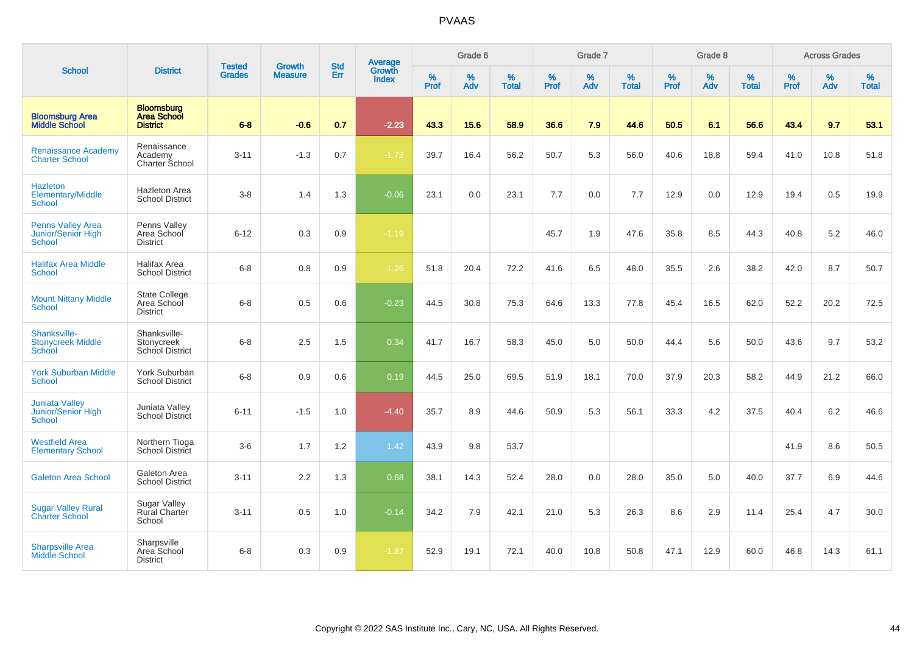# PVAAS

| School | District | Tested Grades | Growth Measure | Std Err | Average Growth Index | Grade 6 | | | Grade 7 | | | Grade 8 | | | Across Grades | | |
|---|---|---|---|---|---|---|---|---|---|---|---|---|---|---|---|---|---|
| | | | | | | % Prof | % Adv | % Total | % Prof | % Adv | % Total | % Prof | % Adv | % Total | % Prof | % Adv | % Total |
| **Bloomsburg Area Middle School** | **Bloomsburg Area School District** | **6-8** | **-0.6** | **0.7** | **-2.23** | **43.3** | **15.6** | **58.9** | **36.6** | **7.9** | **44.6** | **50.5** | **6.1** | **56.6** | **43.4** | **9.7** | **53.1** |
| Renaissance Academy Charter School | Renaissance Academy Charter School | 3-11 | -1.3 | 0.7 | -1.72 | 39.7 | 16.4 | 56.2 | 50.7 | 5.3 | 56.0 | 40.6 | 18.8 | 59.4 | 41.0 | 10.8 | 51.8 |
| Hazleton Elementary/Middle School | Hazleton Area School District | 3-8 | 1.4 | 1.3 | -0.06 | 23.1 | 0.0 | 23.1 | 7.7 | 0.0 | 7.7 | 12.9 | 0.0 | 12.9 | 19.4 | 0.5 | 19.9 |
| Penns Valley Area Junior/Senior High School | Penns Valley Area School District | 6-12 | 0.3 | 0.9 | -1.19 | | | | 45.7 | 1.9 | 47.6 | 35.8 | 8.5 | 44.3 | 40.8 | 5.2 | 46.0 |
| Halifax Area Middle School | Halifax Area School District | 6-8 | 0.8 | 0.9 | -1.26 | 51.8 | 20.4 | 72.2 | 41.6 | 6.5 | 48.0 | 35.5 | 2.6 | 38.2 | 42.0 | 8.7 | 50.7 |
| Mount Nittany Middle School | State College Area School District | 6-8 | 0.5 | 0.6 | -0.23 | 44.5 | 30.8 | 75.3 | 64.6 | 13.3 | 77.8 | 45.4 | 16.5 | 62.0 | 52.2 | 20.2 | 72.5 |
| Shanksville-Stonycreek Middle School | Shanksville-Stonycreek School District | 6-8 | 2.5 | 1.5 | 0.34 | 41.7 | 16.7 | 58.3 | 45.0 | 5.0 | 50.0 | 44.4 | 5.6 | 50.0 | 43.6 | 9.7 | 53.2 |
| York Suburban Middle School | York Suburban School District | 6-8 | 0.9 | 0.6 | 0.19 | 44.5 | 25.0 | 69.5 | 51.9 | 18.1 | 70.0 | 37.9 | 20.3 | 58.2 | 44.9 | 21.2 | 66.0 |
| Juniata Valley Junior/Senior High School | Juniata Valley School District | 6-11 | -1.5 | 1.0 | -4.40 | 35.7 | 8.9 | 44.6 | 50.9 | 5.3 | 56.1 | 33.3 | 4.2 | 37.5 | 40.4 | 6.2 | 46.6 |
| Westfield Area Elementary School | Northern Tioga School District | 3-6 | 1.7 | 1.2 | 1.42 | 43.9 | 9.8 | 53.7 | | | | | | | 41.9 | 8.6 | 50.5 |
| Galeton Area School | Galeton Area School District | 3-11 | 2.2 | 1.3 | 0.68 | 38.1 | 14.3 | 52.4 | 28.0 | 0.0 | 28.0 | 35.0 | 5.0 | 40.0 | 37.7 | 6.9 | 44.6 |
| Sugar Valley Rural Charter School | Sugar Valley Rural Charter School | 3-11 | 0.5 | 1.0 | -0.14 | 34.2 | 7.9 | 42.1 | 21.0 | 5.3 | 26.3 | 8.6 | 2.9 | 11.4 | 25.4 | 4.7 | 30.0 |
| Sharpsville Area Middle School | Sharpsville Area School District | 6-8 | 0.3 | 0.9 | -1.87 | 52.9 | 19.1 | 72.1 | 40.0 | 10.8 | 50.8 | 47.1 | 12.9 | 60.0 | 46.8 | 14.3 | 61.1 |

Copyright © 2022 SAS Institute Inc., Cary, NC, USA. All Rights Reserved.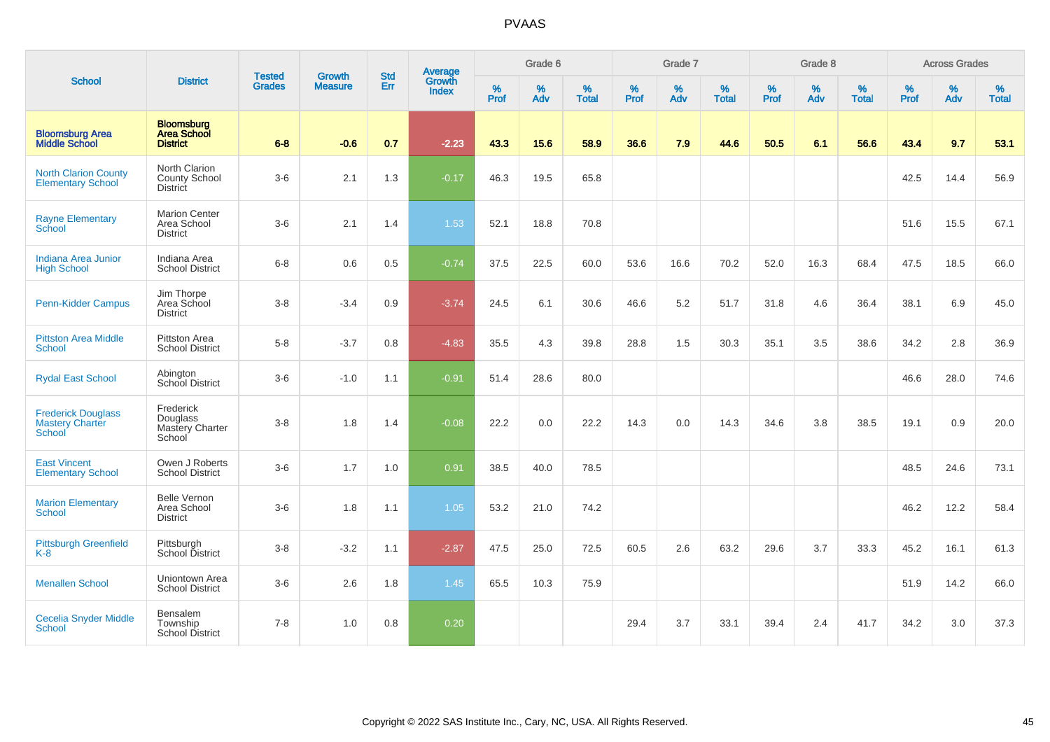# PVAAS

| School | District | Tested Grades | Growth Measure | Std Err | Average Growth Index | Grade 6 | | | Grade 7 | | | Grade 8 | | | Across Grades | | |
|---|---|---|---|---|---|---|---|---|---|---|---|---|---|---|---|---|---|
| | | | | | | % Prof | % Adv | % Total | % Prof | % Adv | % Total | % Prof | % Adv | % Total | % Prof | % Adv | % Total |
| **Bloomsburg Area Middle School** | **Bloomsburg Area School District** | **6-8** | **-0.6** | **0.7** | **-2.23** | **43.3** | **15.6** | **58.9** | **36.6** | **7.9** | **44.6** | **50.5** | **6.1** | **56.6** | **43.4** | **9.7** | **53.1** |
| North Clarion County Elementary School | North Clarion County School District | 3-6 | 2.1 | 1.3 | -0.17 | 46.3 | 19.5 | 65.8 | | | | | | | 42.5 | 14.4 | 56.9 |
| Rayne Elementary School | Marion Center Area School District | 3-6 | 2.1 | 1.4 | 1.53 | 52.1 | 18.8 | 70.8 | | | | | | | 51.6 | 15.5 | 67.1 |
| Indiana Area Junior High School | Indiana Area School District | 6-8 | 0.6 | 0.5 | -0.74 | 37.5 | 22.5 | 60.0 | 53.6 | 16.6 | 70.2 | 52.0 | 16.3 | 68.4 | 47.5 | 18.5 | 66.0 |
| Penn-Kidder Campus | Jim Thorpe Area School District | 3-8 | -3.4 | 0.9 | -3.74 | 24.5 | 6.1 | 30.6 | 46.6 | 5.2 | 51.7 | 31.8 | 4.6 | 36.4 | 38.1 | 6.9 | 45.0 |
| Pittston Area Middle School | Pittston Area School District | 5-8 | -3.7 | 0.8 | -4.83 | 35.5 | 4.3 | 39.8 | 28.8 | 1.5 | 30.3 | 35.1 | 3.5 | 38.6 | 34.2 | 2.8 | 36.9 |
| Rydal East School | Abington School District | 3-6 | -1.0 | 1.1 | -0.91 | 51.4 | 28.6 | 80.0 | | | | | | | 46.6 | 28.0 | 74.6 |
| Frederick Douglass Mastery Charter School | Frederick Douglass Mastery Charter School | 3-8 | 1.8 | 1.4 | -0.08 | 22.2 | 0.0 | 22.2 | 14.3 | 0.0 | 14.3 | 34.6 | 3.8 | 38.5 | 19.1 | 0.9 | 20.0 |
| East Vincent Elementary School | Owen J Roberts School District | 3-6 | 1.7 | 1.0 | 0.91 | 38.5 | 40.0 | 78.5 | | | | | | | 48.5 | 24.6 | 73.1 |
| Marion Elementary School | Belle Vernon Area School District | 3-6 | 1.8 | 1.1 | 1.05 | 53.2 | 21.0 | 74.2 | | | | | | | 46.2 | 12.2 | 58.4 |
| Pittsburgh Greenfield K-8 | Pittsburgh School District | 3-8 | -3.2 | 1.1 | -2.87 | 47.5 | 25.0 | 72.5 | 60.5 | 2.6 | 63.2 | 29.6 | 3.7 | 33.3 | 45.2 | 16.1 | 61.3 |
| Menallen School | Uniontown Area School District | 3-6 | 2.6 | 1.8 | 1.45 | 65.5 | 10.3 | 75.9 | | | | | | | 51.9 | 14.2 | 66.0 |
| Cecelia Snyder Middle School | Bensalem Township School District | 7-8 | 1.0 | 0.8 | 0.20 | | | | 29.4 | 3.7 | 33.1 | 39.4 | 2.4 | 41.7 | 34.2 | 3.0 | 37.3 |

Copyright © 2022 SAS Institute Inc., Cary, NC, USA. All Rights Reserved.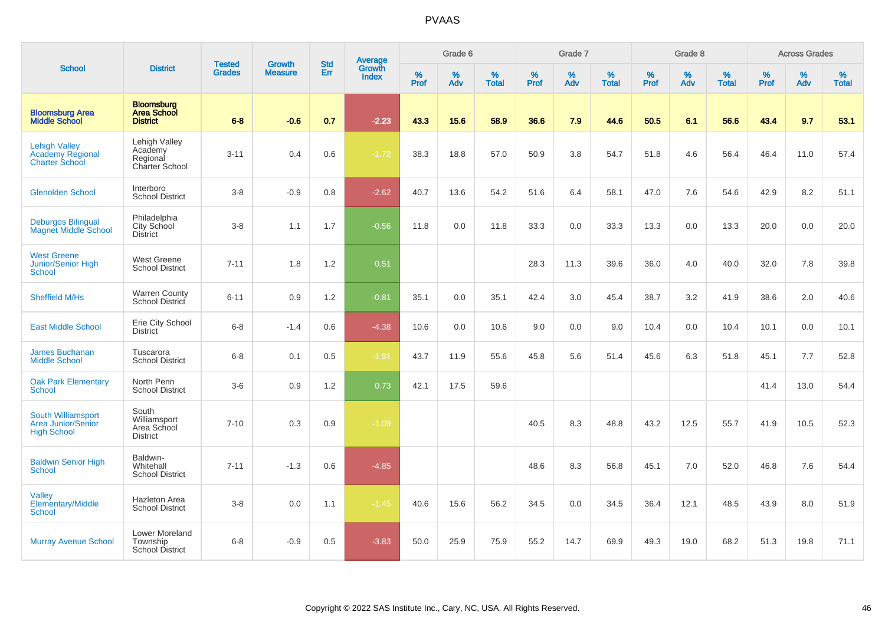# PVAAS

| School | District | Tested Grades | Growth Measure | Std Err | Average Growth Index | Grade 6 | | | Grade 7 | | | Grade 8 | | | Across Grades | | |
|---|---|---|---|---|---|---|---|---|---|---|---|---|---|---|---|---|---|
| | | | | | | % Prof | % Adv | % Total | % Prof | % Adv | % Total | % Prof | % Adv | % Total | % Prof | % Adv | % Total |
| **Bloomsburg Area Middle School** | **Bloomsburg Area School District** | **6-8** | **-0.6** | **0.7** | **-2.23** | **43.3** | **15.6** | **58.9** | **36.6** | **7.9** | **44.6** | **50.5** | **6.1** | **56.6** | **43.4** | **9.7** | **53.1** |
| Lehigh Valley Academy Regional Charter School | Lehigh Valley Academy Regional Charter School | 3-11 | 0.4 | 0.6 | -1.72 | 38.3 | 18.8 | 57.0 | 50.9 | 3.8 | 54.7 | 51.8 | 4.6 | 56.4 | 46.4 | 11.0 | 57.4 |
| Glenolden School | Interboro School District | 3-8 | -0.9 | 0.8 | -2.62 | 40.7 | 13.6 | 54.2 | 51.6 | 6.4 | 58.1 | 47.0 | 7.6 | 54.6 | 42.9 | 8.2 | 51.1 |
| Deburgos Bilingual Magnet Middle School | Philadelphia City School District | 3-8 | 1.1 | 1.7 | -0.56 | 11.8 | 0.0 | 11.8 | 33.3 | 0.0 | 33.3 | 13.3 | 0.0 | 13.3 | 20.0 | 0.0 | 20.0 |
| West Greene Junior/Senior High School | West Greene School District | 7-11 | 1.8 | 1.2 | 0.51 | | | | 28.3 | 11.3 | 39.6 | 36.0 | 4.0 | 40.0 | 32.0 | 7.8 | 39.8 |
| Sheffield M/Hs | Warren County School District | 6-11 | 0.9 | 1.2 | -0.81 | 35.1 | 0.0 | 35.1 | 42.4 | 3.0 | 45.4 | 38.7 | 3.2 | 41.9 | 38.6 | 2.0 | 40.6 |
| East Middle School | Erie City School District | 6-8 | -1.4 | 0.6 | -4.38 | 10.6 | 0.0 | 10.6 | 9.0 | 0.0 | 9.0 | 10.4 | 0.0 | 10.4 | 10.1 | 0.0 | 10.1 |
| James Buchanan Middle School | Tuscarora School District | 6-8 | 0.1 | 0.5 | -1.91 | 43.7 | 11.9 | 55.6 | 45.8 | 5.6 | 51.4 | 45.6 | 6.3 | 51.8 | 45.1 | 7.7 | 52.8 |
| Oak Park Elementary School | North Penn School District | 3-6 | 0.9 | 1.2 | 0.73 | 42.1 | 17.5 | 59.6 | | | | | | | 41.4 | 13.0 | 54.4 |
| South Williamsport Area Junior/Senior High School | South Williamsport Area School District | 7-10 | 0.3 | 0.9 | -1.09 | | | | 40.5 | 8.3 | 48.8 | 43.2 | 12.5 | 55.7 | 41.9 | 10.5 | 52.3 |
| Baldwin Senior High School | Baldwin-Whitehall School District | 7-11 | -1.3 | 0.6 | -4.85 | | | | 48.6 | 8.3 | 56.8 | 45.1 | 7.0 | 52.0 | 46.8 | 7.6 | 54.4 |
| Valley Elementary/Middle School | Hazleton Area School District | 3-8 | 0.0 | 1.1 | -1.45 | 40.6 | 15.6 | 56.2 | 34.5 | 0.0 | 34.5 | 36.4 | 12.1 | 48.5 | 43.9 | 8.0 | 51.9 |
| Murray Avenue School | Lower Moreland Township School District | 6-8 | -0.9 | 0.5 | -3.83 | 50.0 | 25.9 | 75.9 | 55.2 | 14.7 | 69.9 | 49.3 | 19.0 | 68.2 | 51.3 | 19.8 | 71.1 |

Copyright © 2022 SAS Institute Inc., Cary, NC, USA. All Rights Reserved.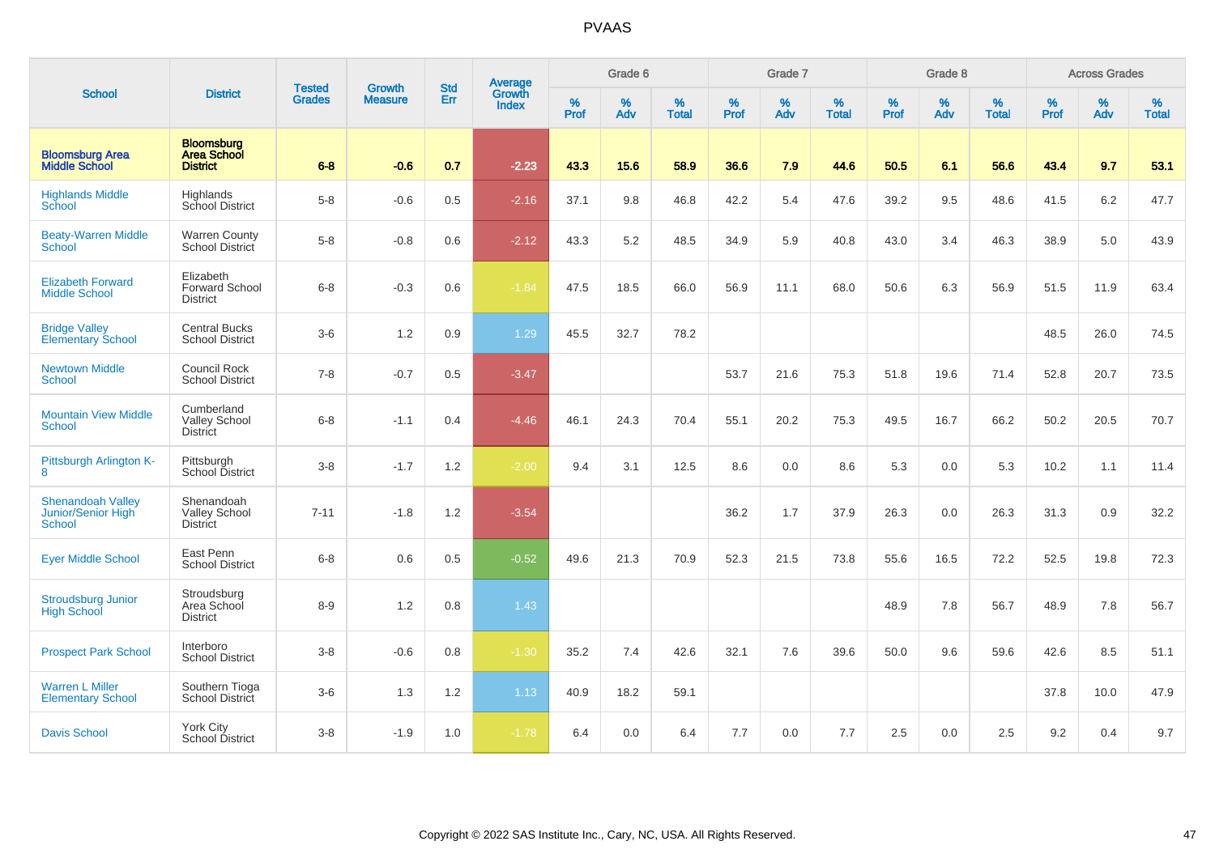# PVAAS

| School | District | Tested Grades | Growth Measure | Std Err | Average Growth Index | Grade 6 | | | Grade 7 | | | Grade 8 | | | Across Grades | | |
|---|---|---|---|---|---|---|---|---|---|---|---|---|---|---|---|---|---|
| | | | | | | % Prof | % Adv | % Total | % Prof | % Adv | % Total | % Prof | % Adv | % Total | % Prof | % Adv | % Total |
| **Bloomsburg Area Middle School** | **Bloomsburg Area School District** | **6-8** | **-0.6** | **0.7** | **-2.23** | **43.3** | **15.6** | **58.9** | **36.6** | **7.9** | **44.6** | **50.5** | **6.1** | **56.6** | **43.4** | **9.7** | **53.1** |
| Highlands Middle School | Highlands School District | 5-8 | -0.6 | 0.5 | -2.16 | 37.1 | 9.8 | 46.8 | 42.2 | 5.4 | 47.6 | 39.2 | 9.5 | 48.6 | 41.5 | 6.2 | 47.7 |
| Beaty-Warren Middle School | Warren County School District | 5-8 | -0.8 | 0.6 | -2.12 | 43.3 | 5.2 | 48.5 | 34.9 | 5.9 | 40.8 | 43.0 | 3.4 | 46.3 | 38.9 | 5.0 | 43.9 |
| Elizabeth Forward Middle School | Elizabeth Forward School District | 6-8 | -0.3 | 0.6 | -1.84 | 47.5 | 18.5 | 66.0 | 56.9 | 11.1 | 68.0 | 50.6 | 6.3 | 56.9 | 51.5 | 11.9 | 63.4 |
| Bridge Valley Elementary School | Central Bucks School District | 3-6 | 1.2 | 0.9 | 1.29 | 45.5 | 32.7 | 78.2 | | | | | | | 48.5 | 26.0 | 74.5 |
| Newtown Middle School | Council Rock School District | 7-8 | -0.7 | 0.5 | -3.47 | | | | 53.7 | 21.6 | 75.3 | 51.8 | 19.6 | 71.4 | 52.8 | 20.7 | 73.5 |
| Mountain View Middle School | Cumberland Valley School District | 6-8 | -1.1 | 0.4 | -4.46 | 46.1 | 24.3 | 70.4 | 55.1 | 20.2 | 75.3 | 49.5 | 16.7 | 66.2 | 50.2 | 20.5 | 70.7 |
| Pittsburgh Arlington K-8 | Pittsburgh School District | 3-8 | -1.7 | 1.2 | -2.00 | 9.4 | 3.1 | 12.5 | 8.6 | 0.0 | 8.6 | 5.3 | 0.0 | 5.3 | 10.2 | 1.1 | 11.4 |
| Shenandoah Valley Junior/Senior High School | Shenandoah Valley School District | 7-11 | -1.8 | 1.2 | -3.54 | | | | 36.2 | 1.7 | 37.9 | 26.3 | 0.0 | 26.3 | 31.3 | 0.9 | 32.2 |
| Eyer Middle School | East Penn School District | 6-8 | 0.6 | 0.5 | -0.52 | 49.6 | 21.3 | 70.9 | 52.3 | 21.5 | 73.8 | 55.6 | 16.5 | 72.2 | 52.5 | 19.8 | 72.3 |
| Stroudsburg Junior High School | Stroudsburg Area School District | 8-9 | 1.2 | 0.8 | 1.43 | | | | | | | 48.9 | 7.8 | 56.7 | 48.9 | 7.8 | 56.7 |
| Prospect Park School | Interboro School District | 3-8 | -0.6 | 0.8 | -1.30 | 35.2 | 7.4 | 42.6 | 32.1 | 7.6 | 39.6 | 50.0 | 9.6 | 59.6 | 42.6 | 8.5 | 51.1 |
| Warren L Miller Elementary School | Southern Tioga School District | 3-6 | 1.3 | 1.2 | 1.13 | 40.9 | 18.2 | 59.1 | | | | | | | 37.8 | 10.0 | 47.9 |
| Davis School | York City School District | 3-8 | -1.9 | 1.0 | -1.78 | 6.4 | 0.0 | 6.4 | 7.7 | 0.0 | 7.7 | 2.5 | 0.0 | 2.5 | 9.2 | 0.4 | 9.7 |

Copyright © 2022 SAS Institute Inc., Cary, NC, USA. All Rights Reserved.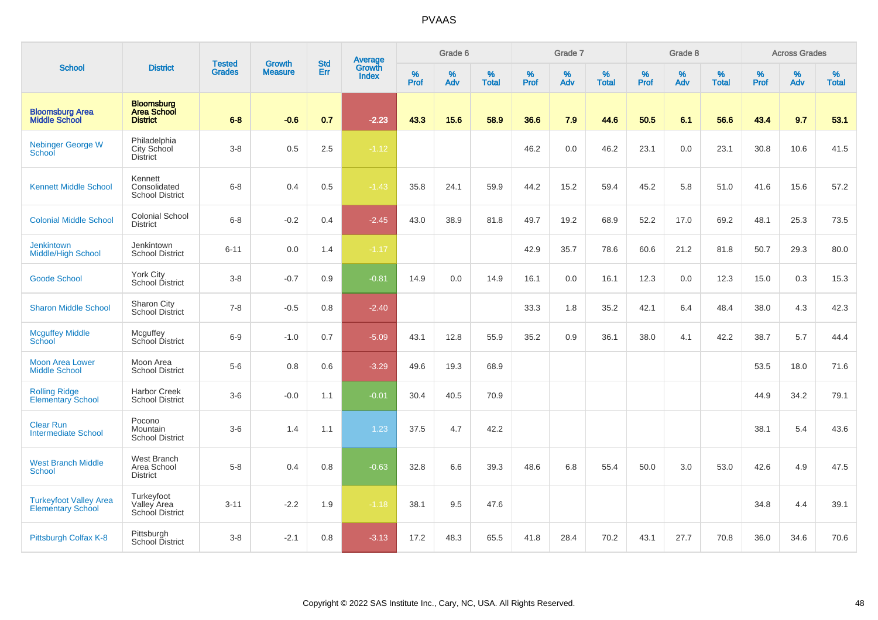# PVAAS

| School | District | Tested Grades | Growth Measure | Std Err | Average Growth Index | Grade 6 | | | Grade 7 | | | Grade 8 | | | Across Grades | | |
|---|---|---|---|---|---|---|---|---|---|---|---|---|---|---|---|---|---|
| | | | | | | % Prof | % Adv | % Total | % Prof | % Adv | % Total | % Prof | % Adv | % Total | % Prof | % Adv | % Total |
| **Bloomsburg Area Middle School** | **Bloomsburg Area School District** | **6-8** | **-0.6** | **0.7** | **-2.23** | **43.3** | **15.6** | **58.9** | **36.6** | **7.9** | **44.6** | **50.5** | **6.1** | **56.6** | **43.4** | **9.7** | **53.1** |
| Nebinger George W School | Philadelphia City School District | 3-8 | 0.5 | 2.5 | -1.12 | | | | 46.2 | 0.0 | 46.2 | 23.1 | 0.0 | 23.1 | 30.8 | 10.6 | 41.5 |
| Kennett Middle School | Kennett Consolidated School District | 6-8 | 0.4 | 0.5 | -1.43 | 35.8 | 24.1 | 59.9 | 44.2 | 15.2 | 59.4 | 45.2 | 5.8 | 51.0 | 41.6 | 15.6 | 57.2 |
| Colonial Middle School | Colonial School District | 6-8 | -0.2 | 0.4 | -2.45 | 43.0 | 38.9 | 81.8 | 49.7 | 19.2 | 68.9 | 52.2 | 17.0 | 69.2 | 48.1 | 25.3 | 73.5 |
| Jenkintown Middle/High School | Jenkintown School District | 6-11 | 0.0 | 1.4 | -1.17 | | | | 42.9 | 35.7 | 78.6 | 60.6 | 21.2 | 81.8 | 50.7 | 29.3 | 80.0 |
| Goode School | York City School District | 3-8 | -0.7 | 0.9 | -0.81 | 14.9 | 0.0 | 14.9 | 16.1 | 0.0 | 16.1 | 12.3 | 0.0 | 12.3 | 15.0 | 0.3 | 15.3 |
| Sharon Middle School | Sharon City School District | 7-8 | -0.5 | 0.8 | -2.40 | | | | 33.3 | 1.8 | 35.2 | 42.1 | 6.4 | 48.4 | 38.0 | 4.3 | 42.3 |
| Mcguffey Middle School | Mcguffey School District | 6-9 | -1.0 | 0.7 | -5.09 | 43.1 | 12.8 | 55.9 | 35.2 | 0.9 | 36.1 | 38.0 | 4.1 | 42.2 | 38.7 | 5.7 | 44.4 |
| Moon Area Lower Middle School | Moon Area School District | 5-6 | 0.8 | 0.6 | -3.29 | 49.6 | 19.3 | 68.9 | | | | | | | 53.5 | 18.0 | 71.6 |
| Rolling Ridge Elementary School | Harbor Creek School District | 3-6 | -0.0 | 1.1 | -0.01 | 30.4 | 40.5 | 70.9 | | | | | | | 44.9 | 34.2 | 79.1 |
| Clear Run Intermediate School | Pocono Mountain School District | 3-6 | 1.4 | 1.1 | 1.23 | 37.5 | 4.7 | 42.2 | | | | | | | 38.1 | 5.4 | 43.6 |
| West Branch Middle School | West Branch Area School District | 5-8 | 0.4 | 0.8 | -0.63 | 32.8 | 6.6 | 39.3 | 48.6 | 6.8 | 55.4 | 50.0 | 3.0 | 53.0 | 42.6 | 4.9 | 47.5 |
| Turkeyfoot Valley Area Elementary School | Turkeyfoot Valley Area School District | 3-11 | -2.2 | 1.9 | -1.18 | 38.1 | 9.5 | 47.6 | | | | | | | 34.8 | 4.4 | 39.1 |
| Pittsburgh Colfax K-8 | Pittsburgh School District | 3-8 | -2.1 | 0.8 | -3.13 | 17.2 | 48.3 | 65.5 | 41.8 | 28.4 | 70.2 | 43.1 | 27.7 | 70.8 | 36.0 | 34.6 | 70.6 |

Copyright © 2022 SAS Institute Inc., Cary, NC, USA. All Rights Reserved.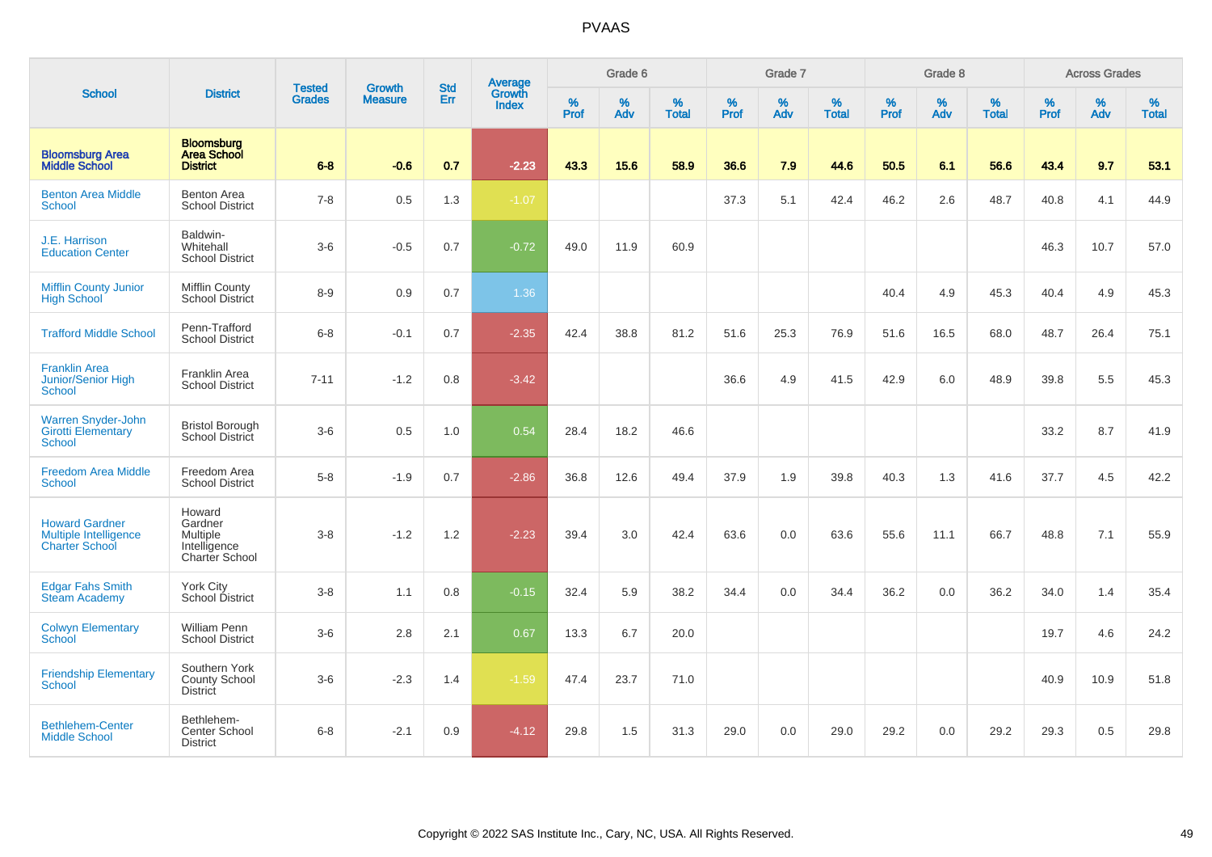# PVAAS

| School | District | Tested Grades | Growth Measure | Std Err | Average Growth Index | Grade 6 | | | Grade 7 | | | Grade 8 | | | Across Grades | | |
|---|---|---|---|---|---|---|---|---|---|---|---|---|---|---|---|---|---|
| | | | | | | % Prof | % Adv | % Total | % Prof | % Adv | % Total | % Prof | % Adv | % Total | % Prof | % Adv | % Total |
| **Bloomsburg Area Middle School** | **Bloomsburg Area School District** | **6-8** | **-0.6** | **0.7** | **-2.23** | **43.3** | **15.6** | **58.9** | **36.6** | **7.9** | **44.6** | **50.5** | **6.1** | **56.6** | **43.4** | **9.7** | **53.1** |
| Benton Area Middle School | Benton Area School District | 7-8 | 0.5 | 1.3 | -1.07 | | | | 37.3 | 5.1 | 42.4 | 46.2 | 2.6 | 48.7 | 40.8 | 4.1 | 44.9 |
| J.E. Harrison Education Center | Baldwin-Whitehall School District | 3-6 | -0.5 | 0.7 | -0.72 | 49.0 | 11.9 | 60.9 | | | | | | | 46.3 | 10.7 | 57.0 |
| Mifflin County Junior High School | Mifflin County School District | 8-9 | 0.9 | 0.7 | 1.36 | | | | | | | 40.4 | 4.9 | 45.3 | 40.4 | 4.9 | 45.3 |
| Trafford Middle School | Penn-Trafford School District | 6-8 | -0.1 | 0.7 | -2.35 | 42.4 | 38.8 | 81.2 | 51.6 | 25.3 | 76.9 | 51.6 | 16.5 | 68.0 | 48.7 | 26.4 | 75.1 |
| Franklin Area Junior/Senior High School | Franklin Area School District | 7-11 | -1.2 | 0.8 | -3.42 | | | | 36.6 | 4.9 | 41.5 | 42.9 | 6.0 | 48.9 | 39.8 | 5.5 | 45.3 |
| Warren Snyder-John Girotti Elementary School | Bristol Borough School District | 3-6 | 0.5 | 1.0 | 0.54 | 28.4 | 18.2 | 46.6 | | | | | | | 33.2 | 8.7 | 41.9 |
| Freedom Area Middle School | Freedom Area School District | 5-8 | -1.9 | 0.7 | -2.86 | 36.8 | 12.6 | 49.4 | 37.9 | 1.9 | 39.8 | 40.3 | 1.3 | 41.6 | 37.7 | 4.5 | 42.2 |
| Howard Gardner Multiple Intelligence Charter School | Howard Gardner Multiple Intelligence Charter School | 3-8 | -1.2 | 1.2 | -2.23 | 39.4 | 3.0 | 42.4 | 63.6 | 0.0 | 63.6 | 55.6 | 11.1 | 66.7 | 48.8 | 7.1 | 55.9 |
| Edgar Fahs Smith Steam Academy | York City School District | 3-8 | 1.1 | 0.8 | -0.15 | 32.4 | 5.9 | 38.2 | 34.4 | 0.0 | 34.4 | 36.2 | 0.0 | 36.2 | 34.0 | 1.4 | 35.4 |
| Colwyn Elementary School | William Penn School District | 3-6 | 2.8 | 2.1 | 0.67 | 13.3 | 6.7 | 20.0 | | | | | | | 19.7 | 4.6 | 24.2 |
| Friendship Elementary School | Southern York County School District | 3-6 | -2.3 | 1.4 | -1.59 | 47.4 | 23.7 | 71.0 | | | | | | | 40.9 | 10.9 | 51.8 |
| Bethlehem-Center Middle School | Bethlehem-Center School District | 6-8 | -2.1 | 0.9 | -4.12 | 29.8 | 1.5 | 31.3 | 29.0 | 0.0 | 29.0 | 29.2 | 0.0 | 29.2 | 29.3 | 0.5 | 29.8 |

Copyright © 2022 SAS Institute Inc., Cary, NC, USA. All Rights Reserved.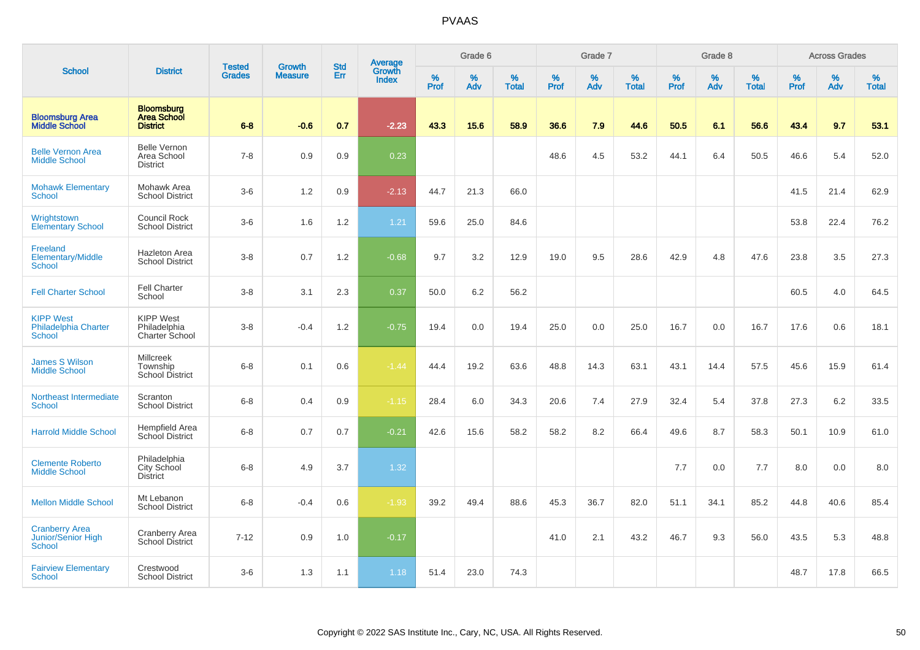# PVAAS

| School | District | Tested Grades | Growth Measure | Std Err | Average Growth Index | Grade 6 | | | Grade 7 | | | Grade 8 | | | Across Grades | | |
|---|---|---|---|---|---|---|---|---|---|---|---|---|---|---|---|---|---|
| | | | | | | % Prof | % Adv | % Total | % Prof | % Adv | % Total | % Prof | % Adv | % Total | % Prof | % Adv | % Total |
| **Bloomsburg Area Middle School** | **Bloomsburg Area School District** | **6-8** | **-0.6** | **0.7** | **-2.23** | **43.3** | **15.6** | **58.9** | **36.6** | **7.9** | **44.6** | **50.5** | **6.1** | **56.6** | **43.4** | **9.7** | **53.1** |
| Belle Vernon Area Middle School | Belle Vernon Area School District | 7-8 | 0.9 | 0.9 | 0.23 | | | | 48.6 | 4.5 | 53.2 | 44.1 | 6.4 | 50.5 | 46.6 | 5.4 | 52.0 |
| Mohawk Elementary School | Mohawk Area School District | 3-6 | 1.2 | 0.9 | -2.13 | 44.7 | 21.3 | 66.0 | | | | | | | 41.5 | 21.4 | 62.9 |
| Wrightstown Elementary School | Council Rock School District | 3-6 | 1.6 | 1.2 | 1.21 | 59.6 | 25.0 | 84.6 | | | | | | | 53.8 | 22.4 | 76.2 |
| Freeland Elementary/Middle School | Hazleton Area School District | 3-8 | 0.7 | 1.2 | -0.68 | 9.7 | 3.2 | 12.9 | 19.0 | 9.5 | 28.6 | 42.9 | 4.8 | 47.6 | 23.8 | 3.5 | 27.3 |
| Fell Charter School | Fell Charter School | 3-8 | 3.1 | 2.3 | 0.37 | 50.0 | 6.2 | 56.2 | | | | | | | 60.5 | 4.0 | 64.5 |
| KIPP West Philadelphia Charter School | KIPP West Philadelphia Charter School | 3-8 | -0.4 | 1.2 | -0.75 | 19.4 | 0.0 | 19.4 | 25.0 | 0.0 | 25.0 | 16.7 | 0.0 | 16.7 | 17.6 | 0.6 | 18.1 |
| James S Wilson Middle School | Millcreek Township School District | 6-8 | 0.1 | 0.6 | -1.44 | 44.4 | 19.2 | 63.6 | 48.8 | 14.3 | 63.1 | 43.1 | 14.4 | 57.5 | 45.6 | 15.9 | 61.4 |
| Northeast Intermediate School | Scranton School District | 6-8 | 0.4 | 0.9 | -1.15 | 28.4 | 6.0 | 34.3 | 20.6 | 7.4 | 27.9 | 32.4 | 5.4 | 37.8 | 27.3 | 6.2 | 33.5 |
| Harrold Middle School | Hempfield Area School District | 6-8 | 0.7 | 0.7 | -0.21 | 42.6 | 15.6 | 58.2 | 58.2 | 8.2 | 66.4 | 49.6 | 8.7 | 58.3 | 50.1 | 10.9 | 61.0 |
| Clemente Roberto Middle School | Philadelphia City School District | 6-8 | 4.9 | 3.7 | 1.32 | | | | | | | 7.7 | 0.0 | 7.7 | 8.0 | 0.0 | 8.0 |
| Mellon Middle School | Mt Lebanon School District | 6-8 | -0.4 | 0.6 | -1.93 | 39.2 | 49.4 | 88.6 | 45.3 | 36.7 | 82.0 | 51.1 | 34.1 | 85.2 | 44.8 | 40.6 | 85.4 |
| Cranberry Area Junior/Senior High School | Cranberry Area School District | 7-12 | 0.9 | 1.0 | -0.17 | | | | 41.0 | 2.1 | 43.2 | 46.7 | 9.3 | 56.0 | 43.5 | 5.3 | 48.8 |
| Fairview Elementary School | Crestwood School District | 3-6 | 1.3 | 1.1 | 1.18 | 51.4 | 23.0 | 74.3 | | | | | | | 48.7 | 17.8 | 66.5 |

Copyright © 2022 SAS Institute Inc., Cary, NC, USA. All Rights Reserved.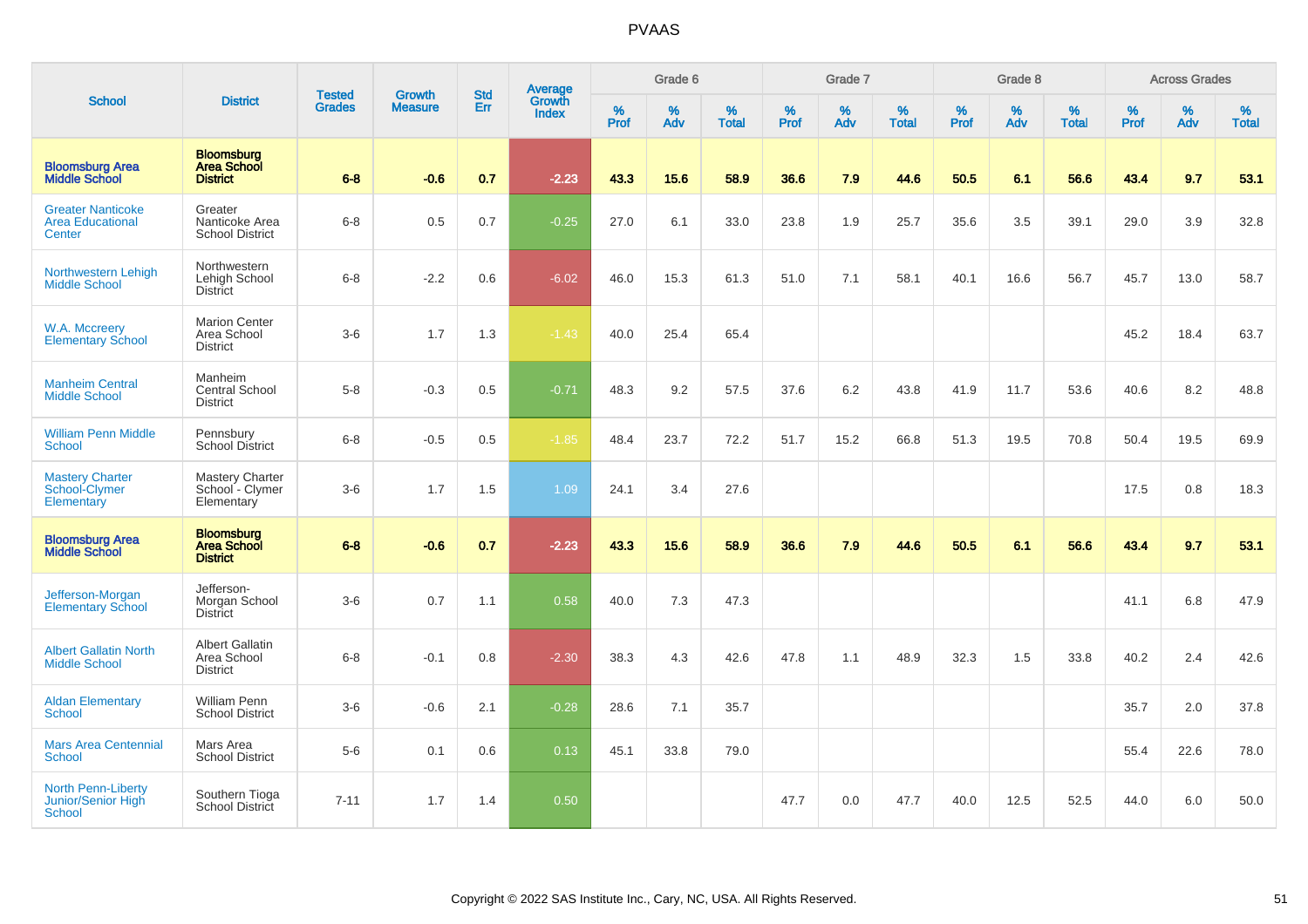# PVAAS

| School | District | Tested Grades | Growth Measure | Std Err | Average Growth Index | Grade 6 | | | Grade 7 | | | Grade 8 | | | Across Grades | | |
|---|---|---|---|---|---|---|---|---|---|---|---|---|---|---|---|---|---|
| | | | | | | % Prof | % Adv | % Total | % Prof | % Adv | % Total | % Prof | % Adv | % Total | % Prof | % Adv | % Total |
| **Bloomsburg Area Middle School** | **Bloomsburg Area School District** | **6-8** | **-0.6** | **0.7** | **-2.23** | **43.3** | **15.6** | **58.9** | **36.6** | **7.9** | **44.6** | **50.5** | **6.1** | **56.6** | **43.4** | **9.7** | **53.1** |
| Greater Nanticoke Area Educational Center | Greater Nanticoke Area School District | 6-8 | 0.5 | 0.7 | -0.25 | 27.0 | 6.1 | 33.0 | 23.8 | 1.9 | 25.7 | 35.6 | 3.5 | 39.1 | 29.0 | 3.9 | 32.8 |
| Northwestern Lehigh Middle School | Northwestern Lehigh School District | 6-8 | -2.2 | 0.6 | -6.02 | 46.0 | 15.3 | 61.3 | 51.0 | 7.1 | 58.1 | 40.1 | 16.6 | 56.7 | 45.7 | 13.0 | 58.7 |
| W.A. Mccreery Elementary School | Marion Center Area School District | 3-6 | 1.7 | 1.3 | -1.43 | 40.0 | 25.4 | 65.4 | | | | | | | 45.2 | 18.4 | 63.7 |
| Manheim Central Middle School | Manheim Central School District | 5-8 | -0.3 | 0.5 | -0.71 | 48.3 | 9.2 | 57.5 | 37.6 | 6.2 | 43.8 | 41.9 | 11.7 | 53.6 | 40.6 | 8.2 | 48.8 |
| William Penn Middle School | Pennsbury School District | 6-8 | -0.5 | 0.5 | -1.85 | 48.4 | 23.7 | 72.2 | 51.7 | 15.2 | 66.8 | 51.3 | 19.5 | 70.8 | 50.4 | 19.5 | 69.9 |
| Mastery Charter School-Clymer Elementary | Mastery Charter School - Clymer Elementary | 3-6 | 1.7 | 1.5 | 1.09 | 24.1 | 3.4 | 27.6 | | | | | | | 17.5 | 0.8 | 18.3 |
| **Bloomsburg Area Middle School** | **Bloomsburg Area School District** | **6-8** | **-0.6** | **0.7** | **-2.23** | **43.3** | **15.6** | **58.9** | **36.6** | **7.9** | **44.6** | **50.5** | **6.1** | **56.6** | **43.4** | **9.7** | **53.1** |
| Jefferson-Morgan Elementary School | Jefferson-Morgan School District | 3-6 | 0.7 | 1.1 | 0.58 | 40.0 | 7.3 | 47.3 | | | | | | | 41.1 | 6.8 | 47.9 |
| Albert Gallatin North Middle School | Albert Gallatin Area School District | 6-8 | -0.1 | 0.8 | -2.30 | 38.3 | 4.3 | 42.6 | 47.8 | 1.1 | 48.9 | 32.3 | 1.5 | 33.8 | 40.2 | 2.4 | 42.6 |
| Aldan Elementary School | William Penn School District | 3-6 | -0.6 | 2.1 | -0.28 | 28.6 | 7.1 | 35.7 | | | | | | | 35.7 | 2.0 | 37.8 |
| Mars Area Centennial School | Mars Area School District | 5-6 | 0.1 | 0.6 | 0.13 | 45.1 | 33.8 | 79.0 | | | | | | | 55.4 | 22.6 | 78.0 |
| North Penn-Liberty Junior/Senior High School | Southern Tioga School District | 7-11 | 1.7 | 1.4 | 0.50 | | | | 47.7 | 0.0 | 47.7 | 40.0 | 12.5 | 52.5 | 44.0 | 6.0 | 50.0 |

Copyright © 2022 SAS Institute Inc., Cary, NC, USA. All Rights Reserved.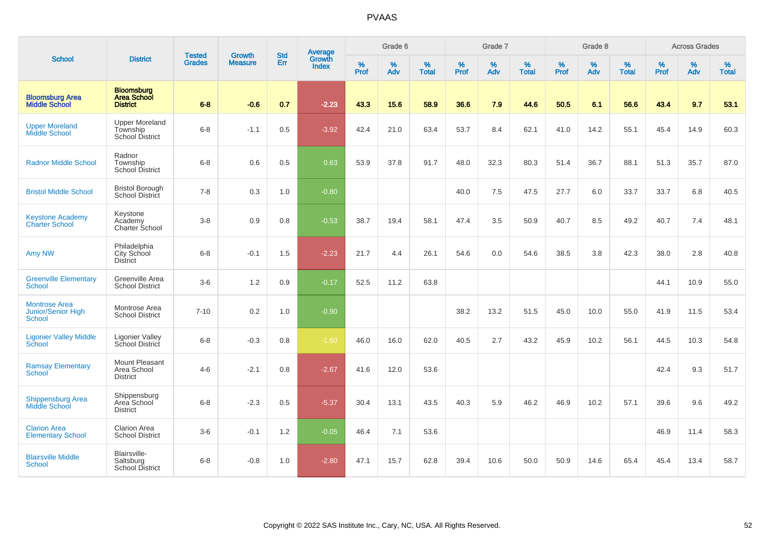# PVAAS

| School | District | Tested Grades | Growth Measure | Std Err | Average Growth Index | Grade 6 | | | Grade 7 | | | Grade 8 | | | Across Grades | | |
|---|---|---|---|---|---|---|---|---|---|---|---|---|---|---|---|---|---|
| | | | | | | % Prof | % Adv | % Total | % Prof | % Adv | % Total | % Prof | % Adv | % Total | % Prof | % Adv | % Total |
| **Bloomsburg Area Middle School** | **Bloomsburg Area School District** | **6-8** | **-0.6** | **0.7** | **-2.23** | **43.3** | **15.6** | **58.9** | **36.6** | **7.9** | **44.6** | **50.5** | **6.1** | **56.6** | **43.4** | **9.7** | **53.1** |
| Upper Moreland Middle School | Upper Moreland Township School District | 6-8 | -1.1 | 0.5 | -3.92 | 42.4 | 21.0 | 63.4 | 53.7 | 8.4 | 62.1 | 41.0 | 14.2 | 55.1 | 45.4 | 14.9 | 60.3 |
| Radnor Middle School | Radnor Township School District | 6-8 | 0.6 | 0.5 | 0.63 | 53.9 | 37.8 | 91.7 | 48.0 | 32.3 | 80.3 | 51.4 | 36.7 | 88.1 | 51.3 | 35.7 | 87.0 |
| Bristol Middle School | Bristol Borough School District | 7-8 | 0.3 | 1.0 | -0.80 | | | | 40.0 | 7.5 | 47.5 | 27.7 | 6.0 | 33.7 | 33.7 | 6.8 | 40.5 |
| Keystone Academy Charter School | Keystone Academy Charter School | 3-8 | 0.9 | 0.8 | -0.53 | 38.7 | 19.4 | 58.1 | 47.4 | 3.5 | 50.9 | 40.7 | 8.5 | 49.2 | 40.7 | 7.4 | 48.1 |
| Amy NW | Philadelphia City School District | 6-8 | -0.1 | 1.5 | -2.23 | 21.7 | 4.4 | 26.1 | 54.6 | 0.0 | 54.6 | 38.5 | 3.8 | 42.3 | 38.0 | 2.8 | 40.8 |
| Greenville Elementary School | Greenville Area School District | 3-6 | 1.2 | 0.9 | -0.17 | 52.5 | 11.2 | 63.8 | | | | | | | 44.1 | 10.9 | 55.0 |
| Montrose Area Junior/Senior High School | Montrose Area School District | 7-10 | 0.2 | 1.0 | -0.90 | | | | 38.2 | 13.2 | 51.5 | 45.0 | 10.0 | 55.0 | 41.9 | 11.5 | 53.4 |
| Ligonier Valley Middle School | Ligonier Valley School District | 6-8 | -0.3 | 0.8 | -1.60 | 46.0 | 16.0 | 62.0 | 40.5 | 2.7 | 43.2 | 45.9 | 10.2 | 56.1 | 44.5 | 10.3 | 54.8 |
| Ramsay Elementary School | Mount Pleasant Area School District | 4-6 | -2.1 | 0.8 | -2.67 | 41.6 | 12.0 | 53.6 | | | | | | | 42.4 | 9.3 | 51.7 |
| Shippensburg Area Middle School | Shippensburg Area School District | 6-8 | -2.3 | 0.5 | -5.37 | 30.4 | 13.1 | 43.5 | 40.3 | 5.9 | 46.2 | 46.9 | 10.2 | 57.1 | 39.6 | 9.6 | 49.2 |
| Clarion Area Elementary School | Clarion Area School District | 3-6 | -0.1 | 1.2 | -0.05 | 46.4 | 7.1 | 53.6 | | | | | | | 46.9 | 11.4 | 58.3 |
| Blairsville Middle School | Blairsville-Saltsburg School District | 6-8 | -0.8 | 1.0 | -2.80 | 47.1 | 15.7 | 62.8 | 39.4 | 10.6 | 50.0 | 50.9 | 14.6 | 65.4 | 45.4 | 13.4 | 58.7 |

Copyright © 2022 SAS Institute Inc., Cary, NC, USA. All Rights Reserved.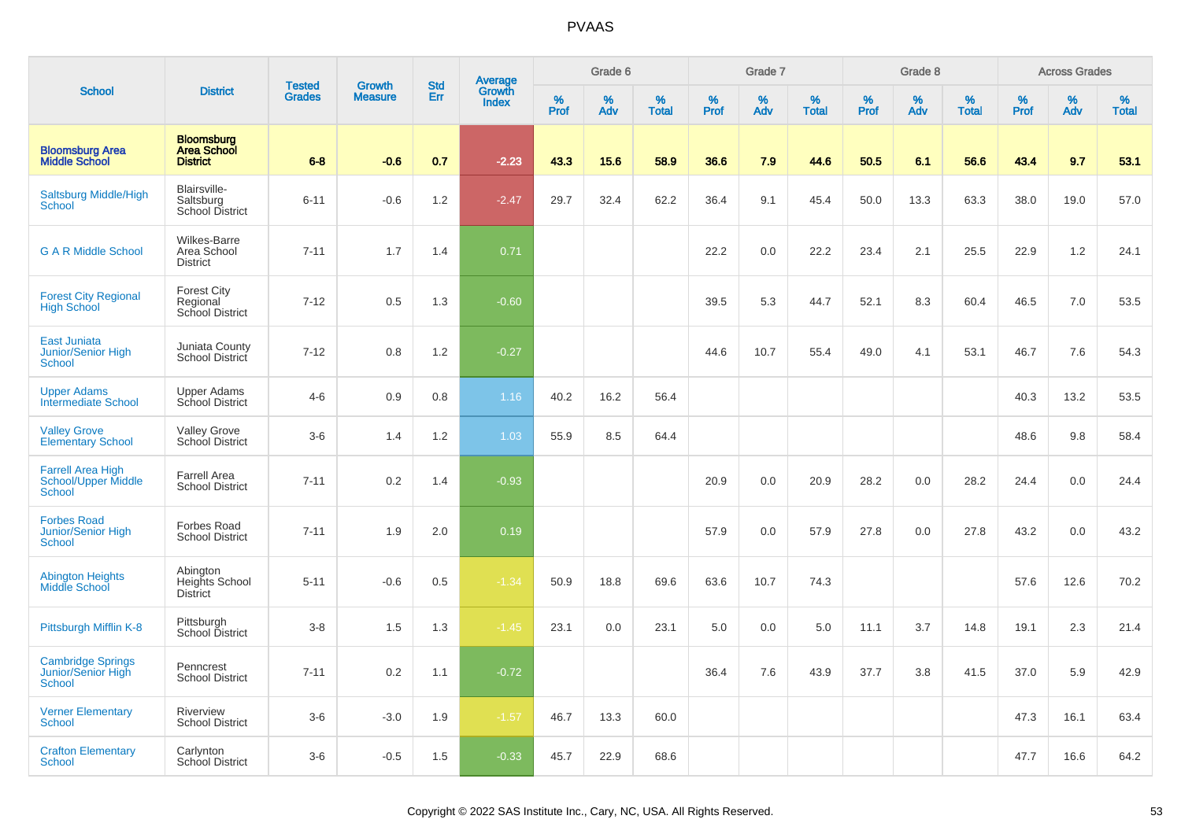# PVAAS

| School | District | Tested Grades | Growth Measure | Std Err | Average Growth Index | Grade 6 | | | Grade 7 | | | Grade 8 | | | Across Grades | | |
|---|---|---|---|---|---|---|---|---|---|---|---|---|---|---|---|---|---|
| | | | | | | % Prof | % Adv | % Total | % Prof | % Adv | % Total | % Prof | % Adv | % Total | % Prof | % Adv | % Total |
| **Bloomsburg Area Middle School** | **Bloomsburg Area School District** | **6-8** | **-0.6** | **0.7** | **-2.23** | **43.3** | **15.6** | **58.9** | **36.6** | **7.9** | **44.6** | **50.5** | **6.1** | **56.6** | **43.4** | **9.7** | **53.1** |
| Saltsburg Middle/High School | Blairsville-Saltsburg School District | 6-11 | -0.6 | 1.2 | -2.47 | 29.7 | 32.4 | 62.2 | 36.4 | 9.1 | 45.4 | 50.0 | 13.3 | 63.3 | 38.0 | 19.0 | 57.0 |
| G A R Middle School | Wilkes-Barre Area School District | 7-11 | 1.7 | 1.4 | 0.71 | | | | 22.2 | 0.0 | 22.2 | 23.4 | 2.1 | 25.5 | 22.9 | 1.2 | 24.1 |
| Forest City Regional High School | Forest City Regional School District | 7-12 | 0.5 | 1.3 | -0.60 | | | | 39.5 | 5.3 | 44.7 | 52.1 | 8.3 | 60.4 | 46.5 | 7.0 | 53.5 |
| East Juniata Junior/Senior High School | Juniata County School District | 7-12 | 0.8 | 1.2 | -0.27 | | | | 44.6 | 10.7 | 55.4 | 49.0 | 4.1 | 53.1 | 46.7 | 7.6 | 54.3 |
| Upper Adams Intermediate School | Upper Adams School District | 4-6 | 0.9 | 0.8 | 1.16 | 40.2 | 16.2 | 56.4 | | | | | | | 40.3 | 13.2 | 53.5 |
| Valley Grove Elementary School | Valley Grove School District | 3-6 | 1.4 | 1.2 | 1.03 | 55.9 | 8.5 | 64.4 | | | | | | | 48.6 | 9.8 | 58.4 |
| Farrell Area High School/Upper Middle School | Farrell Area School District | 7-11 | 0.2 | 1.4 | -0.93 | | | | 20.9 | 0.0 | 20.9 | 28.2 | 0.0 | 28.2 | 24.4 | 0.0 | 24.4 |
| Forbes Road Junior/Senior High School | Forbes Road School District | 7-11 | 1.9 | 2.0 | 0.19 | | | | 57.9 | 0.0 | 57.9 | 27.8 | 0.0 | 27.8 | 43.2 | 0.0 | 43.2 |
| Abington Heights Middle School | Abington Heights School District | 5-11 | -0.6 | 0.5 | -1.34 | 50.9 | 18.8 | 69.6 | 63.6 | 10.7 | 74.3 | | | | 57.6 | 12.6 | 70.2 |
| Pittsburgh Mifflin K-8 | Pittsburgh School District | 3-8 | 1.5 | 1.3 | -1.45 | 23.1 | 0.0 | 23.1 | 5.0 | 0.0 | 5.0 | 11.1 | 3.7 | 14.8 | 19.1 | 2.3 | 21.4 |
| Cambridge Springs Junior/Senior High School | Penncrest School District | 7-11 | 0.2 | 1.1 | -0.72 | | | | 36.4 | 7.6 | 43.9 | 37.7 | 3.8 | 41.5 | 37.0 | 5.9 | 42.9 |
| Verner Elementary School | Riverview School District | 3-6 | -3.0 | 1.9 | -1.57 | 46.7 | 13.3 | 60.0 | | | | | | | 47.3 | 16.1 | 63.4 |
| Crafton Elementary School | Carlynton School District | 3-6 | -0.5 | 1.5 | -0.33 | 45.7 | 22.9 | 68.6 | | | | | | | 47.7 | 16.6 | 64.2 |

Copyright © 2022 SAS Institute Inc., Cary, NC, USA. All Rights Reserved.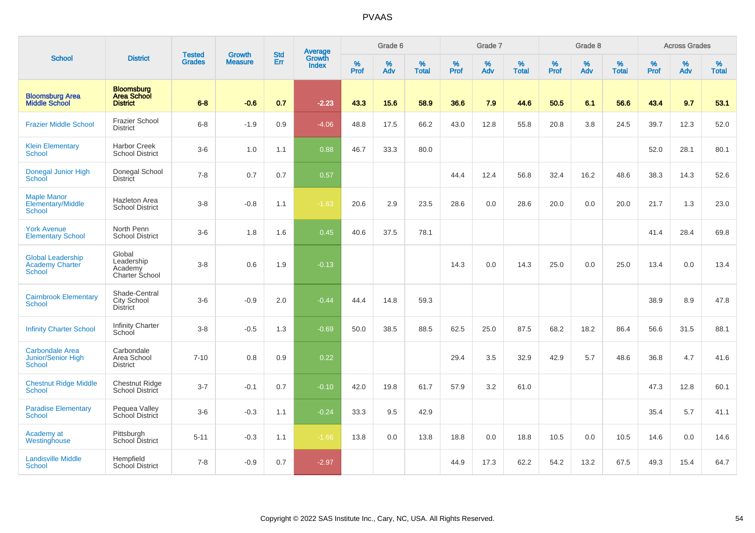PVAAS

| School | District | Tested Grades | Growth Measure | Std Err | Average Growth Index | Grade 6 | | | Grade 7 | | | Grade 8 | | | Across Grades | | |
|---|---|---|---|---|---|---|---|---|---|---|---|---|---|---|---|---|---|
| | | | | | | % Prof | % Adv | % Total | % Prof | % Adv | % Total | % Prof | % Adv | % Total | % Prof | % Adv | % Total |
| **Bloomsburg Area Middle School** | **Bloomsburg Area School District** | **6-8** | **-0.6** | **0.7** | **-2.23** | **43.3** | **15.6** | **58.9** | **36.6** | **7.9** | **44.6** | **50.5** | **6.1** | **56.6** | **43.4** | **9.7** | **53.1** |
| Frazier Middle School | Frazier School District | 6-8 | -1.9 | 0.9 | -4.06 | 48.8 | 17.5 | 66.2 | 43.0 | 12.8 | 55.8 | 20.8 | 3.8 | 24.5 | 39.7 | 12.3 | 52.0 |
| Klein Elementary School | Harbor Creek School District | 3-6 | 1.0 | 1.1 | 0.88 | 46.7 | 33.3 | 80.0 | | | | | | | 52.0 | 28.1 | 80.1 |
| Donegal Junior High School | Donegal School District | 7-8 | 0.7 | 0.7 | 0.57 | | | | 44.4 | 12.4 | 56.8 | 32.4 | 16.2 | 48.6 | 38.3 | 14.3 | 52.6 |
| Maple Manor Elementary/Middle School | Hazleton Area School District | 3-8 | -0.8 | 1.1 | -1.63 | 20.6 | 2.9 | 23.5 | 28.6 | 0.0 | 28.6 | 20.0 | 0.0 | 20.0 | 21.7 | 1.3 | 23.0 |
| York Avenue Elementary School | North Penn School District | 3-6 | 1.8 | 1.6 | 0.45 | 40.6 | 37.5 | 78.1 | | | | | | | 41.4 | 28.4 | 69.8 |
| Global Leadership Academy Charter School | Global Leadership Academy Charter School | 3-8 | 0.6 | 1.9 | -0.13 | | | | 14.3 | 0.0 | 14.3 | 25.0 | 0.0 | 25.0 | 13.4 | 0.0 | 13.4 |
| Cairnbrook Elementary School | Shade-Central City School District | 3-6 | -0.9 | 2.0 | -0.44 | 44.4 | 14.8 | 59.3 | | | | | | | 38.9 | 8.9 | 47.8 |
| Infinity Charter School | Infinity Charter School | 3-8 | -0.5 | 1.3 | -0.69 | 50.0 | 38.5 | 88.5 | 62.5 | 25.0 | 87.5 | 68.2 | 18.2 | 86.4 | 56.6 | 31.5 | 88.1 |
| Carbondale Area Junior/Senior High School | Carbondale Area School District | 7-10 | 0.8 | 0.9 | 0.22 | | | | 29.4 | 3.5 | 32.9 | 42.9 | 5.7 | 48.6 | 36.8 | 4.7 | 41.6 |
| Chestnut Ridge Middle School | Chestnut Ridge School District | 3-7 | -0.1 | 0.7 | -0.10 | 42.0 | 19.8 | 61.7 | 57.9 | 3.2 | 61.0 | | | | 47.3 | 12.8 | 60.1 |
| Paradise Elementary School | Pequea Valley School District | 3-6 | -0.3 | 1.1 | -0.24 | 33.3 | 9.5 | 42.9 | | | | | | | 35.4 | 5.7 | 41.1 |
| Academy at Westinghouse | Pittsburgh School District | 5-11 | -0.3 | 1.1 | -1.66 | 13.8 | 0.0 | 13.8 | 18.8 | 0.0 | 18.8 | 10.5 | 0.0 | 10.5 | 14.6 | 0.0 | 14.6 |
| Landisville Middle School | Hempfield School District | 7-8 | -0.9 | 0.7 | -2.97 | | | | 44.9 | 17.3 | 62.2 | 54.2 | 13.2 | 67.5 | 49.3 | 15.4 | 64.7 |

Copyright © 2022 SAS Institute Inc., Cary, NC, USA. All Rights Reserved.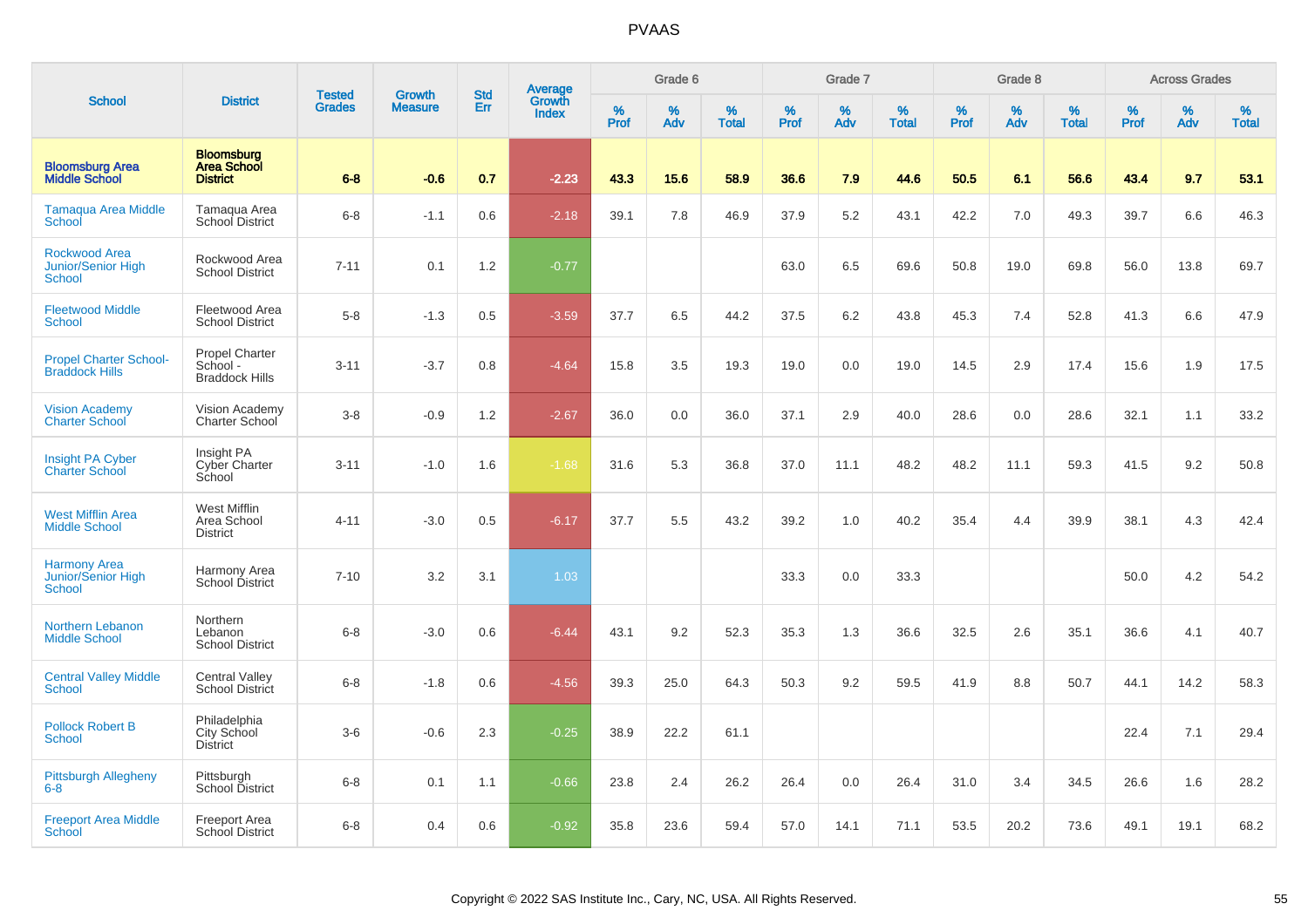| School | District | Tested Grades | Growth Measure | Std Err | Average Growth Index | Grade 6 | | | Grade 7 | | | Grade 8 | | | Across Grades | | |
|---|---|---|---|---|---|---|---|---|---|---|---|---|---|---|---|---|---|
| | | | | | | % Prof | % Adv | % Total | % Prof | % Adv | % Total | % Prof | % Adv | % Total | % Prof | % Adv | % Total |
| **Bloomsburg Area Middle School** | **Bloomsburg Area School District** | **6-8** | **-0.6** | **0.7** | **-2.23** | **43.3** | **15.6** | **58.9** | **36.6** | **7.9** | **44.6** | **50.5** | **6.1** | **56.6** | **43.4** | **9.7** | **53.1** |
| Tamaqua Area Middle School | Tamaqua Area School District | 6-8 | -1.1 | 0.6 | -2.18 | 39.1 | 7.8 | 46.9 | 37.9 | 5.2 | 43.1 | 42.2 | 7.0 | 49.3 | 39.7 | 6.6 | 46.3 |
| Rockwood Area Junior/Senior High School | Rockwood Area School District | 7-11 | 0.1 | 1.2 | -0.77 | | | | 63.0 | 6.5 | 69.6 | 50.8 | 19.0 | 69.8 | 56.0 | 13.8 | 69.7 |
| Fleetwood Middle School | Fleetwood Area School District | 5-8 | -1.3 | 0.5 | -3.59 | 37.7 | 6.5 | 44.2 | 37.5 | 6.2 | 43.8 | 45.3 | 7.4 | 52.8 | 41.3 | 6.6 | 47.9 |
| Propel Charter School-Braddock Hills | Propel Charter School - Braddock Hills | 3-11 | -3.7 | 0.8 | -4.64 | 15.8 | 3.5 | 19.3 | 19.0 | 0.0 | 19.0 | 14.5 | 2.9 | 17.4 | 15.6 | 1.9 | 17.5 |
| Vision Academy Charter School | Vision Academy Charter School | 3-8 | -0.9 | 1.2 | -2.67 | 36.0 | 0.0 | 36.0 | 37.1 | 2.9 | 40.0 | 28.6 | 0.0 | 28.6 | 32.1 | 1.1 | 33.2 |
| Insight PA Cyber Charter School | Insight PA Cyber Charter School | 3-11 | -1.0 | 1.6 | -1.68 | 31.6 | 5.3 | 36.8 | 37.0 | 11.1 | 48.2 | 48.2 | 11.1 | 59.3 | 41.5 | 9.2 | 50.8 |
| West Mifflin Area Middle School | West Mifflin Area School District | 4-11 | -3.0 | 0.5 | -6.17 | 37.7 | 5.5 | 43.2 | 39.2 | 1.0 | 40.2 | 35.4 | 4.4 | 39.9 | 38.1 | 4.3 | 42.4 |
| Harmony Area Junior/Senior High School | Harmony Area School District | 7-10 | 3.2 | 3.1 | 1.03 | | | | 33.3 | 0.0 | 33.3 | | | | 50.0 | 4.2 | 54.2 |
| Northern Lebanon Middle School | Northern Lebanon School District | 6-8 | -3.0 | 0.6 | -6.44 | 43.1 | 9.2 | 52.3 | 35.3 | 1.3 | 36.6 | 32.5 | 2.6 | 35.1 | 36.6 | 4.1 | 40.7 |
| Central Valley Middle School | Central Valley School District | 6-8 | -1.8 | 0.6 | -4.56 | 39.3 | 25.0 | 64.3 | 50.3 | 9.2 | 59.5 | 41.9 | 8.8 | 50.7 | 44.1 | 14.2 | 58.3 |
| Pollock Robert B School | Philadelphia City School District | 3-6 | -0.6 | 2.3 | -0.25 | 38.9 | 22.2 | 61.1 | | | | | | | 22.4 | 7.1 | 29.4 |
| Pittsburgh Allegheny 6-8 | Pittsburgh School District | 6-8 | 0.1 | 1.1 | -0.66 | 23.8 | 2.4 | 26.2 | 26.4 | 0.0 | 26.4 | 31.0 | 3.4 | 34.5 | 26.6 | 1.6 | 28.2 |
| Freeport Area Middle School | Freeport Area School District | 6-8 | 0.4 | 0.6 | -0.92 | 35.8 | 23.6 | 59.4 | 57.0 | 14.1 | 71.1 | 53.5 | 20.2 | 73.6 | 49.1 | 19.1 | 68.2 |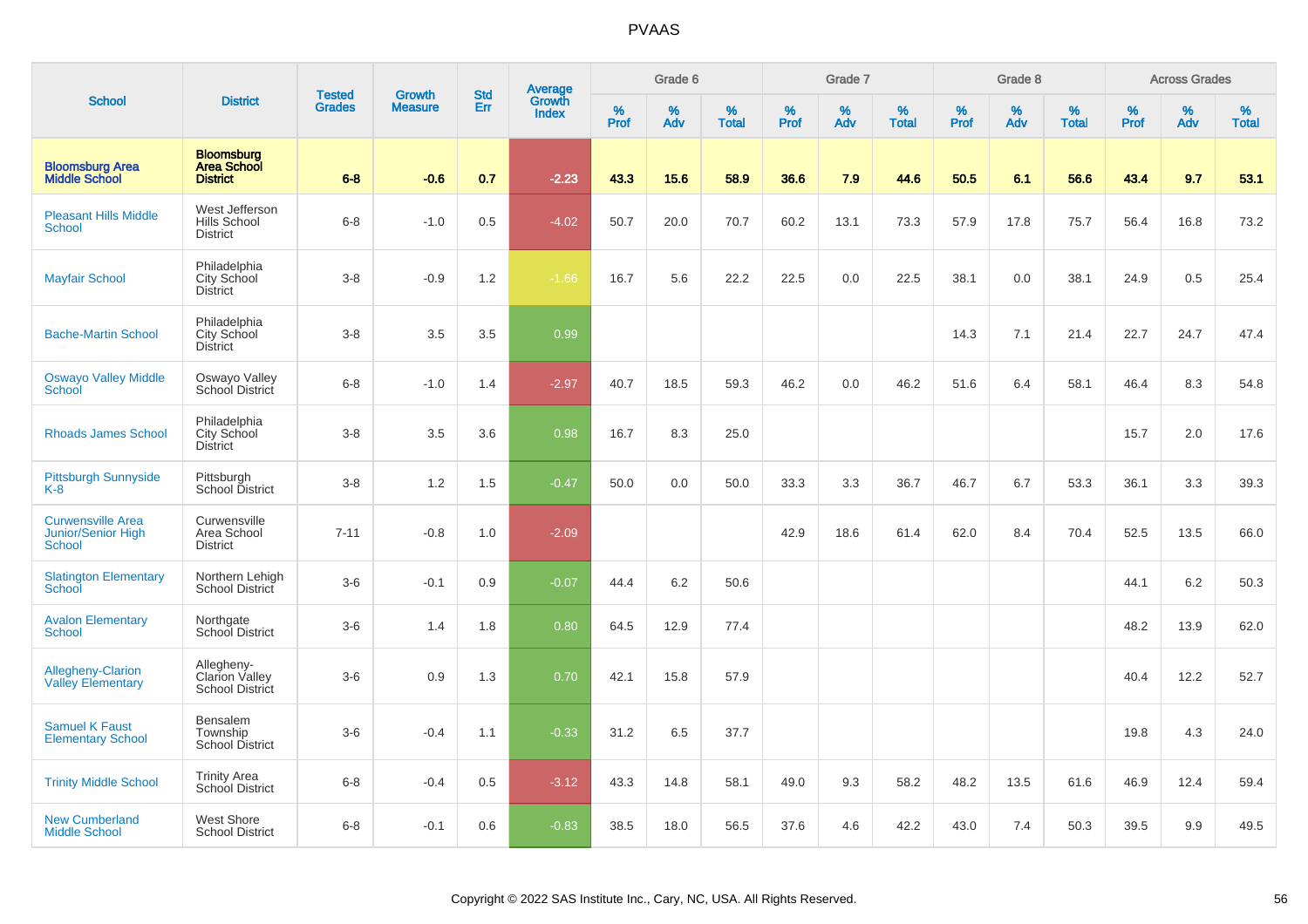# PVAAS

| School | District | Tested Grades | Growth Measure | Std Err | Average Growth Index | Grade 6 | | | Grade 7 | | | Grade 8 | | | Across Grades | | |
|---|---|---|---|---|---|---|---|---|---|---|---|---|---|---|---|---|---|
| | | | | | | % Prof | % Adv | % Total | % Prof | % Adv | % Total | % Prof | % Adv | % Total | % Prof | % Adv | % Total |
| **Bloomsburg Area Middle School** | **Bloomsburg Area School District** | **6-8** | **-0.6** | **0.7** | **-2.23** | **43.3** | **15.6** | **58.9** | **36.6** | **7.9** | **44.6** | **50.5** | **6.1** | **56.6** | **43.4** | **9.7** | **53.1** |
| Pleasant Hills Middle School | West Jefferson Hills School District | 6-8 | -1.0 | 0.5 | -4.02 | 50.7 | 20.0 | 70.7 | 60.2 | 13.1 | 73.3 | 57.9 | 17.8 | 75.7 | 56.4 | 16.8 | 73.2 |
| Mayfair School | Philadelphia City School District | 3-8 | -0.9 | 1.2 | -1.66 | 16.7 | 5.6 | 22.2 | 22.5 | 0.0 | 22.5 | 38.1 | 0.0 | 38.1 | 24.9 | 0.5 | 25.4 |
| Bache-Martin School | Philadelphia City School District | 3-8 | 3.5 | 3.5 | 0.99 | | | | | | | 14.3 | 7.1 | 21.4 | 22.7 | 24.7 | 47.4 |
| Oswayo Valley Middle School | Oswayo Valley School District | 6-8 | -1.0 | 1.4 | -2.97 | 40.7 | 18.5 | 59.3 | 46.2 | 0.0 | 46.2 | 51.6 | 6.4 | 58.1 | 46.4 | 8.3 | 54.8 |
| Rhoads James School | Philadelphia City School District | 3-8 | 3.5 | 3.6 | 0.98 | 16.7 | 8.3 | 25.0 | | | | | | | 15.7 | 2.0 | 17.6 |
| Pittsburgh Sunnyside K-8 | Pittsburgh School District | 3-8 | 1.2 | 1.5 | -0.47 | 50.0 | 0.0 | 50.0 | 33.3 | 3.3 | 36.7 | 46.7 | 6.7 | 53.3 | 36.1 | 3.3 | 39.3 |
| Curwensville Area Junior/Senior High School | Curwensville Area School District | 7-11 | -0.8 | 1.0 | -2.09 | | | | 42.9 | 18.6 | 61.4 | 62.0 | 8.4 | 70.4 | 52.5 | 13.5 | 66.0 |
| Slatington Elementary School | Northern Lehigh School District | 3-6 | -0.1 | 0.9 | -0.07 | 44.4 | 6.2 | 50.6 | | | | | | | 44.1 | 6.2 | 50.3 |
| Avalon Elementary School | Northgate School District | 3-6 | 1.4 | 1.8 | 0.80 | 64.5 | 12.9 | 77.4 | | | | | | | 48.2 | 13.9 | 62.0 |
| Allegheny-Clarion Valley Elementary | Allegheny-Clarion Valley School District | 3-6 | 0.9 | 1.3 | 0.70 | 42.1 | 15.8 | 57.9 | | | | | | | 40.4 | 12.2 | 52.7 |
| Samuel K Faust Elementary School | Bensalem Township School District | 3-6 | -0.4 | 1.1 | -0.33 | 31.2 | 6.5 | 37.7 | | | | | | | 19.8 | 4.3 | 24.0 |
| Trinity Middle School | Trinity Area School District | 6-8 | -0.4 | 0.5 | -3.12 | 43.3 | 14.8 | 58.1 | 49.0 | 9.3 | 58.2 | 48.2 | 13.5 | 61.6 | 46.9 | 12.4 | 59.4 |
| New Cumberland Middle School | West Shore School District | 6-8 | -0.1 | 0.6 | -0.83 | 38.5 | 18.0 | 56.5 | 37.6 | 4.6 | 42.2 | 43.0 | 7.4 | 50.3 | 39.5 | 9.9 | 49.5 |

Copyright © 2022 SAS Institute Inc., Cary, NC, USA. All Rights Reserved.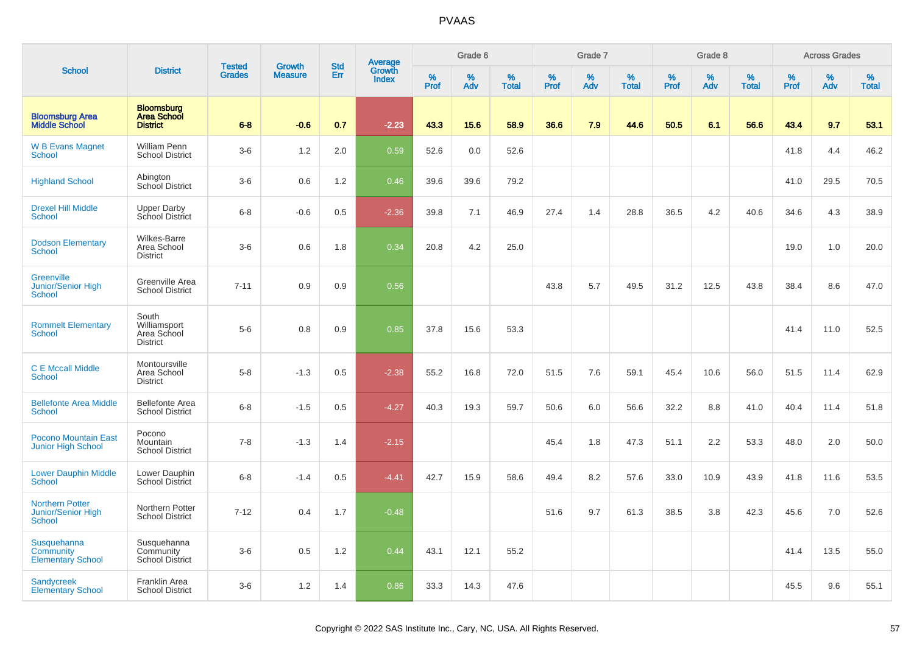# PVAAS

| School | District | Tested Grades | Growth Measure | Std Err | Average Growth Index | Grade 6 | | | Grade 7 | | | Grade 8 | | | Across Grades | | |
|---|---|---|---|---|---|---|---|---|---|---|---|---|---|---|---|---|---|
| | | | | | | % Prof | % Adv | % Total | % Prof | % Adv | % Total | % Prof | % Adv | % Total | % Prof | % Adv | % Total |
| **Bloomsburg Area Middle School** | **Bloomsburg Area School District** | **6-8** | **-0.6** | **0.7** | **-2.23** | **43.3** | **15.6** | **58.9** | **36.6** | **7.9** | **44.6** | **50.5** | **6.1** | **56.6** | **43.4** | **9.7** | **53.1** |
| W B Evans Magnet School | William Penn School District | 3-6 | 1.2 | 2.0 | 0.59 | 52.6 | 0.0 | 52.6 | | | | | | | 41.8 | 4.4 | 46.2 |
| Highland School | Abington School District | 3-6 | 0.6 | 1.2 | 0.46 | 39.6 | 39.6 | 79.2 | | | | | | | 41.0 | 29.5 | 70.5 |
| Drexel Hill Middle School | Upper Darby School District | 6-8 | -0.6 | 0.5 | -2.36 | 39.8 | 7.1 | 46.9 | 27.4 | 1.4 | 28.8 | 36.5 | 4.2 | 40.6 | 34.6 | 4.3 | 38.9 |
| Dodson Elementary School | Wilkes-Barre Area School District | 3-6 | 0.6 | 1.8 | 0.34 | 20.8 | 4.2 | 25.0 | | | | | | | 19.0 | 1.0 | 20.0 |
| Greenville Junior/Senior High School | Greenville Area School District | 7-11 | 0.9 | 0.9 | 0.56 | | | | 43.8 | 5.7 | 49.5 | 31.2 | 12.5 | 43.8 | 38.4 | 8.6 | 47.0 |
| Rommelt Elementary School | South Williamsport Area School District | 5-6 | 0.8 | 0.9 | 0.85 | 37.8 | 15.6 | 53.3 | | | | | | | 41.4 | 11.0 | 52.5 |
| C E Mccall Middle School | Montoursville Area School District | 5-8 | -1.3 | 0.5 | -2.38 | 55.2 | 16.8 | 72.0 | 51.5 | 7.6 | 59.1 | 45.4 | 10.6 | 56.0 | 51.5 | 11.4 | 62.9 |
| Bellefonte Area Middle School | Bellefonte Area School District | 6-8 | -1.5 | 0.5 | -4.27 | 40.3 | 19.3 | 59.7 | 50.6 | 6.0 | 56.6 | 32.2 | 8.8 | 41.0 | 40.4 | 11.4 | 51.8 |
| Pocono Mountain East Junior High School | Pocono Mountain School District | 7-8 | -1.3 | 1.4 | -2.15 | | | | 45.4 | 1.8 | 47.3 | 51.1 | 2.2 | 53.3 | 48.0 | 2.0 | 50.0 |
| Lower Dauphin Middle School | Lower Dauphin School District | 6-8 | -1.4 | 0.5 | -4.41 | 42.7 | 15.9 | 58.6 | 49.4 | 8.2 | 57.6 | 33.0 | 10.9 | 43.9 | 41.8 | 11.6 | 53.5 |
| Northern Potter Junior/Senior High School | Northern Potter School District | 7-12 | 0.4 | 1.7 | -0.48 | | | | 51.6 | 9.7 | 61.3 | 38.5 | 3.8 | 42.3 | 45.6 | 7.0 | 52.6 |
| Susquehanna Community Elementary School | Susquehanna Community School District | 3-6 | 0.5 | 1.2 | 0.44 | 43.1 | 12.1 | 55.2 | | | | | | | 41.4 | 13.5 | 55.0 |
| Sandycreek Elementary School | Franklin Area School District | 3-6 | 1.2 | 1.4 | 0.86 | 33.3 | 14.3 | 47.6 | | | | | | | 45.5 | 9.6 | 55.1 |

Copyright © 2022 SAS Institute Inc., Cary, NC, USA. All Rights Reserved.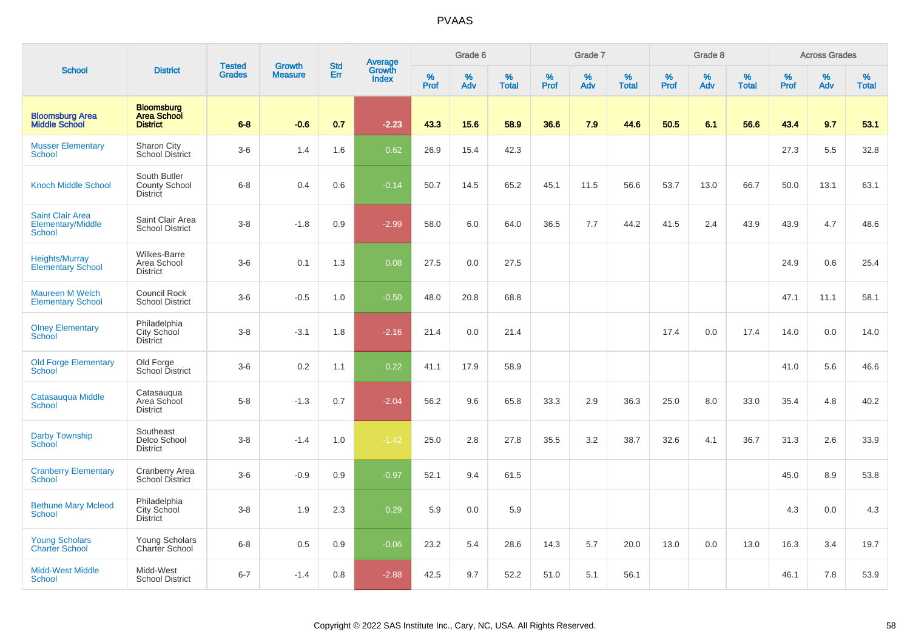# PVAAS

| School | District | Tested Grades | Growth Measure | Std Err | Average Growth Index | Grade 6 | | | Grade 7 | | | Grade 8 | | | Across Grades | | |
|---|---|---|---|---|---|---|---|---|---|---|---|---|---|---|---|---|---|
| | | | | | | % Prof | % Adv | % Total | % Prof | % Adv | % Total | % Prof | % Adv | % Total | % Prof | % Adv | % Total |
| **Bloomsburg Area Middle School** | **Bloomsburg Area School District** | **6-8** | **-0.6** | **0.7** | **-2.23** | **43.3** | **15.6** | **58.9** | **36.6** | **7.9** | **44.6** | **50.5** | **6.1** | **56.6** | **43.4** | **9.7** | **53.1** |
| Musser Elementary School | Sharon City School District | 3-6 | 1.4 | 1.6 | 0.62 | 26.9 | 15.4 | 42.3 | | | | | | | 27.3 | 5.5 | 32.8 |
| Knoch Middle School | South Butler County School District | 6-8 | 0.4 | 0.6 | -0.14 | 50.7 | 14.5 | 65.2 | 45.1 | 11.5 | 56.6 | 53.7 | 13.0 | 66.7 | 50.0 | 13.1 | 63.1 |
| Saint Clair Area Elementary/Middle School | Saint Clair Area School District | 3-8 | -1.8 | 0.9 | -2.99 | 58.0 | 6.0 | 64.0 | 36.5 | 7.7 | 44.2 | 41.5 | 2.4 | 43.9 | 43.9 | 4.7 | 48.6 |
| Heights/Murray Elementary School | Wilkes-Barre Area School District | 3-6 | 0.1 | 1.3 | 0.08 | 27.5 | 0.0 | 27.5 | | | | | | | 24.9 | 0.6 | 25.4 |
| Maureen M Welch Elementary School | Council Rock School District | 3-6 | -0.5 | 1.0 | -0.50 | 48.0 | 20.8 | 68.8 | | | | | | | 47.1 | 11.1 | 58.1 |
| Olney Elementary School | Philadelphia City School District | 3-8 | -3.1 | 1.8 | -2.16 | 21.4 | 0.0 | 21.4 | | | | 17.4 | 0.0 | 17.4 | 14.0 | 0.0 | 14.0 |
| Old Forge Elementary School | Old Forge School District | 3-6 | 0.2 | 1.1 | 0.22 | 41.1 | 17.9 | 58.9 | | | | | | | 41.0 | 5.6 | 46.6 |
| Catasauqua Middle School | Catasauqua Area School District | 5-8 | -1.3 | 0.7 | -2.04 | 56.2 | 9.6 | 65.8 | 33.3 | 2.9 | 36.3 | 25.0 | 8.0 | 33.0 | 35.4 | 4.8 | 40.2 |
| Darby Township School | Southeast Delco School District | 3-8 | -1.4 | 1.0 | -1.42 | 25.0 | 2.8 | 27.8 | 35.5 | 3.2 | 38.7 | 32.6 | 4.1 | 36.7 | 31.3 | 2.6 | 33.9 |
| Cranberry Elementary School | Cranberry Area School District | 3-6 | -0.9 | 0.9 | -0.97 | 52.1 | 9.4 | 61.5 | | | | | | | 45.0 | 8.9 | 53.8 |
| Bethune Mary Mcleod School | Philadelphia City School District | 3-8 | 1.9 | 2.3 | 0.29 | 5.9 | 0.0 | 5.9 | | | | | | | 4.3 | 0.0 | 4.3 |
| Young Scholars Charter School | Young Scholars Charter School | 6-8 | 0.5 | 0.9 | -0.06 | 23.2 | 5.4 | 28.6 | 14.3 | 5.7 | 20.0 | 13.0 | 0.0 | 13.0 | 16.3 | 3.4 | 19.7 |
| Midd-West Middle School | Midd-West School District | 6-7 | -1.4 | 0.8 | -2.88 | 42.5 | 9.7 | 52.2 | 51.0 | 5.1 | 56.1 | | | | 46.1 | 7.8 | 53.9 |

Copyright © 2022 SAS Institute Inc., Cary, NC, USA. All Rights Reserved.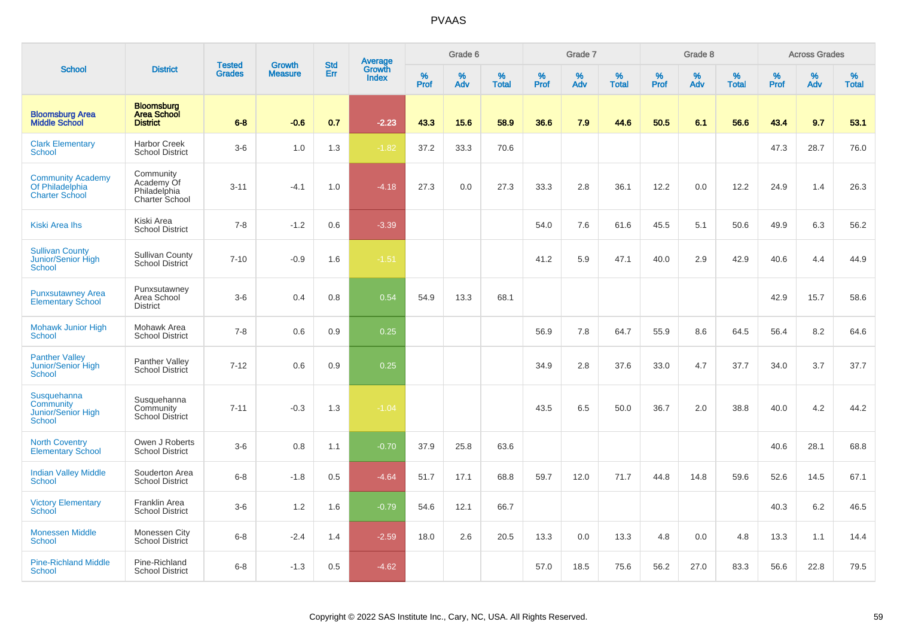# PVAAS

| School | District | Tested Grades | Growth Measure | Std Err | Average Growth Index | Grade 6 | | | Grade 7 | | | Grade 8 | | | Across Grades | | |
|---|---|---|---|---|---|---|---|---|---|---|---|---|---|---|---|---|---|
| | | | | | | % Prof | % Adv | % Total | % Prof | % Adv | % Total | % Prof | % Adv | % Total | % Prof | % Adv | % Total |
| **Bloomsburg Area Middle School** | **Bloomsburg Area School District** | **6-8** | **-0.6** | **0.7** | **-2.23** | **43.3** | **15.6** | **58.9** | **36.6** | **7.9** | **44.6** | **50.5** | **6.1** | **56.6** | **43.4** | **9.7** | **53.1** |
| Clark Elementary School | Harbor Creek School District | 3-6 | 1.0 | 1.3 | -1.82 | 37.2 | 33.3 | 70.6 | | | | | | | 47.3 | 28.7 | 76.0 |
| Community Academy Of Philadelphia Charter School | Community Academy Of Philadelphia Charter School | 3-11 | -4.1 | 1.0 | -4.18 | 27.3 | 0.0 | 27.3 | 33.3 | 2.8 | 36.1 | 12.2 | 0.0 | 12.2 | 24.9 | 1.4 | 26.3 |
| Kiski Area Ihs | Kiski Area School District | 7-8 | -1.2 | 0.6 | -3.39 | | | | 54.0 | 7.6 | 61.6 | 45.5 | 5.1 | 50.6 | 49.9 | 6.3 | 56.2 |
| Sullivan County Junior/Senior High School | Sullivan County School District | 7-10 | -0.9 | 1.6 | -1.51 | | | | 41.2 | 5.9 | 47.1 | 40.0 | 2.9 | 42.9 | 40.6 | 4.4 | 44.9 |
| Punxsutawney Area Elementary School | Punxsutawney Area School District | 3-6 | 0.4 | 0.8 | 0.54 | 54.9 | 13.3 | 68.1 | | | | | | | 42.9 | 15.7 | 58.6 |
| Mohawk Junior High School | Mohawk Area School District | 7-8 | 0.6 | 0.9 | 0.25 | | | | 56.9 | 7.8 | 64.7 | 55.9 | 8.6 | 64.5 | 56.4 | 8.2 | 64.6 |
| Panther Valley Junior/Senior High School | Panther Valley School District | 7-12 | 0.6 | 0.9 | 0.25 | | | | 34.9 | 2.8 | 37.6 | 33.0 | 4.7 | 37.7 | 34.0 | 3.7 | 37.7 |
| Susquehanna Community Junior/Senior High School | Susquehanna Community School District | 7-11 | -0.3 | 1.3 | -1.04 | | | | 43.5 | 6.5 | 50.0 | 36.7 | 2.0 | 38.8 | 40.0 | 4.2 | 44.2 |
| North Coventry Elementary School | Owen J Roberts School District | 3-6 | 0.8 | 1.1 | -0.70 | 37.9 | 25.8 | 63.6 | | | | | | | 40.6 | 28.1 | 68.8 |
| Indian Valley Middle School | Souderton Area School District | 6-8 | -1.8 | 0.5 | -4.64 | 51.7 | 17.1 | 68.8 | 59.7 | 12.0 | 71.7 | 44.8 | 14.8 | 59.6 | 52.6 | 14.5 | 67.1 |
| Victory Elementary School | Franklin Area School District | 3-6 | 1.2 | 1.6 | -0.79 | 54.6 | 12.1 | 66.7 | | | | | | | 40.3 | 6.2 | 46.5 |
| Monessen Middle School | Monessen City School District | 6-8 | -2.4 | 1.4 | -2.59 | 18.0 | 2.6 | 20.5 | 13.3 | 0.0 | 13.3 | 4.8 | 0.0 | 4.8 | 13.3 | 1.1 | 14.4 |
| Pine-Richland Middle School | Pine-Richland School District | 6-8 | -1.3 | 0.5 | -4.62 | | | | 57.0 | 18.5 | 75.6 | 56.2 | 27.0 | 83.3 | 56.6 | 22.8 | 79.5 |

Copyright © 2022 SAS Institute Inc., Cary, NC, USA. All Rights Reserved.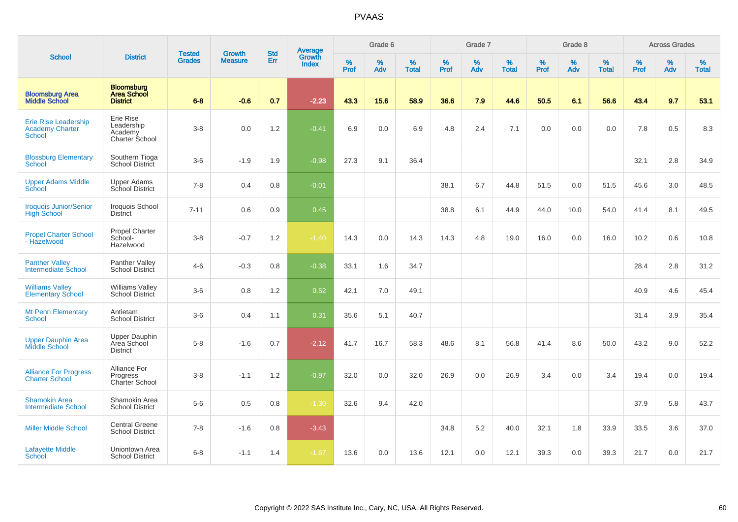# PVAAS

| School | District | Tested Grades | Growth Measure | Std Err | Average Growth Index | Grade 6 | | | Grade 7 | | | Grade 8 | | | Across Grades | | |
|---|---|---|---|---|---|---|---|---|---|---|---|---|---|---|---|---|---|
| | | | | | | % Prof | % Adv | % Total | % Prof | % Adv | % Total | % Prof | % Adv | % Total | % Prof | % Adv | % Total |
| **Bloomsburg Area Middle School** | **Bloomsburg Area School District** | **6-8** | **-0.6** | **0.7** | **-2.23** | **43.3** | **15.6** | **58.9** | **36.6** | **7.9** | **44.6** | **50.5** | **6.1** | **56.6** | **43.4** | **9.7** | **53.1** |
| Erie Rise Leadership Academy Charter School | Erie Rise Leadership Academy Charter School | 3-8 | 0.0 | 1.2 | -0.41 | 6.9 | 0.0 | 6.9 | 4.8 | 2.4 | 7.1 | 0.0 | 0.0 | 0.0 | 7.8 | 0.5 | 8.3 |
| Blossburg Elementary School | Southern Tioga School District | 3-6 | -1.9 | 1.9 | -0.98 | 27.3 | 9.1 | 36.4 | | | | | | | 32.1 | 2.8 | 34.9 |
| Upper Adams Middle School | Upper Adams School District | 7-8 | 0.4 | 0.8 | -0.01 | | | | 38.1 | 6.7 | 44.8 | 51.5 | 0.0 | 51.5 | 45.6 | 3.0 | 48.5 |
| Iroquois Junior/Senior High School | Iroquois School District | 7-11 | 0.6 | 0.9 | 0.45 | | | | 38.8 | 6.1 | 44.9 | 44.0 | 10.0 | 54.0 | 41.4 | 8.1 | 49.5 |
| Propel Charter School - Hazelwood | Propel Charter School-Hazelwood | 3-8 | -0.7 | 1.2 | -1.40 | 14.3 | 0.0 | 14.3 | 14.3 | 4.8 | 19.0 | 16.0 | 0.0 | 16.0 | 10.2 | 0.6 | 10.8 |
| Panther Valley Intermediate School | Panther Valley School District | 4-6 | -0.3 | 0.8 | -0.38 | 33.1 | 1.6 | 34.7 | | | | | | | 28.4 | 2.8 | 31.2 |
| Williams Valley Elementary School | Williams Valley School District | 3-6 | 0.8 | 1.2 | 0.52 | 42.1 | 7.0 | 49.1 | | | | | | | 40.9 | 4.6 | 45.4 |
| Mt Penn Elementary School | Antietam School District | 3-6 | 0.4 | 1.1 | 0.31 | 35.6 | 5.1 | 40.7 | | | | | | | 31.4 | 3.9 | 35.4 |
| Upper Dauphin Area Middle School | Upper Dauphin Area School District | 5-8 | -1.6 | 0.7 | -2.12 | 41.7 | 16.7 | 58.3 | 48.6 | 8.1 | 56.8 | 41.4 | 8.6 | 50.0 | 43.2 | 9.0 | 52.2 |
| Alliance For Progress Charter School | Alliance For Progress Charter School | 3-8 | -1.1 | 1.2 | -0.97 | 32.0 | 0.0 | 32.0 | 26.9 | 0.0 | 26.9 | 3.4 | 0.0 | 3.4 | 19.4 | 0.0 | 19.4 |
| Shamokin Area Intermediate School | Shamokin Area School District | 5-6 | 0.5 | 0.8 | -1.30 | 32.6 | 9.4 | 42.0 | | | | | | | 37.9 | 5.8 | 43.7 |
| Miller Middle School | Central Greene School District | 7-8 | -1.6 | 0.8 | -3.43 | | | | 34.8 | 5.2 | 40.0 | 32.1 | 1.8 | 33.9 | 33.5 | 3.6 | 37.0 |
| Lafayette Middle School | Uniontown Area School District | 6-8 | -1.1 | 1.4 | -1.67 | 13.6 | 0.0 | 13.6 | 12.1 | 0.0 | 12.1 | 39.3 | 0.0 | 39.3 | 21.7 | 0.0 | 21.7 |

Copyright © 2022 SAS Institute Inc., Cary, NC, USA. All Rights Reserved.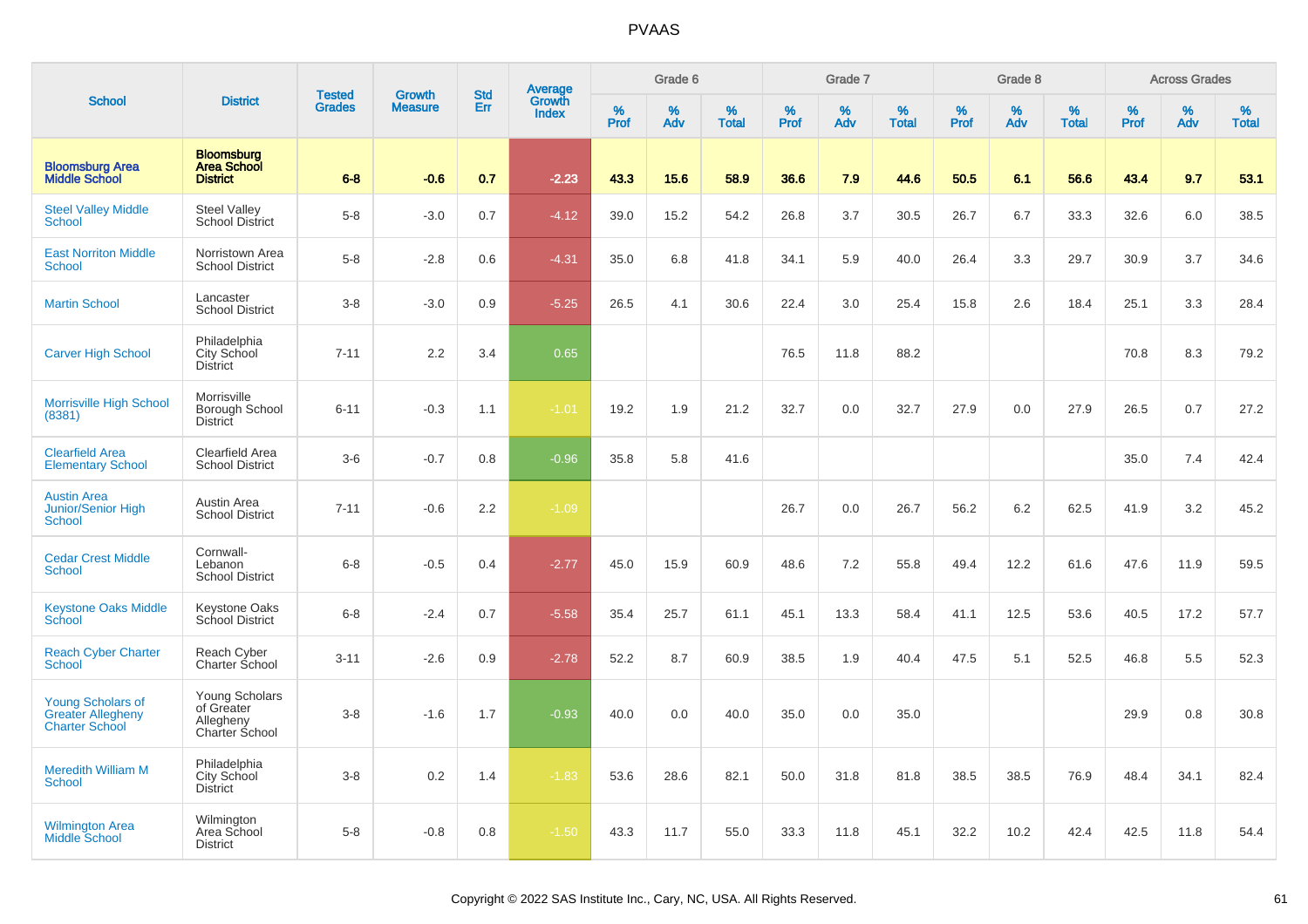# PVAAS

| School | District | Tested Grades | Growth Measure | Std Err | Average Growth Index | Grade 6 | | | Grade 7 | | | Grade 8 | | | Across Grades | | |
|---|---|---|---|---|---|---|---|---|---|---|---|---|---|---|---|---|---|
| | | | | | | % Prof | % Adv | % Total | % Prof | % Adv | % Total | % Prof | % Adv | % Total | % Prof | % Adv | % Total |
| **Bloomsburg Area Middle School** | **Bloomsburg Area School District** | **6-8** | **-0.6** | **0.7** | **-2.23** | **43.3** | **15.6** | **58.9** | **36.6** | **7.9** | **44.6** | **50.5** | **6.1** | **56.6** | **43.4** | **9.7** | **53.1** |
| Steel Valley Middle School | Steel Valley School District | 5-8 | -3.0 | 0.7 | -4.12 | 39.0 | 15.2 | 54.2 | 26.8 | 3.7 | 30.5 | 26.7 | 6.7 | 33.3 | 32.6 | 6.0 | 38.5 |
| East Norriton Middle School | Norristown Area School District | 5-8 | -2.8 | 0.6 | -4.31 | 35.0 | 6.8 | 41.8 | 34.1 | 5.9 | 40.0 | 26.4 | 3.3 | 29.7 | 30.9 | 3.7 | 34.6 |
| Martin School | Lancaster School District | 3-8 | -3.0 | 0.9 | -5.25 | 26.5 | 4.1 | 30.6 | 22.4 | 3.0 | 25.4 | 15.8 | 2.6 | 18.4 | 25.1 | 3.3 | 28.4 |
| Carver High School | Philadelphia City School District | 7-11 | 2.2 | 3.4 | 0.65 | | | | 76.5 | 11.8 | 88.2 | | | | 70.8 | 8.3 | 79.2 |
| Morrisville High School (8381) | Morrisville Borough School District | 6-11 | -0.3 | 1.1 | -1.01 | 19.2 | 1.9 | 21.2 | 32.7 | 0.0 | 32.7 | 27.9 | 0.0 | 27.9 | 26.5 | 0.7 | 27.2 |
| Clearfield Area Elementary School | Clearfield Area School District | 3-6 | -0.7 | 0.8 | -0.96 | 35.8 | 5.8 | 41.6 | | | | | | | 35.0 | 7.4 | 42.4 |
| Austin Area Junior/Senior High School | Austin Area School District | 7-11 | -0.6 | 2.2 | -1.09 | | | | 26.7 | 0.0 | 26.7 | 56.2 | 6.2 | 62.5 | 41.9 | 3.2 | 45.2 |
| Cedar Crest Middle School | Cornwall-Lebanon School District | 6-8 | -0.5 | 0.4 | -2.77 | 45.0 | 15.9 | 60.9 | 48.6 | 7.2 | 55.8 | 49.4 | 12.2 | 61.6 | 47.6 | 11.9 | 59.5 |
| Keystone Oaks Middle School | Keystone Oaks School District | 6-8 | -2.4 | 0.7 | -5.58 | 35.4 | 25.7 | 61.1 | 45.1 | 13.3 | 58.4 | 41.1 | 12.5 | 53.6 | 40.5 | 17.2 | 57.7 |
| Reach Cyber Charter School | Reach Cyber Charter School | 3-11 | -2.6 | 0.9 | -2.78 | 52.2 | 8.7 | 60.9 | 38.5 | 1.9 | 40.4 | 47.5 | 5.1 | 52.5 | 46.8 | 5.5 | 52.3 |
| Young Scholars of Greater Allegheny Charter School | Young Scholars of Greater Allegheny Charter School | 3-8 | -1.6 | 1.7 | -0.93 | 40.0 | 0.0 | 40.0 | 35.0 | 0.0 | 35.0 | | | | 29.9 | 0.8 | 30.8 |
| Meredith William M School | Philadelphia City School District | 3-8 | 0.2 | 1.4 | -1.83 | 53.6 | 28.6 | 82.1 | 50.0 | 31.8 | 81.8 | 38.5 | 38.5 | 76.9 | 48.4 | 34.1 | 82.4 |
| Wilmington Area Middle School | Wilmington Area School District | 5-8 | -0.8 | 0.8 | -1.50 | 43.3 | 11.7 | 55.0 | 33.3 | 11.8 | 45.1 | 32.2 | 10.2 | 42.4 | 42.5 | 11.8 | 54.4 |

Copyright © 2022 SAS Institute Inc., Cary, NC, USA. All Rights Reserved.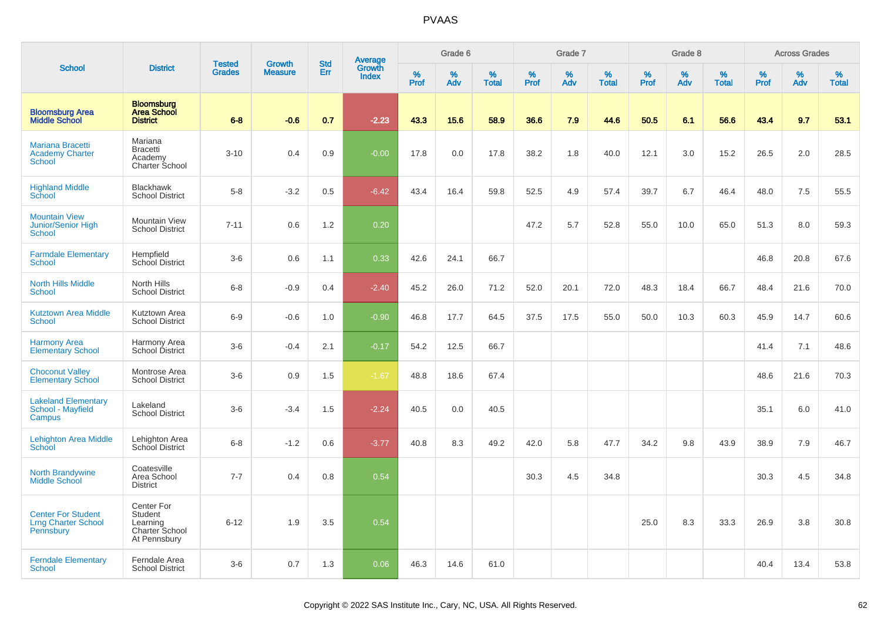# PVAAS

| School | District | Tested Grades | Growth Measure | Std Err | Average Growth Index | Grade 6 | | | Grade 7 | | | Grade 8 | | | Across Grades | | |
|---|---|---|---|---|---|---|---|---|---|---|---|---|---|---|---|---|---|
| | | | | | | % Prof | % Adv | % Total | % Prof | % Adv | % Total | % Prof | % Adv | % Total | % Prof | % Adv | % Total |
| **Bloomsburg Area Middle School** | **Bloomsburg Area School District** | **6-8** | **-0.6** | **0.7** | **-2.23** | **43.3** | **15.6** | **58.9** | **36.6** | **7.9** | **44.6** | **50.5** | **6.1** | **56.6** | **43.4** | **9.7** | **53.1** |
| Mariana Bracetti Academy Charter School | Mariana Bracetti Academy Charter School | 3-10 | 0.4 | 0.9 | -0.00 | 17.8 | 0.0 | 17.8 | 38.2 | 1.8 | 40.0 | 12.1 | 3.0 | 15.2 | 26.5 | 2.0 | 28.5 |
| Highland Middle School | Blackhawk School District | 5-8 | -3.2 | 0.5 | -6.42 | 43.4 | 16.4 | 59.8 | 52.5 | 4.9 | 57.4 | 39.7 | 6.7 | 46.4 | 48.0 | 7.5 | 55.5 |
| Mountain View Junior/Senior High School | Mountain View School District | 7-11 | 0.6 | 1.2 | 0.20 | | | | 47.2 | 5.7 | 52.8 | 55.0 | 10.0 | 65.0 | 51.3 | 8.0 | 59.3 |
| Farmdale Elementary School | Hempfield School District | 3-6 | 0.6 | 1.1 | 0.33 | 42.6 | 24.1 | 66.7 | | | | | | | 46.8 | 20.8 | 67.6 |
| North Hills Middle School | North Hills School District | 6-8 | -0.9 | 0.4 | -2.40 | 45.2 | 26.0 | 71.2 | 52.0 | 20.1 | 72.0 | 48.3 | 18.4 | 66.7 | 48.4 | 21.6 | 70.0 |
| Kutztown Area Middle School | Kutztown Area School District | 6-9 | -0.6 | 1.0 | -0.90 | 46.8 | 17.7 | 64.5 | 37.5 | 17.5 | 55.0 | 50.0 | 10.3 | 60.3 | 45.9 | 14.7 | 60.6 |
| Harmony Area Elementary School | Harmony Area School District | 3-6 | -0.4 | 2.1 | -0.17 | 54.2 | 12.5 | 66.7 | | | | | | | 41.4 | 7.1 | 48.6 |
| Choconut Valley Elementary School | Montrose Area School District | 3-6 | 0.9 | 1.5 | -1.67 | 48.8 | 18.6 | 67.4 | | | | | | | 48.6 | 21.6 | 70.3 |
| Lakeland Elementary School - Mayfield Campus | Lakeland School District | 3-6 | -3.4 | 1.5 | -2.24 | 40.5 | 0.0 | 40.5 | | | | | | | 35.1 | 6.0 | 41.0 |
| Lehighton Area Middle School | Lehighton Area School District | 6-8 | -1.2 | 0.6 | -3.77 | 40.8 | 8.3 | 49.2 | 42.0 | 5.8 | 47.7 | 34.2 | 9.8 | 43.9 | 38.9 | 7.9 | 46.7 |
| North Brandywine Middle School | Coatesville Area School District | 7-7 | 0.4 | 0.8 | 0.54 | | | | 30.3 | 4.5 | 34.8 | | | | 30.3 | 4.5 | 34.8 |
| Center For Student Lrng Charter School Pennsbury | Center For Student Learning Charter School At Pennsbury | 6-12 | 1.9 | 3.5 | 0.54 | | | | | | | 25.0 | 8.3 | 33.3 | 26.9 | 3.8 | 30.8 |
| Ferndale Elementary School | Ferndale Area School District | 3-6 | 0.7 | 1.3 | 0.06 | 46.3 | 14.6 | 61.0 | | | | | | | 40.4 | 13.4 | 53.8 |

Copyright © 2022 SAS Institute Inc., Cary, NC, USA. All Rights Reserved.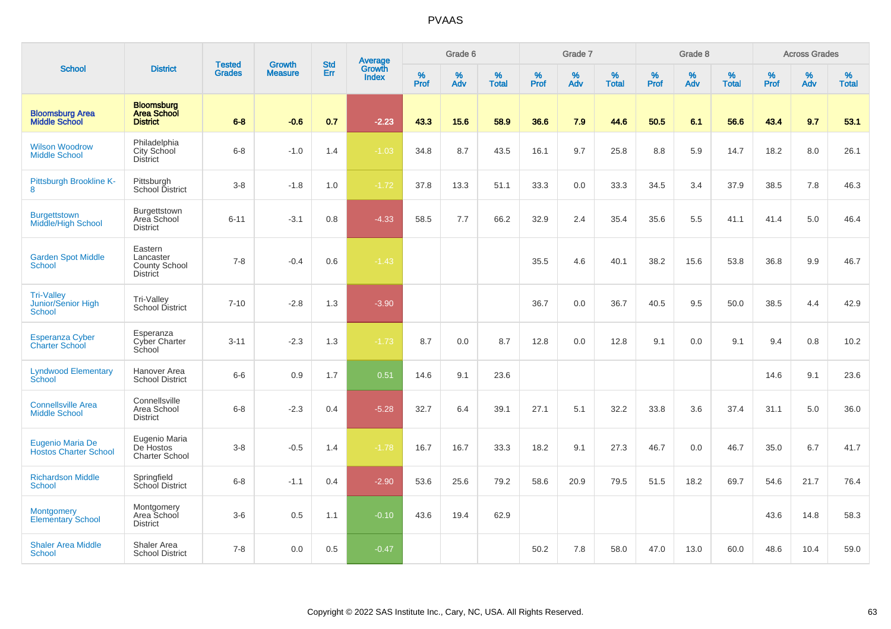# PVAAS

| School | District | Tested Grades | Growth Measure | Std Err | Average Growth Index | Grade 6 | | | Grade 7 | | | Grade 8 | | | Across Grades | | |
|---|---|---|---|---|---|---|---|---|---|---|---|---|---|---|---|---|---|
| | | | | | | % Prof | % Adv | % Total | % Prof | % Adv | % Total | % Prof | % Adv | % Total | % Prof | % Adv | % Total |
| **Bloomsburg Area Middle School** | **Bloomsburg Area School District** | **6-8** | **-0.6** | **0.7** | **-2.23** | **43.3** | **15.6** | **58.9** | **36.6** | **7.9** | **44.6** | **50.5** | **6.1** | **56.6** | **43.4** | **9.7** | **53.1** |
| Wilson Woodrow Middle School | Philadelphia City School District | 6-8 | -1.0 | 1.4 | -1.03 | 34.8 | 8.7 | 43.5 | 16.1 | 9.7 | 25.8 | 8.8 | 5.9 | 14.7 | 18.2 | 8.0 | 26.1 |
| Pittsburgh Brookline K-8 | Pittsburgh School District | 3-8 | -1.8 | 1.0 | -1.72 | 37.8 | 13.3 | 51.1 | 33.3 | 0.0 | 33.3 | 34.5 | 3.4 | 37.9 | 38.5 | 7.8 | 46.3 |
| Burgettstown Middle/High School | Burgettstown Area School District | 6-11 | -3.1 | 0.8 | -4.33 | 58.5 | 7.7 | 66.2 | 32.9 | 2.4 | 35.4 | 35.6 | 5.5 | 41.1 | 41.4 | 5.0 | 46.4 |
| Garden Spot Middle School | Eastern Lancaster County School District | 7-8 | -0.4 | 0.6 | -1.43 | | | | 35.5 | 4.6 | 40.1 | 38.2 | 15.6 | 53.8 | 36.8 | 9.9 | 46.7 |
| Tri-Valley Junior/Senior High School | Tri-Valley School District | 7-10 | -2.8 | 1.3 | -3.90 | | | | 36.7 | 0.0 | 36.7 | 40.5 | 9.5 | 50.0 | 38.5 | 4.4 | 42.9 |
| Esperanza Cyber Charter School | Esperanza Cyber Charter School | 3-11 | -2.3 | 1.3 | -1.73 | 8.7 | 0.0 | 8.7 | 12.8 | 0.0 | 12.8 | 9.1 | 0.0 | 9.1 | 9.4 | 0.8 | 10.2 |
| Lyndwood Elementary School | Hanover Area School District | 6-6 | 0.9 | 1.7 | 0.51 | 14.6 | 9.1 | 23.6 | | | | | | | 14.6 | 9.1 | 23.6 |
| Connellsville Area Middle School | Connellsville Area School District | 6-8 | -2.3 | 0.4 | -5.28 | 32.7 | 6.4 | 39.1 | 27.1 | 5.1 | 32.2 | 33.8 | 3.6 | 37.4 | 31.1 | 5.0 | 36.0 |
| Eugenio Maria De Hostos Charter School | Eugenio Maria De Hostos Charter School | 3-8 | -0.5 | 1.4 | -1.78 | 16.7 | 16.7 | 33.3 | 18.2 | 9.1 | 27.3 | 46.7 | 0.0 | 46.7 | 35.0 | 6.7 | 41.7 |
| Richardson Middle School | Springfield School District | 6-8 | -1.1 | 0.4 | -2.90 | 53.6 | 25.6 | 79.2 | 58.6 | 20.9 | 79.5 | 51.5 | 18.2 | 69.7 | 54.6 | 21.7 | 76.4 |
| Montgomery Elementary School | Montgomery Area School District | 3-6 | 0.5 | 1.1 | -0.10 | 43.6 | 19.4 | 62.9 | | | | | | | 43.6 | 14.8 | 58.3 |
| Shaler Area Middle School | Shaler Area School District | 7-8 | 0.0 | 0.5 | -0.47 | | | | 50.2 | 7.8 | 58.0 | 47.0 | 13.0 | 60.0 | 48.6 | 10.4 | 59.0 |

Copyright © 2022 SAS Institute Inc., Cary, NC, USA. All Rights Reserved.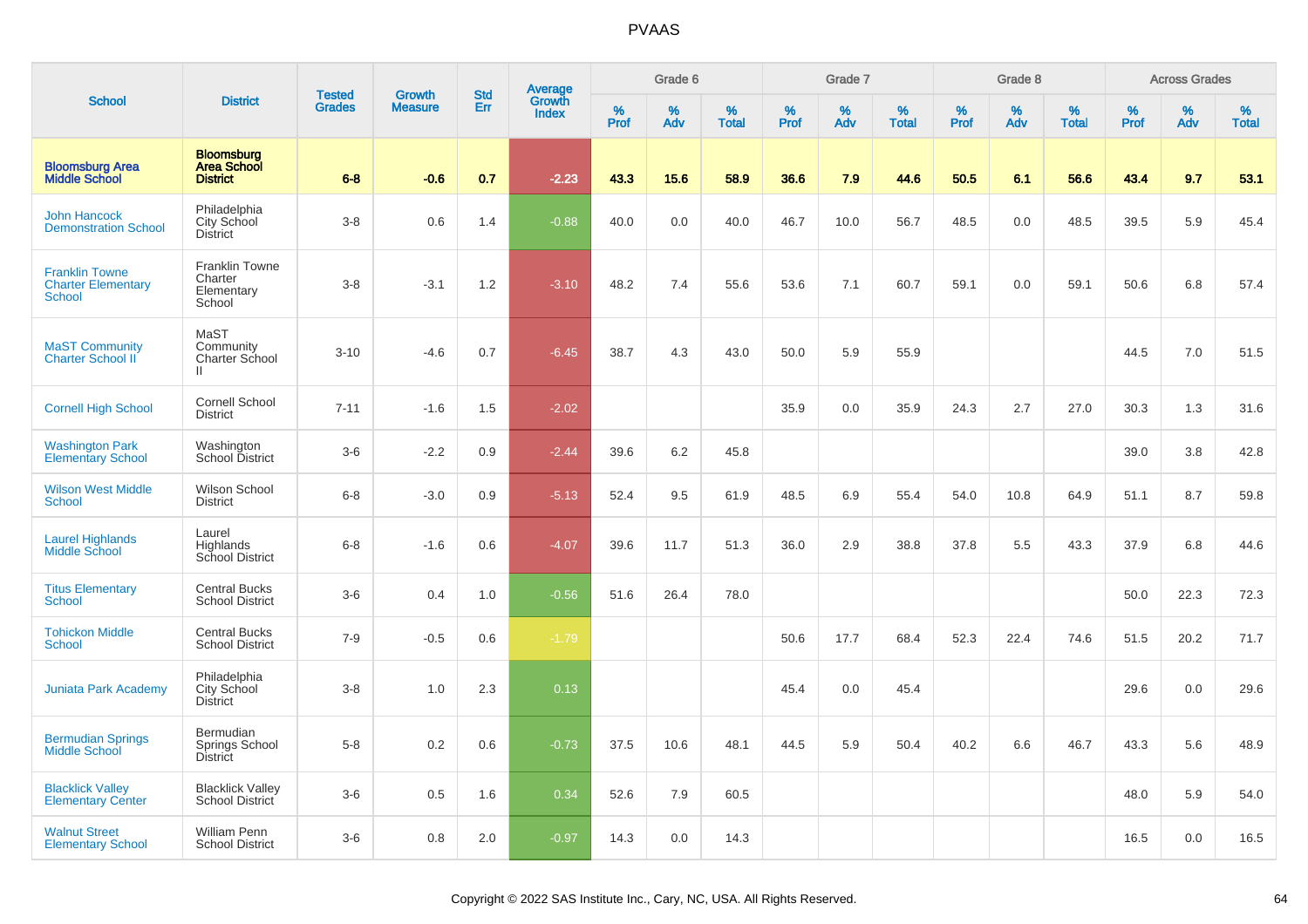# PVAAS

| School | District | Tested Grades | Growth Measure | Std Err | Average Growth Index | Grade 6 | | | Grade 7 | | | Grade 8 | | | Across Grades | | |
|---|---|---|---|---|---|---|---|---|---|---|---|---|---|---|---|---|---|
| | | | | | | % Prof | % Adv | % Total | % Prof | % Adv | % Total | % Prof | % Adv | % Total | % Prof | % Adv | % Total |
| **Bloomsburg Area Middle School** | **Bloomsburg Area School District** | **6-8** | **-0.6** | **0.7** | **-2.23** | **43.3** | **15.6** | **58.9** | **36.6** | **7.9** | **44.6** | **50.5** | **6.1** | **56.6** | **43.4** | **9.7** | **53.1** |
| John Hancock Demonstration School | Philadelphia City School District | 3-8 | 0.6 | 1.4 | -0.88 | 40.0 | 0.0 | 40.0 | 46.7 | 10.0 | 56.7 | 48.5 | 0.0 | 48.5 | 39.5 | 5.9 | 45.4 |
| Franklin Towne Charter Elementary School | Franklin Towne Charter Elementary School | 3-8 | -3.1 | 1.2 | -3.10 | 48.2 | 7.4 | 55.6 | 53.6 | 7.1 | 60.7 | 59.1 | 0.0 | 59.1 | 50.6 | 6.8 | 57.4 |
| MaST Community Charter School II | MaST Community Charter School II | 3-10 | -4.6 | 0.7 | -6.45 | 38.7 | 4.3 | 43.0 | 50.0 | 5.9 | 55.9 | | | | 44.5 | 7.0 | 51.5 |
| Cornell High School | Cornell School District | 7-11 | -1.6 | 1.5 | -2.02 | | | | 35.9 | 0.0 | 35.9 | 24.3 | 2.7 | 27.0 | 30.3 | 1.3 | 31.6 |
| Washington Park Elementary School | Washington School District | 3-6 | -2.2 | 0.9 | -2.44 | 39.6 | 6.2 | 45.8 | | | | | | | 39.0 | 3.8 | 42.8 |
| Wilson West Middle School | Wilson School District | 6-8 | -3.0 | 0.9 | -5.13 | 52.4 | 9.5 | 61.9 | 48.5 | 6.9 | 55.4 | 54.0 | 10.8 | 64.9 | 51.1 | 8.7 | 59.8 |
| Laurel Highlands Middle School | Laurel Highlands School District | 6-8 | -1.6 | 0.6 | -4.07 | 39.6 | 11.7 | 51.3 | 36.0 | 2.9 | 38.8 | 37.8 | 5.5 | 43.3 | 37.9 | 6.8 | 44.6 |
| Titus Elementary School | Central Bucks School District | 3-6 | 0.4 | 1.0 | -0.56 | 51.6 | 26.4 | 78.0 | | | | | | | 50.0 | 22.3 | 72.3 |
| Tohickon Middle School | Central Bucks School District | 7-9 | -0.5 | 0.6 | -1.79 | | | | 50.6 | 17.7 | 68.4 | 52.3 | 22.4 | 74.6 | 51.5 | 20.2 | 71.7 |
| Juniata Park Academy | Philadelphia City School District | 3-8 | 1.0 | 2.3 | 0.13 | | | | 45.4 | 0.0 | 45.4 | | | | 29.6 | 0.0 | 29.6 |
| Bermudian Springs Middle School | Bermudian Springs School District | 5-8 | 0.2 | 0.6 | -0.73 | 37.5 | 10.6 | 48.1 | 44.5 | 5.9 | 50.4 | 40.2 | 6.6 | 46.7 | 43.3 | 5.6 | 48.9 |
| Blacklick Valley Elementary Center | Blacklick Valley School District | 3-6 | 0.5 | 1.6 | 0.34 | 52.6 | 7.9 | 60.5 | | | | | | | 48.0 | 5.9 | 54.0 |
| Walnut Street Elementary School | William Penn School District | 3-6 | 0.8 | 2.0 | -0.97 | 14.3 | 0.0 | 14.3 | | | | | | | 16.5 | 0.0 | 16.5 |

Copyright © 2022 SAS Institute Inc., Cary, NC, USA. All Rights Reserved.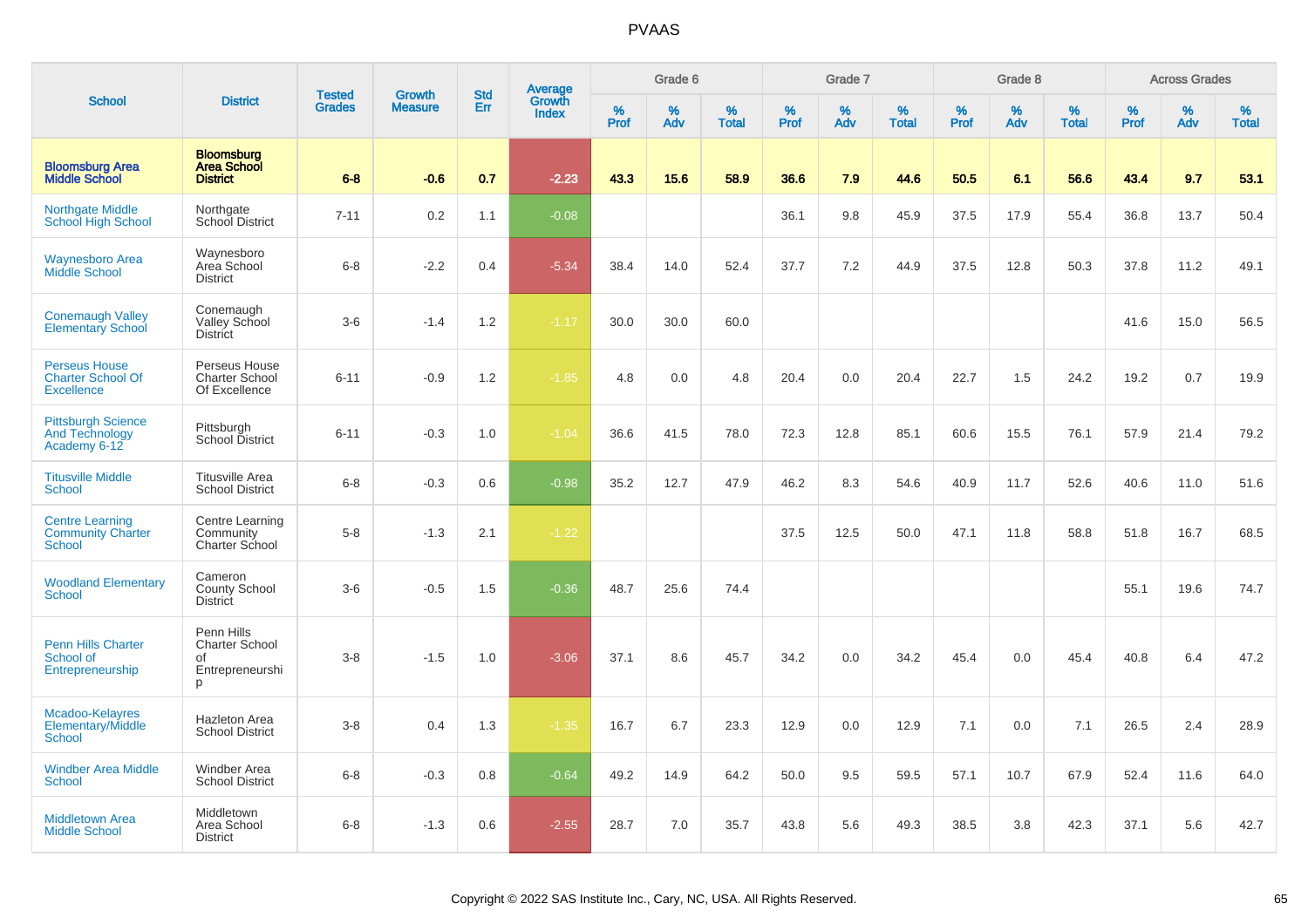# PVAAS

| School | District | Tested Grades | Growth Measure | Std Err | Average Growth Index | Grade 6 | | | Grade 7 | | | Grade 8 | | | Across Grades | | |
|---|---|---|---|---|---|---|---|---|---|---|---|---|---|---|---|---|---|
| | | | | | | % Prof | % Adv | % Total | % Prof | % Adv | % Total | % Prof | % Adv | % Total | % Prof | % Adv | % Total |
| **Bloomsburg Area Middle School** | **Bloomsburg Area School District** | **6-8** | **-0.6** | **0.7** | **-2.23** | **43.3** | **15.6** | **58.9** | **36.6** | **7.9** | **44.6** | **50.5** | **6.1** | **56.6** | **43.4** | **9.7** | **53.1** |
| Northgate Middle School High School | Northgate School District | 7-11 | 0.2 | 1.1 | -0.08 | | | | 36.1 | 9.8 | 45.9 | 37.5 | 17.9 | 55.4 | 36.8 | 13.7 | 50.4 |
| Waynesboro Area Middle School | Waynesboro Area School District | 6-8 | -2.2 | 0.4 | -5.34 | 38.4 | 14.0 | 52.4 | 37.7 | 7.2 | 44.9 | 37.5 | 12.8 | 50.3 | 37.8 | 11.2 | 49.1 |
| Conemaugh Valley Elementary School | Conemaugh Valley School District | 3-6 | -1.4 | 1.2 | -1.17 | 30.0 | 30.0 | 60.0 | | | | | | | 41.6 | 15.0 | 56.5 |
| Perseus House Charter School Of Excellence | Perseus House Charter School Of Excellence | 6-11 | -0.9 | 1.2 | -1.85 | 4.8 | 0.0 | 4.8 | 20.4 | 0.0 | 20.4 | 22.7 | 1.5 | 24.2 | 19.2 | 0.7 | 19.9 |
| Pittsburgh Science And Technology Academy 6-12 | Pittsburgh School District | 6-11 | -0.3 | 1.0 | -1.04 | 36.6 | 41.5 | 78.0 | 72.3 | 12.8 | 85.1 | 60.6 | 15.5 | 76.1 | 57.9 | 21.4 | 79.2 |
| Titusville Middle School | Titusville Area School District | 6-8 | -0.3 | 0.6 | -0.98 | 35.2 | 12.7 | 47.9 | 46.2 | 8.3 | 54.6 | 40.9 | 11.7 | 52.6 | 40.6 | 11.0 | 51.6 |
| Centre Learning Community Charter School | Centre Learning Community Charter School | 5-8 | -1.3 | 2.1 | -1.22 | | | | 37.5 | 12.5 | 50.0 | 47.1 | 11.8 | 58.8 | 51.8 | 16.7 | 68.5 |
| Woodland Elementary School | Cameron County School District | 3-6 | -0.5 | 1.5 | -0.36 | 48.7 | 25.6 | 74.4 | | | | | | | 55.1 | 19.6 | 74.7 |
| Penn Hills Charter School of Entrepreneurship | Penn Hills Charter School of Entrepreneurship | 3-8 | -1.5 | 1.0 | -3.06 | 37.1 | 8.6 | 45.7 | 34.2 | 0.0 | 34.2 | 45.4 | 0.0 | 45.4 | 40.8 | 6.4 | 47.2 |
| Mcadoo-Kelayres Elementary/Middle School | Hazleton Area School District | 3-8 | 0.4 | 1.3 | -1.35 | 16.7 | 6.7 | 23.3 | 12.9 | 0.0 | 12.9 | 7.1 | 0.0 | 7.1 | 26.5 | 2.4 | 28.9 |
| Windber Area Middle School | Windber Area School District | 6-8 | -0.3 | 0.8 | -0.64 | 49.2 | 14.9 | 64.2 | 50.0 | 9.5 | 59.5 | 57.1 | 10.7 | 67.9 | 52.4 | 11.6 | 64.0 |
| Middletown Area Middle School | Middletown Area School District | 6-8 | -1.3 | 0.6 | -2.55 | 28.7 | 7.0 | 35.7 | 43.8 | 5.6 | 49.3 | 38.5 | 3.8 | 42.3 | 37.1 | 5.6 | 42.7 |

Copyright © 2022 SAS Institute Inc., Cary, NC, USA. All Rights Reserved.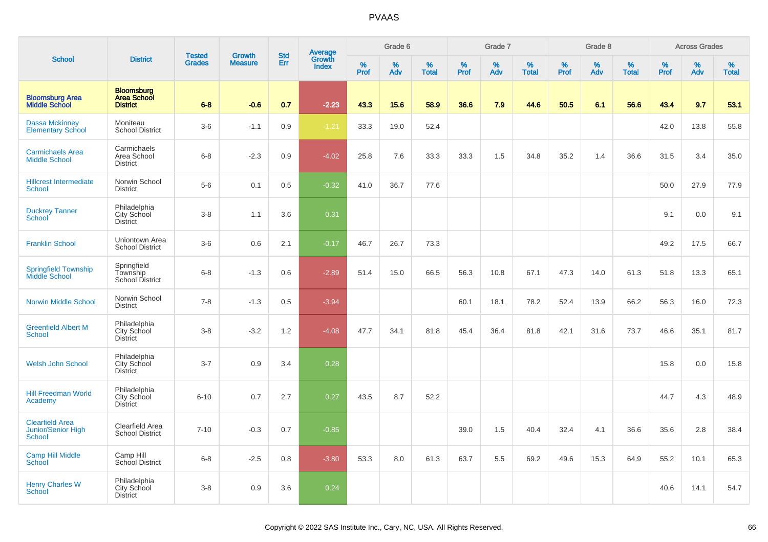# PVAAS

| School | District | Tested Grades | Growth Measure | Std Err | Average Growth Index | Grade 6 | | | Grade 7 | | | Grade 8 | | | Across Grades | | |
|---|---|---|---|---|---|---|---|---|---|---|---|---|---|---|---|---|---|
| | | | | | | % Prof | % Adv | % Total | % Prof | % Adv | % Total | % Prof | % Adv | % Total | % Prof | % Adv | % Total |
| **Bloomsburg Area Middle School** | **Bloomsburg Area School District** | **6-8** | **-0.6** | **0.7** | **-2.23** | **43.3** | **15.6** | **58.9** | **36.6** | **7.9** | **44.6** | **50.5** | **6.1** | **56.6** | **43.4** | **9.7** | **53.1** |
| Dassa Mckinney Elementary School | Moniteau School District | 3-6 | -1.1 | 0.9 | -1.21 | 33.3 | 19.0 | 52.4 | | | | | | | 42.0 | 13.8 | 55.8 |
| Carmichaels Area Middle School | Carmichaels Area School District | 6-8 | -2.3 | 0.9 | -4.02 | 25.8 | 7.6 | 33.3 | 33.3 | 1.5 | 34.8 | 35.2 | 1.4 | 36.6 | 31.5 | 3.4 | 35.0 |
| Hillcrest Intermediate School | Norwin School District | 5-6 | 0.1 | 0.5 | -0.32 | 41.0 | 36.7 | 77.6 | | | | | | | 50.0 | 27.9 | 77.9 |
| Duckrey Tanner School | Philadelphia City School District | 3-8 | 1.1 | 3.6 | 0.31 | | | | | | | | | | 9.1 | 0.0 | 9.1 |
| Franklin School | Uniontown Area School District | 3-6 | 0.6 | 2.1 | -0.17 | 46.7 | 26.7 | 73.3 | | | | | | | 49.2 | 17.5 | 66.7 |
| Springfield Township Middle School | Springfield Township School District | 6-8 | -1.3 | 0.6 | -2.89 | 51.4 | 15.0 | 66.5 | 56.3 | 10.8 | 67.1 | 47.3 | 14.0 | 61.3 | 51.8 | 13.3 | 65.1 |
| Norwin Middle School | Norwin School District | 7-8 | -1.3 | 0.5 | -3.94 | | | | 60.1 | 18.1 | 78.2 | 52.4 | 13.9 | 66.2 | 56.3 | 16.0 | 72.3 |
| Greenfield Albert M School | Philadelphia City School District | 3-8 | -3.2 | 1.2 | -4.08 | 47.7 | 34.1 | 81.8 | 45.4 | 36.4 | 81.8 | 42.1 | 31.6 | 73.7 | 46.6 | 35.1 | 81.7 |
| Welsh John School | Philadelphia City School District | 3-7 | 0.9 | 3.4 | 0.28 | | | | | | | | | | 15.8 | 0.0 | 15.8 |
| Hill Freedman World Academy | Philadelphia City School District | 6-10 | 0.7 | 2.7 | 0.27 | 43.5 | 8.7 | 52.2 | | | | | | | 44.7 | 4.3 | 48.9 |
| Clearfield Area Junior/Senior High School | Clearfield Area School District | 7-10 | -0.3 | 0.7 | -0.85 | | | | 39.0 | 1.5 | 40.4 | 32.4 | 4.1 | 36.6 | 35.6 | 2.8 | 38.4 |
| Camp Hill Middle School | Camp Hill School District | 6-8 | -2.5 | 0.8 | -3.80 | 53.3 | 8.0 | 61.3 | 63.7 | 5.5 | 69.2 | 49.6 | 15.3 | 64.9 | 55.2 | 10.1 | 65.3 |
| Henry Charles W School | Philadelphia City School District | 3-8 | 0.9 | 3.6 | 0.24 | | | | | | | | | | 40.6 | 14.1 | 54.7 |

Copyright © 2022 SAS Institute Inc., Cary, NC, USA. All Rights Reserved.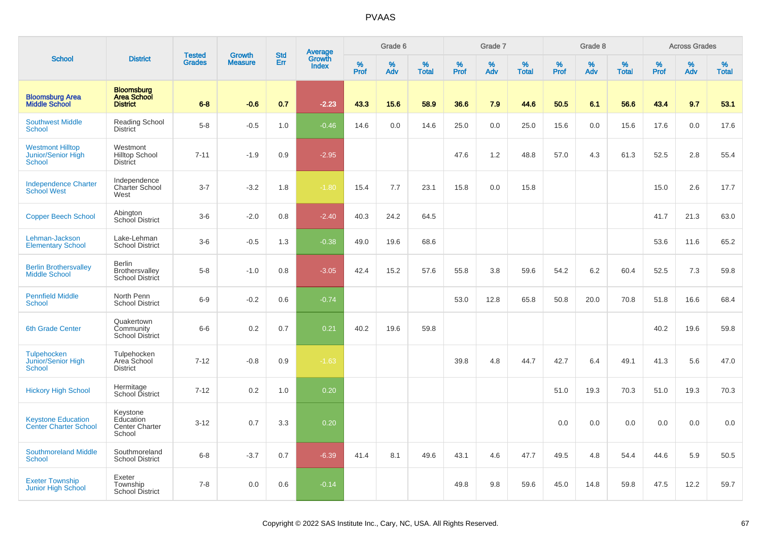# PVAAS

| School | District | Tested Grades | Growth Measure | Std Err | Average Growth Index | Grade 6 | | | Grade 7 | | | Grade 8 | | | Across Grades | | |
|---|---|---|---|---|---|---|---|---|---|---|---|---|---|---|---|---|---|
| | | | | | | % Prof | % Adv | % Total | % Prof | % Adv | % Total | % Prof | % Adv | % Total | % Prof | % Adv | % Total |
| **Bloomsburg Area Middle School** | **Bloomsburg Area School District** | **6-8** | **-0.6** | **0.7** | **-2.23** | **43.3** | **15.6** | **58.9** | **36.6** | **7.9** | **44.6** | **50.5** | **6.1** | **56.6** | **43.4** | **9.7** | **53.1** |
| Southwest Middle School | Reading School District | 5-8 | -0.5 | 1.0 | -0.46 | 14.6 | 0.0 | 14.6 | 25.0 | 0.0 | 25.0 | 15.6 | 0.0 | 15.6 | 17.6 | 0.0 | 17.6 |
| Westmont Hilltop Junior/Senior High School | Westmont Hilltop School District | 7-11 | -1.9 | 0.9 | -2.95 | | | | 47.6 | 1.2 | 48.8 | 57.0 | 4.3 | 61.3 | 52.5 | 2.8 | 55.4 |
| Independence Charter School West | Independence Charter School West | 3-7 | -3.2 | 1.8 | -1.80 | 15.4 | 7.7 | 23.1 | 15.8 | 0.0 | 15.8 | | | | 15.0 | 2.6 | 17.7 |
| Copper Beech School | Abington School District | 3-6 | -2.0 | 0.8 | -2.40 | 40.3 | 24.2 | 64.5 | | | | | | | 41.7 | 21.3 | 63.0 |
| Lehman-Jackson Elementary School | Lake-Lehman School District | 3-6 | -0.5 | 1.3 | -0.38 | 49.0 | 19.6 | 68.6 | | | | | | | 53.6 | 11.6 | 65.2 |
| Berlin Brothersvalley Middle School | Berlin Brothersvalley School District | 5-8 | -1.0 | 0.8 | -3.05 | 42.4 | 15.2 | 57.6 | 55.8 | 3.8 | 59.6 | 54.2 | 6.2 | 60.4 | 52.5 | 7.3 | 59.8 |
| Pennfield Middle School | North Penn School District | 6-9 | -0.2 | 0.6 | -0.74 | | | | 53.0 | 12.8 | 65.8 | 50.8 | 20.0 | 70.8 | 51.8 | 16.6 | 68.4 |
| 6th Grade Center | Quakertown Community School District | 6-6 | 0.2 | 0.7 | 0.21 | 40.2 | 19.6 | 59.8 | | | | | | | 40.2 | 19.6 | 59.8 |
| Tulpehocken Junior/Senior High School | Tulpehocken Area School District | 7-12 | -0.8 | 0.9 | -1.63 | | | | 39.8 | 4.8 | 44.7 | 42.7 | 6.4 | 49.1 | 41.3 | 5.6 | 47.0 |
| Hickory High School | Hermitage School District | 7-12 | 0.2 | 1.0 | 0.20 | | | | | | | 51.0 | 19.3 | 70.3 | 51.0 | 19.3 | 70.3 |
| Keystone Education Center Charter School | Keystone Education Center Charter School | 3-12 | 0.7 | 3.3 | 0.20 | | | | | | | 0.0 | 0.0 | 0.0 | 0.0 | 0.0 | 0.0 |
| Southmoreland Middle School | Southmoreland School District | 6-8 | -3.7 | 0.7 | -6.39 | 41.4 | 8.1 | 49.6 | 43.1 | 4.6 | 47.7 | 49.5 | 4.8 | 54.4 | 44.6 | 5.9 | 50.5 |
| Exeter Township Junior High School | Exeter Township School District | 7-8 | 0.0 | 0.6 | -0.14 | | | | 49.8 | 9.8 | 59.6 | 45.0 | 14.8 | 59.8 | 47.5 | 12.2 | 59.7 |

Copyright © 2022 SAS Institute Inc., Cary, NC, USA. All Rights Reserved.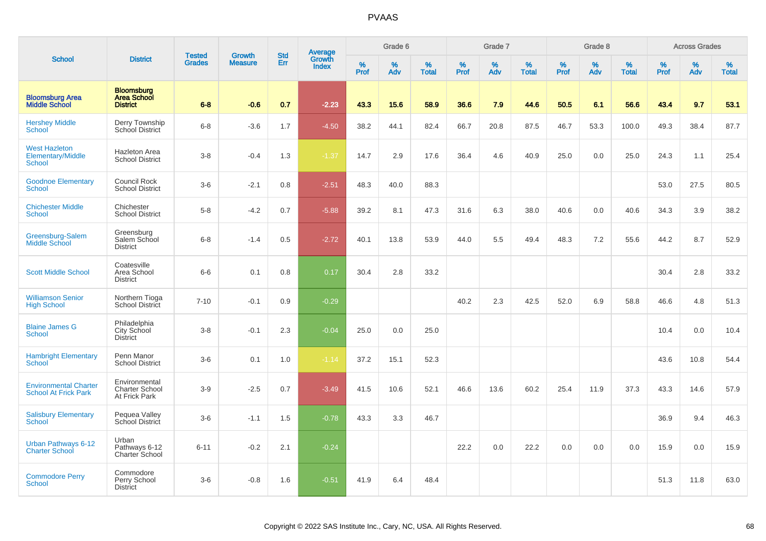# PVAAS

| School | District | Tested Grades | Growth Measure | Std Err | Average Growth Index | Grade 6 | | | Grade 7 | | | Grade 8 | | | Across Grades | | |
|---|---|---|---|---|---|---|---|---|---|---|---|---|---|---|---|---|---|
| | | | | | | % Prof | % Adv | % Total | % Prof | % Adv | % Total | % Prof | % Adv | % Total | % Prof | % Adv | % Total |
| **Bloomsburg Area Middle School** | **Bloomsburg Area School District** | **6-8** | **-0.6** | **0.7** | **-2.23** | **43.3** | **15.6** | **58.9** | **36.6** | **7.9** | **44.6** | **50.5** | **6.1** | **56.6** | **43.4** | **9.7** | **53.1** |
| Hershey Middle School | Derry Township School District | 6-8 | -3.6 | 1.7 | -4.50 | 38.2 | 44.1 | 82.4 | 66.7 | 20.8 | 87.5 | 46.7 | 53.3 | 100.0 | 49.3 | 38.4 | 87.7 |
| West Hazleton Elementary/Middle School | Hazleton Area School District | 3-8 | -0.4 | 1.3 | -1.37 | 14.7 | 2.9 | 17.6 | 36.4 | 4.6 | 40.9 | 25.0 | 0.0 | 25.0 | 24.3 | 1.1 | 25.4 |
| Goodnoe Elementary School | Council Rock School District | 3-6 | -2.1 | 0.8 | -2.51 | 48.3 | 40.0 | 88.3 | | | | | | | 53.0 | 27.5 | 80.5 |
| Chichester Middle School | Chichester School District | 5-8 | -4.2 | 0.7 | -5.88 | 39.2 | 8.1 | 47.3 | 31.6 | 6.3 | 38.0 | 40.6 | 0.0 | 40.6 | 34.3 | 3.9 | 38.2 |
| Greensburg-Salem Middle School | Greensburg Salem School District | 6-8 | -1.4 | 0.5 | -2.72 | 40.1 | 13.8 | 53.9 | 44.0 | 5.5 | 49.4 | 48.3 | 7.2 | 55.6 | 44.2 | 8.7 | 52.9 |
| Scott Middle School | Coatesville Area School District | 6-6 | 0.1 | 0.8 | 0.17 | 30.4 | 2.8 | 33.2 | | | | | | | 30.4 | 2.8 | 33.2 |
| Williamson Senior High School | Northern Tioga School District | 7-10 | -0.1 | 0.9 | -0.29 | | | | 40.2 | 2.3 | 42.5 | 52.0 | 6.9 | 58.8 | 46.6 | 4.8 | 51.3 |
| Blaine James G School | Philadelphia City School District | 3-8 | -0.1 | 2.3 | -0.04 | 25.0 | 0.0 | 25.0 | | | | | | | 10.4 | 0.0 | 10.4 |
| Hambright Elementary School | Penn Manor School District | 3-6 | 0.1 | 1.0 | -1.14 | 37.2 | 15.1 | 52.3 | | | | | | | 43.6 | 10.8 | 54.4 |
| Environmental Charter School At Frick Park | Environmental Charter School At Frick Park | 3-9 | -2.5 | 0.7 | -3.49 | 41.5 | 10.6 | 52.1 | 46.6 | 13.6 | 60.2 | 25.4 | 11.9 | 37.3 | 43.3 | 14.6 | 57.9 |
| Salisbury Elementary School | Pequea Valley School District | 3-6 | -1.1 | 1.5 | -0.78 | 43.3 | 3.3 | 46.7 | | | | | | | 36.9 | 9.4 | 46.3 |
| Urban Pathways 6-12 Charter School | Urban Pathways 6-12 Charter School | 6-11 | -0.2 | 2.1 | -0.24 | | | | 22.2 | 0.0 | 22.2 | 0.0 | 0.0 | 0.0 | 15.9 | 0.0 | 15.9 |
| Commodore Perry School | Commodore Perry School District | 3-6 | -0.8 | 1.6 | -0.51 | 41.9 | 6.4 | 48.4 | | | | | | | 51.3 | 11.8 | 63.0 |

Copyright © 2022 SAS Institute Inc., Cary, NC, USA. All Rights Reserved.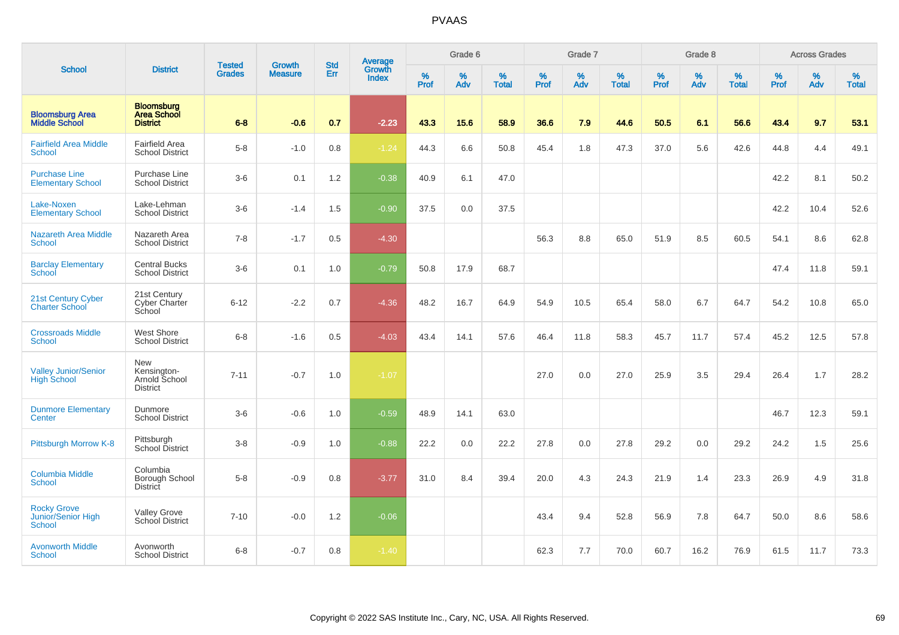# PVAAS

| School | District | Tested Grades | Growth Measure | Std Err | Average Growth Index | Grade 6 | | | Grade 7 | | | Grade 8 | | | Across Grades | | |
|---|---|---|---|---|---|---|---|---|---|---|---|---|---|---|---|---|---|
| | | | | | | % Prof | % Adv | % Total | % Prof | % Adv | % Total | % Prof | % Adv | % Total | % Prof | % Adv | % Total |
| **Bloomsburg Area Middle School** | **Bloomsburg Area School District** | **6-8** | **-0.6** | **0.7** | **-2.23** | **43.3** | **15.6** | **58.9** | **36.6** | **7.9** | **44.6** | **50.5** | **6.1** | **56.6** | **43.4** | **9.7** | **53.1** |
| Fairfield Area Middle School | Fairfield Area School District | 5-8 | -1.0 | 0.8 | -1.24 | 44.3 | 6.6 | 50.8 | 45.4 | 1.8 | 47.3 | 37.0 | 5.6 | 42.6 | 44.8 | 4.4 | 49.1 |
| Purchase Line Elementary School | Purchase Line School District | 3-6 | 0.1 | 1.2 | -0.38 | 40.9 | 6.1 | 47.0 | | | | | | | 42.2 | 8.1 | 50.2 |
| Lake-Noxen Elementary School | Lake-Lehman School District | 3-6 | -1.4 | 1.5 | -0.90 | 37.5 | 0.0 | 37.5 | | | | | | | 42.2 | 10.4 | 52.6 |
| Nazareth Area Middle School | Nazareth Area School District | 7-8 | -1.7 | 0.5 | -4.30 | | | | 56.3 | 8.8 | 65.0 | 51.9 | 8.5 | 60.5 | 54.1 | 8.6 | 62.8 |
| Barclay Elementary School | Central Bucks School District | 3-6 | 0.1 | 1.0 | -0.79 | 50.8 | 17.9 | 68.7 | | | | | | | 47.4 | 11.8 | 59.1 |
| 21st Century Cyber Charter School | 21st Century Cyber Charter School | 6-12 | -2.2 | 0.7 | -4.36 | 48.2 | 16.7 | 64.9 | 54.9 | 10.5 | 65.4 | 58.0 | 6.7 | 64.7 | 54.2 | 10.8 | 65.0 |
| Crossroads Middle School | West Shore School District | 6-8 | -1.6 | 0.5 | -4.03 | 43.4 | 14.1 | 57.6 | 46.4 | 11.8 | 58.3 | 45.7 | 11.7 | 57.4 | 45.2 | 12.5 | 57.8 |
| Valley Junior/Senior High School | New Kensington-Arnold School District | 7-11 | -0.7 | 1.0 | -1.07 | | | | 27.0 | 0.0 | 27.0 | 25.9 | 3.5 | 29.4 | 26.4 | 1.7 | 28.2 |
| Dunmore Elementary Center | Dunmore School District | 3-6 | -0.6 | 1.0 | -0.59 | 48.9 | 14.1 | 63.0 | | | | | | | 46.7 | 12.3 | 59.1 |
| Pittsburgh Morrow K-8 | Pittsburgh School District | 3-8 | -0.9 | 1.0 | -0.88 | 22.2 | 0.0 | 22.2 | 27.8 | 0.0 | 27.8 | 29.2 | 0.0 | 29.2 | 24.2 | 1.5 | 25.6 |
| Columbia Middle School | Columbia Borough School District | 5-8 | -0.9 | 0.8 | -3.77 | 31.0 | 8.4 | 39.4 | 20.0 | 4.3 | 24.3 | 21.9 | 1.4 | 23.3 | 26.9 | 4.9 | 31.8 |
| Rocky Grove Junior/Senior High School | Valley Grove School District | 7-10 | -0.0 | 1.2 | -0.06 | | | | 43.4 | 9.4 | 52.8 | 56.9 | 7.8 | 64.7 | 50.0 | 8.6 | 58.6 |
| Avonworth Middle School | Avonworth School District | 6-8 | -0.7 | 0.8 | -1.40 | | | | 62.3 | 7.7 | 70.0 | 60.7 | 16.2 | 76.9 | 61.5 | 11.7 | 73.3 |

Copyright © 2022 SAS Institute Inc., Cary, NC, USA. All Rights Reserved.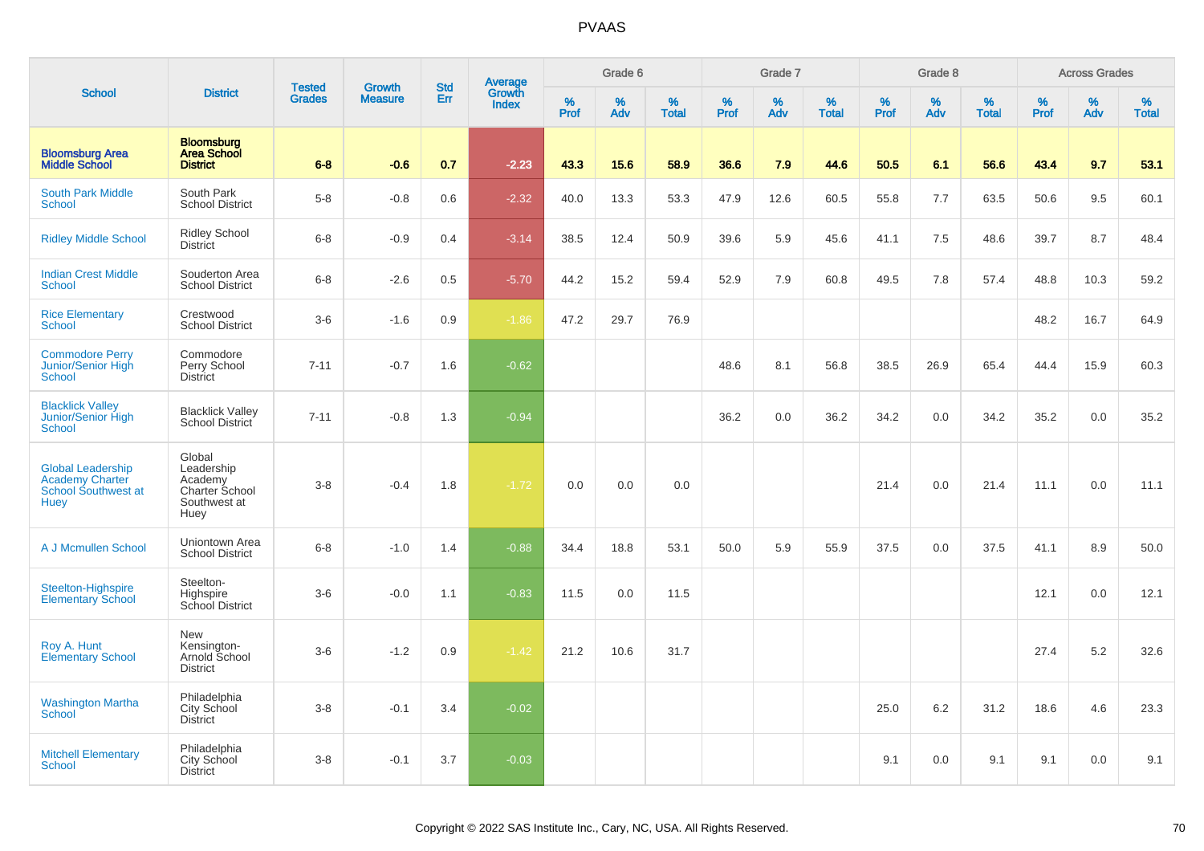# PVAAS

| School | District | Tested Grades | Growth Measure | Std Err | Average Growth Index | Grade 6 | | | Grade 7 | | | Grade 8 | | | Across Grades | | |
|---|---|---|---|---|---|---|---|---|---|---|---|---|---|---|---|---|---|
| | | | | | | % Prof | % Adv | % Total | % Prof | % Adv | % Total | % Prof | % Adv | % Total | % Prof | % Adv | % Total |
| **Bloomsburg Area Middle School** | **Bloomsburg Area School District** | **6-8** | **-0.6** | **0.7** | **-2.23** | **43.3** | **15.6** | **58.9** | **36.6** | **7.9** | **44.6** | **50.5** | **6.1** | **56.6** | **43.4** | **9.7** | **53.1** |
| South Park Middle School | South Park School District | 5-8 | -0.8 | 0.6 | -2.32 | 40.0 | 13.3 | 53.3 | 47.9 | 12.6 | 60.5 | 55.8 | 7.7 | 63.5 | 50.6 | 9.5 | 60.1 |
| Ridley Middle School | Ridley School District | 6-8 | -0.9 | 0.4 | -3.14 | 38.5 | 12.4 | 50.9 | 39.6 | 5.9 | 45.6 | 41.1 | 7.5 | 48.6 | 39.7 | 8.7 | 48.4 |
| Indian Crest Middle School | Souderton Area School District | 6-8 | -2.6 | 0.5 | -5.70 | 44.2 | 15.2 | 59.4 | 52.9 | 7.9 | 60.8 | 49.5 | 7.8 | 57.4 | 48.8 | 10.3 | 59.2 |
| Rice Elementary School | Crestwood School District | 3-6 | -1.6 | 0.9 | -1.86 | 47.2 | 29.7 | 76.9 | | | | | | | 48.2 | 16.7 | 64.9 |
| Commodore Perry Junior/Senior High School | Commodore Perry School District | 7-11 | -0.7 | 1.6 | -0.62 | | | | 48.6 | 8.1 | 56.8 | 38.5 | 26.9 | 65.4 | 44.4 | 15.9 | 60.3 |
| Blacklick Valley Junior/Senior High School | Blacklick Valley School District | 7-11 | -0.8 | 1.3 | -0.94 | | | | 36.2 | 0.0 | 36.2 | 34.2 | 0.0 | 34.2 | 35.2 | 0.0 | 35.2 |
| Global Leadership Academy Charter School Southwest at Huey | Global Leadership Academy Charter School Southwest at Huey | 3-8 | -0.4 | 1.8 | -1.72 | 0.0 | 0.0 | 0.0 | | | | 21.4 | 0.0 | 21.4 | 11.1 | 0.0 | 11.1 |
| A J Mcmullen School | Uniontown Area School District | 6-8 | -1.0 | 1.4 | -0.88 | 34.4 | 18.8 | 53.1 | 50.0 | 5.9 | 55.9 | 37.5 | 0.0 | 37.5 | 41.1 | 8.9 | 50.0 |
| Steelton-Highspire Elementary School | Steelton-Highspire School District | 3-6 | -0.0 | 1.1 | -0.83 | 11.5 | 0.0 | 11.5 | | | | | | | 12.1 | 0.0 | 12.1 |
| Roy A. Hunt Elementary School | New Kensington-Arnold School District | 3-6 | -1.2 | 0.9 | -1.42 | 21.2 | 10.6 | 31.7 | | | | | | | 27.4 | 5.2 | 32.6 |
| Washington Martha School | Philadelphia City School District | 3-8 | -0.1 | 3.4 | -0.02 | | | | | | | 25.0 | 6.2 | 31.2 | 18.6 | 4.6 | 23.3 |
| Mitchell Elementary School | Philadelphia City School District | 3-8 | -0.1 | 3.7 | -0.03 | | | | | | | 9.1 | 0.0 | 9.1 | 9.1 | 0.0 | 9.1 |

Copyright © 2022 SAS Institute Inc., Cary, NC, USA. All Rights Reserved.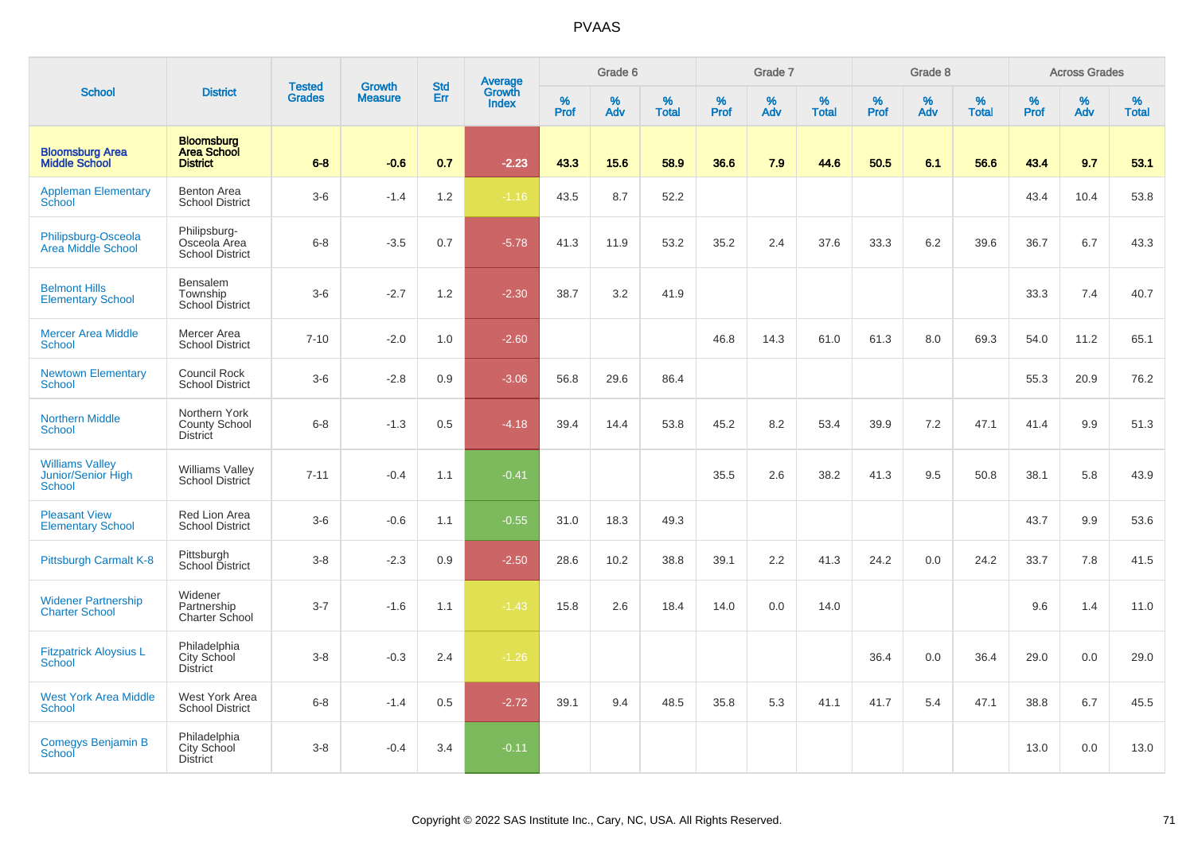| School | District | Tested Grades | Growth Measure | Std Err | Average Growth Index | Grade 6 | | | Grade 7 | | | Grade 8 | | | Across Grades | | |
|---|---|---|---|---|---|---|---|---|---|---|---|---|---|---|---|---|---|
| | | | | | | % Prof | % Adv | % Total | % Prof | % Adv | % Total | % Prof | % Adv | % Total | % Prof | % Adv | % Total |
| **Bloomsburg Area Middle School** | **Bloomsburg Area School District** | **6-8** | **-0.6** | **0.7** | **-2.23** | **43.3** | **15.6** | **58.9** | **36.6** | **7.9** | **44.6** | **50.5** | **6.1** | **56.6** | **43.4** | **9.7** | **53.1** |
| Appleman Elementary School | Benton Area School District | 3-6 | -1.4 | 1.2 | -1.16 | 43.5 | 8.7 | 52.2 | | | | | | | 43.4 | 10.4 | 53.8 |
| Philipsburg-Osceola Area Middle School | Philipsburg-Osceola Area School District | 6-8 | -3.5 | 0.7 | -5.78 | 41.3 | 11.9 | 53.2 | 35.2 | 2.4 | 37.6 | 33.3 | 6.2 | 39.6 | 36.7 | 6.7 | 43.3 |
| Belmont Hills Elementary School | Bensalem Township School District | 3-6 | -2.7 | 1.2 | -2.30 | 38.7 | 3.2 | 41.9 | | | | | | | 33.3 | 7.4 | 40.7 |
| Mercer Area Middle School | Mercer Area School District | 7-10 | -2.0 | 1.0 | -2.60 | | | | 46.8 | 14.3 | 61.0 | 61.3 | 8.0 | 69.3 | 54.0 | 11.2 | 65.1 |
| Newtown Elementary School | Council Rock School District | 3-6 | -2.8 | 0.9 | -3.06 | 56.8 | 29.6 | 86.4 | | | | | | | 55.3 | 20.9 | 76.2 |
| Northern Middle School | Northern York County School District | 6-8 | -1.3 | 0.5 | -4.18 | 39.4 | 14.4 | 53.8 | 45.2 | 8.2 | 53.4 | 39.9 | 7.2 | 47.1 | 41.4 | 9.9 | 51.3 |
| Williams Valley Junior/Senior High School | Williams Valley School District | 7-11 | -0.4 | 1.1 | -0.41 | | | | 35.5 | 2.6 | 38.2 | 41.3 | 9.5 | 50.8 | 38.1 | 5.8 | 43.9 |
| Pleasant View Elementary School | Red Lion Area School District | 3-6 | -0.6 | 1.1 | -0.55 | 31.0 | 18.3 | 49.3 | | | | | | | 43.7 | 9.9 | 53.6 |
| Pittsburgh Carmalt K-8 | Pittsburgh School District | 3-8 | -2.3 | 0.9 | -2.50 | 28.6 | 10.2 | 38.8 | 39.1 | 2.2 | 41.3 | 24.2 | 0.0 | 24.2 | 33.7 | 7.8 | 41.5 |
| Widener Partnership Charter School | Widener Partnership Charter School | 3-7 | -1.6 | 1.1 | -1.43 | 15.8 | 2.6 | 18.4 | 14.0 | 0.0 | 14.0 | | | | 9.6 | 1.4 | 11.0 |
| Fitzpatrick Aloysius L School | Philadelphia City School District | 3-8 | -0.3 | 2.4 | -1.26 | | | | | | | 36.4 | 0.0 | 36.4 | 29.0 | 0.0 | 29.0 |
| West York Area Middle School | West York Area School District | 6-8 | -1.4 | 0.5 | -2.72 | 39.1 | 9.4 | 48.5 | 35.8 | 5.3 | 41.1 | 41.7 | 5.4 | 47.1 | 38.8 | 6.7 | 45.5 |
| Comegys Benjamin B School | Philadelphia City School District | 3-8 | -0.4 | 3.4 | -0.11 | | | | | | | | | | 13.0 | 0.0 | 13.0 |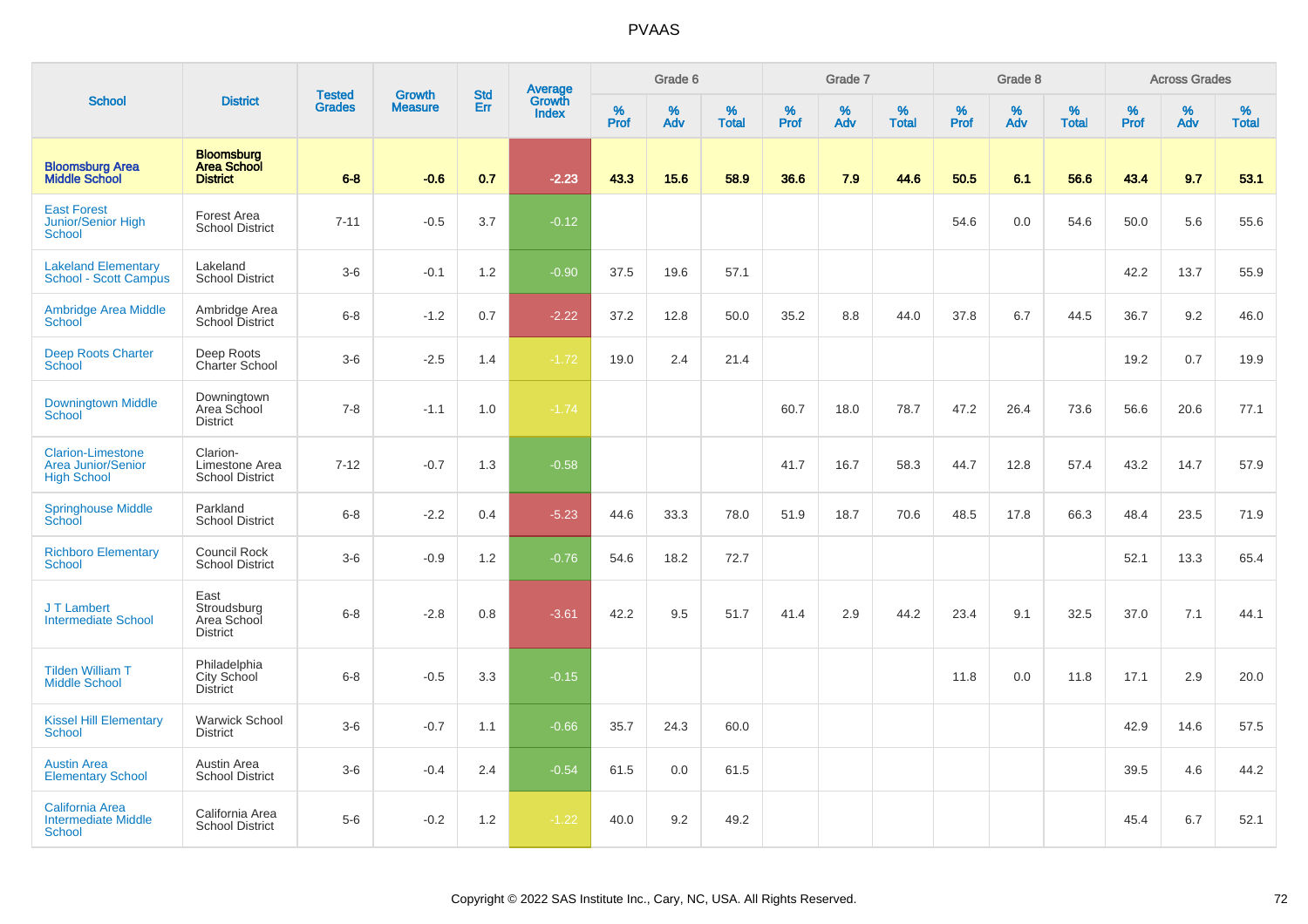# PVAAS

| School | District | Tested Grades | Growth Measure | Std Err | Average Growth Index | Grade 6 | | | Grade 7 | | | Grade 8 | | | Across Grades | | |
|---|---|---|---|---|---|---|---|---|---|---|---|---|---|---|---|---|---|
| | | | | | | % Prof | % Adv | % Total | % Prof | % Adv | % Total | % Prof | % Adv | % Total | % Prof | % Adv | % Total |
| **Bloomsburg Area Middle School** | **Bloomsburg Area School District** | **6-8** | **-0.6** | **0.7** | **-2.23** | **43.3** | **15.6** | **58.9** | **36.6** | **7.9** | **44.6** | **50.5** | **6.1** | **56.6** | **43.4** | **9.7** | **53.1** |
| East Forest Junior/Senior High School | Forest Area School District | 7-11 | -0.5 | 3.7 | -0.12 | | | | | | | 54.6 | 0.0 | 54.6 | 50.0 | 5.6 | 55.6 |
| Lakeland Elementary School - Scott Campus | Lakeland School District | 3-6 | -0.1 | 1.2 | -0.90 | 37.5 | 19.6 | 57.1 | | | | | | | 42.2 | 13.7 | 55.9 |
| Ambridge Area Middle School | Ambridge Area School District | 6-8 | -1.2 | 0.7 | -2.22 | 37.2 | 12.8 | 50.0 | 35.2 | 8.8 | 44.0 | 37.8 | 6.7 | 44.5 | 36.7 | 9.2 | 46.0 |
| Deep Roots Charter School | Deep Roots Charter School | 3-6 | -2.5 | 1.4 | -1.72 | 19.0 | 2.4 | 21.4 | | | | | | | 19.2 | 0.7 | 19.9 |
| Downingtown Middle School | Downingtown Area School District | 7-8 | -1.1 | 1.0 | -1.74 | | | | 60.7 | 18.0 | 78.7 | 47.2 | 26.4 | 73.6 | 56.6 | 20.6 | 77.1 |
| Clarion-Limestone Area Junior/Senior High School | Clarion-Limestone Area School District | 7-12 | -0.7 | 1.3 | -0.58 | | | | 41.7 | 16.7 | 58.3 | 44.7 | 12.8 | 57.4 | 43.2 | 14.7 | 57.9 |
| Springhouse Middle School | Parkland School District | 6-8 | -2.2 | 0.4 | -5.23 | 44.6 | 33.3 | 78.0 | 51.9 | 18.7 | 70.6 | 48.5 | 17.8 | 66.3 | 48.4 | 23.5 | 71.9 |
| Richboro Elementary School | Council Rock School District | 3-6 | -0.9 | 1.2 | -0.76 | 54.6 | 18.2 | 72.7 | | | | | | | 52.1 | 13.3 | 65.4 |
| J T Lambert Intermediate School | East Stroudsburg Area School District | 6-8 | -2.8 | 0.8 | -3.61 | 42.2 | 9.5 | 51.7 | 41.4 | 2.9 | 44.2 | 23.4 | 9.1 | 32.5 | 37.0 | 7.1 | 44.1 |
| Tilden William T Middle School | Philadelphia City School District | 6-8 | -0.5 | 3.3 | -0.15 | | | | | | | 11.8 | 0.0 | 11.8 | 17.1 | 2.9 | 20.0 |
| Kissel Hill Elementary School | Warwick School District | 3-6 | -0.7 | 1.1 | -0.66 | 35.7 | 24.3 | 60.0 | | | | | | | 42.9 | 14.6 | 57.5 |
| Austin Area Elementary School | Austin Area School District | 3-6 | -0.4 | 2.4 | -0.54 | 61.5 | 0.0 | 61.5 | | | | | | | 39.5 | 4.6 | 44.2 |
| California Area Intermediate Middle School | California Area School District | 5-6 | -0.2 | 1.2 | -1.22 | 40.0 | 9.2 | 49.2 | | | | | | | 45.4 | 6.7 | 52.1 |

Copyright © 2022 SAS Institute Inc., Cary, NC, USA. All Rights Reserved.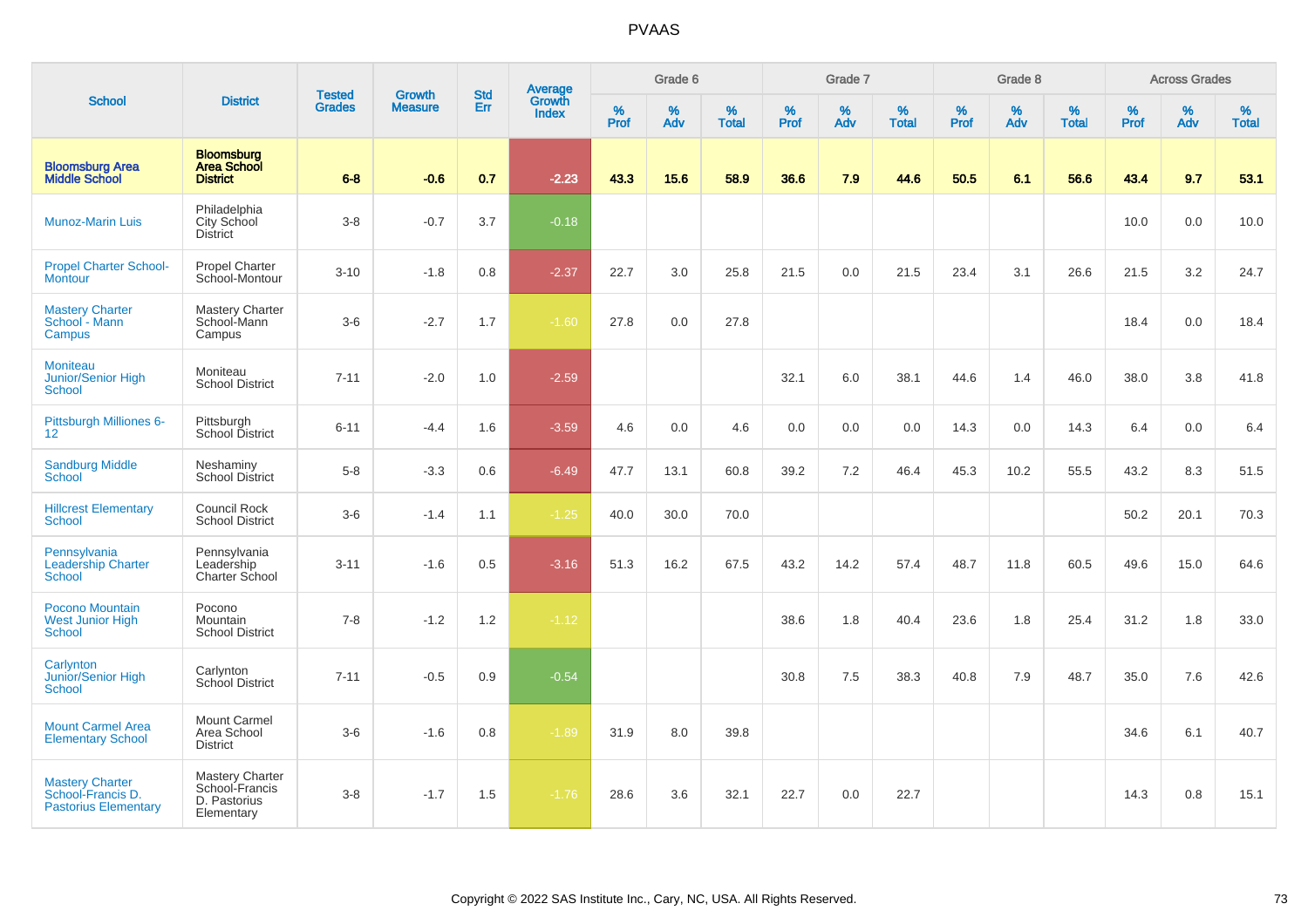# PVAAS

| School | District | Tested Grades | Growth Measure | Std Err | Average Growth Index | Grade 6 | | | Grade 7 | | | Grade 8 | | | Across Grades | | |
|---|---|---|---|---|---|---|---|---|---|---|---|---|---|---|---|---|---|
| | | | | | | % Prof | % Adv | % Total | % Prof | % Adv | % Total | % Prof | % Adv | % Total | % Prof | % Adv | % Total |
| **Bloomsburg Area Middle School** | **Bloomsburg Area School District** | **6-8** | **-0.6** | **0.7** | **-2.23** | **43.3** | **15.6** | **58.9** | **36.6** | **7.9** | **44.6** | **50.5** | **6.1** | **56.6** | **43.4** | **9.7** | **53.1** |
| Munoz-Marin Luis | Philadelphia City School District | 3-8 | -0.7 | 3.7 | -0.18 | | | | | | | | | | 10.0 | 0.0 | 10.0 |
| Propel Charter School-Montour | Propel Charter School-Montour | 3-10 | -1.8 | 0.8 | -2.37 | 22.7 | 3.0 | 25.8 | 21.5 | 0.0 | 21.5 | 23.4 | 3.1 | 26.6 | 21.5 | 3.2 | 24.7 |
| Mastery Charter School - Mann Campus | Mastery Charter School-Mann Campus | 3-6 | -2.7 | 1.7 | -1.60 | 27.8 | 0.0 | 27.8 | | | | | | | 18.4 | 0.0 | 18.4 |
| Moniteau Junior/Senior High School | Moniteau School District | 7-11 | -2.0 | 1.0 | -2.59 | | | | 32.1 | 6.0 | 38.1 | 44.6 | 1.4 | 46.0 | 38.0 | 3.8 | 41.8 |
| Pittsburgh Milliones 6-12 | Pittsburgh School District | 6-11 | -4.4 | 1.6 | -3.59 | 4.6 | 0.0 | 4.6 | 0.0 | 0.0 | 0.0 | 14.3 | 0.0 | 14.3 | 6.4 | 0.0 | 6.4 |
| Sandburg Middle School | Neshaminy School District | 5-8 | -3.3 | 0.6 | -6.49 | 47.7 | 13.1 | 60.8 | 39.2 | 7.2 | 46.4 | 45.3 | 10.2 | 55.5 | 43.2 | 8.3 | 51.5 |
| Hillcrest Elementary School | Council Rock School District | 3-6 | -1.4 | 1.1 | -1.25 | 40.0 | 30.0 | 70.0 | | | | | | | 50.2 | 20.1 | 70.3 |
| Pennsylvania Leadership Charter School | Pennsylvania Leadership Charter School | 3-11 | -1.6 | 0.5 | -3.16 | 51.3 | 16.2 | 67.5 | 43.2 | 14.2 | 57.4 | 48.7 | 11.8 | 60.5 | 49.6 | 15.0 | 64.6 |
| Pocono Mountain West Junior High School | Pocono Mountain School District | 7-8 | -1.2 | 1.2 | -1.12 | | | | 38.6 | 1.8 | 40.4 | 23.6 | 1.8 | 25.4 | 31.2 | 1.8 | 33.0 |
| Carlynton Junior/Senior High School | Carlynton School District | 7-11 | -0.5 | 0.9 | -0.54 | | | | 30.8 | 7.5 | 38.3 | 40.8 | 7.9 | 48.7 | 35.0 | 7.6 | 42.6 |
| Mount Carmel Area Elementary School | Mount Carmel Area School District | 3-6 | -1.6 | 0.8 | -1.89 | 31.9 | 8.0 | 39.8 | | | | | | | 34.6 | 6.1 | 40.7 |
| Mastery Charter School-Francis D. Pastorius Elementary | Mastery Charter School-Francis D. Pastorius Elementary | 3-8 | -1.7 | 1.5 | -1.76 | 28.6 | 3.6 | 32.1 | 22.7 | 0.0 | 22.7 | | | | 14.3 | 0.8 | 15.1 |

Copyright © 2022 SAS Institute Inc., Cary, NC, USA. All Rights Reserved.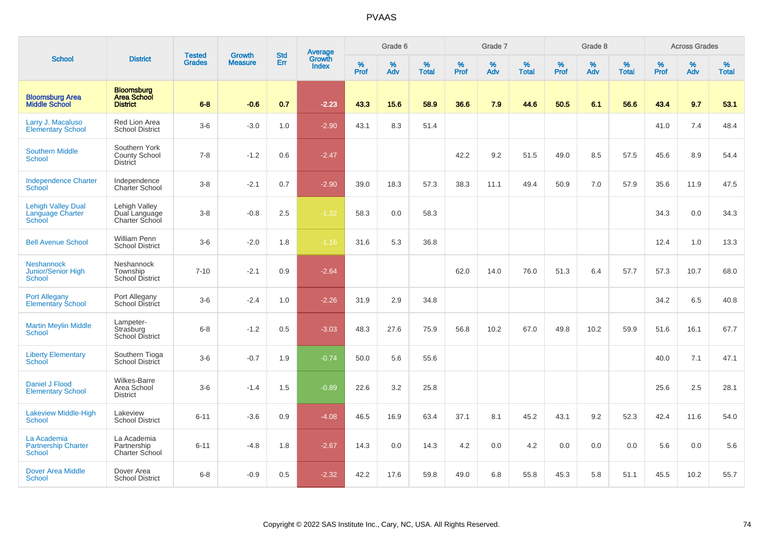PVAAS

| School | District | Tested Grades | Growth Measure | Std Err | Average Growth Index | Grade 6 | | | Grade 7 | | | Grade 8 | | | Across Grades | | |
|---|---|---|---|---|---|---|---|---|---|---|---|---|---|---|---|---|---|
| | | | | | | % Prof | % Adv | % Total | % Prof | % Adv | % Total | % Prof | % Adv | % Total | % Prof | % Adv | % Total |
| **Bloomsburg Area Middle School** | **Bloomsburg Area School District** | **6-8** | **-0.6** | **0.7** | **-2.23** | **43.3** | **15.6** | **58.9** | **36.6** | **7.9** | **44.6** | **50.5** | **6.1** | **56.6** | **43.4** | **9.7** | **53.1** |
| Larry J. Macaluso Elementary School | Red Lion Area School District | 3-6 | -3.0 | 1.0 | -2.90 | 43.1 | 8.3 | 51.4 | | | | | | | 41.0 | 7.4 | 48.4 |
| Southern Middle School | Southern York County School District | 7-8 | -1.2 | 0.6 | -2.47 | | | | 42.2 | 9.2 | 51.5 | 49.0 | 8.5 | 57.5 | 45.6 | 8.9 | 54.4 |
| Independence Charter School | Independence Charter School | 3-8 | -2.1 | 0.7 | -2.90 | 39.0 | 18.3 | 57.3 | 38.3 | 11.1 | 49.4 | 50.9 | 7.0 | 57.9 | 35.6 | 11.9 | 47.5 |
| Lehigh Valley Dual Language Charter School | Lehigh Valley Dual Language Charter School | 3-8 | -0.8 | 2.5 | -1.32 | 58.3 | 0.0 | 58.3 | | | | | | | 34.3 | 0.0 | 34.3 |
| Bell Avenue School | William Penn School District | 3-6 | -2.0 | 1.8 | -1.16 | 31.6 | 5.3 | 36.8 | | | | | | | 12.4 | 1.0 | 13.3 |
| Neshannock Junior/Senior High School | Neshannock Township School District | 7-10 | -2.1 | 0.9 | -2.64 | | | | 62.0 | 14.0 | 76.0 | 51.3 | 6.4 | 57.7 | 57.3 | 10.7 | 68.0 |
| Port Allegany Elementary School | Port Allegany School District | 3-6 | -2.4 | 1.0 | -2.26 | 31.9 | 2.9 | 34.8 | | | | | | | 34.2 | 6.5 | 40.8 |
| Martin Meylin Middle School | Lampeter-Strasburg School District | 6-8 | -1.2 | 0.5 | -3.03 | 48.3 | 27.6 | 75.9 | 56.8 | 10.2 | 67.0 | 49.8 | 10.2 | 59.9 | 51.6 | 16.1 | 67.7 |
| Liberty Elementary School | Southern Tioga School District | 3-6 | -0.7 | 1.9 | -0.74 | 50.0 | 5.6 | 55.6 | | | | | | | 40.0 | 7.1 | 47.1 |
| Daniel J Flood Elementary School | Wilkes-Barre Area School District | 3-6 | -1.4 | 1.5 | -0.89 | 22.6 | 3.2 | 25.8 | | | | | | | 25.6 | 2.5 | 28.1 |
| Lakeview Middle-High School | Lakeview School District | 6-11 | -3.6 | 0.9 | -4.08 | 46.5 | 16.9 | 63.4 | 37.1 | 8.1 | 45.2 | 43.1 | 9.2 | 52.3 | 42.4 | 11.6 | 54.0 |
| La Academia Partnership Charter School | La Academia Partnership Charter School | 6-11 | -4.8 | 1.8 | -2.67 | 14.3 | 0.0 | 14.3 | 4.2 | 0.0 | 4.2 | 0.0 | 0.0 | 0.0 | 5.6 | 0.0 | 5.6 |
| Dover Area Middle School | Dover Area School District | 6-8 | -0.9 | 0.5 | -2.32 | 42.2 | 17.6 | 59.8 | 49.0 | 6.8 | 55.8 | 45.3 | 5.8 | 51.1 | 45.5 | 10.2 | 55.7 |

Copyright © 2022 SAS Institute Inc., Cary, NC, USA. All Rights Reserved.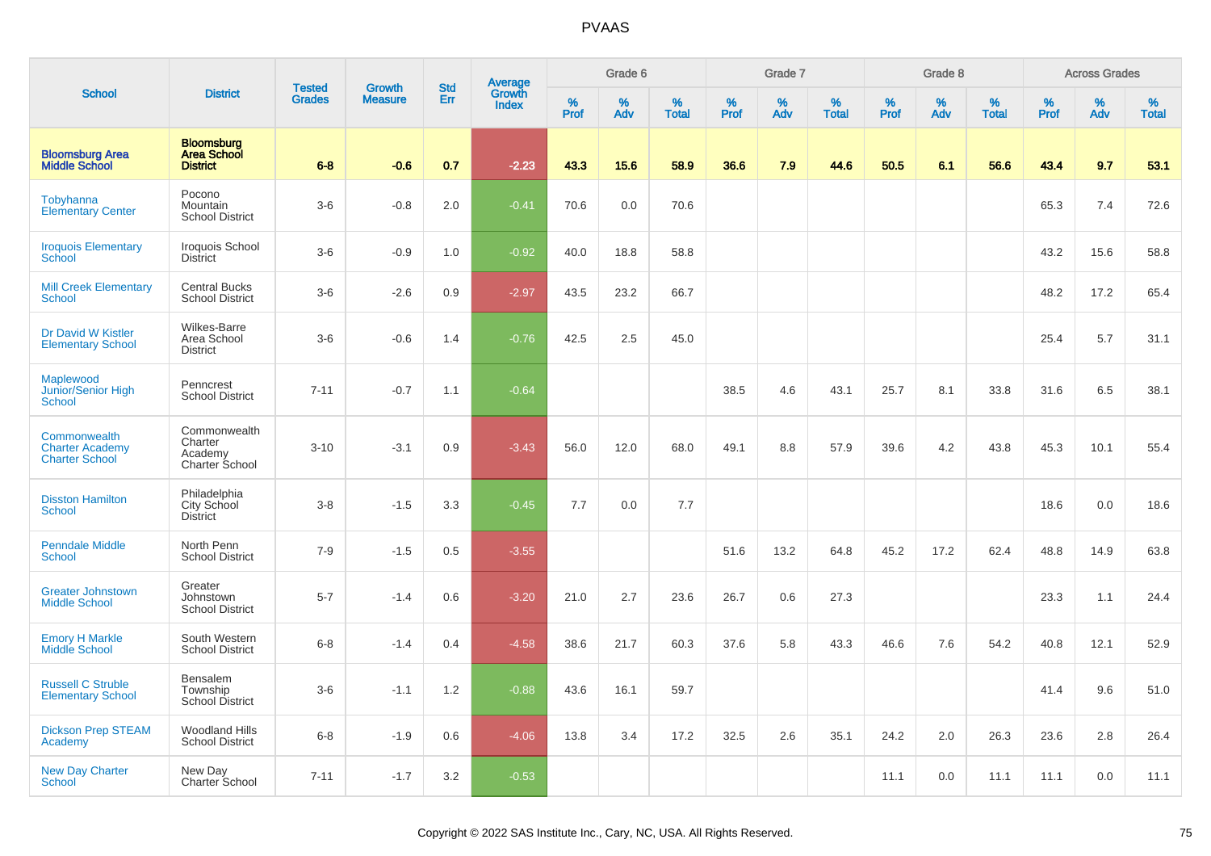# PVAAS

| School | District | Tested Grades | Growth Measure | Std Err | Average Growth Index | Grade 6 | | | Grade 7 | | | Grade 8 | | | Across Grades | | |
|---|---|---|---|---|---|---|---|---|---|---|---|---|---|---|---|---|---|
| | | | | | | % Prof | % Adv | % Total | % Prof | % Adv | % Total | % Prof | % Adv | % Total | % Prof | % Adv | % Total |
| **Bloomsburg Area Middle School** | **Bloomsburg Area School District** | **6-8** | **-0.6** | **0.7** | **-2.23** | **43.3** | **15.6** | **58.9** | **36.6** | **7.9** | **44.6** | **50.5** | **6.1** | **56.6** | **43.4** | **9.7** | **53.1** |
| Tobyhanna Elementary Center | Pocono Mountain School District | 3-6 | -0.8 | 2.0 | -0.41 | 70.6 | 0.0 | 70.6 | | | | | | | 65.3 | 7.4 | 72.6 |
| Iroquois Elementary School | Iroquois School District | 3-6 | -0.9 | 1.0 | -0.92 | 40.0 | 18.8 | 58.8 | | | | | | | 43.2 | 15.6 | 58.8 |
| Mill Creek Elementary School | Central Bucks School District | 3-6 | -2.6 | 0.9 | -2.97 | 43.5 | 23.2 | 66.7 | | | | | | | 48.2 | 17.2 | 65.4 |
| Dr David W Kistler Elementary School | Wilkes-Barre Area School District | 3-6 | -0.6 | 1.4 | -0.76 | 42.5 | 2.5 | 45.0 | | | | | | | 25.4 | 5.7 | 31.1 |
| Maplewood Junior/Senior High School | Penncrest School District | 7-11 | -0.7 | 1.1 | -0.64 | | | | 38.5 | 4.6 | 43.1 | 25.7 | 8.1 | 33.8 | 31.6 | 6.5 | 38.1 |
| Commonwealth Charter Academy Charter School | Commonwealth Charter Academy Charter School | 3-10 | -3.1 | 0.9 | -3.43 | 56.0 | 12.0 | 68.0 | 49.1 | 8.8 | 57.9 | 39.6 | 4.2 | 43.8 | 45.3 | 10.1 | 55.4 |
| Disston Hamilton School | Philadelphia City School District | 3-8 | -1.5 | 3.3 | -0.45 | 7.7 | 0.0 | 7.7 | | | | | | | 18.6 | 0.0 | 18.6 |
| Penndale Middle School | North Penn School District | 7-9 | -1.5 | 0.5 | -3.55 | | | | 51.6 | 13.2 | 64.8 | 45.2 | 17.2 | 62.4 | 48.8 | 14.9 | 63.8 |
| Greater Johnstown Middle School | Greater Johnstown School District | 5-7 | -1.4 | 0.6 | -3.20 | 21.0 | 2.7 | 23.6 | 26.7 | 0.6 | 27.3 | | | | 23.3 | 1.1 | 24.4 |
| Emory H Markle Middle School | South Western School District | 6-8 | -1.4 | 0.4 | -4.58 | 38.6 | 21.7 | 60.3 | 37.6 | 5.8 | 43.3 | 46.6 | 7.6 | 54.2 | 40.8 | 12.1 | 52.9 |
| Russell C Struble Elementary School | Bensalem Township School District | 3-6 | -1.1 | 1.2 | -0.88 | 43.6 | 16.1 | 59.7 | | | | | | | 41.4 | 9.6 | 51.0 |
| Dickson Prep STEAM Academy | Woodland Hills School District | 6-8 | -1.9 | 0.6 | -4.06 | 13.8 | 3.4 | 17.2 | 32.5 | 2.6 | 35.1 | 24.2 | 2.0 | 26.3 | 23.6 | 2.8 | 26.4 |
| New Day Charter School | New Day Charter School | 7-11 | -1.7 | 3.2 | -0.53 | | | | | | | 11.1 | 0.0 | 11.1 | 11.1 | 0.0 | 11.1 |

Copyright © 2022 SAS Institute Inc., Cary, NC, USA. All Rights Reserved.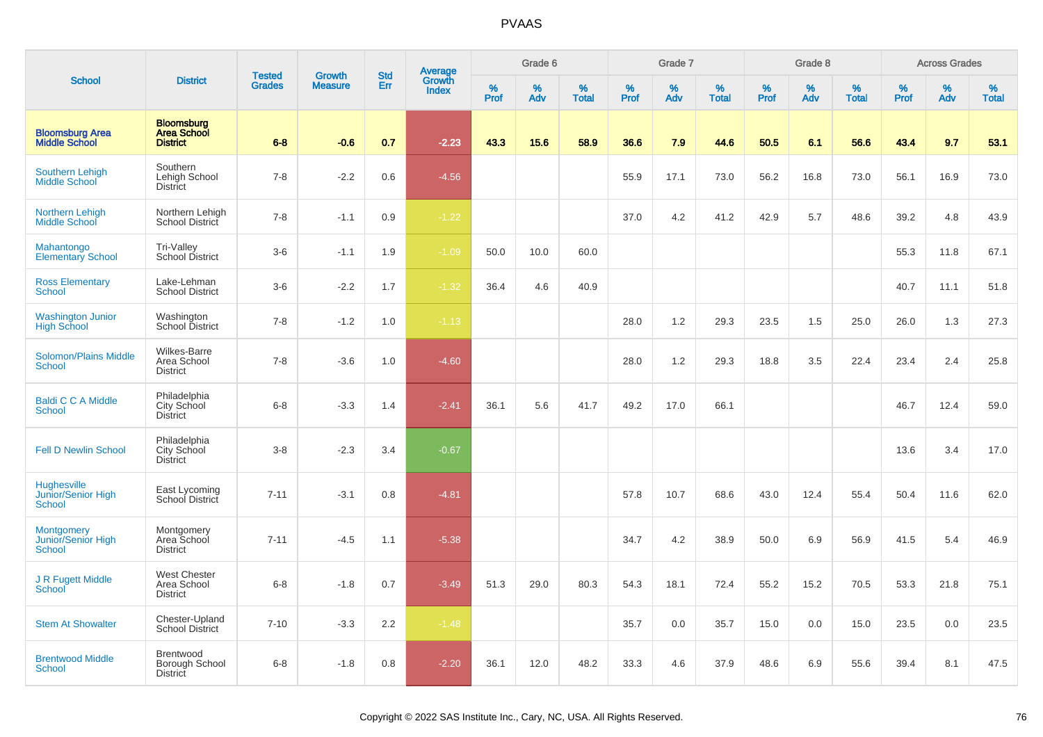# PVAAS

| School | District | Tested Grades | Growth Measure | Std Err | Average Growth Index | Grade 6 | | | Grade 7 | | | Grade 8 | | | Across Grades | | |
|---|---|---|---|---|---|---|---|---|---|---|---|---|---|---|---|---|---|
| | | | | | | % Prof | % Adv | % Total | % Prof | % Adv | % Total | % Prof | % Adv | % Total | % Prof | % Adv | % Total |
| **Bloomsburg Area Middle School** | **Bloomsburg Area School District** | **6-8** | **-0.6** | **0.7** | **-2.23** | **43.3** | **15.6** | **58.9** | **36.6** | **7.9** | **44.6** | **50.5** | **6.1** | **56.6** | **43.4** | **9.7** | **53.1** |
| Southern Lehigh Middle School | Southern Lehigh School District | 7-8 | -2.2 | 0.6 | -4.56 | | | | 55.9 | 17.1 | 73.0 | 56.2 | 16.8 | 73.0 | 56.1 | 16.9 | 73.0 |
| Northern Lehigh Middle School | Northern Lehigh School District | 7-8 | -1.1 | 0.9 | -1.22 | | | | 37.0 | 4.2 | 41.2 | 42.9 | 5.7 | 48.6 | 39.2 | 4.8 | 43.9 |
| Mahantongo Elementary School | Tri-Valley School District | 3-6 | -1.1 | 1.9 | -1.09 | 50.0 | 10.0 | 60.0 | | | | | | | 55.3 | 11.8 | 67.1 |
| Ross Elementary School | Lake-Lehman School District | 3-6 | -2.2 | 1.7 | -1.32 | 36.4 | 4.6 | 40.9 | | | | | | | 40.7 | 11.1 | 51.8 |
| Washington Junior High School | Washington School District | 7-8 | -1.2 | 1.0 | -1.13 | | | | 28.0 | 1.2 | 29.3 | 23.5 | 1.5 | 25.0 | 26.0 | 1.3 | 27.3 |
| Solomon/Plains Middle School | Wilkes-Barre Area School District | 7-8 | -3.6 | 1.0 | -4.60 | | | | 28.0 | 1.2 | 29.3 | 18.8 | 3.5 | 22.4 | 23.4 | 2.4 | 25.8 |
| Baldi C C A Middle School | Philadelphia City School District | 6-8 | -3.3 | 1.4 | -2.41 | 36.1 | 5.6 | 41.7 | 49.2 | 17.0 | 66.1 | | | | 46.7 | 12.4 | 59.0 |
| Fell D Newlin School | Philadelphia City School District | 3-8 | -2.3 | 3.4 | -0.67 | | | | | | | | | | 13.6 | 3.4 | 17.0 |
| Hughesville Junior/Senior High School | East Lycoming School District | 7-11 | -3.1 | 0.8 | -4.81 | | | | 57.8 | 10.7 | 68.6 | 43.0 | 12.4 | 55.4 | 50.4 | 11.6 | 62.0 |
| Montgomery Junior/Senior High School | Montgomery Area School District | 7-11 | -4.5 | 1.1 | -5.38 | | | | 34.7 | 4.2 | 38.9 | 50.0 | 6.9 | 56.9 | 41.5 | 5.4 | 46.9 |
| J R Fugett Middle School | West Chester Area School District | 6-8 | -1.8 | 0.7 | -3.49 | 51.3 | 29.0 | 80.3 | 54.3 | 18.1 | 72.4 | 55.2 | 15.2 | 70.5 | 53.3 | 21.8 | 75.1 |
| Stem At Showalter | Chester-Upland School District | 7-10 | -3.3 | 2.2 | -1.48 | | | | 35.7 | 0.0 | 35.7 | 15.0 | 0.0 | 15.0 | 23.5 | 0.0 | 23.5 |
| Brentwood Middle School | Brentwood Borough School District | 6-8 | -1.8 | 0.8 | -2.20 | 36.1 | 12.0 | 48.2 | 33.3 | 4.6 | 37.9 | 48.6 | 6.9 | 55.6 | 39.4 | 8.1 | 47.5 |

Copyright © 2022 SAS Institute Inc., Cary, NC, USA. All Rights Reserved.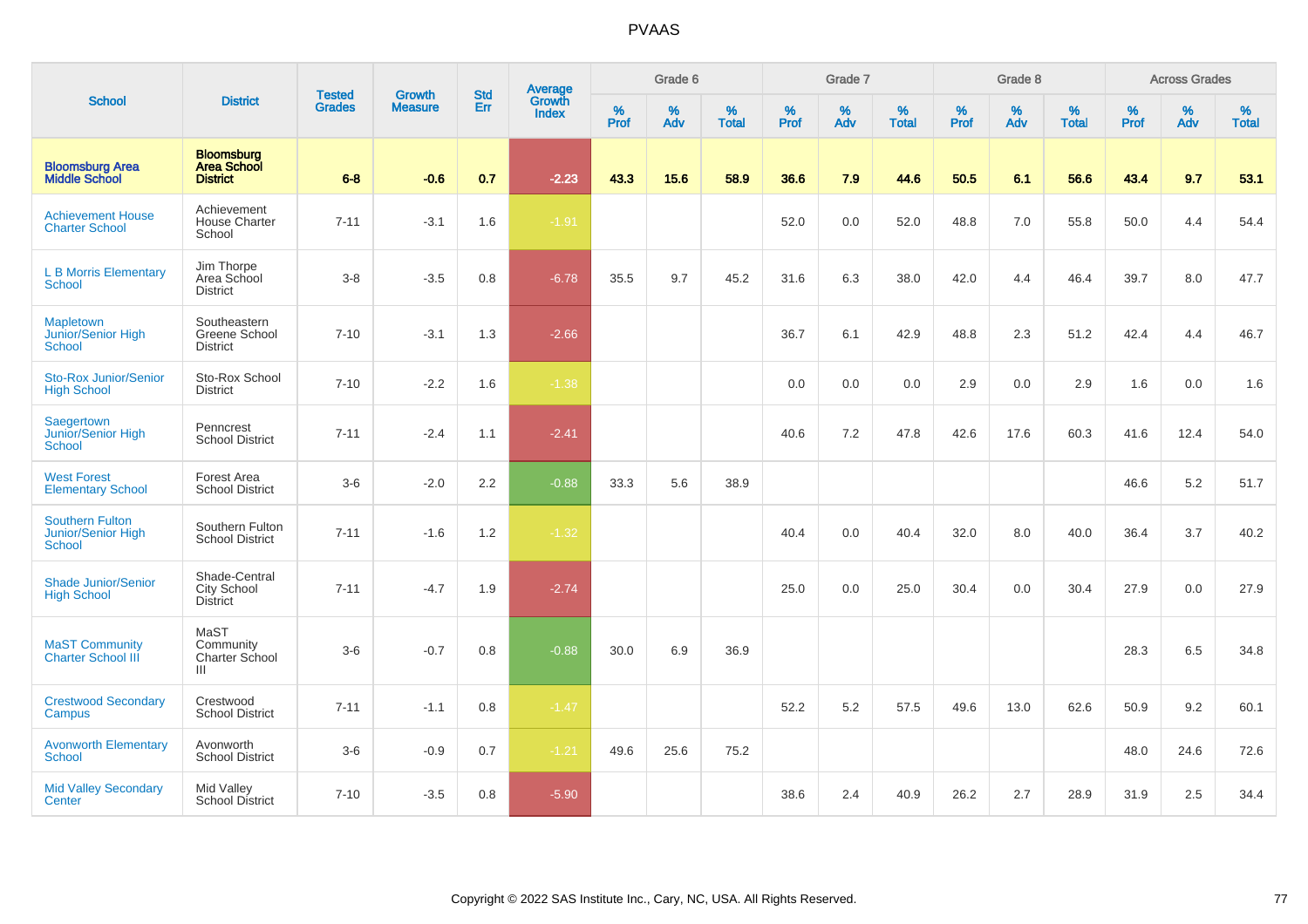# PVAAS

| School | District | Tested Grades | Growth Measure | Std Err | Average Growth Index | Grade 6 | | | Grade 7 | | | Grade 8 | | | Across Grades | | |
|---|---|---|---|---|---|---|---|---|---|---|---|---|---|---|---|---|---|
| | | | | | | % Prof | % Adv | % Total | % Prof | % Adv | % Total | % Prof | % Adv | % Total | % Prof | % Adv | % Total |
| **Bloomsburg Area Middle School** | **Bloomsburg Area School District** | **6-8** | **-0.6** | **0.7** | **-2.23** | **43.3** | **15.6** | **58.9** | **36.6** | **7.9** | **44.6** | **50.5** | **6.1** | **56.6** | **43.4** | **9.7** | **53.1** |
| Achievement House Charter School | Achievement House Charter School | 7-11 | -3.1 | 1.6 | -1.91 | | | | 52.0 | 0.0 | 52.0 | 48.8 | 7.0 | 55.8 | 50.0 | 4.4 | 54.4 |
| L B Morris Elementary School | Jim Thorpe Area School District | 3-8 | -3.5 | 0.8 | -6.78 | 35.5 | 9.7 | 45.2 | 31.6 | 6.3 | 38.0 | 42.0 | 4.4 | 46.4 | 39.7 | 8.0 | 47.7 |
| Mapletown Junior/Senior High School | Southeastern Greene School District | 7-10 | -3.1 | 1.3 | -2.66 | | | | 36.7 | 6.1 | 42.9 | 48.8 | 2.3 | 51.2 | 42.4 | 4.4 | 46.7 |
| Sto-Rox Junior/Senior High School | Sto-Rox School District | 7-10 | -2.2 | 1.6 | -1.38 | | | | 0.0 | 0.0 | 0.0 | 2.9 | 0.0 | 2.9 | 1.6 | 0.0 | 1.6 |
| Saegertown Junior/Senior High School | Penncrest School District | 7-11 | -2.4 | 1.1 | -2.41 | | | | 40.6 | 7.2 | 47.8 | 42.6 | 17.6 | 60.3 | 41.6 | 12.4 | 54.0 |
| West Forest Elementary School | Forest Area School District | 3-6 | -2.0 | 2.2 | -0.88 | 33.3 | 5.6 | 38.9 | | | | | | | 46.6 | 5.2 | 51.7 |
| Southern Fulton Junior/Senior High School | Southern Fulton School District | 7-11 | -1.6 | 1.2 | -1.32 | | | | 40.4 | 0.0 | 40.4 | 32.0 | 8.0 | 40.0 | 36.4 | 3.7 | 40.2 |
| Shade Junior/Senior High School | Shade-Central City School District | 7-11 | -4.7 | 1.9 | -2.74 | | | | 25.0 | 0.0 | 25.0 | 30.4 | 0.0 | 30.4 | 27.9 | 0.0 | 27.9 |
| MaST Community Charter School III | MaST Community Charter School III | 3-6 | -0.7 | 0.8 | -0.88 | 30.0 | 6.9 | 36.9 | | | | | | | 28.3 | 6.5 | 34.8 |
| Crestwood Secondary Campus | Crestwood School District | 7-11 | -1.1 | 0.8 | -1.47 | | | | 52.2 | 5.2 | 57.5 | 49.6 | 13.0 | 62.6 | 50.9 | 9.2 | 60.1 |
| Avonworth Elementary School | Avonworth School District | 3-6 | -0.9 | 0.7 | -1.21 | 49.6 | 25.6 | 75.2 | | | | | | | 48.0 | 24.6 | 72.6 |
| Mid Valley Secondary Center | Mid Valley School District | 7-10 | -3.5 | 0.8 | -5.90 | | | | 38.6 | 2.4 | 40.9 | 26.2 | 2.7 | 28.9 | 31.9 | 2.5 | 34.4 |

Copyright © 2022 SAS Institute Inc., Cary, NC, USA. All Rights Reserved.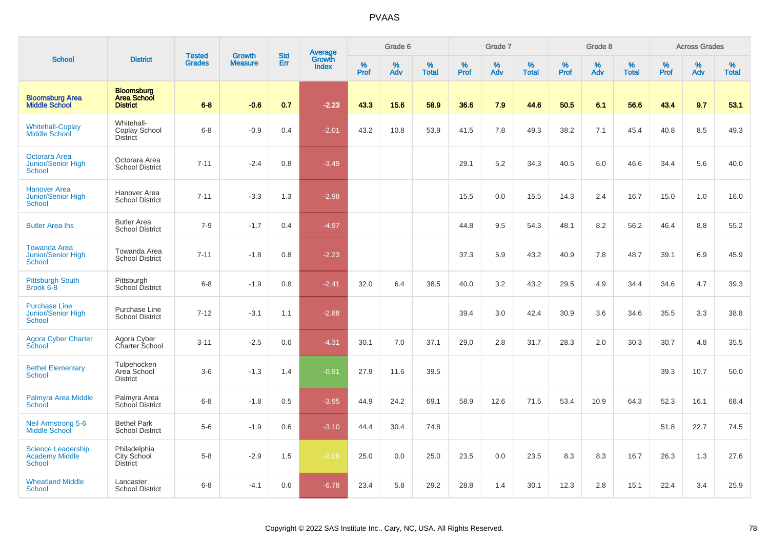# PVAAS

| School | District | Tested Grades | Growth Measure | Std Err | Average Growth Index | Grade 6 | | | Grade 7 | | | Grade 8 | | | Across Grades | | |
|---|---|---|---|---|---|---|---|---|---|---|---|---|---|---|---|---|---|
| | | | | | | % Prof | % Adv | % Total | % Prof | % Adv | % Total | % Prof | % Adv | % Total | % Prof | % Adv | % Total |
| **Bloomsburg Area Middle School** | **Bloomsburg Area School District** | **6-8** | **-0.6** | **0.7** | **-2.23** | **43.3** | **15.6** | **58.9** | **36.6** | **7.9** | **44.6** | **50.5** | **6.1** | **56.6** | **43.4** | **9.7** | **53.1** |
| Whitehall-Coplay Middle School | Whitehall-Coplay School District | 6-8 | -0.9 | 0.4 | -2.01 | 43.2 | 10.8 | 53.9 | 41.5 | 7.8 | 49.3 | 38.2 | 7.1 | 45.4 | 40.8 | 8.5 | 49.3 |
| Octorara Area Junior/Senior High School | Octorara Area School District | 7-11 | -2.4 | 0.8 | -3.49 | | | | 29.1 | 5.2 | 34.3 | 40.5 | 6.0 | 46.6 | 34.4 | 5.6 | 40.0 |
| Hanover Area Junior/Senior High School | Hanover Area School District | 7-11 | -3.3 | 1.3 | -2.98 | | | | 15.5 | 0.0 | 15.5 | 14.3 | 2.4 | 16.7 | 15.0 | 1.0 | 16.0 |
| Butler Area Ihs | Butler Area School District | 7-9 | -1.7 | 0.4 | -4.97 | | | | 44.8 | 9.5 | 54.3 | 48.1 | 8.2 | 56.2 | 46.4 | 8.8 | 55.2 |
| Towanda Area Junior/Senior High School | Towanda Area School District | 7-11 | -1.8 | 0.8 | -2.23 | | | | 37.3 | 5.9 | 43.2 | 40.9 | 7.8 | 48.7 | 39.1 | 6.9 | 45.9 |
| Pittsburgh South Brook 6-8 | Pittsburgh School District | 6-8 | -1.9 | 0.8 | -2.41 | 32.0 | 6.4 | 38.5 | 40.0 | 3.2 | 43.2 | 29.5 | 4.9 | 34.4 | 34.6 | 4.7 | 39.3 |
| Purchase Line Junior/Senior High School | Purchase Line School District | 7-12 | -3.1 | 1.1 | -2.88 | | | | 39.4 | 3.0 | 42.4 | 30.9 | 3.6 | 34.6 | 35.5 | 3.3 | 38.8 |
| Agora Cyber Charter School | Agora Cyber Charter School | 3-11 | -2.5 | 0.6 | -4.31 | 30.1 | 7.0 | 37.1 | 29.0 | 2.8 | 31.7 | 28.3 | 2.0 | 30.3 | 30.7 | 4.8 | 35.5 |
| Bethel Elementary School | Tulpehocken Area School District | 3-6 | -1.3 | 1.4 | -0.91 | 27.9 | 11.6 | 39.5 | | | | | | | 39.3 | 10.7 | 50.0 |
| Palmyra Area Middle School | Palmyra Area School District | 6-8 | -1.8 | 0.5 | -3.95 | 44.9 | 24.2 | 69.1 | 58.9 | 12.6 | 71.5 | 53.4 | 10.9 | 64.3 | 52.3 | 16.1 | 68.4 |
| Neil Armstrong 5-6 Middle School | Bethel Park School District | 5-6 | -1.9 | 0.6 | -3.10 | 44.4 | 30.4 | 74.8 | | | | | | | 51.8 | 22.7 | 74.5 |
| Science Leadership Academy Middle School | Philadelphia City School District | 5-8 | -2.9 | 1.5 | -2.00 | 25.0 | 0.0 | 25.0 | 23.5 | 0.0 | 23.5 | 8.3 | 8.3 | 16.7 | 26.3 | 1.3 | 27.6 |
| Wheatland Middle School | Lancaster School District | 6-8 | -4.1 | 0.6 | -6.78 | 23.4 | 5.8 | 29.2 | 28.8 | 1.4 | 30.1 | 12.3 | 2.8 | 15.1 | 22.4 | 3.4 | 25.9 |

Copyright © 2022 SAS Institute Inc., Cary, NC, USA. All Rights Reserved.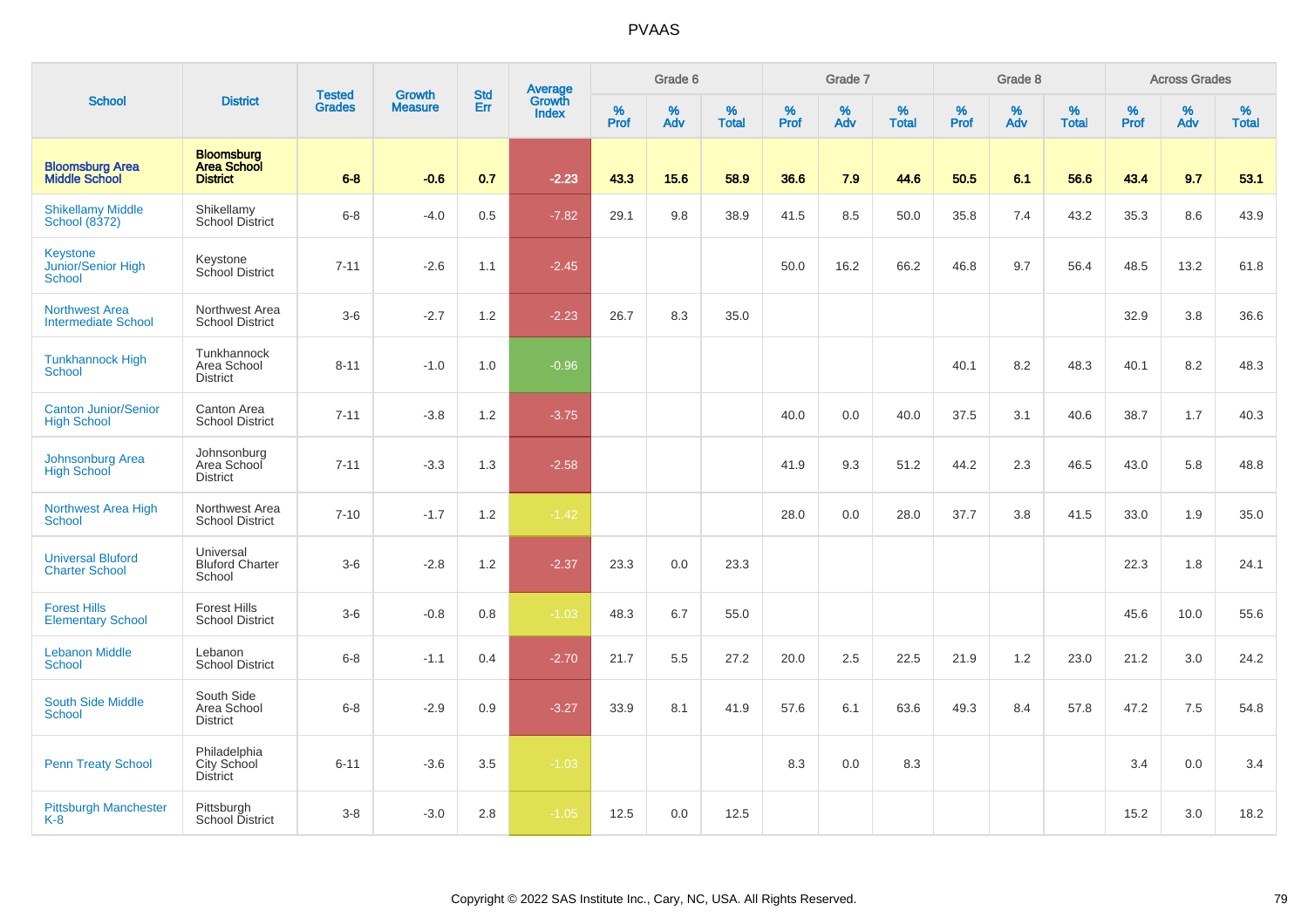# PVAAS

| School | District | Tested Grades | Growth Measure | Std Err | Average Growth Index | Grade 6 | | | Grade 7 | | | Grade 8 | | | Across Grades | | |
|---|---|---|---|---|---|---|---|---|---|---|---|---|---|---|---|---|---|
| | | | | | | % Prof | % Adv | % Total | % Prof | % Adv | % Total | % Prof | % Adv | % Total | % Prof | % Adv | % Total |
| **Bloomsburg Area Middle School** | **Bloomsburg Area School District** | **6-8** | **-0.6** | **0.7** | **-2.23** | **43.3** | **15.6** | **58.9** | **36.6** | **7.9** | **44.6** | **50.5** | **6.1** | **56.6** | **43.4** | **9.7** | **53.1** |
| Shikellamy Middle School (8372) | Shikellamy School District | 6-8 | -4.0 | 0.5 | -7.82 | 29.1 | 9.8 | 38.9 | 41.5 | 8.5 | 50.0 | 35.8 | 7.4 | 43.2 | 35.3 | 8.6 | 43.9 |
| Keystone Junior/Senior High School | Keystone School District | 7-11 | -2.6 | 1.1 | -2.45 | | | | 50.0 | 16.2 | 66.2 | 46.8 | 9.7 | 56.4 | 48.5 | 13.2 | 61.8 |
| Northwest Area Intermediate School | Northwest Area School District | 3-6 | -2.7 | 1.2 | -2.23 | 26.7 | 8.3 | 35.0 | | | | | | | 32.9 | 3.8 | 36.6 |
| Tunkhannock High School | Tunkhannock Area School District | 8-11 | -1.0 | 1.0 | -0.96 | | | | | | | 40.1 | 8.2 | 48.3 | 40.1 | 8.2 | 48.3 |
| Canton Junior/Senior High School | Canton Area School District | 7-11 | -3.8 | 1.2 | -3.75 | | | | 40.0 | 0.0 | 40.0 | 37.5 | 3.1 | 40.6 | 38.7 | 1.7 | 40.3 |
| Johnsonburg Area High School | Johnsonburg Area School District | 7-11 | -3.3 | 1.3 | -2.58 | | | | 41.9 | 9.3 | 51.2 | 44.2 | 2.3 | 46.5 | 43.0 | 5.8 | 48.8 |
| Northwest Area High School | Northwest Area School District | 7-10 | -1.7 | 1.2 | -1.42 | | | | 28.0 | 0.0 | 28.0 | 37.7 | 3.8 | 41.5 | 33.0 | 1.9 | 35.0 |
| Universal Bluford Charter School | Universal Bluford Charter School | 3-6 | -2.8 | 1.2 | -2.37 | 23.3 | 0.0 | 23.3 | | | | | | | 22.3 | 1.8 | 24.1 |
| Forest Hills Elementary School | Forest Hills School District | 3-6 | -0.8 | 0.8 | -1.03 | 48.3 | 6.7 | 55.0 | | | | | | | 45.6 | 10.0 | 55.6 |
| Lebanon Middle School | Lebanon School District | 6-8 | -1.1 | 0.4 | -2.70 | 21.7 | 5.5 | 27.2 | 20.0 | 2.5 | 22.5 | 21.9 | 1.2 | 23.0 | 21.2 | 3.0 | 24.2 |
| South Side Middle School | South Side Area School District | 6-8 | -2.9 | 0.9 | -3.27 | 33.9 | 8.1 | 41.9 | 57.6 | 6.1 | 63.6 | 49.3 | 8.4 | 57.8 | 47.2 | 7.5 | 54.8 |
| Penn Treaty School | Philadelphia City School District | 6-11 | -3.6 | 3.5 | -1.03 | | | | 8.3 | 0.0 | 8.3 | | | | 3.4 | 0.0 | 3.4 |
| Pittsburgh Manchester K-8 | Pittsburgh School District | 3-8 | -3.0 | 2.8 | -1.05 | 12.5 | 0.0 | 12.5 | | | | | | | 15.2 | 3.0 | 18.2 |

Copyright © 2022 SAS Institute Inc., Cary, NC, USA. All Rights Reserved.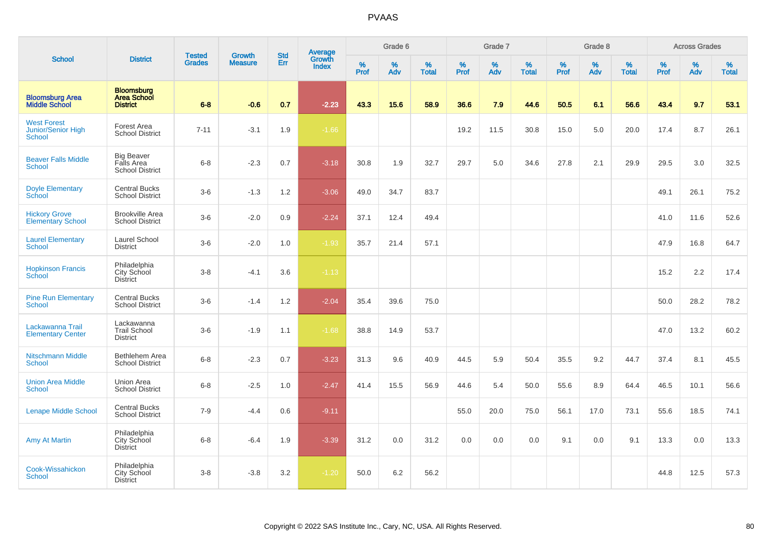# PVAAS

| School | District | Tested Grades | Growth Measure | Std Err | Average Growth Index | Grade 6 | | | Grade 7 | | | Grade 8 | | | Across Grades | | |
|---|---|---|---|---|---|---|---|---|---|---|---|---|---|---|---|---|---|
| | | | | | | % Prof | % Adv | % Total | % Prof | % Adv | % Total | % Prof | % Adv | % Total | % Prof | % Adv | % Total |
| **Bloomsburg Area Middle School** | **Bloomsburg Area School District** | **6-8** | **-0.6** | **0.7** | **-2.23** | **43.3** | **15.6** | **58.9** | **36.6** | **7.9** | **44.6** | **50.5** | **6.1** | **56.6** | **43.4** | **9.7** | **53.1** |
| West Forest Junior/Senior High School | Forest Area School District | 7-11 | -3.1 | 1.9 | -1.66 | | | | 19.2 | 11.5 | 30.8 | 15.0 | 5.0 | 20.0 | 17.4 | 8.7 | 26.1 |
| Beaver Falls Middle School | Big Beaver Falls Area School District | 6-8 | -2.3 | 0.7 | -3.18 | 30.8 | 1.9 | 32.7 | 29.7 | 5.0 | 34.6 | 27.8 | 2.1 | 29.9 | 29.5 | 3.0 | 32.5 |
| Doyle Elementary School | Central Bucks School District | 3-6 | -1.3 | 1.2 | -3.06 | 49.0 | 34.7 | 83.7 | | | | | | | 49.1 | 26.1 | 75.2 |
| Hickory Grove Elementary School | Brookville Area School District | 3-6 | -2.0 | 0.9 | -2.24 | 37.1 | 12.4 | 49.4 | | | | | | | 41.0 | 11.6 | 52.6 |
| Laurel Elementary School | Laurel School District | 3-6 | -2.0 | 1.0 | -1.93 | 35.7 | 21.4 | 57.1 | | | | | | | 47.9 | 16.8 | 64.7 |
| Hopkinson Francis School | Philadelphia City School District | 3-8 | -4.1 | 3.6 | -1.13 | | | | | | | | | | 15.2 | 2.2 | 17.4 |
| Pine Run Elementary School | Central Bucks School District | 3-6 | -1.4 | 1.2 | -2.04 | 35.4 | 39.6 | 75.0 | | | | | | | 50.0 | 28.2 | 78.2 |
| Lackawanna Trail Elementary Center | Lackawanna Trail School District | 3-6 | -1.9 | 1.1 | -1.68 | 38.8 | 14.9 | 53.7 | | | | | | | 47.0 | 13.2 | 60.2 |
| Nitschmann Middle School | Bethlehem Area School District | 6-8 | -2.3 | 0.7 | -3.23 | 31.3 | 9.6 | 40.9 | 44.5 | 5.9 | 50.4 | 35.5 | 9.2 | 44.7 | 37.4 | 8.1 | 45.5 |
| Union Area Middle School | Union Area School District | 6-8 | -2.5 | 1.0 | -2.47 | 41.4 | 15.5 | 56.9 | 44.6 | 5.4 | 50.0 | 55.6 | 8.9 | 64.4 | 46.5 | 10.1 | 56.6 |
| Lenape Middle School | Central Bucks School District | 7-9 | -4.4 | 0.6 | -9.11 | | | | 55.0 | 20.0 | 75.0 | 56.1 | 17.0 | 73.1 | 55.6 | 18.5 | 74.1 |
| Amy At Martin | Philadelphia City School District | 6-8 | -6.4 | 1.9 | -3.39 | 31.2 | 0.0 | 31.2 | 0.0 | 0.0 | 0.0 | 9.1 | 0.0 | 9.1 | 13.3 | 0.0 | 13.3 |
| Cook-Wissahickon School | Philadelphia City School District | 3-8 | -3.8 | 3.2 | -1.20 | 50.0 | 6.2 | 56.2 | | | | | | | 44.8 | 12.5 | 57.3 |

Copyright © 2022 SAS Institute Inc., Cary, NC, USA. All Rights Reserved.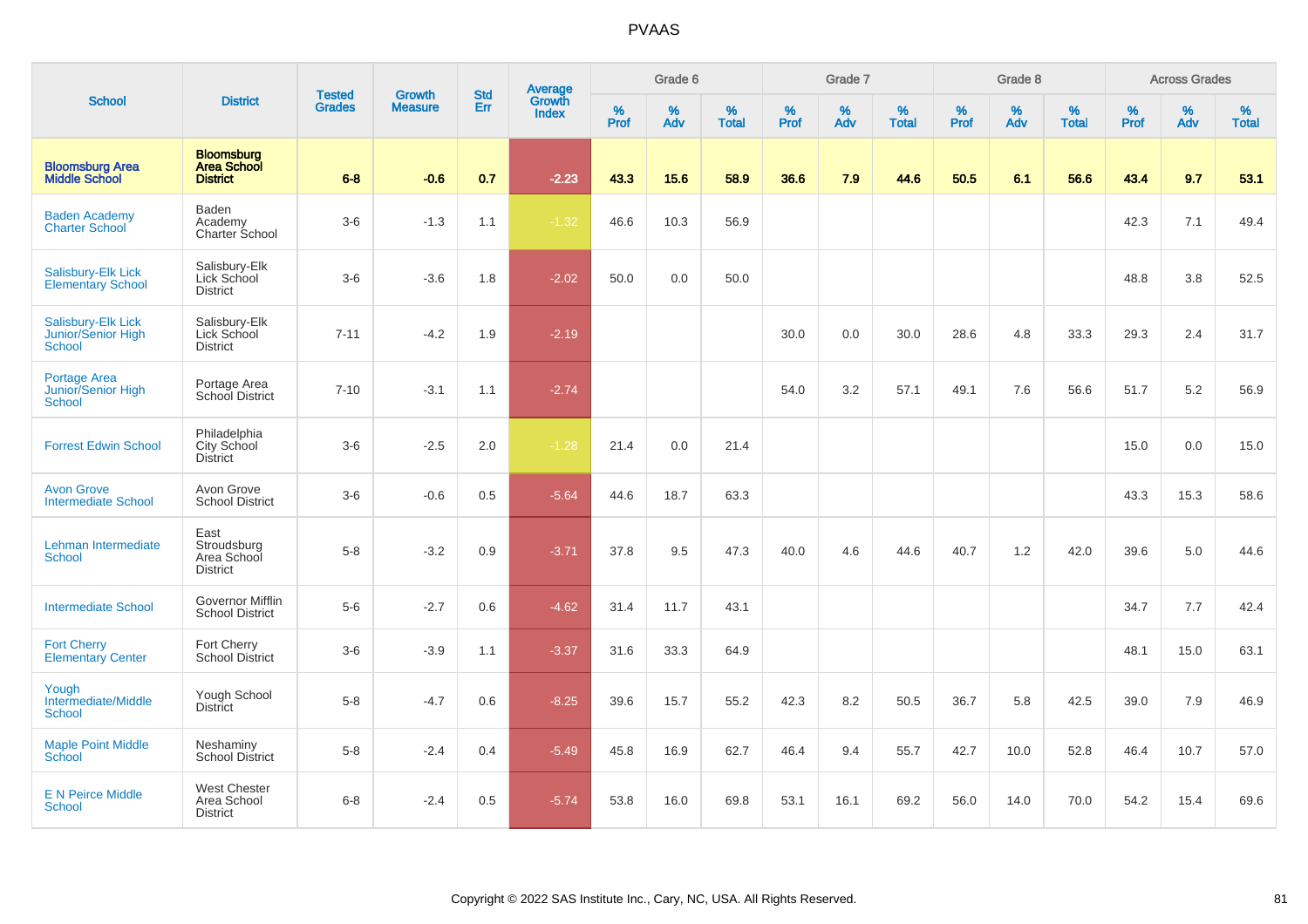# PVAAS

| School | District | Tested Grades | Growth Measure | Std Err | Average Growth Index | Grade 6 | | | Grade 7 | | | Grade 8 | | | Across Grades | | |
|---|---|---|---|---|---|---|---|---|---|---|---|---|---|---|---|---|---|
| | | | | | | % Prof | % Adv | % Total | % Prof | % Adv | % Total | % Prof | % Adv | % Total | % Prof | % Adv | % Total |
| **Bloomsburg Area Middle School** | **Bloomsburg Area School District** | **6-8** | **-0.6** | **0.7** | **-2.23** | **43.3** | **15.6** | **58.9** | **36.6** | **7.9** | **44.6** | **50.5** | **6.1** | **56.6** | **43.4** | **9.7** | **53.1** |
| Baden Academy Charter School | Baden Academy Charter School | 3-6 | -1.3 | 1.1 | -1.32 | 46.6 | 10.3 | 56.9 | | | | | | | 42.3 | 7.1 | 49.4 |
| Salisbury-Elk Lick Elementary School | Salisbury-Elk Lick School District | 3-6 | -3.6 | 1.8 | -2.02 | 50.0 | 0.0 | 50.0 | | | | | | | 48.8 | 3.8 | 52.5 |
| Salisbury-Elk Lick Junior/Senior High School | Salisbury-Elk Lick School District | 7-11 | -4.2 | 1.9 | -2.19 | | | | 30.0 | 0.0 | 30.0 | 28.6 | 4.8 | 33.3 | 29.3 | 2.4 | 31.7 |
| Portage Area Junior/Senior High School | Portage Area School District | 7-10 | -3.1 | 1.1 | -2.74 | | | | 54.0 | 3.2 | 57.1 | 49.1 | 7.6 | 56.6 | 51.7 | 5.2 | 56.9 |
| Forrest Edwin School | Philadelphia City School District | 3-6 | -2.5 | 2.0 | -1.28 | 21.4 | 0.0 | 21.4 | | | | | | | 15.0 | 0.0 | 15.0 |
| Avon Grove Intermediate School | Avon Grove School District | 3-6 | -0.6 | 0.5 | -5.64 | 44.6 | 18.7 | 63.3 | | | | | | | 43.3 | 15.3 | 58.6 |
| Lehman Intermediate School | East Stroudsburg Area School District | 5-8 | -3.2 | 0.9 | -3.71 | 37.8 | 9.5 | 47.3 | 40.0 | 4.6 | 44.6 | 40.7 | 1.2 | 42.0 | 39.6 | 5.0 | 44.6 |
| Intermediate School | Governor Mifflin School District | 5-6 | -2.7 | 0.6 | -4.62 | 31.4 | 11.7 | 43.1 | | | | | | | 34.7 | 7.7 | 42.4 |
| Fort Cherry Elementary Center | Fort Cherry School District | 3-6 | -3.9 | 1.1 | -3.37 | 31.6 | 33.3 | 64.9 | | | | | | | 48.1 | 15.0 | 63.1 |
| Yough Intermediate/Middle School | Yough School District | 5-8 | -4.7 | 0.6 | -8.25 | 39.6 | 15.7 | 55.2 | 42.3 | 8.2 | 50.5 | 36.7 | 5.8 | 42.5 | 39.0 | 7.9 | 46.9 |
| Maple Point Middle School | Neshaminy School District | 5-8 | -2.4 | 0.4 | -5.49 | 45.8 | 16.9 | 62.7 | 46.4 | 9.4 | 55.7 | 42.7 | 10.0 | 52.8 | 46.4 | 10.7 | 57.0 |
| E N Peirce Middle School | West Chester Area School District | 6-8 | -2.4 | 0.5 | -5.74 | 53.8 | 16.0 | 69.8 | 53.1 | 16.1 | 69.2 | 56.0 | 14.0 | 70.0 | 54.2 | 15.4 | 69.6 |

Copyright © 2022 SAS Institute Inc., Cary, NC, USA. All Rights Reserved.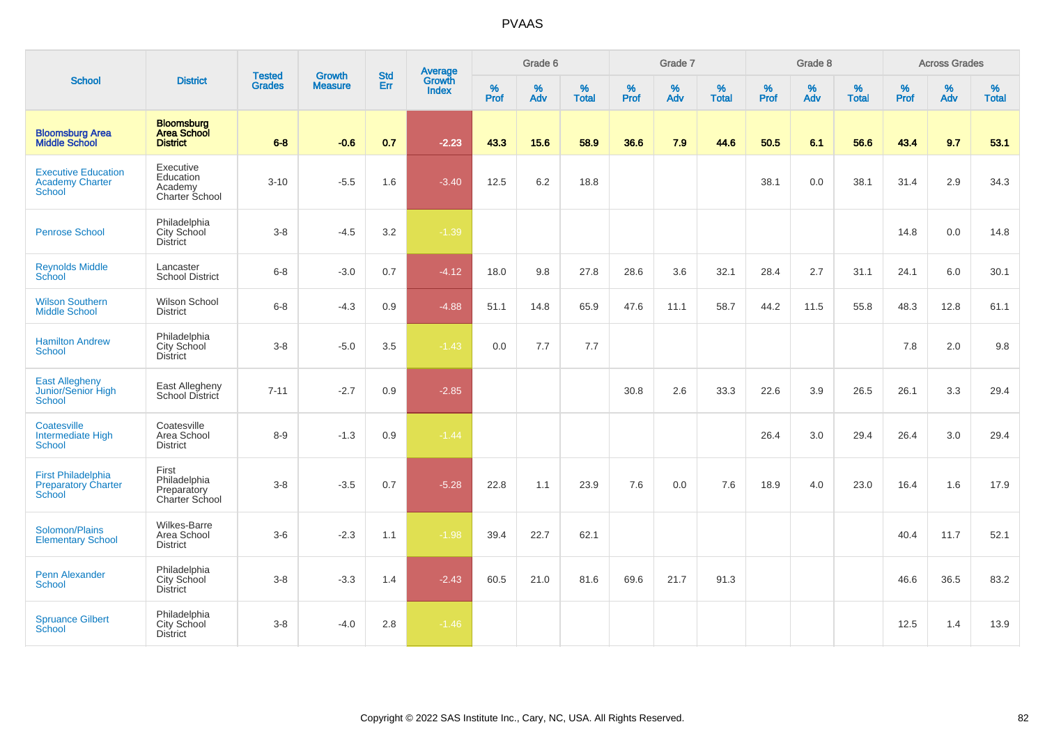# PVAAS

| School | District | Tested Grades | Growth Measure | Std Err | Average Growth Index | Grade 6 | | | Grade 7 | | | Grade 8 | | | Across Grades | | |
|---|---|---|---|---|---|---|---|---|---|---|---|---|---|---|---|---|---|
| | | | | | | % Prof | % Adv | % Total | % Prof | % Adv | % Total | % Prof | % Adv | % Total | % Prof | % Adv | % Total |
| **Bloomsburg Area Middle School** | **Bloomsburg Area School District** | **6-8** | **-0.6** | **0.7** | **-2.23** | **43.3** | **15.6** | **58.9** | **36.6** | **7.9** | **44.6** | **50.5** | **6.1** | **56.6** | **43.4** | **9.7** | **53.1** |
| Executive Education Academy Charter School | Executive Education Academy Charter School | 3-10 | -5.5 | 1.6 | -3.40 | 12.5 | 6.2 | 18.8 | | | | 38.1 | 0.0 | 38.1 | 31.4 | 2.9 | 34.3 |
| Penrose School | Philadelphia City School District | 3-8 | -4.5 | 3.2 | -1.39 | | | | | | | | | | 14.8 | 0.0 | 14.8 |
| Reynolds Middle School | Lancaster School District | 6-8 | -3.0 | 0.7 | -4.12 | 18.0 | 9.8 | 27.8 | 28.6 | 3.6 | 32.1 | 28.4 | 2.7 | 31.1 | 24.1 | 6.0 | 30.1 |
| Wilson Southern Middle School | Wilson School District | 6-8 | -4.3 | 0.9 | -4.88 | 51.1 | 14.8 | 65.9 | 47.6 | 11.1 | 58.7 | 44.2 | 11.5 | 55.8 | 48.3 | 12.8 | 61.1 |
| Hamilton Andrew School | Philadelphia City School District | 3-8 | -5.0 | 3.5 | -1.43 | 0.0 | 7.7 | 7.7 | | | | | | | 7.8 | 2.0 | 9.8 |
| East Allegheny Junior/Senior High School | East Allegheny School District | 7-11 | -2.7 | 0.9 | -2.85 | | | | 30.8 | 2.6 | 33.3 | 22.6 | 3.9 | 26.5 | 26.1 | 3.3 | 29.4 |
| Coatesville Intermediate High School | Coatesville Area School District | 8-9 | -1.3 | 0.9 | -1.44 | | | | | | | 26.4 | 3.0 | 29.4 | 26.4 | 3.0 | 29.4 |
| First Philadelphia Preparatory Charter School | First Philadelphia Preparatory Charter School | 3-8 | -3.5 | 0.7 | -5.28 | 22.8 | 1.1 | 23.9 | 7.6 | 0.0 | 7.6 | 18.9 | 4.0 | 23.0 | 16.4 | 1.6 | 17.9 |
| Solomon/Plains Elementary School | Wilkes-Barre Area School District | 3-6 | -2.3 | 1.1 | -1.98 | 39.4 | 22.7 | 62.1 | | | | | | | 40.4 | 11.7 | 52.1 |
| Penn Alexander School | Philadelphia City School District | 3-8 | -3.3 | 1.4 | -2.43 | 60.5 | 21.0 | 81.6 | 69.6 | 21.7 | 91.3 | | | | 46.6 | 36.5 | 83.2 |
| Spruance Gilbert School | Philadelphia City School District | 3-8 | -4.0 | 2.8 | -1.46 | | | | | | | | | | 12.5 | 1.4 | 13.9 |

Copyright © 2022 SAS Institute Inc., Cary, NC, USA. All Rights Reserved.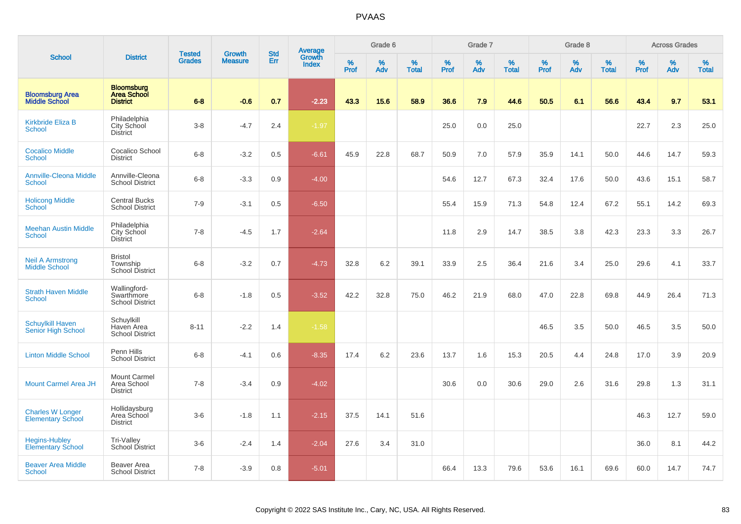# PVAAS

| School | District | Tested Grades | Growth Measure | Std Err | Average Growth Index | Grade 6 | | | Grade 7 | | | Grade 8 | | | Across Grades | | |
|---|---|---|---|---|---|---|---|---|---|---|---|---|---|---|---|---|---|
| | | | | | | % Prof | % Adv | % Total | % Prof | % Adv | % Total | % Prof | % Adv | % Total | % Prof | % Adv | % Total |
| **Bloomsburg Area Middle School** | **Bloomsburg Area School District** | **6-8** | **-0.6** | **0.7** | **-2.23** | **43.3** | **15.6** | **58.9** | **36.6** | **7.9** | **44.6** | **50.5** | **6.1** | **56.6** | **43.4** | **9.7** | **53.1** |
| Kirkbride Eliza B School | Philadelphia City School District | 3-8 | -4.7 | 2.4 | -1.97 | | | | 25.0 | 0.0 | 25.0 | | | | 22.7 | 2.3 | 25.0 |
| Cocalico Middle School | Cocalico School District | 6-8 | -3.2 | 0.5 | -6.61 | 45.9 | 22.8 | 68.7 | 50.9 | 7.0 | 57.9 | 35.9 | 14.1 | 50.0 | 44.6 | 14.7 | 59.3 |
| Annville-Cleona Middle School | Annville-Cleona School District | 6-8 | -3.3 | 0.9 | -4.00 | | | | 54.6 | 12.7 | 67.3 | 32.4 | 17.6 | 50.0 | 43.6 | 15.1 | 58.7 |
| Holicong Middle School | Central Bucks School District | 7-9 | -3.1 | 0.5 | -6.50 | | | | 55.4 | 15.9 | 71.3 | 54.8 | 12.4 | 67.2 | 55.1 | 14.2 | 69.3 |
| Meehan Austin Middle School | Philadelphia City School District | 7-8 | -4.5 | 1.7 | -2.64 | | | | 11.8 | 2.9 | 14.7 | 38.5 | 3.8 | 42.3 | 23.3 | 3.3 | 26.7 |
| Neil A Armstrong Middle School | Bristol Township School District | 6-8 | -3.2 | 0.7 | -4.73 | 32.8 | 6.2 | 39.1 | 33.9 | 2.5 | 36.4 | 21.6 | 3.4 | 25.0 | 29.6 | 4.1 | 33.7 |
| Strath Haven Middle School | Wallingford-Swarthmore School District | 6-8 | -1.8 | 0.5 | -3.52 | 42.2 | 32.8 | 75.0 | 46.2 | 21.9 | 68.0 | 47.0 | 22.8 | 69.8 | 44.9 | 26.4 | 71.3 |
| Schuylkill Haven Senior High School | Schuylkill Haven Area School District | 8-11 | -2.2 | 1.4 | -1.58 | | | | | | | 46.5 | 3.5 | 50.0 | 46.5 | 3.5 | 50.0 |
| Linton Middle School | Penn Hills School District | 6-8 | -4.1 | 0.6 | -8.35 | 17.4 | 6.2 | 23.6 | 13.7 | 1.6 | 15.3 | 20.5 | 4.4 | 24.8 | 17.0 | 3.9 | 20.9 |
| Mount Carmel Area JH | Mount Carmel Area School District | 7-8 | -3.4 | 0.9 | -4.02 | | | | 30.6 | 0.0 | 30.6 | 29.0 | 2.6 | 31.6 | 29.8 | 1.3 | 31.1 |
| Charles W Longer Elementary School | Hollidaysburg Area School District | 3-6 | -1.8 | 1.1 | -2.15 | 37.5 | 14.1 | 51.6 | | | | | | | 46.3 | 12.7 | 59.0 |
| Hegins-Hubley Elementary School | Tri-Valley School District | 3-6 | -2.4 | 1.4 | -2.04 | 27.6 | 3.4 | 31.0 | | | | | | | 36.0 | 8.1 | 44.2 |
| Beaver Area Middle School | Beaver Area School District | 7-8 | -3.9 | 0.8 | -5.01 | | | | 66.4 | 13.3 | 79.6 | 53.6 | 16.1 | 69.6 | 60.0 | 14.7 | 74.7 |

Copyright © 2022 SAS Institute Inc., Cary, NC, USA. All Rights Reserved.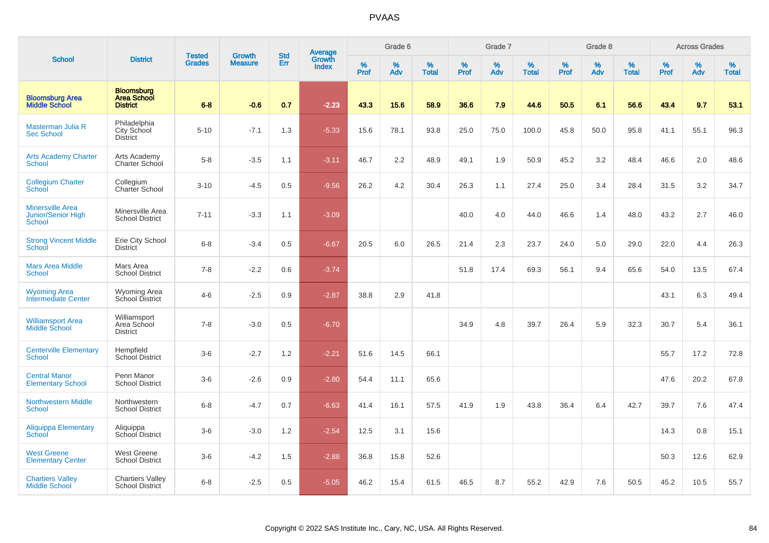# PVAAS

| School | District | Tested Grades | Growth Measure | Std Err | Average Growth Index | Grade 6 | | | Grade 7 | | | Grade 8 | | | Across Grades | | |
|---|---|---|---|---|---|---|---|---|---|---|---|---|---|---|---|---|---|
| | | | | | | % Prof | % Adv | % Total | % Prof | % Adv | % Total | % Prof | % Adv | % Total | % Prof | % Adv | % Total |
| **Bloomsburg Area Middle School** | **Bloomsburg Area School District** | **6-8** | **-0.6** | **0.7** | **-2.23** | **43.3** | **15.6** | **58.9** | **36.6** | **7.9** | **44.6** | **50.5** | **6.1** | **56.6** | **43.4** | **9.7** | **53.1** |
| Masterman Julia R Sec School | Philadelphia City School District | 5-10 | -7.1 | 1.3 | -5.33 | 15.6 | 78.1 | 93.8 | 25.0 | 75.0 | 100.0 | 45.8 | 50.0 | 95.8 | 41.1 | 55.1 | 96.3 |
| Arts Academy Charter School | Arts Academy Charter School | 5-8 | -3.5 | 1.1 | -3.11 | 46.7 | 2.2 | 48.9 | 49.1 | 1.9 | 50.9 | 45.2 | 3.2 | 48.4 | 46.6 | 2.0 | 48.6 |
| Collegium Charter School | Collegium Charter School | 3-10 | -4.5 | 0.5 | -9.56 | 26.2 | 4.2 | 30.4 | 26.3 | 1.1 | 27.4 | 25.0 | 3.4 | 28.4 | 31.5 | 3.2 | 34.7 |
| Minersville Area Junior/Senior High School | Minersville Area School District | 7-11 | -3.3 | 1.1 | -3.09 | | | | 40.0 | 4.0 | 44.0 | 46.6 | 1.4 | 48.0 | 43.2 | 2.7 | 46.0 |
| Strong Vincent Middle School | Erie City School District | 6-8 | -3.4 | 0.5 | -6.67 | 20.5 | 6.0 | 26.5 | 21.4 | 2.3 | 23.7 | 24.0 | 5.0 | 29.0 | 22.0 | 4.4 | 26.3 |
| Mars Area Middle School | Mars Area School District | 7-8 | -2.2 | 0.6 | -3.74 | | | | 51.8 | 17.4 | 69.3 | 56.1 | 9.4 | 65.6 | 54.0 | 13.5 | 67.4 |
| Wyoming Area Intermediate Center | Wyoming Area School District | 4-6 | -2.5 | 0.9 | -2.87 | 38.8 | 2.9 | 41.8 | | | | | | | 43.1 | 6.3 | 49.4 |
| Williamsport Area Middle School | Williamsport Area School District | 7-8 | -3.0 | 0.5 | -6.70 | | | | 34.9 | 4.8 | 39.7 | 26.4 | 5.9 | 32.3 | 30.7 | 5.4 | 36.1 |
| Centerville Elementary School | Hempfield School District | 3-6 | -2.7 | 1.2 | -2.21 | 51.6 | 14.5 | 66.1 | | | | | | | 55.7 | 17.2 | 72.8 |
| Central Manor Elementary School | Penn Manor School District | 3-6 | -2.6 | 0.9 | -2.80 | 54.4 | 11.1 | 65.6 | | | | | | | 47.6 | 20.2 | 67.8 |
| Northwestern Middle School | Northwestern School District | 6-8 | -4.7 | 0.7 | -6.63 | 41.4 | 16.1 | 57.5 | 41.9 | 1.9 | 43.8 | 36.4 | 6.4 | 42.7 | 39.7 | 7.6 | 47.4 |
| Aliquippa Elementary School | Aliquippa School District | 3-6 | -3.0 | 1.2 | -2.54 | 12.5 | 3.1 | 15.6 | | | | | | | 14.3 | 0.8 | 15.1 |
| West Greene Elementary Center | West Greene School District | 3-6 | -4.2 | 1.5 | -2.88 | 36.8 | 15.8 | 52.6 | | | | | | | 50.3 | 12.6 | 62.9 |
| Chartiers Valley Middle School | Chartiers Valley School District | 6-8 | -2.5 | 0.5 | -5.05 | 46.2 | 15.4 | 61.5 | 46.5 | 8.7 | 55.2 | 42.9 | 7.6 | 50.5 | 45.2 | 10.5 | 55.7 |

Copyright © 2022 SAS Institute Inc., Cary, NC, USA. All Rights Reserved.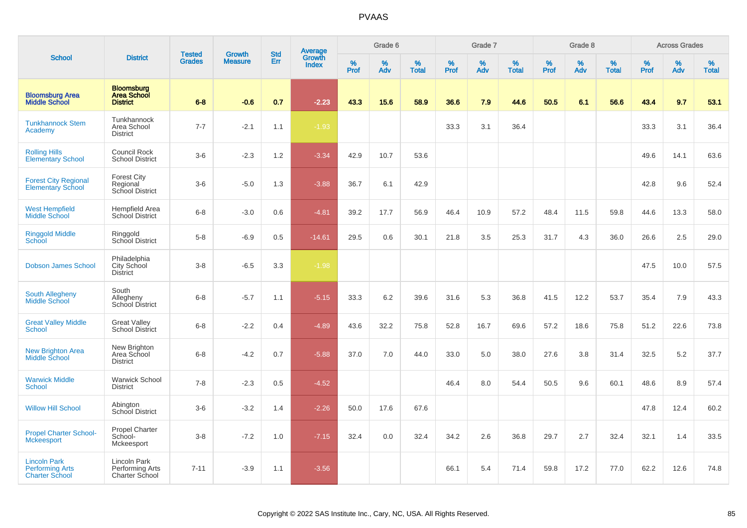# PVAAS

| School | District | Tested Grades | Growth Measure | Std Err | Average Growth Index | Grade 6 | | | Grade 7 | | | Grade 8 | | | Across Grades | | |
|---|---|---|---|---|---|---|---|---|---|---|---|---|---|---|---|---|---|
| | | | | | | % Prof | % Adv | % Total | % Prof | % Adv | % Total | % Prof | % Adv | % Total | % Prof | % Adv | % Total |
| **Bloomsburg Area Middle School** | **Bloomsburg Area School District** | **6-8** | **-0.6** | **0.7** | **-2.23** | **43.3** | **15.6** | **58.9** | **36.6** | **7.9** | **44.6** | **50.5** | **6.1** | **56.6** | **43.4** | **9.7** | **53.1** |
| Tunkhannock Stem Academy | Tunkhannock Area School District | 7-7 | -2.1 | 1.1 | -1.93 | | | | 33.3 | 3.1 | 36.4 | | | | 33.3 | 3.1 | 36.4 |
| Rolling Hills Elementary School | Council Rock School District | 3-6 | -2.3 | 1.2 | -3.34 | 42.9 | 10.7 | 53.6 | | | | | | | 49.6 | 14.1 | 63.6 |
| Forest City Regional Elementary School | Forest City Regional School District | 3-6 | -5.0 | 1.3 | -3.88 | 36.7 | 6.1 | 42.9 | | | | | | | 42.8 | 9.6 | 52.4 |
| West Hempfield Middle School | Hempfield Area School District | 6-8 | -3.0 | 0.6 | -4.81 | 39.2 | 17.7 | 56.9 | 46.4 | 10.9 | 57.2 | 48.4 | 11.5 | 59.8 | 44.6 | 13.3 | 58.0 |
| Ringgold Middle School | Ringgold School District | 5-8 | -6.9 | 0.5 | -14.61 | 29.5 | 0.6 | 30.1 | 21.8 | 3.5 | 25.3 | 31.7 | 4.3 | 36.0 | 26.6 | 2.5 | 29.0 |
| Dobson James School | Philadelphia City School District | 3-8 | -6.5 | 3.3 | -1.98 | | | | | | | | | | 47.5 | 10.0 | 57.5 |
| South Allegheny Middle School | South Allegheny School District | 6-8 | -5.7 | 1.1 | -5.15 | 33.3 | 6.2 | 39.6 | 31.6 | 5.3 | 36.8 | 41.5 | 12.2 | 53.7 | 35.4 | 7.9 | 43.3 |
| Great Valley Middle School | Great Valley School District | 6-8 | -2.2 | 0.4 | -4.89 | 43.6 | 32.2 | 75.8 | 52.8 | 16.7 | 69.6 | 57.2 | 18.6 | 75.8 | 51.2 | 22.6 | 73.8 |
| New Brighton Area Middle School | New Brighton Area School District | 6-8 | -4.2 | 0.7 | -5.88 | 37.0 | 7.0 | 44.0 | 33.0 | 5.0 | 38.0 | 27.6 | 3.8 | 31.4 | 32.5 | 5.2 | 37.7 |
| Warwick Middle School | Warwick School District | 7-8 | -2.3 | 0.5 | -4.52 | | | | 46.4 | 8.0 | 54.4 | 50.5 | 9.6 | 60.1 | 48.6 | 8.9 | 57.4 |
| Willow Hill School | Abington School District | 3-6 | -3.2 | 1.4 | -2.26 | 50.0 | 17.6 | 67.6 | | | | | | | 47.8 | 12.4 | 60.2 |
| Propel Charter School-Mckeesport | Propel Charter School-Mckeesport | 3-8 | -7.2 | 1.0 | -7.15 | 32.4 | 0.0 | 32.4 | 34.2 | 2.6 | 36.8 | 29.7 | 2.7 | 32.4 | 32.1 | 1.4 | 33.5 |
| Lincoln Park Performing Arts Charter School | Lincoln Park Performing Arts Charter School | 7-11 | -3.9 | 1.1 | -3.56 | | | | 66.1 | 5.4 | 71.4 | 59.8 | 17.2 | 77.0 | 62.2 | 12.6 | 74.8 |

Copyright © 2022 SAS Institute Inc., Cary, NC, USA. All Rights Reserved.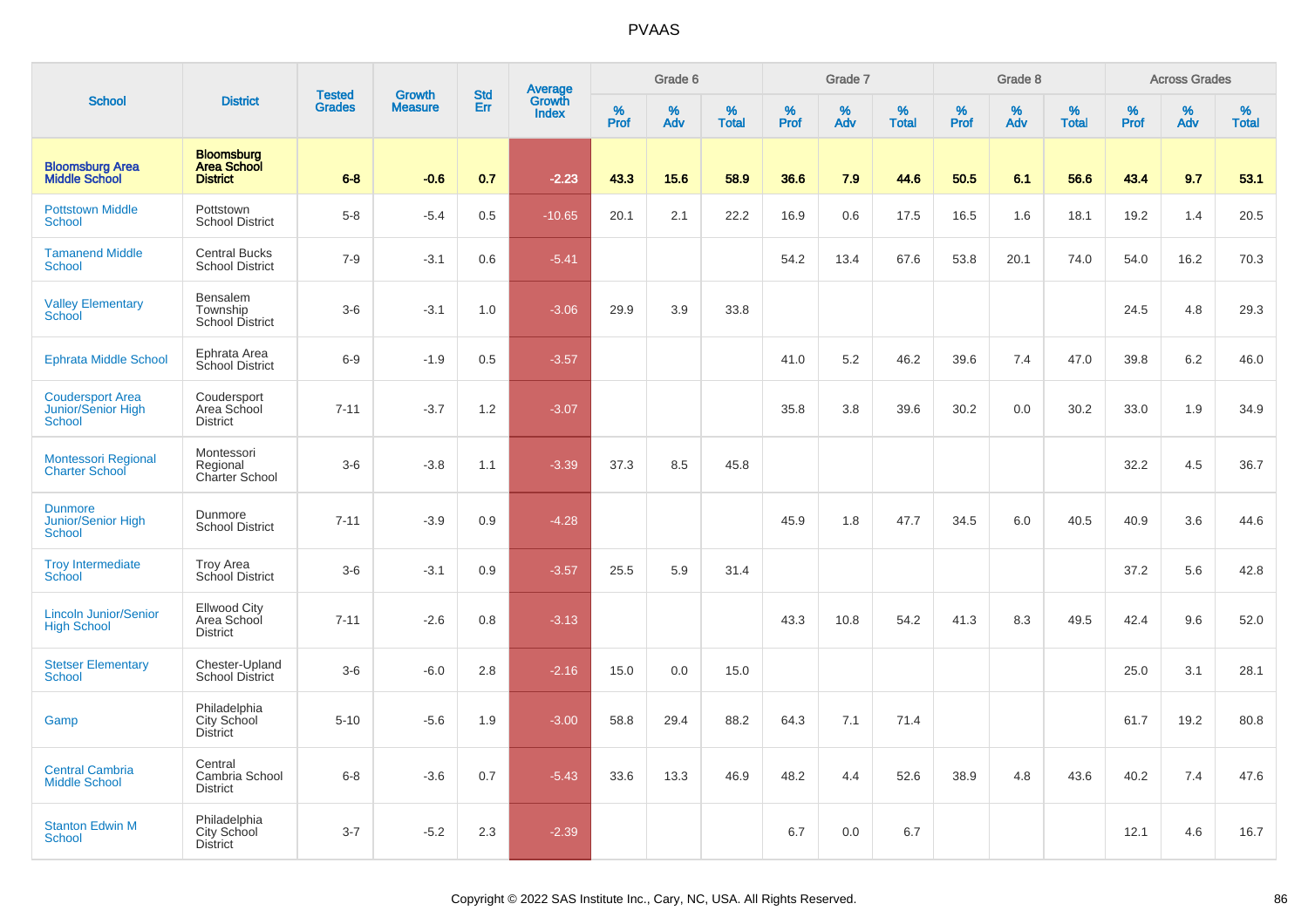# PVAAS

| School | District | Tested Grades | Growth Measure | Std Err | Average Growth Index | Grade 6 | | | Grade 7 | | | Grade 8 | | | Across Grades | | |
|---|---|---|---|---|---|---|---|---|---|---|---|---|---|---|---|---|---|
| | | | | | | % Prof | % Adv | % Total | % Prof | % Adv | % Total | % Prof | % Adv | % Total | % Prof | % Adv | % Total |
| **Bloomsburg Area Middle School** | **Bloomsburg Area School District** | **6-8** | **-0.6** | **0.7** | **-2.23** | **43.3** | **15.6** | **58.9** | **36.6** | **7.9** | **44.6** | **50.5** | **6.1** | **56.6** | **43.4** | **9.7** | **53.1** |
| Pottstown Middle School | Pottstown School District | 5-8 | -5.4 | 0.5 | -10.65 | 20.1 | 2.1 | 22.2 | 16.9 | 0.6 | 17.5 | 16.5 | 1.6 | 18.1 | 19.2 | 1.4 | 20.5 |
| Tamanend Middle School | Central Bucks School District | 7-9 | -3.1 | 0.6 | -5.41 | | | | 54.2 | 13.4 | 67.6 | 53.8 | 20.1 | 74.0 | 54.0 | 16.2 | 70.3 |
| Valley Elementary School | Bensalem Township School District | 3-6 | -3.1 | 1.0 | -3.06 | 29.9 | 3.9 | 33.8 | | | | | | | 24.5 | 4.8 | 29.3 |
| Ephrata Middle School | Ephrata Area School District | 6-9 | -1.9 | 0.5 | -3.57 | | | | 41.0 | 5.2 | 46.2 | 39.6 | 7.4 | 47.0 | 39.8 | 6.2 | 46.0 |
| Coudersport Area Junior/Senior High School | Coudersport Area School District | 7-11 | -3.7 | 1.2 | -3.07 | | | | 35.8 | 3.8 | 39.6 | 30.2 | 0.0 | 30.2 | 33.0 | 1.9 | 34.9 |
| Montessori Regional Charter School | Montessori Regional Charter School | 3-6 | -3.8 | 1.1 | -3.39 | 37.3 | 8.5 | 45.8 | | | | | | | 32.2 | 4.5 | 36.7 |
| Dunmore Junior/Senior High School | Dunmore School District | 7-11 | -3.9 | 0.9 | -4.28 | | | | 45.9 | 1.8 | 47.7 | 34.5 | 6.0 | 40.5 | 40.9 | 3.6 | 44.6 |
| Troy Intermediate School | Troy Area School District | 3-6 | -3.1 | 0.9 | -3.57 | 25.5 | 5.9 | 31.4 | | | | | | | 37.2 | 5.6 | 42.8 |
| Lincoln Junior/Senior High School | Ellwood City Area School District | 7-11 | -2.6 | 0.8 | -3.13 | | | | 43.3 | 10.8 | 54.2 | 41.3 | 8.3 | 49.5 | 42.4 | 9.6 | 52.0 |
| Stetser Elementary School | Chester-Upland School District | 3-6 | -6.0 | 2.8 | -2.16 | 15.0 | 0.0 | 15.0 | | | | | | | 25.0 | 3.1 | 28.1 |
| Gamp | Philadelphia City School District | 5-10 | -5.6 | 1.9 | -3.00 | 58.8 | 29.4 | 88.2 | 64.3 | 7.1 | 71.4 | | | | 61.7 | 19.2 | 80.8 |
| Central Cambria Middle School | Central Cambria School District | 6-8 | -3.6 | 0.7 | -5.43 | 33.6 | 13.3 | 46.9 | 48.2 | 4.4 | 52.6 | 38.9 | 4.8 | 43.6 | 40.2 | 7.4 | 47.6 |
| Stanton Edwin M School | Philadelphia City School District | 3-7 | -5.2 | 2.3 | -2.39 | | | | 6.7 | 0.0 | 6.7 | | | | 12.1 | 4.6 | 16.7 |

Copyright © 2022 SAS Institute Inc., Cary, NC, USA. All Rights Reserved.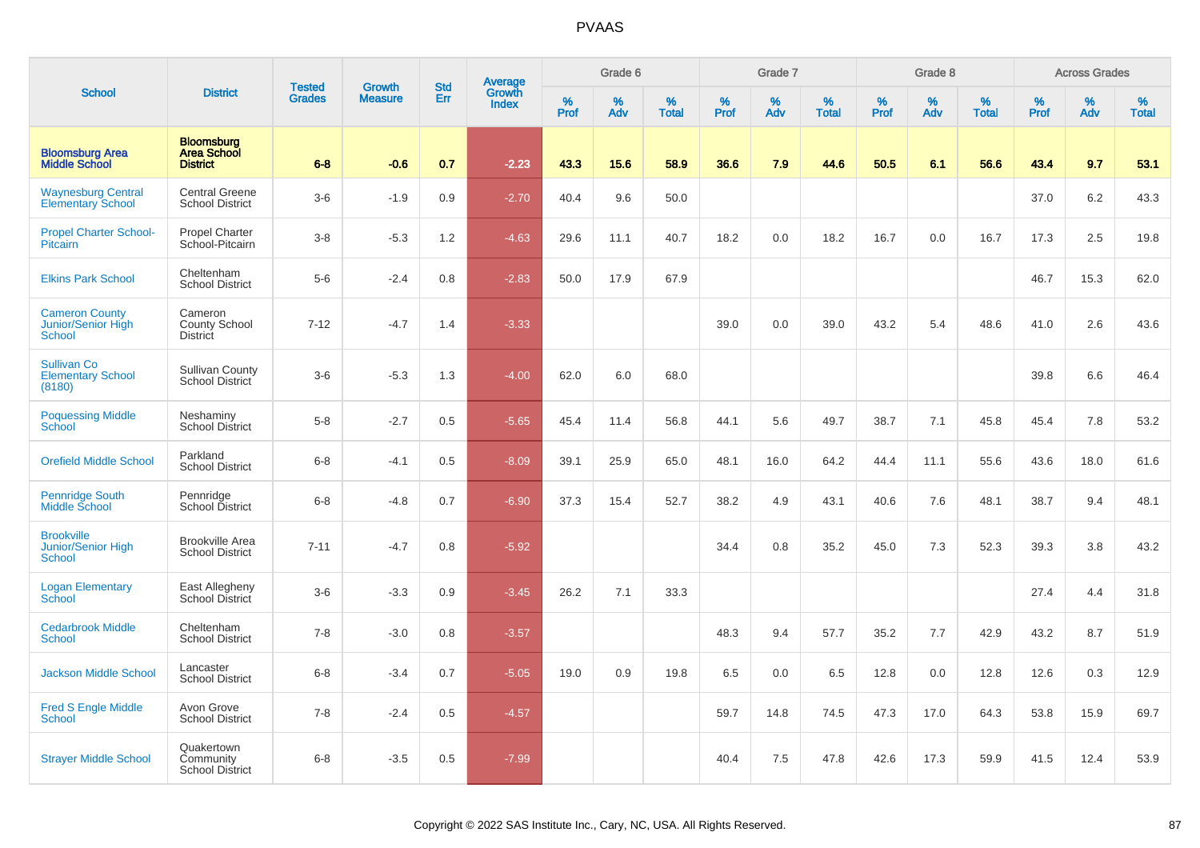# PVAAS

| School | District | Tested Grades | Growth Measure | Std Err | Average Growth Index | Grade 6 | | | Grade 7 | | | Grade 8 | | | Across Grades | | |
|---|---|---|---|---|---|---|---|---|---|---|---|---|---|---|---|---|---|
| | | | | | | % Prof | % Adv | % Total | % Prof | % Adv | % Total | % Prof | % Adv | % Total | % Prof | % Adv | % Total |
| **Bloomsburg Area Middle School** | **Bloomsburg Area School District** | **6-8** | **-0.6** | **0.7** | **-2.23** | **43.3** | **15.6** | **58.9** | **36.6** | **7.9** | **44.6** | **50.5** | **6.1** | **56.6** | **43.4** | **9.7** | **53.1** |
| Waynesburg Central Elementary School | Central Greene School District | 3-6 | -1.9 | 0.9 | -2.70 | 40.4 | 9.6 | 50.0 | | | | | | | 37.0 | 6.2 | 43.3 |
| Propel Charter School-Pitcairn | Propel Charter School-Pitcairn | 3-8 | -5.3 | 1.2 | -4.63 | 29.6 | 11.1 | 40.7 | 18.2 | 0.0 | 18.2 | 16.7 | 0.0 | 16.7 | 17.3 | 2.5 | 19.8 |
| Elkins Park School | Cheltenham School District | 5-6 | -2.4 | 0.8 | -2.83 | 50.0 | 17.9 | 67.9 | | | | | | | 46.7 | 15.3 | 62.0 |
| Cameron County Junior/Senior High School | Cameron County School District | 7-12 | -4.7 | 1.4 | -3.33 | | | | 39.0 | 0.0 | 39.0 | 43.2 | 5.4 | 48.6 | 41.0 | 2.6 | 43.6 |
| Sullivan Co Elementary School (8180) | Sullivan County School District | 3-6 | -5.3 | 1.3 | -4.00 | 62.0 | 6.0 | 68.0 | | | | | | | 39.8 | 6.6 | 46.4 |
| Poquessing Middle School | Neshaminy School District | 5-8 | -2.7 | 0.5 | -5.65 | 45.4 | 11.4 | 56.8 | 44.1 | 5.6 | 49.7 | 38.7 | 7.1 | 45.8 | 45.4 | 7.8 | 53.2 |
| Orefield Middle School | Parkland School District | 6-8 | -4.1 | 0.5 | -8.09 | 39.1 | 25.9 | 65.0 | 48.1 | 16.0 | 64.2 | 44.4 | 11.1 | 55.6 | 43.6 | 18.0 | 61.6 |
| Pennridge South Middle School | Pennridge School District | 6-8 | -4.8 | 0.7 | -6.90 | 37.3 | 15.4 | 52.7 | 38.2 | 4.9 | 43.1 | 40.6 | 7.6 | 48.1 | 38.7 | 9.4 | 48.1 |
| Brookville Junior/Senior High School | Brookville Area School District | 7-11 | -4.7 | 0.8 | -5.92 | | | | 34.4 | 0.8 | 35.2 | 45.0 | 7.3 | 52.3 | 39.3 | 3.8 | 43.2 |
| Logan Elementary School | East Allegheny School District | 3-6 | -3.3 | 0.9 | -3.45 | 26.2 | 7.1 | 33.3 | | | | | | | 27.4 | 4.4 | 31.8 |
| Cedarbrook Middle School | Cheltenham School District | 7-8 | -3.0 | 0.8 | -3.57 | | | | 48.3 | 9.4 | 57.7 | 35.2 | 7.7 | 42.9 | 43.2 | 8.7 | 51.9 |
| Jackson Middle School | Lancaster School District | 6-8 | -3.4 | 0.7 | -5.05 | 19.0 | 0.9 | 19.8 | 6.5 | 0.0 | 6.5 | 12.8 | 0.0 | 12.8 | 12.6 | 0.3 | 12.9 |
| Fred S Engle Middle School | Avon Grove School District | 7-8 | -2.4 | 0.5 | -4.57 | | | | 59.7 | 14.8 | 74.5 | 47.3 | 17.0 | 64.3 | 53.8 | 15.9 | 69.7 |
| Strayer Middle School | Quakertown Community School District | 6-8 | -3.5 | 0.5 | -7.99 | | | | 40.4 | 7.5 | 47.8 | 42.6 | 17.3 | 59.9 | 41.5 | 12.4 | 53.9 |

Copyright © 2022 SAS Institute Inc., Cary, NC, USA. All Rights Reserved.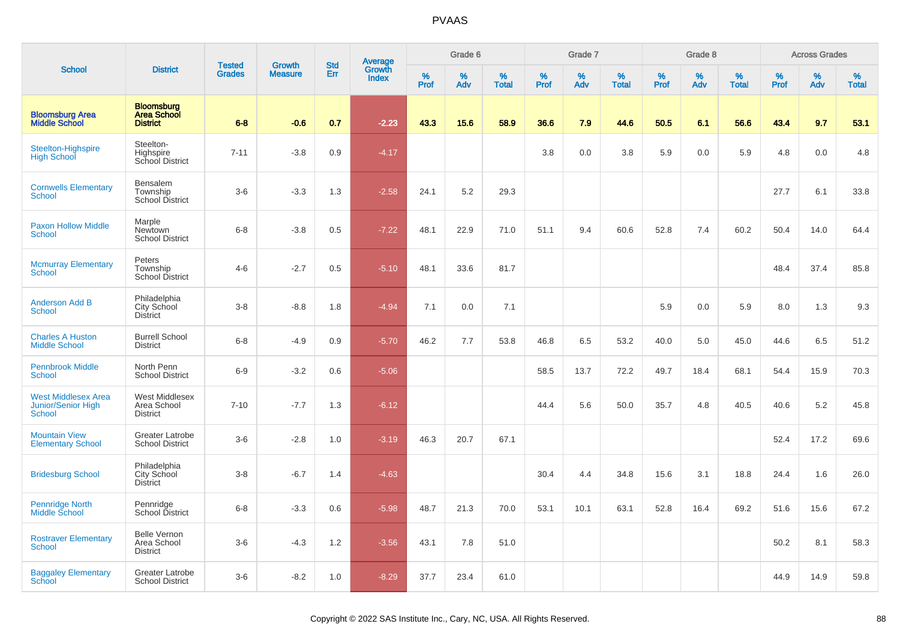# PVAAS

| School | District | Tested Grades | Growth Measure | Std Err | Average Growth Index | Grade 6 | | | Grade 7 | | | Grade 8 | | | Across Grades | | |
|---|---|---|---|---|---|---|---|---|---|---|---|---|---|---|---|---|---|
| | | | | | | % Prof | % Adv | % Total | % Prof | % Adv | % Total | % Prof | % Adv | % Total | % Prof | % Adv | % Total |
| **Bloomsburg Area Middle School** | **Bloomsburg Area School District** | **6-8** | **-0.6** | **0.7** | **-2.23** | **43.3** | **15.6** | **58.9** | **36.6** | **7.9** | **44.6** | **50.5** | **6.1** | **56.6** | **43.4** | **9.7** | **53.1** |
| Steelton-Highspire High School | Steelton-Highspire School District | 7-11 | -3.8 | 0.9 | -4.17 | | | | 3.8 | 0.0 | 3.8 | 5.9 | 0.0 | 5.9 | 4.8 | 0.0 | 4.8 |
| Cornwells Elementary School | Bensalem Township School District | 3-6 | -3.3 | 1.3 | -2.58 | 24.1 | 5.2 | 29.3 | | | | | | | 27.7 | 6.1 | 33.8 |
| Paxon Hollow Middle School | Marple Newtown School District | 6-8 | -3.8 | 0.5 | -7.22 | 48.1 | 22.9 | 71.0 | 51.1 | 9.4 | 60.6 | 52.8 | 7.4 | 60.2 | 50.4 | 14.0 | 64.4 |
| Mcmurray Elementary School | Peters Township School District | 4-6 | -2.7 | 0.5 | -5.10 | 48.1 | 33.6 | 81.7 | | | | | | | 48.4 | 37.4 | 85.8 |
| Anderson Add B School | Philadelphia City School District | 3-8 | -8.8 | 1.8 | -4.94 | 7.1 | 0.0 | 7.1 | | | | 5.9 | 0.0 | 5.9 | 8.0 | 1.3 | 9.3 |
| Charles A Huston Middle School | Burrell School District | 6-8 | -4.9 | 0.9 | -5.70 | 46.2 | 7.7 | 53.8 | 46.8 | 6.5 | 53.2 | 40.0 | 5.0 | 45.0 | 44.6 | 6.5 | 51.2 |
| Pennbrook Middle School | North Penn School District | 6-9 | -3.2 | 0.6 | -5.06 | | | | 58.5 | 13.7 | 72.2 | 49.7 | 18.4 | 68.1 | 54.4 | 15.9 | 70.3 |
| West Middlesex Area Junior/Senior High School | West Middlesex Area School District | 7-10 | -7.7 | 1.3 | -6.12 | | | | 44.4 | 5.6 | 50.0 | 35.7 | 4.8 | 40.5 | 40.6 | 5.2 | 45.8 |
| Mountain View Elementary School | Greater Latrobe School District | 3-6 | -2.8 | 1.0 | -3.19 | 46.3 | 20.7 | 67.1 | | | | | | | 52.4 | 17.2 | 69.6 |
| Bridesburg School | Philadelphia City School District | 3-8 | -6.7 | 1.4 | -4.63 | | | | 30.4 | 4.4 | 34.8 | 15.6 | 3.1 | 18.8 | 24.4 | 1.6 | 26.0 |
| Pennridge North Middle School | Pennridge School District | 6-8 | -3.3 | 0.6 | -5.98 | 48.7 | 21.3 | 70.0 | 53.1 | 10.1 | 63.1 | 52.8 | 16.4 | 69.2 | 51.6 | 15.6 | 67.2 |
| Rostraver Elementary School | Belle Vernon Area School District | 3-6 | -4.3 | 1.2 | -3.56 | 43.1 | 7.8 | 51.0 | | | | | | | 50.2 | 8.1 | 58.3 |
| Baggaley Elementary School | Greater Latrobe School District | 3-6 | -8.2 | 1.0 | -8.29 | 37.7 | 23.4 | 61.0 | | | | | | | 44.9 | 14.9 | 59.8 |

Copyright © 2022 SAS Institute Inc., Cary, NC, USA. All Rights Reserved.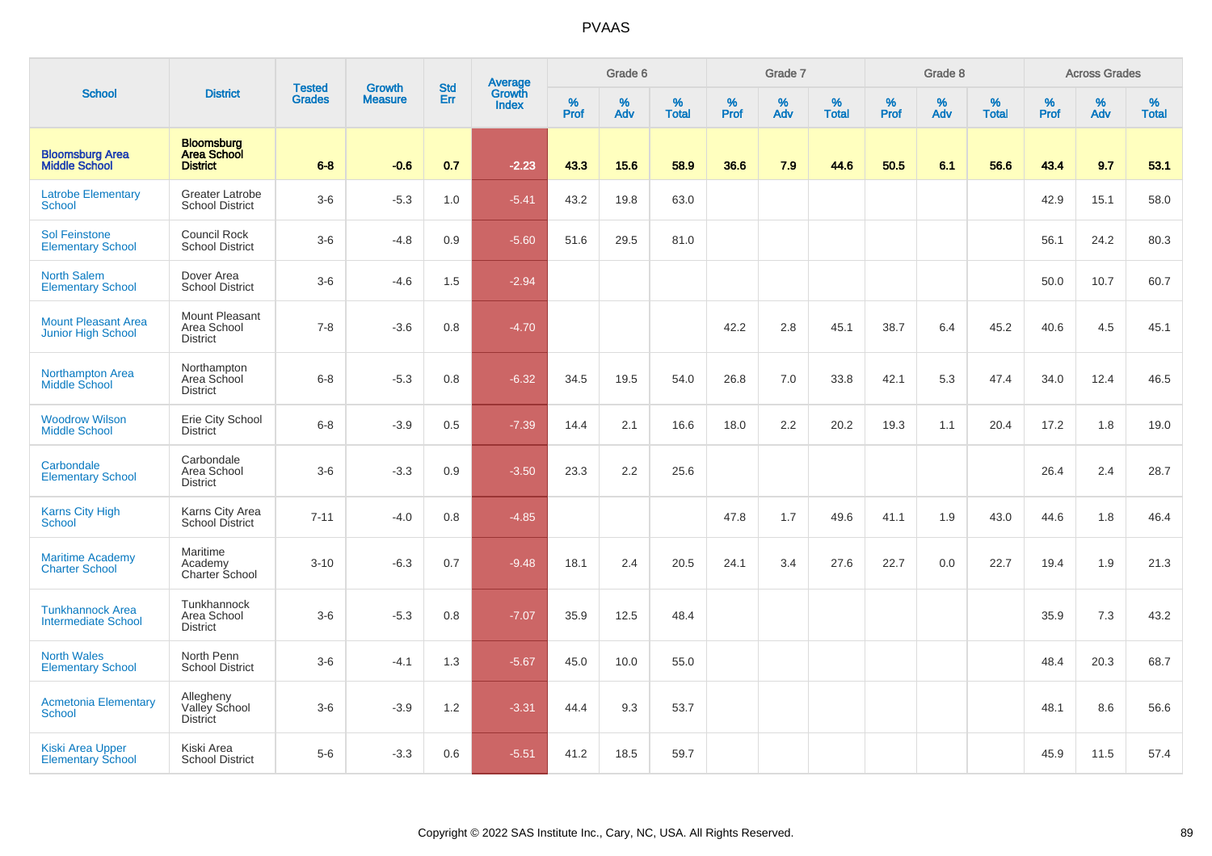# PVAAS

| School | District | Tested Grades | Growth Measure | Std Err | Average Growth Index | Grade 6 | | | Grade 7 | | | Grade 8 | | | Across Grades | | |
|---|---|---|---|---|---|---|---|---|---|---|---|---|---|---|---|---|---|
| | | | | | | % Prof | % Adv | % Total | % Prof | % Adv | % Total | % Prof | % Adv | % Total | % Prof | % Adv | % Total |
| **Bloomsburg Area Middle School** | **Bloomsburg Area School District** | **6-8** | **-0.6** | **0.7** | **-2.23** | **43.3** | **15.6** | **58.9** | **36.6** | **7.9** | **44.6** | **50.5** | **6.1** | **56.6** | **43.4** | **9.7** | **53.1** |
| Latrobe Elementary School | Greater Latrobe School District | 3-6 | -5.3 | 1.0 | -5.41 | 43.2 | 19.8 | 63.0 | | | | | | | 42.9 | 15.1 | 58.0 |
| Sol Feinstone Elementary School | Council Rock School District | 3-6 | -4.8 | 0.9 | -5.60 | 51.6 | 29.5 | 81.0 | | | | | | | 56.1 | 24.2 | 80.3 |
| North Salem Elementary School | Dover Area School District | 3-6 | -4.6 | 1.5 | -2.94 | | | | | | | | | | 50.0 | 10.7 | 60.7 |
| Mount Pleasant Area Junior High School | Mount Pleasant Area School District | 7-8 | -3.6 | 0.8 | -4.70 | | | | 42.2 | 2.8 | 45.1 | 38.7 | 6.4 | 45.2 | 40.6 | 4.5 | 45.1 |
| Northampton Area Middle School | Northampton Area School District | 6-8 | -5.3 | 0.8 | -6.32 | 34.5 | 19.5 | 54.0 | 26.8 | 7.0 | 33.8 | 42.1 | 5.3 | 47.4 | 34.0 | 12.4 | 46.5 |
| Woodrow Wilson Middle School | Erie City School District | 6-8 | -3.9 | 0.5 | -7.39 | 14.4 | 2.1 | 16.6 | 18.0 | 2.2 | 20.2 | 19.3 | 1.1 | 20.4 | 17.2 | 1.8 | 19.0 |
| Carbondale Elementary School | Carbondale Area School District | 3-6 | -3.3 | 0.9 | -3.50 | 23.3 | 2.2 | 25.6 | | | | | | | 26.4 | 2.4 | 28.7 |
| Karns City High School | Karns City Area School District | 7-11 | -4.0 | 0.8 | -4.85 | | | | 47.8 | 1.7 | 49.6 | 41.1 | 1.9 | 43.0 | 44.6 | 1.8 | 46.4 |
| Maritime Academy Charter School | Maritime Academy Charter School | 3-10 | -6.3 | 0.7 | -9.48 | 18.1 | 2.4 | 20.5 | 24.1 | 3.4 | 27.6 | 22.7 | 0.0 | 22.7 | 19.4 | 1.9 | 21.3 |
| Tunkhannock Area Intermediate School | Tunkhannock Area School District | 3-6 | -5.3 | 0.8 | -7.07 | 35.9 | 12.5 | 48.4 | | | | | | | 35.9 | 7.3 | 43.2 |
| North Wales Elementary School | North Penn School District | 3-6 | -4.1 | 1.3 | -5.67 | 45.0 | 10.0 | 55.0 | | | | | | | 48.4 | 20.3 | 68.7 |
| Acmetonia Elementary School | Allegheny Valley School District | 3-6 | -3.9 | 1.2 | -3.31 | 44.4 | 9.3 | 53.7 | | | | | | | 48.1 | 8.6 | 56.6 |
| Kiski Area Upper Elementary School | Kiski Area School District | 5-6 | -3.3 | 0.6 | -5.51 | 41.2 | 18.5 | 59.7 | | | | | | | 45.9 | 11.5 | 57.4 |

Copyright © 2022 SAS Institute Inc., Cary, NC, USA. All Rights Reserved.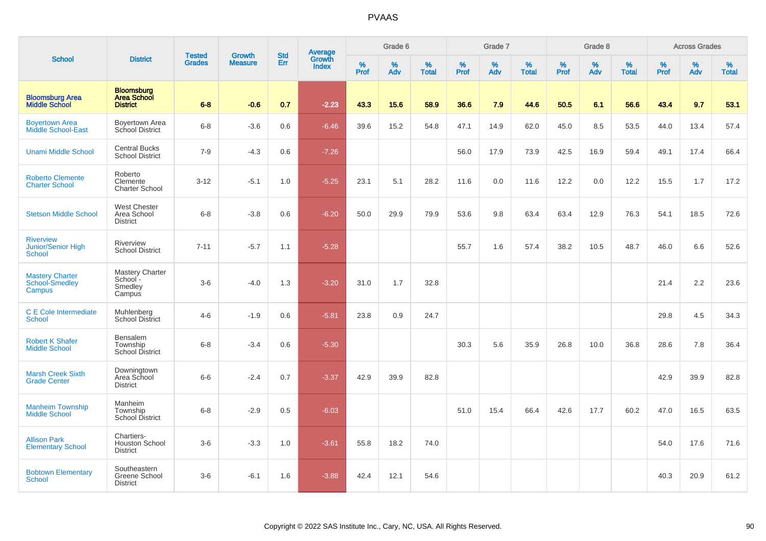# PVAAS

| School | District | Tested Grades | Growth Measure | Std Err | Average Growth Index | Grade 6 | | | Grade 7 | | | Grade 8 | | | Across Grades | | |
|---|---|---|---|---|---|---|---|---|---|---|---|---|---|---|---|---|---|
| | | | | | | % Prof | % Adv | % Total | % Prof | % Adv | % Total | % Prof | % Adv | % Total | % Prof | % Adv | % Total |
| **Bloomsburg Area Middle School** | **Bloomsburg Area School District** | **6-8** | **-0.6** | **0.7** | **-2.23** | **43.3** | **15.6** | **58.9** | **36.6** | **7.9** | **44.6** | **50.5** | **6.1** | **56.6** | **43.4** | **9.7** | **53.1** |
| Boyertown Area Middle School-East | Boyertown Area School District | 6-8 | -3.6 | 0.6 | -6.46 | 39.6 | 15.2 | 54.8 | 47.1 | 14.9 | 62.0 | 45.0 | 8.5 | 53.5 | 44.0 | 13.4 | 57.4 |
| Unami Middle School | Central Bucks School District | 7-9 | -4.3 | 0.6 | -7.26 | | | | 56.0 | 17.9 | 73.9 | 42.5 | 16.9 | 59.4 | 49.1 | 17.4 | 66.4 |
| Roberto Clemente Charter School | Roberto Clemente Charter School | 3-12 | -5.1 | 1.0 | -5.25 | 23.1 | 5.1 | 28.2 | 11.6 | 0.0 | 11.6 | 12.2 | 0.0 | 12.2 | 15.5 | 1.7 | 17.2 |
| Stetson Middle School | West Chester Area School District | 6-8 | -3.8 | 0.6 | -6.20 | 50.0 | 29.9 | 79.9 | 53.6 | 9.8 | 63.4 | 63.4 | 12.9 | 76.3 | 54.1 | 18.5 | 72.6 |
| Riverview Junior/Senior High School | Riverview School District | 7-11 | -5.7 | 1.1 | -5.28 | | | | 55.7 | 1.6 | 57.4 | 38.2 | 10.5 | 48.7 | 46.0 | 6.6 | 52.6 |
| Mastery Charter School-Smedley Campus | Mastery Charter School - Smedley Campus | 3-6 | -4.0 | 1.3 | -3.20 | 31.0 | 1.7 | 32.8 | | | | | | | 21.4 | 2.2 | 23.6 |
| C E Cole Intermediate School | Muhlenberg School District | 4-6 | -1.9 | 0.6 | -5.81 | 23.8 | 0.9 | 24.7 | | | | | | | 29.8 | 4.5 | 34.3 |
| Robert K Shafer Middle School | Bensalem Township School District | 6-8 | -3.4 | 0.6 | -5.30 | | | | 30.3 | 5.6 | 35.9 | 26.8 | 10.0 | 36.8 | 28.6 | 7.8 | 36.4 |
| Marsh Creek Sixth Grade Center | Downingtown Area School District | 6-6 | -2.4 | 0.7 | -3.37 | 42.9 | 39.9 | 82.8 | | | | | | | 42.9 | 39.9 | 82.8 |
| Manheim Township Middle School | Manheim Township School District | 6-8 | -2.9 | 0.5 | -6.03 | | | | 51.0 | 15.4 | 66.4 | 42.6 | 17.7 | 60.2 | 47.0 | 16.5 | 63.5 |
| Allison Park Elementary School | Chartiers-Houston School District | 3-6 | -3.3 | 1.0 | -3.61 | 55.8 | 18.2 | 74.0 | | | | | | | 54.0 | 17.6 | 71.6 |
| Bobtown Elementary School | Southeastern Greene School District | 3-6 | -6.1 | 1.6 | -3.88 | 42.4 | 12.1 | 54.6 | | | | | | | 40.3 | 20.9 | 61.2 |

Copyright © 2022 SAS Institute Inc., Cary, NC, USA. All Rights Reserved.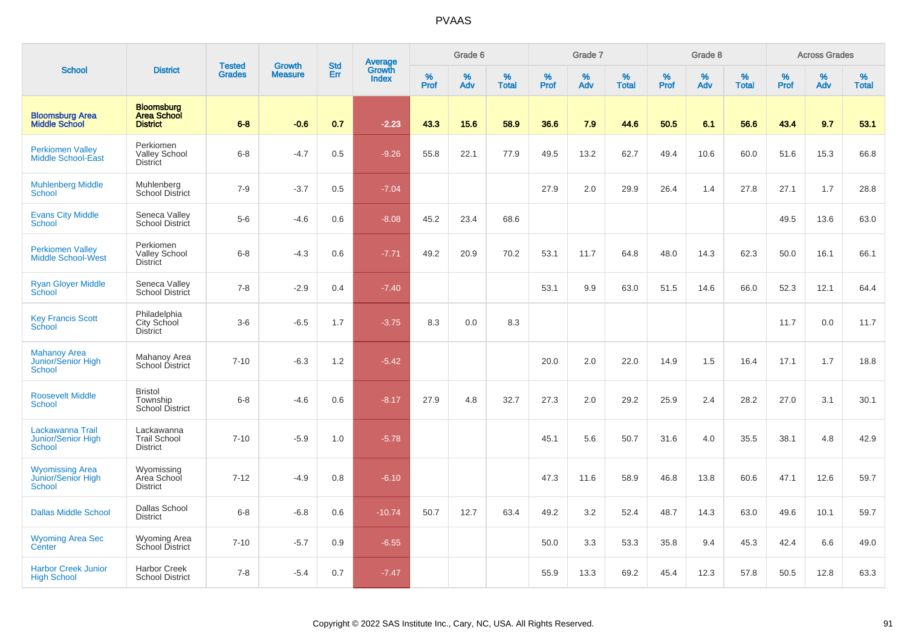# PVAAS

| School | District | Tested Grades | Growth Measure | Std Err | Average Growth Index | Grade 6 | | | Grade 7 | | | Grade 8 | | | Across Grades | | |
|---|---|---|---|---|---|---|---|---|---|---|---|---|---|---|---|---|---|
| | | | | | | % Prof | % Adv | % Total | % Prof | % Adv | % Total | % Prof | % Adv | % Total | % Prof | % Adv | % Total |
| **Bloomsburg Area Middle School** | **Bloomsburg Area School District** | **6-8** | **-0.6** | **0.7** | **-2.23** | **43.3** | **15.6** | **58.9** | **36.6** | **7.9** | **44.6** | **50.5** | **6.1** | **56.6** | **43.4** | **9.7** | **53.1** |
| Perkiomen Valley Middle School-East | Perkiomen Valley School District | 6-8 | -4.7 | 0.5 | -9.26 | 55.8 | 22.1 | 77.9 | 49.5 | 13.2 | 62.7 | 49.4 | 10.6 | 60.0 | 51.6 | 15.3 | 66.8 |
| Muhlenberg Middle School | Muhlenberg School District | 7-9 | -3.7 | 0.5 | -7.04 | | | | 27.9 | 2.0 | 29.9 | 26.4 | 1.4 | 27.8 | 27.1 | 1.7 | 28.8 |
| Evans City Middle School | Seneca Valley School District | 5-6 | -4.6 | 0.6 | -8.08 | 45.2 | 23.4 | 68.6 | | | | | | | 49.5 | 13.6 | 63.0 |
| Perkiomen Valley Middle School-West | Perkiomen Valley School District | 6-8 | -4.3 | 0.6 | -7.71 | 49.2 | 20.9 | 70.2 | 53.1 | 11.7 | 64.8 | 48.0 | 14.3 | 62.3 | 50.0 | 16.1 | 66.1 |
| Ryan Gloyer Middle School | Seneca Valley School District | 7-8 | -2.9 | 0.4 | -7.40 | | | | 53.1 | 9.9 | 63.0 | 51.5 | 14.6 | 66.0 | 52.3 | 12.1 | 64.4 |
| Key Francis Scott School | Philadelphia City School District | 3-6 | -6.5 | 1.7 | -3.75 | 8.3 | 0.0 | 8.3 | | | | | | | 11.7 | 0.0 | 11.7 |
| Mahanoy Area Junior/Senior High School | Mahanoy Area School District | 7-10 | -6.3 | 1.2 | -5.42 | | | | 20.0 | 2.0 | 22.0 | 14.9 | 1.5 | 16.4 | 17.1 | 1.7 | 18.8 |
| Roosevelt Middle School | Bristol Township School District | 6-8 | -4.6 | 0.6 | -8.17 | 27.9 | 4.8 | 32.7 | 27.3 | 2.0 | 29.2 | 25.9 | 2.4 | 28.2 | 27.0 | 3.1 | 30.1 |
| Lackawanna Trail Junior/Senior High School | Lackawanna Trail School District | 7-10 | -5.9 | 1.0 | -5.78 | | | | 45.1 | 5.6 | 50.7 | 31.6 | 4.0 | 35.5 | 38.1 | 4.8 | 42.9 |
| Wyomissing Area Junior/Senior High School | Wyomissing Area School District | 7-12 | -4.9 | 0.8 | -6.10 | | | | 47.3 | 11.6 | 58.9 | 46.8 | 13.8 | 60.6 | 47.1 | 12.6 | 59.7 |
| Dallas Middle School | Dallas School District | 6-8 | -6.8 | 0.6 | -10.74 | 50.7 | 12.7 | 63.4 | 49.2 | 3.2 | 52.4 | 48.7 | 14.3 | 63.0 | 49.6 | 10.1 | 59.7 |
| Wyoming Area Sec Center | Wyoming Area School District | 7-10 | -5.7 | 0.9 | -6.55 | | | | 50.0 | 3.3 | 53.3 | 35.8 | 9.4 | 45.3 | 42.4 | 6.6 | 49.0 |
| Harbor Creek Junior High School | Harbor Creek School District | 7-8 | -5.4 | 0.7 | -7.47 | | | | 55.9 | 13.3 | 69.2 | 45.4 | 12.3 | 57.8 | 50.5 | 12.8 | 63.3 |

Copyright © 2022 SAS Institute Inc., Cary, NC, USA. All Rights Reserved.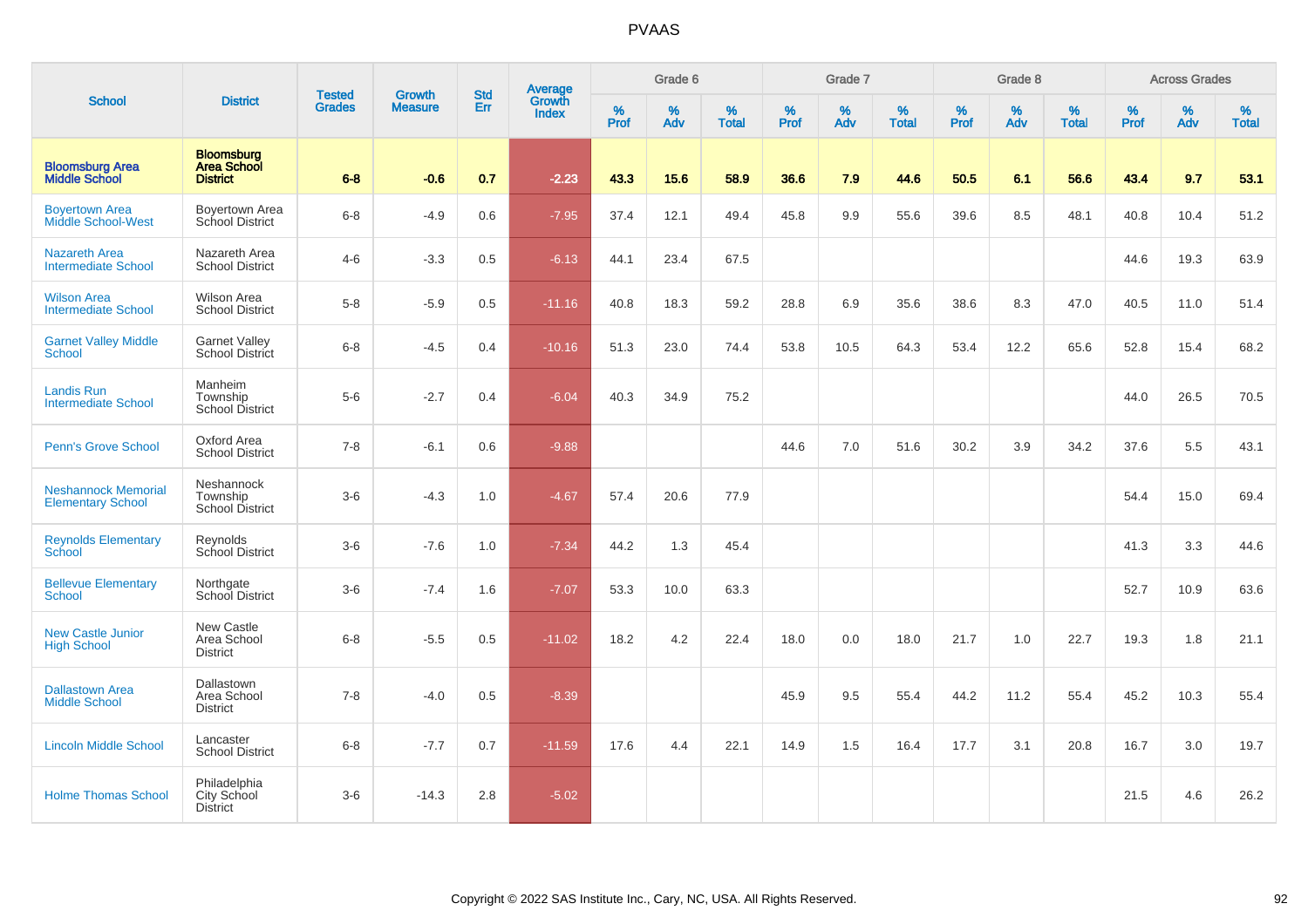# PVAAS

| School | District | Tested Grades | Growth Measure | Std Err | Average Growth Index | Grade 6 | | | Grade 7 | | | Grade 8 | | | Across Grades | | |
|---|---|---|---|---|---|---|---|---|---|---|---|---|---|---|---|---|---|
| | | | | | | % Prof | % Adv | % Total | % Prof | % Adv | % Total | % Prof | % Adv | % Total | % Prof | % Adv | % Total |
| **Bloomsburg Area Middle School** | **Bloomsburg Area School District** | **6-8** | **-0.6** | **0.7** | **-2.23** | **43.3** | **15.6** | **58.9** | **36.6** | **7.9** | **44.6** | **50.5** | **6.1** | **56.6** | **43.4** | **9.7** | **53.1** |
| Boyertown Area Middle School-West | Boyertown Area School District | 6-8 | -4.9 | 0.6 | -7.95 | 37.4 | 12.1 | 49.4 | 45.8 | 9.9 | 55.6 | 39.6 | 8.5 | 48.1 | 40.8 | 10.4 | 51.2 |
| Nazareth Area Intermediate School | Nazareth Area School District | 4-6 | -3.3 | 0.5 | -6.13 | 44.1 | 23.4 | 67.5 | | | | | | | 44.6 | 19.3 | 63.9 |
| Wilson Area Intermediate School | Wilson Area School District | 5-8 | -5.9 | 0.5 | -11.16 | 40.8 | 18.3 | 59.2 | 28.8 | 6.9 | 35.6 | 38.6 | 8.3 | 47.0 | 40.5 | 11.0 | 51.4 |
| Garnet Valley Middle School | Garnet Valley School District | 6-8 | -4.5 | 0.4 | -10.16 | 51.3 | 23.0 | 74.4 | 53.8 | 10.5 | 64.3 | 53.4 | 12.2 | 65.6 | 52.8 | 15.4 | 68.2 |
| Landis Run Intermediate School | Manheim Township School District | 5-6 | -2.7 | 0.4 | -6.04 | 40.3 | 34.9 | 75.2 | | | | | | | 44.0 | 26.5 | 70.5 |
| Penn's Grove School | Oxford Area School District | 7-8 | -6.1 | 0.6 | -9.88 | | | | 44.6 | 7.0 | 51.6 | 30.2 | 3.9 | 34.2 | 37.6 | 5.5 | 43.1 |
| Neshannock Memorial Elementary School | Neshannock Township School District | 3-6 | -4.3 | 1.0 | -4.67 | 57.4 | 20.6 | 77.9 | | | | | | | 54.4 | 15.0 | 69.4 |
| Reynolds Elementary School | Reynolds School District | 3-6 | -7.6 | 1.0 | -7.34 | 44.2 | 1.3 | 45.4 | | | | | | | 41.3 | 3.3 | 44.6 |
| Bellevue Elementary School | Northgate School District | 3-6 | -7.4 | 1.6 | -7.07 | 53.3 | 10.0 | 63.3 | | | | | | | 52.7 | 10.9 | 63.6 |
| New Castle Junior High School | New Castle Area School District | 6-8 | -5.5 | 0.5 | -11.02 | 18.2 | 4.2 | 22.4 | 18.0 | 0.0 | 18.0 | 21.7 | 1.0 | 22.7 | 19.3 | 1.8 | 21.1 |
| Dallastown Area Middle School | Dallastown Area School District | 7-8 | -4.0 | 0.5 | -8.39 | | | | 45.9 | 9.5 | 55.4 | 44.2 | 11.2 | 55.4 | 45.2 | 10.3 | 55.4 |
| Lincoln Middle School | Lancaster School District | 6-8 | -7.7 | 0.7 | -11.59 | 17.6 | 4.4 | 22.1 | 14.9 | 1.5 | 16.4 | 17.7 | 3.1 | 20.8 | 16.7 | 3.0 | 19.7 |
| Holme Thomas School | Philadelphia City School District | 3-6 | -14.3 | 2.8 | -5.02 | | | | | | | | | | 21.5 | 4.6 | 26.2 |

Copyright © 2022 SAS Institute Inc., Cary, NC, USA. All Rights Reserved.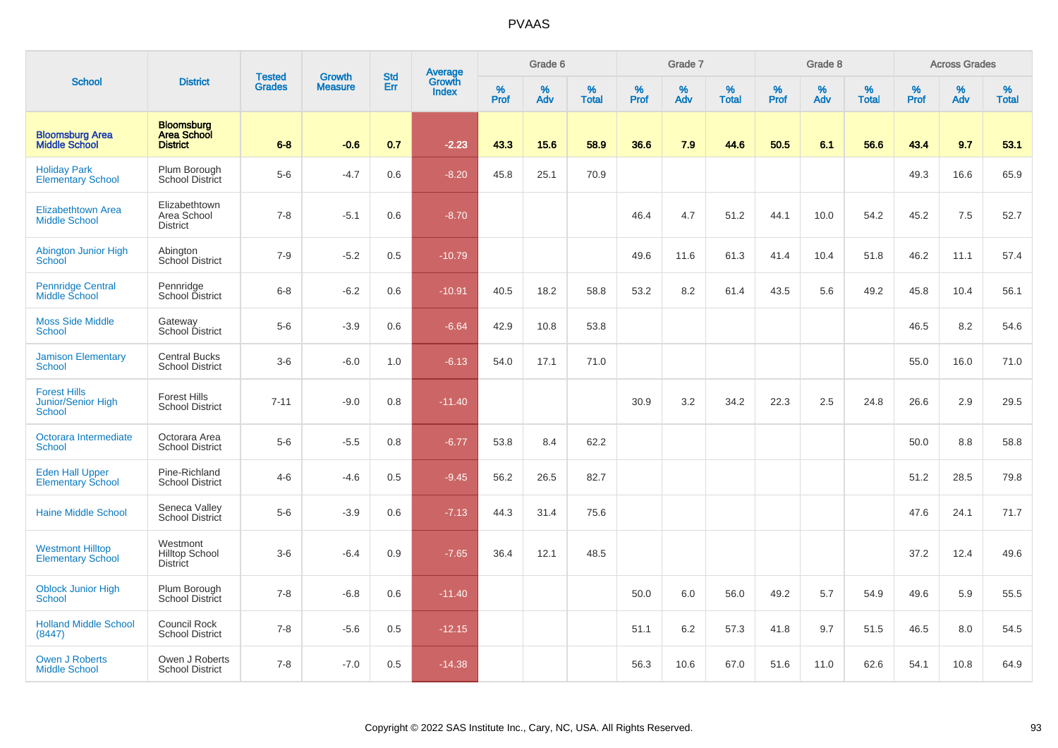# PVAAS

| School | District | Tested Grades | Growth Measure | Std Err | Average Growth Index | Grade 6 | | | Grade 7 | | | Grade 8 | | | Across Grades | | |
|---|---|---|---|---|---|---|---|---|---|---|---|---|---|---|---|---|---|
| | | | | | | % Prof | % Adv | % Total | % Prof | % Adv | % Total | % Prof | % Adv | % Total | % Prof | % Adv | % Total |
| **Bloomsburg Area Middle School** | **Bloomsburg Area School District** | **6-8** | **-0.6** | **0.7** | **-2.23** | **43.3** | **15.6** | **58.9** | **36.6** | **7.9** | **44.6** | **50.5** | **6.1** | **56.6** | **43.4** | **9.7** | **53.1** |
| Holiday Park Elementary School | Plum Borough School District | 5-6 | -4.7 | 0.6 | -8.20 | 45.8 | 25.1 | 70.9 | | | | | | | 49.3 | 16.6 | 65.9 |
| Elizabethtown Area Middle School | Elizabethtown Area School District | 7-8 | -5.1 | 0.6 | -8.70 | | | | 46.4 | 4.7 | 51.2 | 44.1 | 10.0 | 54.2 | 45.2 | 7.5 | 52.7 |
| Abington Junior High School | Abington School District | 7-9 | -5.2 | 0.5 | -10.79 | | | | 49.6 | 11.6 | 61.3 | 41.4 | 10.4 | 51.8 | 46.2 | 11.1 | 57.4 |
| Pennridge Central Middle School | Pennridge School District | 6-8 | -6.2 | 0.6 | -10.91 | 40.5 | 18.2 | 58.8 | 53.2 | 8.2 | 61.4 | 43.5 | 5.6 | 49.2 | 45.8 | 10.4 | 56.1 |
| Moss Side Middle School | Gateway School District | 5-6 | -3.9 | 0.6 | -6.64 | 42.9 | 10.8 | 53.8 | | | | | | | 46.5 | 8.2 | 54.6 |
| Jamison Elementary School | Central Bucks School District | 3-6 | -6.0 | 1.0 | -6.13 | 54.0 | 17.1 | 71.0 | | | | | | | 55.0 | 16.0 | 71.0 |
| Forest Hills Junior/Senior High School | Forest Hills School District | 7-11 | -9.0 | 0.8 | -11.40 | | | | 30.9 | 3.2 | 34.2 | 22.3 | 2.5 | 24.8 | 26.6 | 2.9 | 29.5 |
| Octorara Intermediate School | Octorara Area School District | 5-6 | -5.5 | 0.8 | -6.77 | 53.8 | 8.4 | 62.2 | | | | | | | 50.0 | 8.8 | 58.8 |
| Eden Hall Upper Elementary School | Pine-Richland School District | 4-6 | -4.6 | 0.5 | -9.45 | 56.2 | 26.5 | 82.7 | | | | | | | 51.2 | 28.5 | 79.8 |
| Haine Middle School | Seneca Valley School District | 5-6 | -3.9 | 0.6 | -7.13 | 44.3 | 31.4 | 75.6 | | | | | | | 47.6 | 24.1 | 71.7 |
| Westmont Hilltop Elementary School | Westmont Hilltop School District | 3-6 | -6.4 | 0.9 | -7.65 | 36.4 | 12.1 | 48.5 | | | | | | | 37.2 | 12.4 | 49.6 |
| Oblock Junior High School | Plum Borough School District | 7-8 | -6.8 | 0.6 | -11.40 | | | | 50.0 | 6.0 | 56.0 | 49.2 | 5.7 | 54.9 | 49.6 | 5.9 | 55.5 |
| Holland Middle School (8447) | Council Rock School District | 7-8 | -5.6 | 0.5 | -12.15 | | | | 51.1 | 6.2 | 57.3 | 41.8 | 9.7 | 51.5 | 46.5 | 8.0 | 54.5 |
| Owen J Roberts Middle School | Owen J Roberts School District | 7-8 | -7.0 | 0.5 | -14.38 | | | | 56.3 | 10.6 | 67.0 | 51.6 | 11.0 | 62.6 | 54.1 | 10.8 | 64.9 |

Copyright © 2022 SAS Institute Inc., Cary, NC, USA. All Rights Reserved.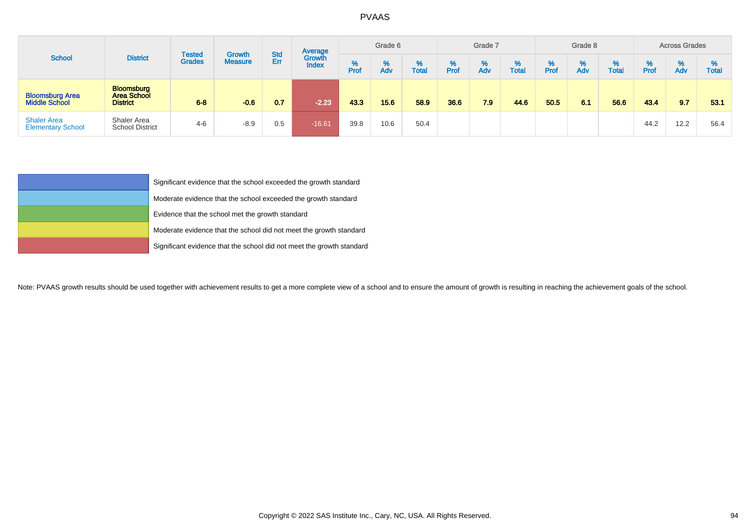PVAAS

| School | District | Tested Grades | Growth Measure | Std Err | Average Growth Index | Grade 6 | | | Grade 7 | | | Grade 8 | | | Across Grades | | |
|---|---|---|---|---|---|---|---|---|---|---|---|---|---|---|---|---|---|
| | | | | | | % Prof | % Adv | % Total | % Prof | % Adv | % Total | % Prof | % Adv | % Total | % Prof | % Adv | % Total |
| **Bloomsburg Area Middle School** | **Bloomsburg Area School District** | **6-8** | **-0.6** | **0.7** | **-2.23** | **43.3** | **15.6** | **58.9** | **36.6** | **7.9** | **44.6** | **50.5** | **6.1** | **56.6** | **43.4** | **9.7** | **53.1** |
| Shaler Area Elementary School | Shaler Area School District | 4-6 | -8.9 | 0.5 | -16.61 | 39.8 | 10.6 | 50.4 | | | | | | | 44.2 | 12.2 | 56.4 |

Significant evidence that the school exceeded the growth standard

Moderate evidence that the school exceeded the growth standard

Evidence that the school met the growth standard

Moderate evidence that the school did not meet the growth standard

Significant evidence that the school did not meet the growth standard

Note: PVAAS growth results should be used together with achievement results to get a more complete view of a school and to ensure the amount of growth is resulting in reaching the achievement goals of the school.

Copyright © 2022 SAS Institute Inc., Cary, NC, USA. All Rights Reserved.